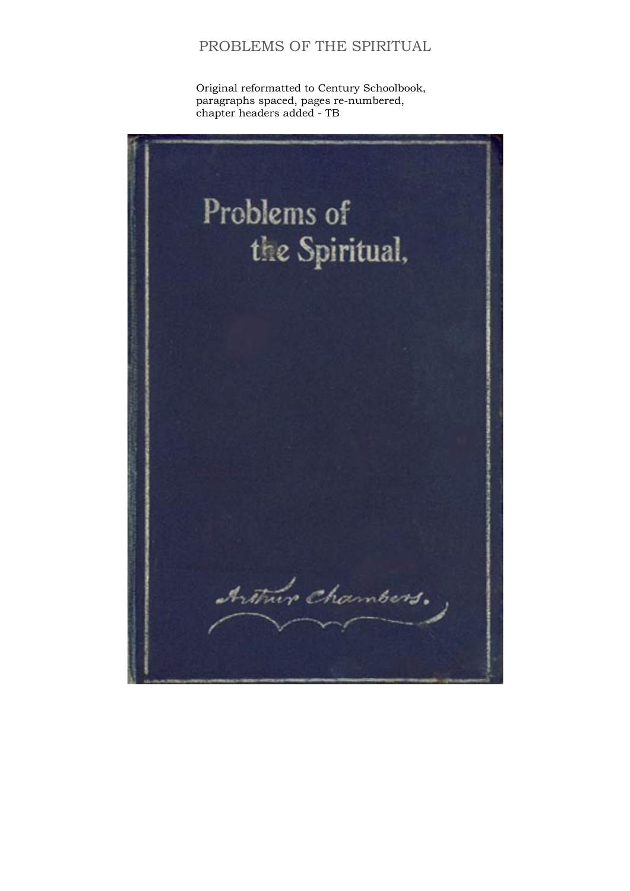# PROBLEMS OF THE SPIRITUAL

Original reformatted to Century Schoolbook, paragraphs spaced, pages re-numbered, chapter headers added - TB

Problems of the Spiritual,

Arthur Chambers.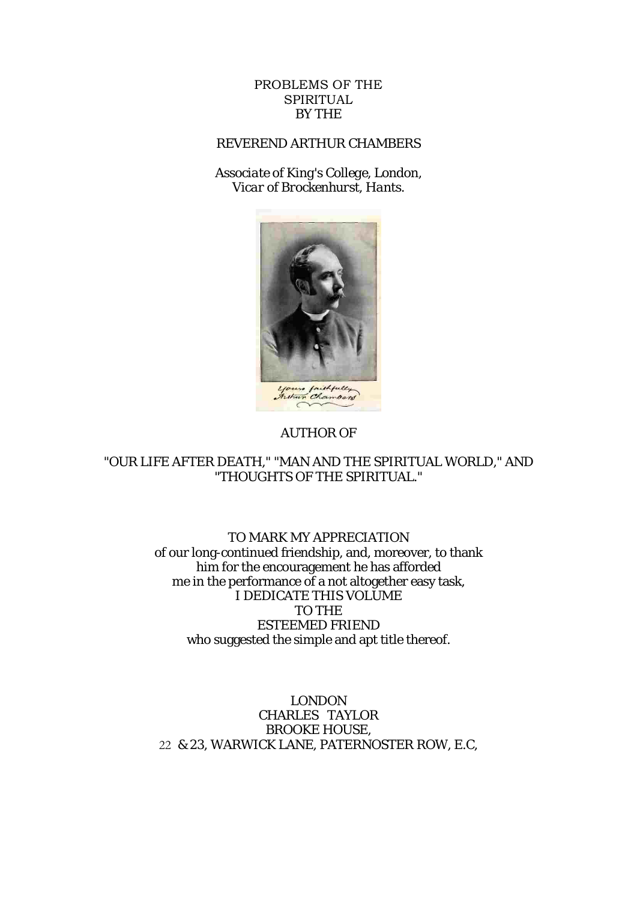# PROBLEMS OF THE SPIRITUAL

BY THE

## REVEREND ARTHUR CHAMBERS

*Associate of King's College, London,*
*Vicar of Brockenhurst, Hants.*

Yours faithfully
Arthur Chambers

AUTHOR OF

"OUR LIFE AFTER DEATH," "MAN AND THE SPIRITUAL WORLD," AND "THOUGHTS OF THE SPIRITUAL."

TO MARK MY APPRECIATION
of our long-continued friendship, and, moreover, to thank
him for the encouragement he has afforded
me in the performance of a not altogether easy task,
I DEDICATE THIS VOLUME
TO THE
ESTEEMED FRIEND
who suggested the simple and apt title thereof.

LONDON
CHARLES TAYLOR
BROOKE HOUSE,
22 & 23, WARWICK LANE, PATERNOSTER ROW, E.C,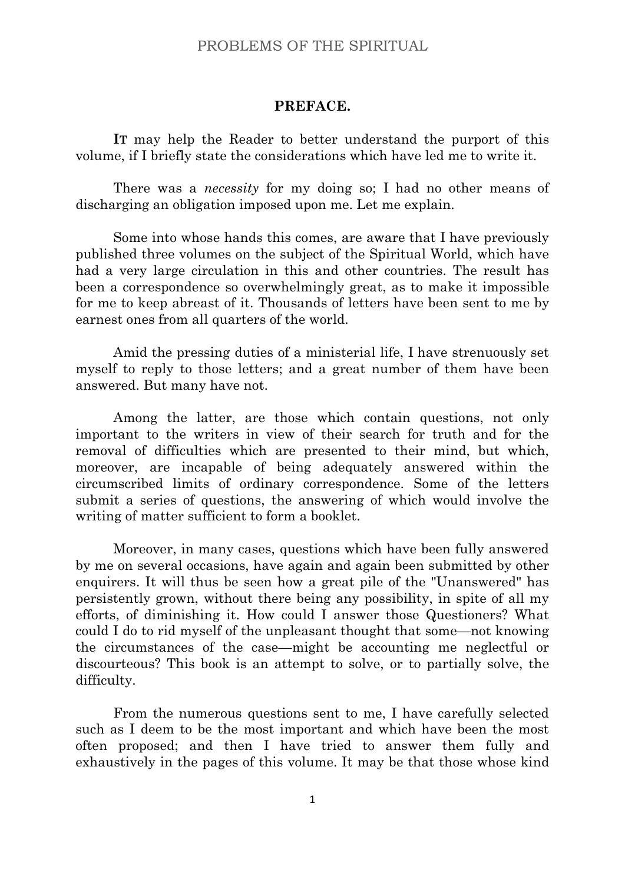## PREFACE.

**IT** may help the Reader to better understand the purport of this volume, if I briefly state the considerations which have led me to write it.

There was a *necessity* for my doing so; I had no other means of discharging an obligation imposed upon me. Let me explain.

Some into whose hands this comes, are aware that I have previously published three volumes on the subject of the Spiritual World, which have had a very large circulation in this and other countries. The result has been a correspondence so overwhelmingly great, as to make it impossible for me to keep abreast of it. Thousands of letters have been sent to me by earnest ones from all quarters of the world.

Amid the pressing duties of a ministerial life, I have strenuously set myself to reply to those letters; and a great number of them have been answered. But many have not.

Among the latter, are those which contain questions, not only important to the writers in view of their search for truth and for the removal of difficulties which are presented to their mind, but which, moreover, are incapable of being adequately answered within the circumscribed limits of ordinary correspondence. Some of the letters submit a series of questions, the answering of which would involve the writing of matter sufficient to form a booklet.

Moreover, in many cases, questions which have been fully answered by me on several occasions, have again and again been submitted by other enquirers. It will thus be seen how a great pile of the "Unanswered" has persistently grown, without there being any possibility, in spite of all my efforts, of diminishing it. How could I answer those Questioners? What could I do to rid myself of the unpleasant thought that some—not knowing the circumstances of the case—might be accounting me neglectful or discourteous? This book is an attempt to solve, or to partially solve, the difficulty.

From the numerous questions sent to me, I have carefully selected such as I deem to be the most important and which have been the most often proposed; and then I have tried to answer them fully and exhaustively in the pages of this volume. It may be that those whose kind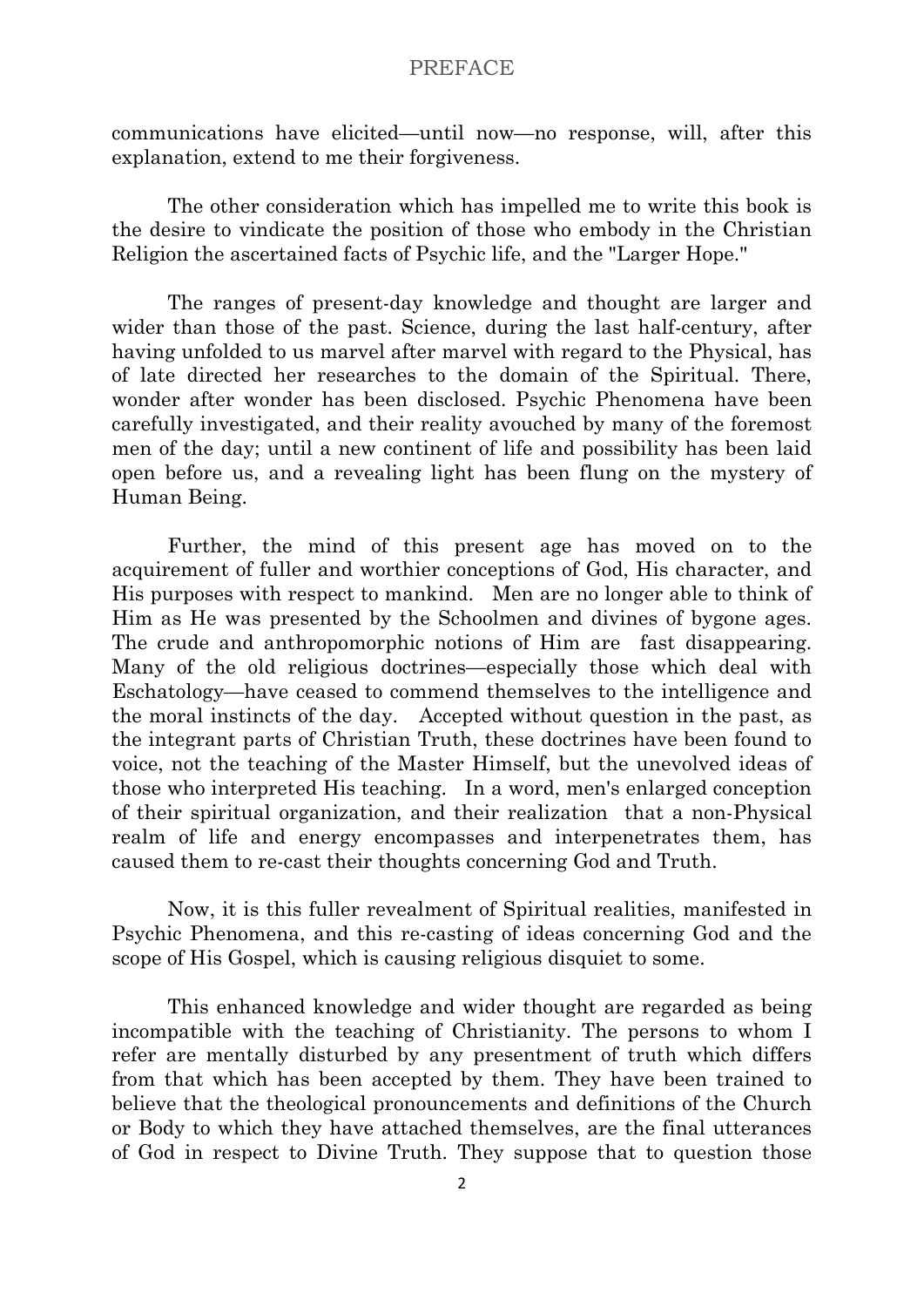communications have elicited—until now—no response, will, after this explanation, extend to me their forgiveness.

The other consideration which has impelled me to write this book is the desire to vindicate the position of those who embody in the Christian Religion the ascertained facts of Psychic life, and the "Larger Hope."

The ranges of present-day knowledge and thought are larger and wider than those of the past. Science, during the last half-century, after having unfolded to us marvel after marvel with regard to the Physical, has of late directed her researches to the domain of the Spiritual. There, wonder after wonder has been disclosed. Psychic Phenomena have been carefully investigated, and their reality avouched by many of the foremost men of the day; until a new continent of life and possibility has been laid open before us, and a revealing light has been flung on the mystery of Human Being.

Further, the mind of this present age has moved on to the acquirement of fuller and worthier conceptions of God, His character, and His purposes with respect to mankind. Men are no longer able to think of Him as He was presented by the Schoolmen and divines of bygone ages. The crude and anthropomorphic notions of Him are fast disappearing. Many of the old religious doctrines—especially those which deal with Eschatology—have ceased to commend themselves to the intelligence and the moral instincts of the day. Accepted without question in the past, as the integrant parts of Christian Truth, these doctrines have been found to voice, not the teaching of the Master Himself, but the unevolved ideas of those who interpreted His teaching. In a word, men's enlarged conception of their spiritual organization, and their realization that a non-Physical realm of life and energy encompasses and interpenetrates them, has caused them to re-cast their thoughts concerning God and Truth.

Now, it is this fuller revealment of Spiritual realities, manifested in Psychic Phenomena, and this re-casting of ideas concerning God and the scope of His Gospel, which is causing religious disquiet to some.

This enhanced knowledge and wider thought are regarded as being incompatible with the teaching of Christianity. The persons to whom I refer are mentally disturbed by any presentment of truth which differs from that which has been accepted by them. They have been trained to believe that the theological pronouncements and definitions of the Church or Body to which they have attached themselves, are the final utterances of God in respect to Divine Truth. They suppose that to question those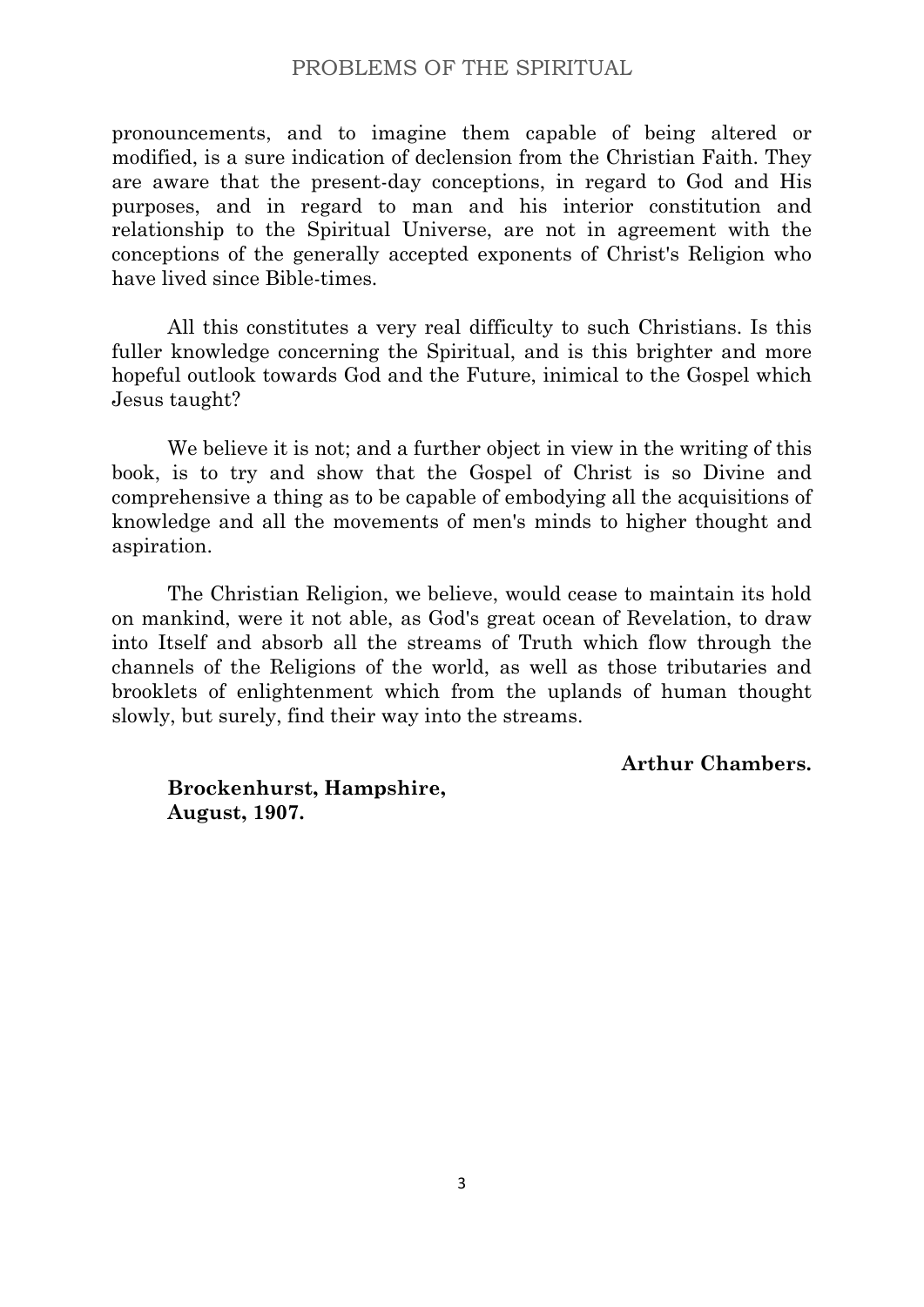pronouncements, and to imagine them capable of being altered or modified, is a sure indication of declension from the Christian Faith. They are aware that the present-day conceptions, in regard to God and His purposes, and in regard to man and his interior constitution and relationship to the Spiritual Universe, are not in agreement with the conceptions of the generally accepted exponents of Christ's Religion who have lived since Bible-times.

All this constitutes a very real difficulty to such Christians. Is this fuller knowledge concerning the Spiritual, and is this brighter and more hopeful outlook towards God and the Future, inimical to the Gospel which Jesus taught?

We believe it is not; and a further object in view in the writing of this book, is to try and show that the Gospel of Christ is so Divine and comprehensive a thing as to be capable of embodying all the acquisitions of knowledge and all the movements of men's minds to higher thought and aspiration.

The Christian Religion, we believe, would cease to maintain its hold on mankind, were it not able, as God's great ocean of Revelation, to draw into Itself and absorb all the streams of Truth which flow through the channels of the Religions of the world, as well as those tributaries and brooklets of enlightenment which from the uplands of human thought slowly, but surely, find their way into the streams.

**Arthur Chambers.**

**Brockenhurst, Hampshire,**
**August, 1907.**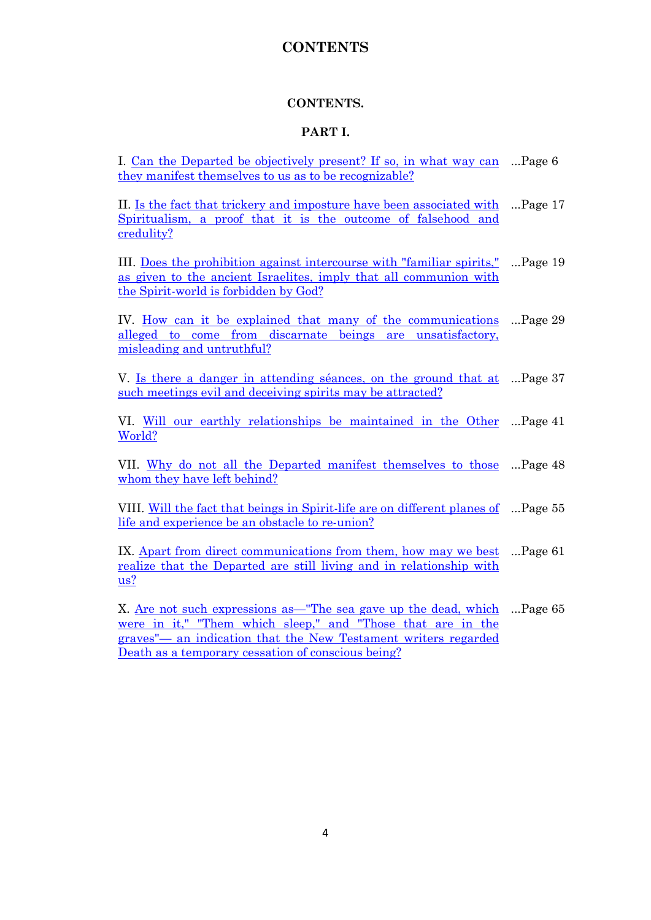# CONTENTS

## CONTENTS.

### PART I.

I. Can the Departed be objectively present? If so, in what way can they manifest themselves to us as to be recognizable? ...Page 6

II. Is the fact that trickery and imposture have been associated with Spiritualism, a proof that it is the outcome of falsehood and credulity? ...Page 17

III. Does the prohibition against intercourse with "familiar spirits," as given to the ancient Israelites, imply that all communion with the Spirit-world is forbidden by God? ...Page 19

IV. How can it be explained that many of the communications alleged to come from discarnate beings are unsatisfactory, misleading and untruthful? ...Page 29

V. Is there a danger in attending séances, on the ground that at such meetings evil and deceiving spirits may be attracted? ...Page 37

VI. Will our earthly relationships be maintained in the Other World? ...Page 41

VII. Why do not all the Departed manifest themselves to those whom they have left behind? ...Page 48

VIII. Will the fact that beings in Spirit-life are on different planes of life and experience be an obstacle to re-union? ...Page 55

IX. Apart from direct communications from them, how may we best realize that the Departed are still living and in relationship with us? ...Page 61

X. Are not such expressions as—"The sea gave up the dead, which were in it," "Them which sleep," and "Those that are in the graves"— an indication that the New Testament writers regarded Death as a temporary cessation of conscious being? ...Page 65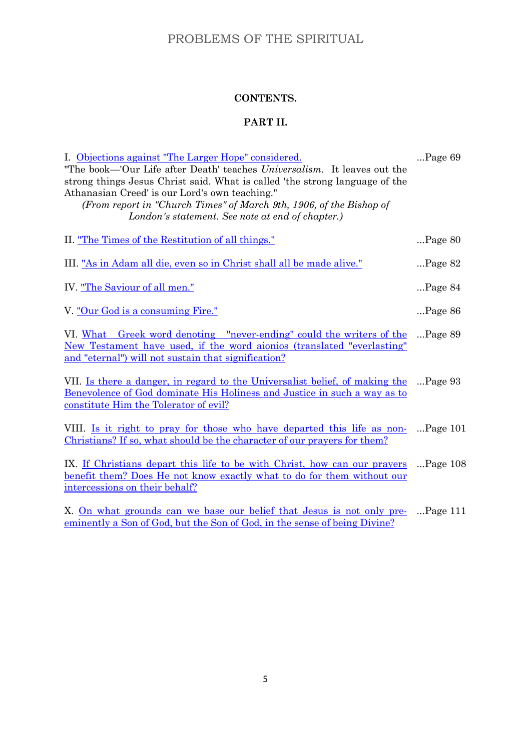## CONTENTS.

### PART II.

I. Objections against "The Larger Hope" considered. ...Page 69
"The book—'Our Life after Death' teaches *Universalism*. It leaves out the strong things Jesus Christ said. What is called 'the strong language of the Athanasian Creed' is our Lord's own teaching."
*(From report in "Church Times" of March 9th, 1906, of the Bishop of London's statement. See note at end of chapter.)*

II. "The Times of the Restitution of all things." ...Page 80

III. "As in Adam all die, even so in Christ shall all be made alive." ...Page 82

IV. "The Saviour of all men." ...Page 84

V. "Our God is a consuming Fire." ...Page 86

VI. What Greek word denoting "never-ending" could the writers of the New Testament have used, if the word aionios (translated "everlasting" and "eternal") will not sustain that signification? ...Page 89

VII. Is there a danger, in regard to the Universalist belief, of making the Benevolence of God dominate His Holiness and Justice in such a way as to constitute Him the Tolerator of evil? ...Page 93

VIII. Is it right to pray for those who have departed this life as non-Christians? If so, what should be the character of our prayers for them? ...Page 101

IX. If Christians depart this life to be with Christ, how can our prayers benefit them? Does He not know exactly what to do for them without our intercessions on their behalf? ...Page 108

X. On what grounds can we base our belief that Jesus is not only pre-eminently a Son of God, but the Son of God, in the sense of being Divine? ...Page 111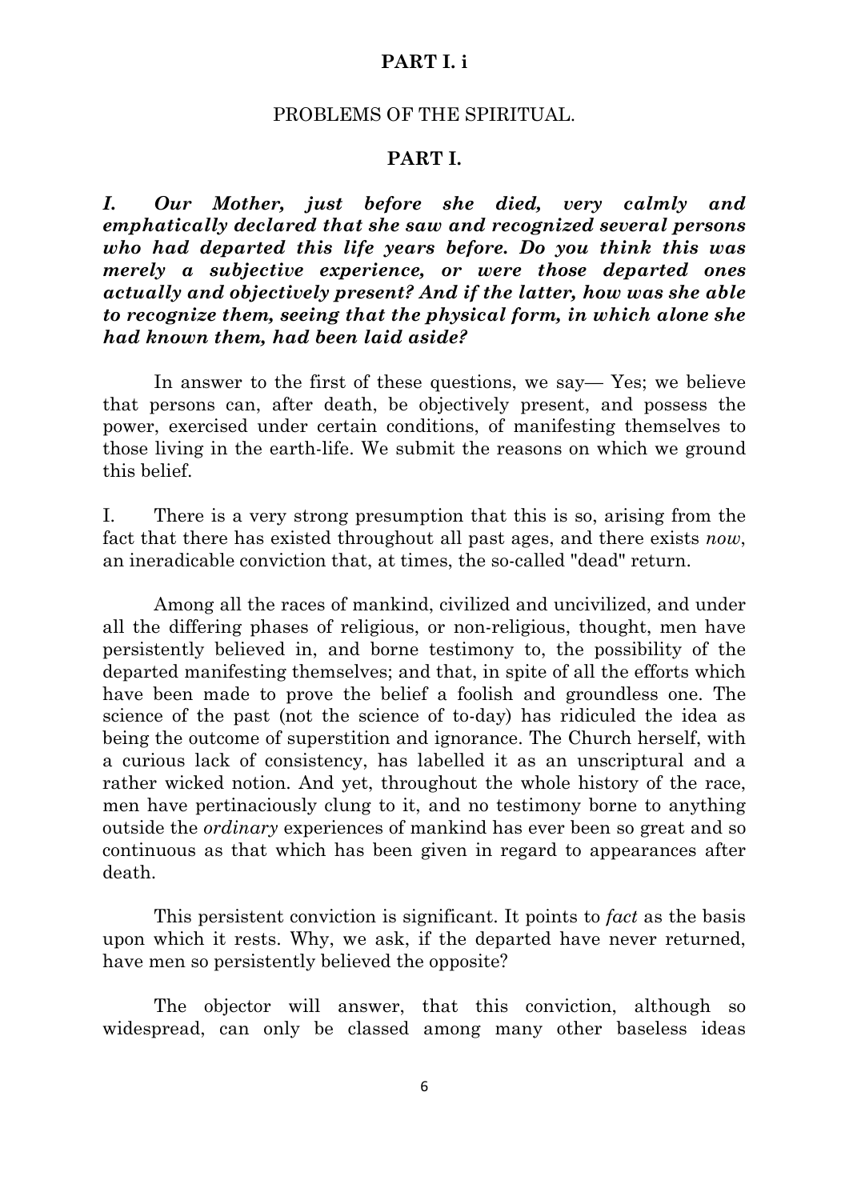**PART I. i**

PROBLEMS OF THE SPIRITUAL.

**PART I.**

***I. Our Mother, just before she died, very calmly and emphatically declared that she saw and recognized several persons who had departed this life years before. Do you think this was merely a subjective experience, or were those departed ones actually and objectively present? And if the latter, how was she able to recognize them, seeing that the physical form, in which alone she had known them, had been laid aside?***

In answer to the first of these questions, we say— Yes; we believe that persons can, after death, be objectively present, and possess the power, exercised under certain conditions, of manifesting themselves to those living in the earth-life. We submit the reasons on which we ground this belief.

I. There is a very strong presumption that this is so, arising from the fact that there has existed throughout all past ages, and there exists *now*, an ineradicable conviction that, at times, the so-called "dead" return.

Among all the races of mankind, civilized and uncivilized, and under all the differing phases of religious, or non-religious, thought, men have persistently believed in, and borne testimony to, the possibility of the departed manifesting themselves; and that, in spite of all the efforts which have been made to prove the belief a foolish and groundless one. The science of the past (not the science of to-day) has ridiculed the idea as being the outcome of superstition and ignorance. The Church herself, with a curious lack of consistency, has labelled it as an unscriptural and a rather wicked notion. And yet, throughout the whole history of the race, men have pertinaciously clung to it, and no testimony borne to anything outside the *ordinary* experiences of mankind has ever been so great and so continuous as that which has been given in regard to appearances after death.

This persistent conviction is significant. It points to *fact* as the basis upon which it rests. Why, we ask, if the departed have never returned, have men so persistently believed the opposite?

The objector will answer, that this conviction, although so widespread, can only be classed among many other baseless ideas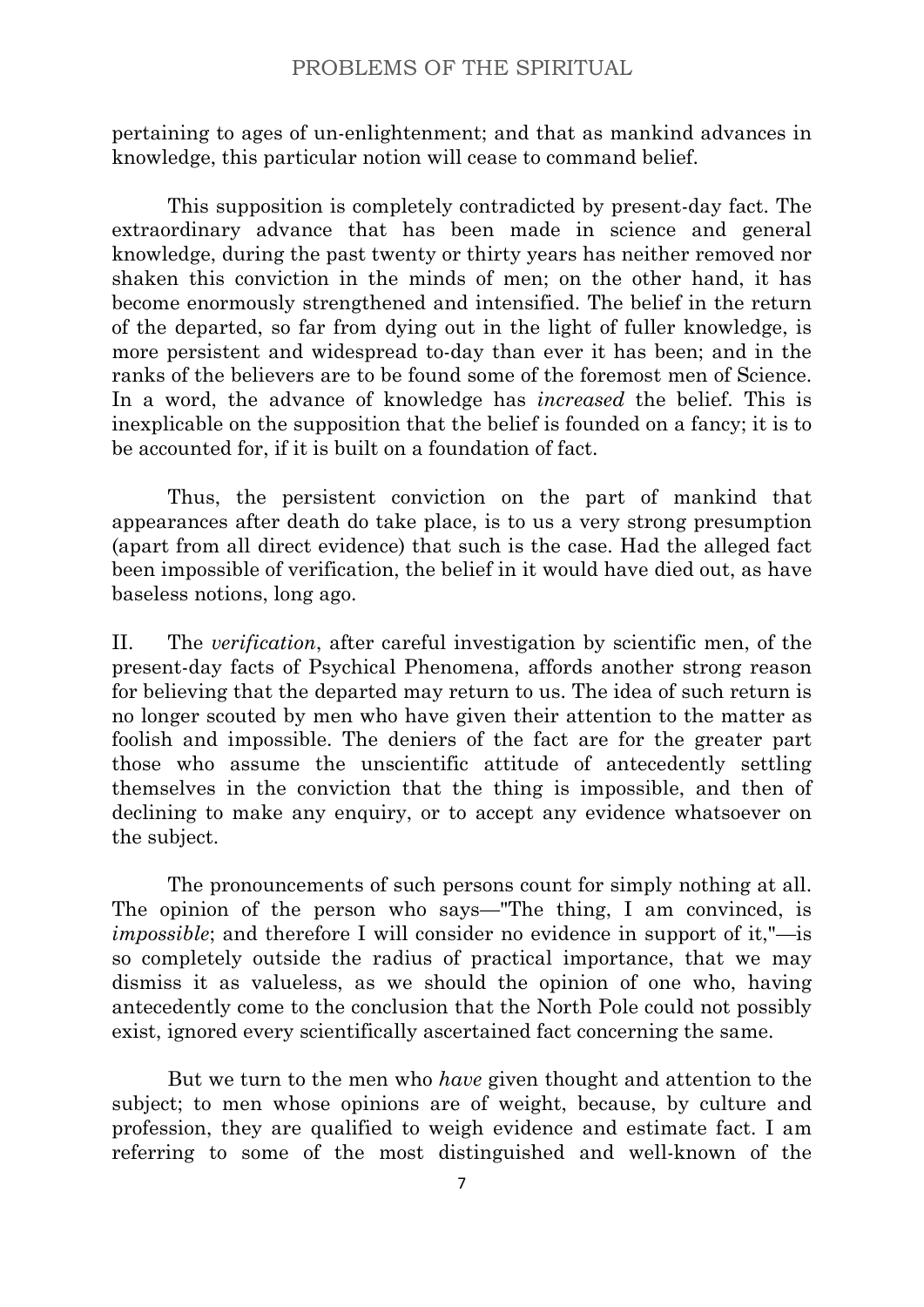pertaining to ages of un-enlightenment; and that as mankind advances in knowledge, this particular notion will cease to command belief.

This supposition is completely contradicted by present-day fact. The extraordinary advance that has been made in science and general knowledge, during the past twenty or thirty years has neither removed nor shaken this conviction in the minds of men; on the other hand, it has become enormously strengthened and intensified. The belief in the return of the departed, so far from dying out in the light of fuller knowledge, is more persistent and widespread to-day than ever it has been; and in the ranks of the believers are to be found some of the foremost men of Science. In a word, the advance of knowledge has *increased* the belief. This is inexplicable on the supposition that the belief is founded on a fancy; it is to be accounted for, if it is built on a foundation of fact.

Thus, the persistent conviction on the part of mankind that appearances after death do take place, is to us a very strong presumption (apart from all direct evidence) that such is the case. Had the alleged fact been impossible of verification, the belief in it would have died out, as have baseless notions, long ago.

II. The *verification*, after careful investigation by scientific men, of the present-day facts of Psychical Phenomena, affords another strong reason for believing that the departed may return to us. The idea of such return is no longer scouted by men who have given their attention to the matter as foolish and impossible. The deniers of the fact are for the greater part those who assume the unscientific attitude of antecedently settling themselves in the conviction that the thing is impossible, and then of declining to make any enquiry, or to accept any evidence whatsoever on the subject.

The pronouncements of such persons count for simply nothing at all. The opinion of the person who says—"The thing, I am convinced, is *impossible*; and therefore I will consider no evidence in support of it,"—is so completely outside the radius of practical importance, that we may dismiss it as valueless, as we should the opinion of one who, having antecedently come to the conclusion that the North Pole could not possibly exist, ignored every scientifically ascertained fact concerning the same.

But we turn to the men who *have* given thought and attention to the subject; to men whose opinions are of weight, because, by culture and profession, they are qualified to weigh evidence and estimate fact. I am referring to some of the most distinguished and well-known of the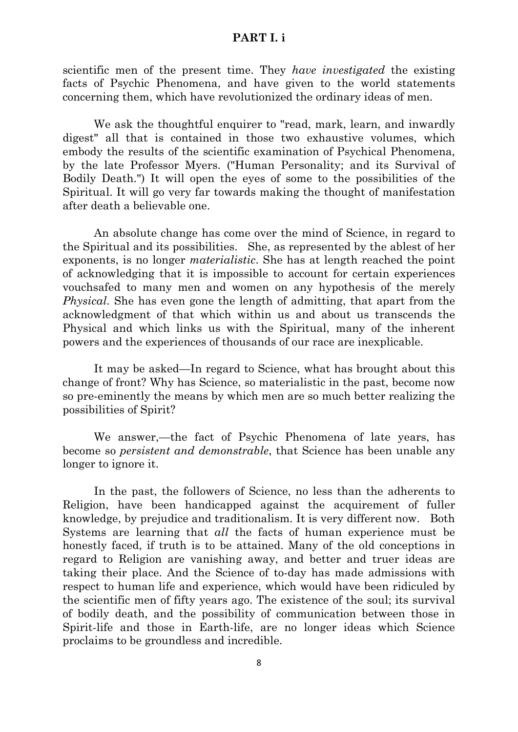scientific men of the present time. They *have investigated* the existing facts of Psychic Phenomena, and have given to the world statements concerning them, which have revolutionized the ordinary ideas of men.

We ask the thoughtful enquirer to "read, mark, learn, and inwardly digest" all that is contained in those two exhaustive volumes, which embody the results of the scientific examination of Psychical Phenomena, by the late Professor Myers. ("Human Personality; and its Survival of Bodily Death.") It will open the eyes of some to the possibilities of the Spiritual. It will go very far towards making the thought of manifestation after death a believable one.

An absolute change has come over the mind of Science, in regard to the Spiritual and its possibilities. She, as represented by the ablest of her exponents, is no longer *materialistic*. She has at length reached the point of acknowledging that it is impossible to account for certain experiences vouchsafed to many men and women on any hypothesis of the merely *Physical*. She has even gone the length of admitting, that apart from the acknowledgment of that which within us and about us transcends the Physical and which links us with the Spiritual, many of the inherent powers and the experiences of thousands of our race are inexplicable.

It may be asked—In regard to Science, what has brought about this change of front? Why has Science, so materialistic in the past, become now so pre-eminently the means by which men are so much better realizing the possibilities of Spirit?

We answer,—the fact of Psychic Phenomena of late years, has become so *persistent and demonstrable*, that Science has been unable any longer to ignore it.

In the past, the followers of Science, no less than the adherents to Religion, have been handicapped against the acquirement of fuller knowledge, by prejudice and traditionalism. It is very different now. Both Systems are learning that *all* the facts of human experience must be honestly faced, if truth is to be attained. Many of the old conceptions in regard to Religion are vanishing away, and better and truer ideas are taking their place. And the Science of to-day has made admissions with respect to human life and experience, which would have been ridiculed by the scientific men of fifty years ago. The existence of the soul; its survival of bodily death, and the possibility of communication between those in Spirit-life and those in Earth-life, are no longer ideas which Science proclaims to be groundless and incredible.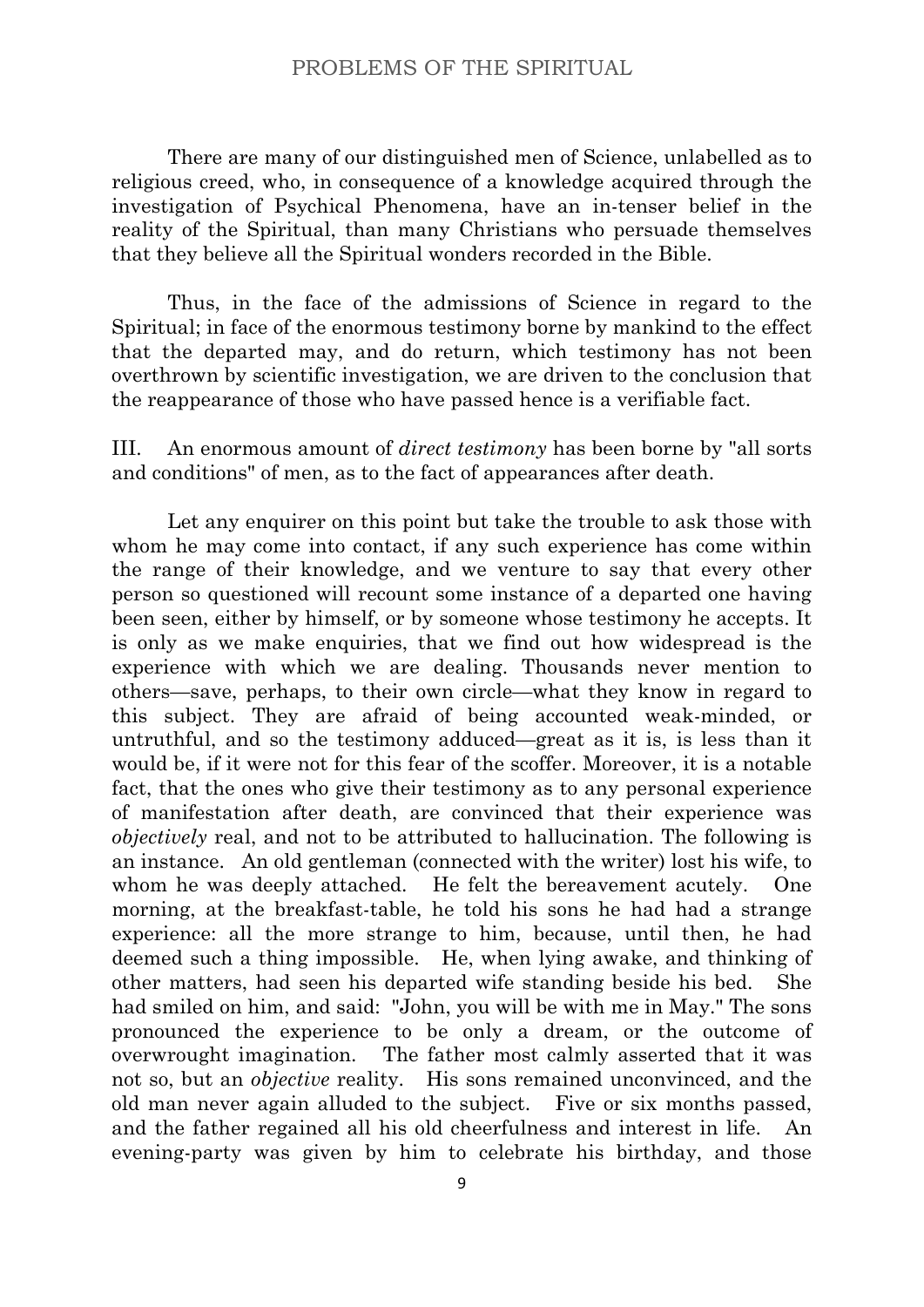There are many of our distinguished men of Science, unlabelled as to religious creed, who, in consequence of a knowledge acquired through the investigation of Psychical Phenomena, have an in-tenser belief in the reality of the Spiritual, than many Christians who persuade themselves that they believe all the Spiritual wonders recorded in the Bible.

Thus, in the face of the admissions of Science in regard to the Spiritual; in face of the enormous testimony borne by mankind to the effect that the departed may, and do return, which testimony has not been overthrown by scientific investigation, we are driven to the conclusion that the reappearance of those who have passed hence is a verifiable fact.

III. An enormous amount of *direct testimony* has been borne by "all sorts and conditions" of men, as to the fact of appearances after death.

Let any enquirer on this point but take the trouble to ask those with whom he may come into contact, if any such experience has come within the range of their knowledge, and we venture to say that every other person so questioned will recount some instance of a departed one having been seen, either by himself, or by someone whose testimony he accepts. It is only as we make enquiries, that we find out how widespread is the experience with which we are dealing. Thousands never mention to others—save, perhaps, to their own circle—what they know in regard to this subject. They are afraid of being accounted weak-minded, or untruthful, and so the testimony adduced—great as it is, is less than it would be, if it were not for this fear of the scoffer. Moreover, it is a notable fact, that the ones who give their testimony as to any personal experience of manifestation after death, are convinced that their experience was *objectively* real, and not to be attributed to hallucination. The following is an instance. An old gentleman (connected with the writer) lost his wife, to whom he was deeply attached. He felt the bereavement acutely. One morning, at the breakfast-table, he told his sons he had had a strange experience: all the more strange to him, because, until then, he had deemed such a thing impossible. He, when lying awake, and thinking of other matters, had seen his departed wife standing beside his bed. She had smiled on him, and said: "John, you will be with me in May." The sons pronounced the experience to be only a dream, or the outcome of overwrought imagination. The father most calmly asserted that it was not so, but an *objective* reality. His sons remained unconvinced, and the old man never again alluded to the subject. Five or six months passed, and the father regained all his old cheerfulness and interest in life. An evening-party was given by him to celebrate his birthday, and those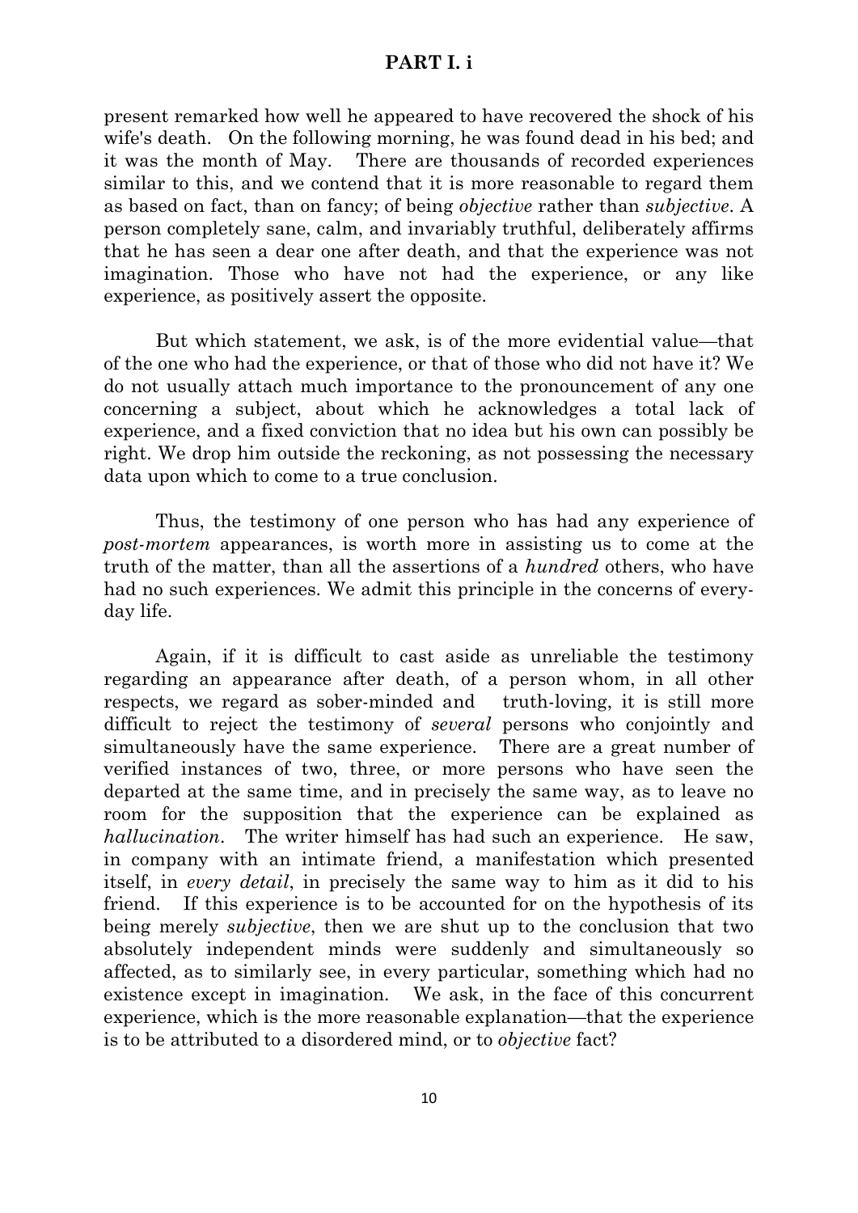present remarked how well he appeared to have recovered the shock of his wife's death. On the following morning, he was found dead in his bed; and it was the month of May. There are thousands of recorded experiences similar to this, and we contend that it is more reasonable to regard them as based on fact, than on fancy; of being *objective* rather than *subjective*. A person completely sane, calm, and invariably truthful, deliberately affirms that he has seen a dear one after death, and that the experience was not imagination. Those who have not had the experience, or any like experience, as positively assert the opposite.

But which statement, we ask, is of the more evidential value—that of the one who had the experience, or that of those who did not have it? We do not usually attach much importance to the pronouncement of any one concerning a subject, about which he acknowledges a total lack of experience, and a fixed conviction that no idea but his own can possibly be right. We drop him outside the reckoning, as not possessing the necessary data upon which to come to a true conclusion.

Thus, the testimony of one person who has had any experience of *post-mortem* appearances, is worth more in assisting us to come at the truth of the matter, than all the assertions of a *hundred* others, who have had no such experiences. We admit this principle in the concerns of every-day life.

Again, if it is difficult to cast aside as unreliable the testimony regarding an appearance after death, of a person whom, in all other respects, we regard as sober-minded and truth-loving, it is still more difficult to reject the testimony of *several* persons who conjointly and simultaneously have the same experience. There are a great number of verified instances of two, three, or more persons who have seen the departed at the same time, and in precisely the same way, as to leave no room for the supposition that the experience can be explained as *hallucination*. The writer himself has had such an experience. He saw, in company with an intimate friend, a manifestation which presented itself, in *every detail*, in precisely the same way to him as it did to his friend. If this experience is to be accounted for on the hypothesis of its being merely *subjective*, then we are shut up to the conclusion that two absolutely independent minds were suddenly and simultaneously so affected, as to similarly see, in every particular, something which had no existence except in imagination. We ask, in the face of this concurrent experience, which is the more reasonable explanation—that the experience is to be attributed to a disordered mind, or to *objective* fact?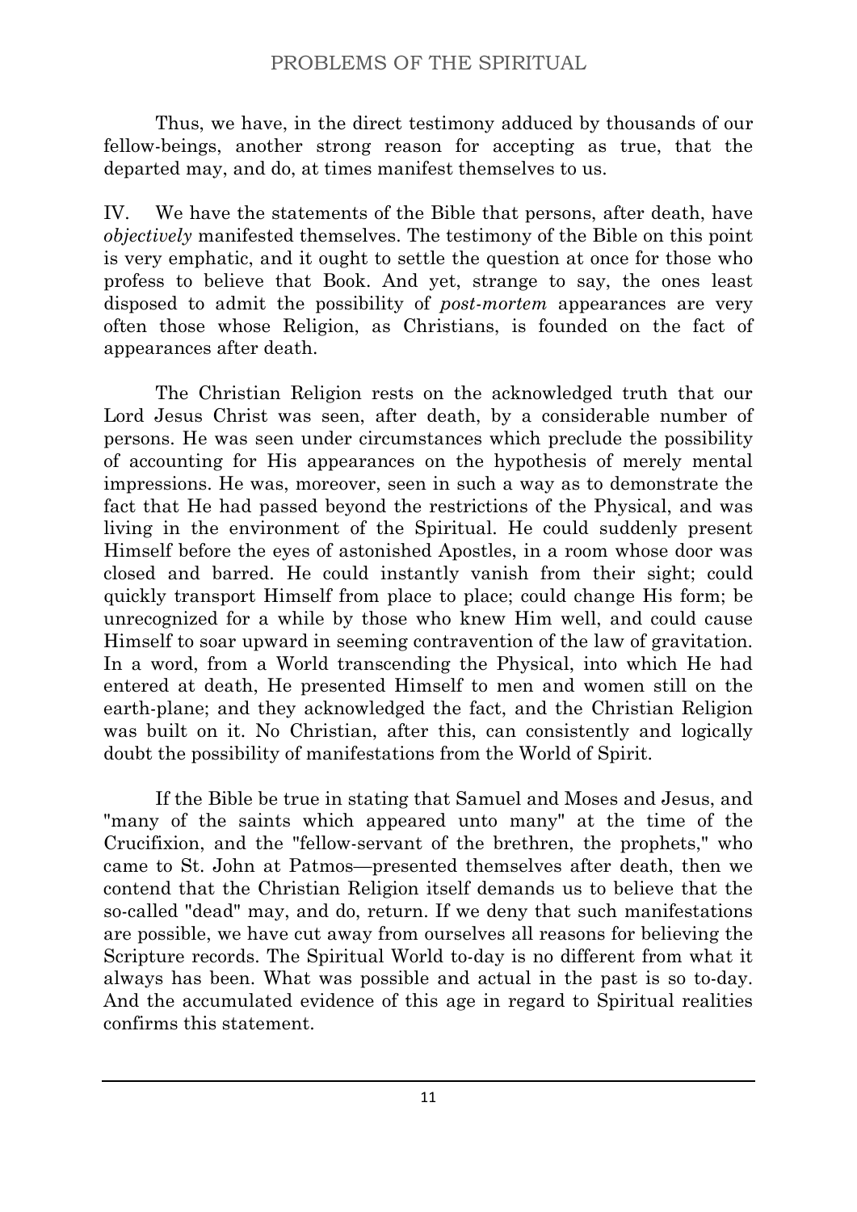Thus, we have, in the direct testimony adduced by thousands of our fellow-beings, another strong reason for accepting as true, that the departed may, and do, at times manifest themselves to us.

IV. We have the statements of the Bible that persons, after death, have *objectively* manifested themselves. The testimony of the Bible on this point is very emphatic, and it ought to settle the question at once for those who profess to believe that Book. And yet, strange to say, the ones least disposed to admit the possibility of *post-mortem* appearances are very often those whose Religion, as Christians, is founded on the fact of appearances after death.

The Christian Religion rests on the acknowledged truth that our Lord Jesus Christ was seen, after death, by a considerable number of persons. He was seen under circumstances which preclude the possibility of accounting for His appearances on the hypothesis of merely mental impressions. He was, moreover, seen in such a way as to demonstrate the fact that He had passed beyond the restrictions of the Physical, and was living in the environment of the Spiritual. He could suddenly present Himself before the eyes of astonished Apostles, in a room whose door was closed and barred. He could instantly vanish from their sight; could quickly transport Himself from place to place; could change His form; be unrecognized for a while by those who knew Him well, and could cause Himself to soar upward in seeming contravention of the law of gravitation. In a word, from a World transcending the Physical, into which He had entered at death, He presented Himself to men and women still on the earth-plane; and they acknowledged the fact, and the Christian Religion was built on it. No Christian, after this, can consistently and logically doubt the possibility of manifestations from the World of Spirit.

If the Bible be true in stating that Samuel and Moses and Jesus, and "many of the saints which appeared unto many" at the time of the Crucifixion, and the "fellow-servant of the brethren, the prophets," who came to St. John at Patmos—presented themselves after death, then we contend that the Christian Religion itself demands us to believe that the so-called "dead" may, and do, return. If we deny that such manifestations are possible, we have cut away from ourselves all reasons for believing the Scripture records. The Spiritual World to-day is no different from what it always has been. What was possible and actual in the past is so to-day. And the accumulated evidence of this age in regard to Spiritual realities confirms this statement.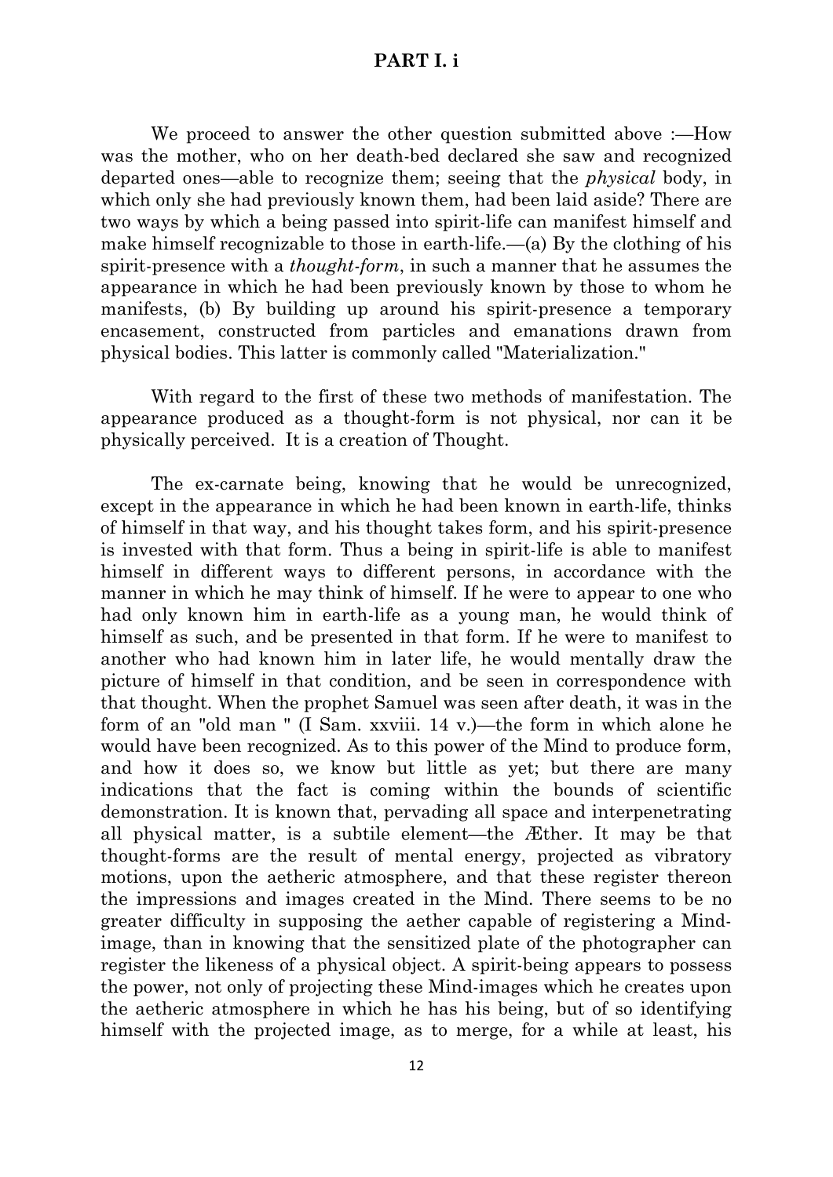## PART I. i

We proceed to answer the other question submitted above :—How was the mother, who on her death-bed declared she saw and recognized departed ones—able to recognize them; seeing that the *physical* body, in which only she had previously known them, had been laid aside? There are two ways by which a being passed into spirit-life can manifest himself and make himself recognizable to those in earth-life.—(a) By the clothing of his spirit-presence with a *thought-form*, in such a manner that he assumes the appearance in which he had been previously known by those to whom he manifests, (b) By building up around his spirit-presence a temporary encasement, constructed from particles and emanations drawn from physical bodies. This latter is commonly called "Materialization."

With regard to the first of these two methods of manifestation. The appearance produced as a thought-form is not physical, nor can it be physically perceived. It is a creation of Thought.

The ex-carnate being, knowing that he would be unrecognized, except in the appearance in which he had been known in earth-life, thinks of himself in that way, and his thought takes form, and his spirit-presence is invested with that form. Thus a being in spirit-life is able to manifest himself in different ways to different persons, in accordance with the manner in which he may think of himself. If he were to appear to one who had only known him in earth-life as a young man, he would think of himself as such, and be presented in that form. If he were to manifest to another who had known him in later life, he would mentally draw the picture of himself in that condition, and be seen in correspondence with that thought. When the prophet Samuel was seen after death, it was in the form of an "old man " (I Sam. xxviii. 14 v.)—the form in which alone he would have been recognized. As to this power of the Mind to produce form, and how it does so, we know but little as yet; but there are many indications that the fact is coming within the bounds of scientific demonstration. It is known that, pervading all space and interpenetrating all physical matter, is a subtile element—the Æther. It may be that thought-forms are the result of mental energy, projected as vibratory motions, upon the aetheric atmosphere, and that these register thereon the impressions and images created in the Mind. There seems to be no greater difficulty in supposing the aether capable of registering a Mind-image, than in knowing that the sensitized plate of the photographer can register the likeness of a physical object. A spirit-being appears to possess the power, not only of projecting these Mind-images which he creates upon the aetheric atmosphere in which he has his being, but of so identifying himself with the projected image, as to merge, for a while at least, his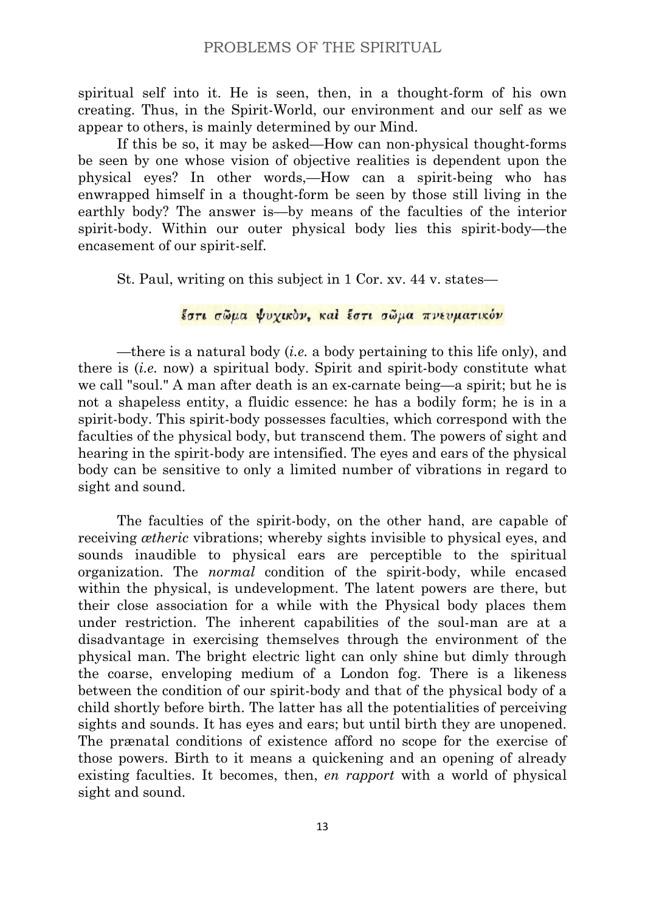spiritual self into it. He is seen, then, in a thought-form of his own creating. Thus, in the Spirit-World, our environment and our self as we appear to others, is mainly determined by our Mind.

If this be so, it may be asked—How can non-physical thought-forms be seen by one whose vision of objective realities is dependent upon the physical eyes? In other words,—How can a spirit-being who has enwrapped himself in a thought-form be seen by those still living in the earthly body? The answer is—by means of the faculties of the interior spirit-body. Within our outer physical body lies this spirit-body—the encasement of our spirit-self.

St. Paul, writing on this subject in 1 Cor. xv. 44 v. states—

ἔστι σῶμα ψυχικὸν, καὶ ἔστι σῶμα πνευματικόν

—there is a natural body (*i.e.* a body pertaining to this life only), and there is (*i.e.* now) a spiritual body. Spirit and spirit-body constitute what we call "soul." A man after death is an ex-carnate being—a spirit; but he is not a shapeless entity, a fluidic essence: he has a bodily form; he is in a spirit-body. This spirit-body possesses faculties, which correspond with the faculties of the physical body, but transcend them. The powers of sight and hearing in the spirit-body are intensified. The eyes and ears of the physical body can be sensitive to only a limited number of vibrations in regard to sight and sound.

The faculties of the spirit-body, on the other hand, are capable of receiving *ætheric* vibrations; whereby sights invisible to physical eyes, and sounds inaudible to physical ears are perceptible to the spiritual organization. The *normal* condition of the spirit-body, while encased within the physical, is undevelopment. The latent powers are there, but their close association for a while with the Physical body places them under restriction. The inherent capabilities of the soul-man are at a disadvantage in exercising themselves through the environment of the physical man. The bright electric light can only shine but dimly through the coarse, enveloping medium of a London fog. There is a likeness between the condition of our spirit-body and that of the physical body of a child shortly before birth. The latter has all the potentialities of perceiving sights and sounds. It has eyes and ears; but until birth they are unopened. The prænatal conditions of existence afford no scope for the exercise of those powers. Birth to it means a quickening and an opening of already existing faculties. It becomes, then, *en rapport* with a world of physical sight and sound.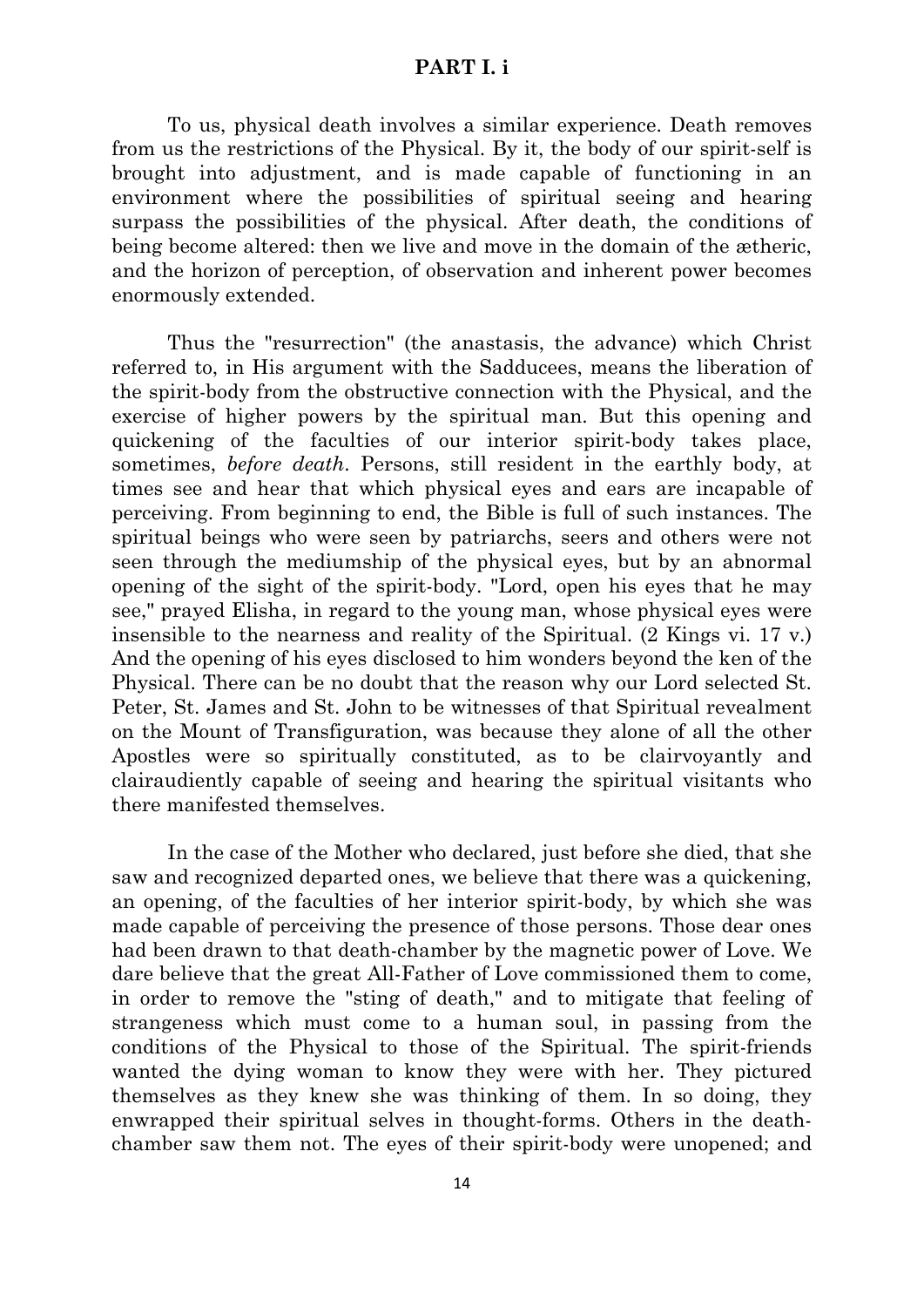To us, physical death involves a similar experience. Death removes from us the restrictions of the Physical. By it, the body of our spirit-self is brought into adjustment, and is made capable of functioning in an environment where the possibilities of spiritual seeing and hearing surpass the possibilities of the physical. After death, the conditions of being become altered: then we live and move in the domain of the ætheric, and the horizon of perception, of observation and inherent power becomes enormously extended.

Thus the "resurrection" (the anastasis, the advance) which Christ referred to, in His argument with the Sadducees, means the liberation of the spirit-body from the obstructive connection with the Physical, and the exercise of higher powers by the spiritual man. But this opening and quickening of the faculties of our interior spirit-body takes place, sometimes, *before death*. Persons, still resident in the earthly body, at times see and hear that which physical eyes and ears are incapable of perceiving. From beginning to end, the Bible is full of such instances. The spiritual beings who were seen by patriarchs, seers and others were not seen through the mediumship of the physical eyes, but by an abnormal opening of the sight of the spirit-body. "Lord, open his eyes that he may see," prayed Elisha, in regard to the young man, whose physical eyes were insensible to the nearness and reality of the Spiritual. (2 Kings vi. 17 v.) And the opening of his eyes disclosed to him wonders beyond the ken of the Physical. There can be no doubt that the reason why our Lord selected St. Peter, St. James and St. John to be witnesses of that Spiritual revealment on the Mount of Transfiguration, was because they alone of all the other Apostles were so spiritually constituted, as to be clairvoyantly and clairaudiently capable of seeing and hearing the spiritual visitants who there manifested themselves.

In the case of the Mother who declared, just before she died, that she saw and recognized departed ones, we believe that there was a quickening, an opening, of the faculties of her interior spirit-body, by which she was made capable of perceiving the presence of those persons. Those dear ones had been drawn to that death-chamber by the magnetic power of Love. We dare believe that the great All-Father of Love commissioned them to come, in order to remove the "sting of death," and to mitigate that feeling of strangeness which must come to a human soul, in passing from the conditions of the Physical to those of the Spiritual. The spirit-friends wanted the dying woman to know they were with her. They pictured themselves as they knew she was thinking of them. In so doing, they enwrapped their spiritual selves in thought-forms. Others in the death-chamber saw them not. The eyes of their spirit-body were unopened; and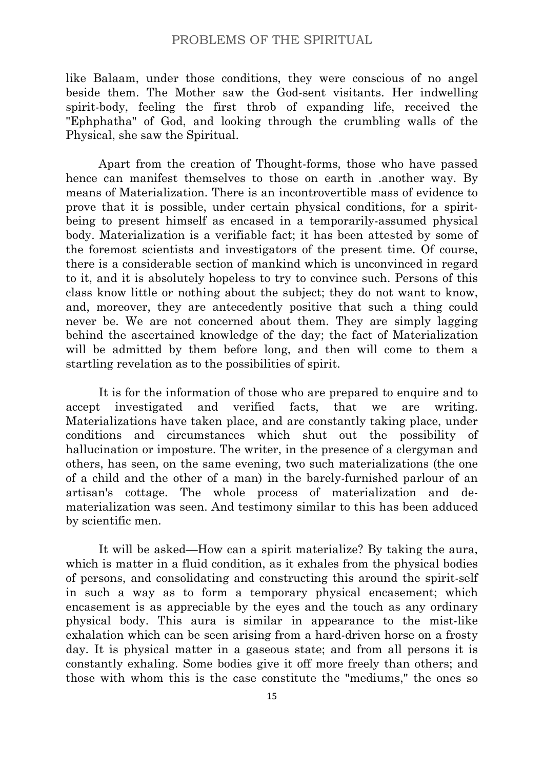like Balaam, under those conditions, they were conscious of no angel beside them. The Mother saw the God-sent visitants. Her indwelling spirit-body, feeling the first throb of expanding life, received the "Ephphatha" of God, and looking through the crumbling walls of the Physical, she saw the Spiritual.

Apart from the creation of Thought-forms, those who have passed hence can manifest themselves to those on earth in .another way. By means of Materialization. There is an incontrovertible mass of evidence to prove that it is possible, under certain physical conditions, for a spirit-being to present himself as encased in a temporarily-assumed physical body. Materialization is a verifiable fact; it has been attested by some of the foremost scientists and investigators of the present time. Of course, there is a considerable section of mankind which is unconvinced in regard to it, and it is absolutely hopeless to try to convince such. Persons of this class know little or nothing about the subject; they do not want to know, and, moreover, they are antecedently positive that such a thing could never be. We are not concerned about them. They are simply lagging behind the ascertained knowledge of the day; the fact of Materialization will be admitted by them before long, and then will come to them a startling revelation as to the possibilities of spirit.

It is for the information of those who are prepared to enquire and to accept investigated and verified facts, that we are writing. Materializations have taken place, and are constantly taking place, under conditions and circumstances which shut out the possibility of hallucination or imposture. The writer, in the presence of a clergyman and others, has seen, on the same evening, two such materializations (the one of a child and the other of a man) in the barely-furnished parlour of an artisan's cottage. The whole process of materialization and de-materialization was seen. And testimony similar to this has been adduced by scientific men.

It will be asked—How can a spirit materialize? By taking the aura, which is matter in a fluid condition, as it exhales from the physical bodies of persons, and consolidating and constructing this around the spirit-self in such a way as to form a temporary physical encasement; which encasement is as appreciable by the eyes and the touch as any ordinary physical body. This aura is similar in appearance to the mist-like exhalation which can be seen arising from a hard-driven horse on a frosty day. It is physical matter in a gaseous state; and from all persons it is constantly exhaling. Some bodies give it off more freely than others; and those with whom this is the case constitute the "mediums," the ones so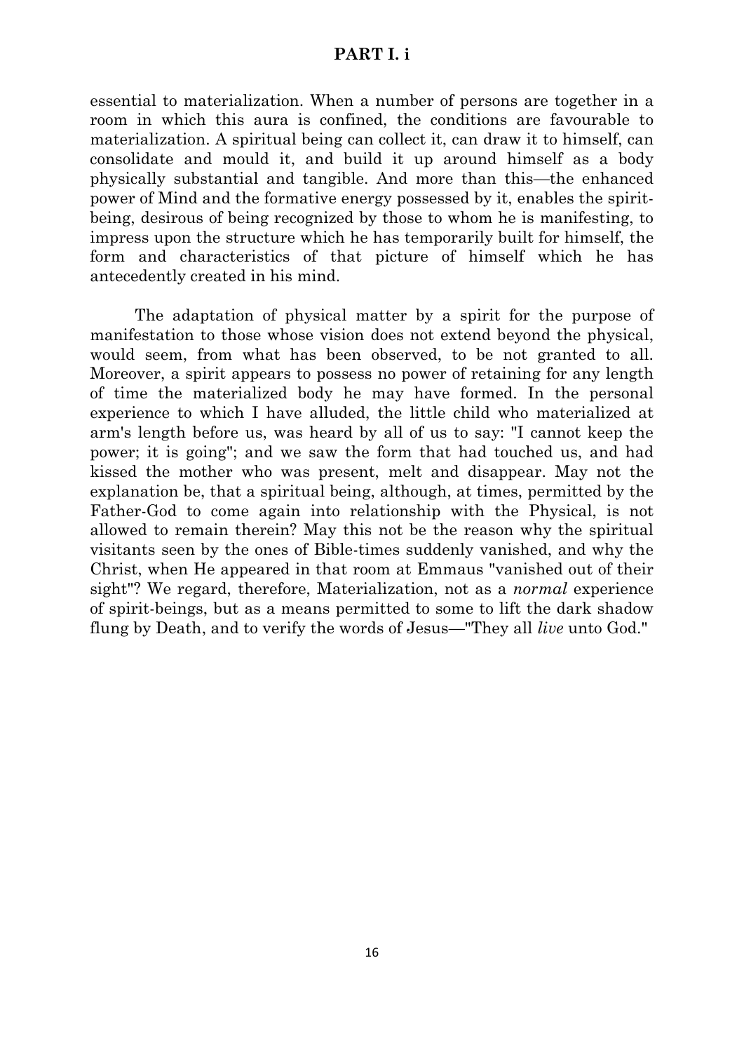essential to materialization. When a number of persons are together in a room in which this aura is confined, the conditions are favourable to materialization. A spiritual being can collect it, can draw it to himself, can consolidate and mould it, and build it up around himself as a body physically substantial and tangible. And more than this—the enhanced power of Mind and the formative energy possessed by it, enables the spirit-being, desirous of being recognized by those to whom he is manifesting, to impress upon the structure which he has temporarily built for himself, the form and characteristics of that picture of himself which he has antecedently created in his mind.

The adaptation of physical matter by a spirit for the purpose of manifestation to those whose vision does not extend beyond the physical, would seem, from what has been observed, to be not granted to all. Moreover, a spirit appears to possess no power of retaining for any length of time the materialized body he may have formed. In the personal experience to which I have alluded, the little child who materialized at arm's length before us, was heard by all of us to say: "I cannot keep the power; it is going"; and we saw the form that had touched us, and had kissed the mother who was present, melt and disappear. May not the explanation be, that a spiritual being, although, at times, permitted by the Father-God to come again into relationship with the Physical, is not allowed to remain therein? May this not be the reason why the spiritual visitants seen by the ones of Bible-times suddenly vanished, and why the Christ, when He appeared in that room at Emmaus "vanished out of their sight"? We regard, therefore, Materialization, not as a *normal* experience of spirit-beings, but as a means permitted to some to lift the dark shadow flung by Death, and to verify the words of Jesus—"They all *live* unto God."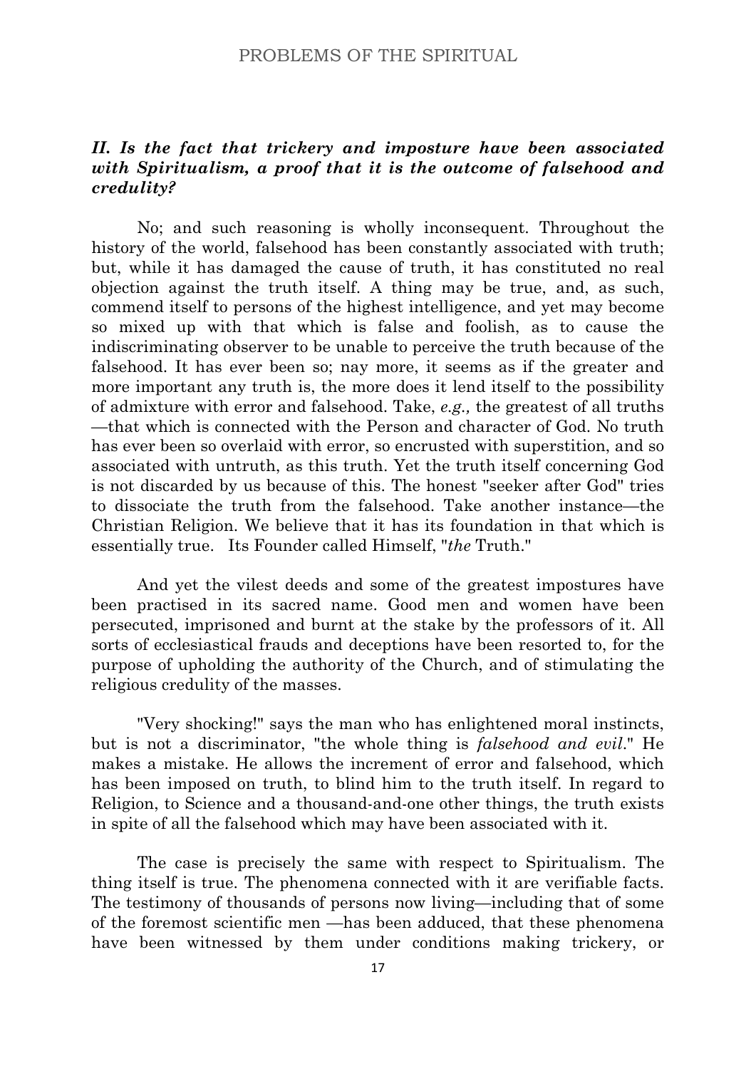### *II. Is the fact that trickery and imposture have been associated with Spiritualism, a proof that it is the outcome of falsehood and credulity?*

No; and such reasoning is wholly inconsequent. Throughout the history of the world, falsehood has been constantly associated with truth; but, while it has damaged the cause of truth, it has constituted no real objection against the truth itself. A thing may be true, and, as such, commend itself to persons of the highest intelligence, and yet may become so mixed up with that which is false and foolish, as to cause the indiscriminating observer to be unable to perceive the truth because of the falsehood. It has ever been so; nay more, it seems as if the greater and more important any truth is, the more does it lend itself to the possibility of admixture with error and falsehood. Take, *e.g.,* the greatest of all truths —that which is connected with the Person and character of God. No truth has ever been so overlaid with error, so encrusted with superstition, and so associated with untruth, as this truth. Yet the truth itself concerning God is not discarded by us because of this. The honest "seeker after God" tries to dissociate the truth from the falsehood. Take another instance—the Christian Religion. We believe that it has its foundation in that which is essentially true. Its Founder called Himself, "*the* Truth."

And yet the vilest deeds and some of the greatest impostures have been practised in its sacred name. Good men and women have been persecuted, imprisoned and burnt at the stake by the professors of it. All sorts of ecclesiastical frauds and deceptions have been resorted to, for the purpose of upholding the authority of the Church, and of stimulating the religious credulity of the masses.

"Very shocking!" says the man who has enlightened moral instincts, but is not a discriminator, "the whole thing is *falsehood and evil*." He makes a mistake. He allows the increment of error and falsehood, which has been imposed on truth, to blind him to the truth itself. In regard to Religion, to Science and a thousand-and-one other things, the truth exists in spite of all the falsehood which may have been associated with it.

The case is precisely the same with respect to Spiritualism. The thing itself is true. The phenomena connected with it are verifiable facts. The testimony of thousands of persons now living—including that of some of the foremost scientific men —has been adduced, that these phenomena have been witnessed by them under conditions making trickery, or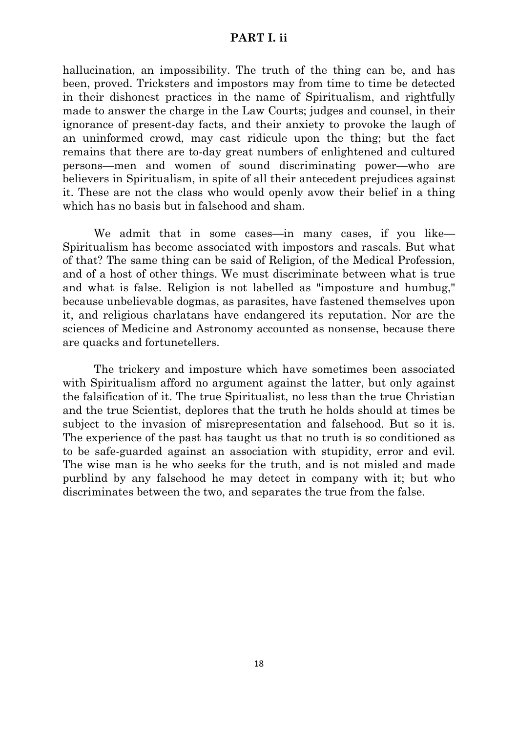hallucination, an impossibility. The truth of the thing can be, and has been, proved. Tricksters and impostors may from time to time be detected in their dishonest practices in the name of Spiritualism, and rightfully made to answer the charge in the Law Courts; judges and counsel, in their ignorance of present-day facts, and their anxiety to provoke the laugh of an uninformed crowd, may cast ridicule upon the thing; but the fact remains that there are to-day great numbers of enlightened and cultured persons—men and women of sound discriminating power—who are believers in Spiritualism, in spite of all their antecedent prejudices against it. These are not the class who would openly avow their belief in a thing which has no basis but in falsehood and sham.

We admit that in some cases—in many cases, if you like—Spiritualism has become associated with impostors and rascals. But what of that? The same thing can be said of Religion, of the Medical Profession, and of a host of other things. We must discriminate between what is true and what is false. Religion is not labelled as "imposture and humbug," because unbelievable dogmas, as parasites, have fastened themselves upon it, and religious charlatans have endangered its reputation. Nor are the sciences of Medicine and Astronomy accounted as nonsense, because there are quacks and fortunetellers.

The trickery and imposture which have sometimes been associated with Spiritualism afford no argument against the latter, but only against the falsification of it. The true Spiritualist, no less than the true Christian and the true Scientist, deplores that the truth he holds should at times be subject to the invasion of misrepresentation and falsehood. But so it is. The experience of the past has taught us that no truth is so conditioned as to be safe-guarded against an association with stupidity, error and evil. The wise man is he who seeks for the truth, and is not misled and made purblind by any falsehood he may detect in company with it; but who discriminates between the two, and separates the true from the false.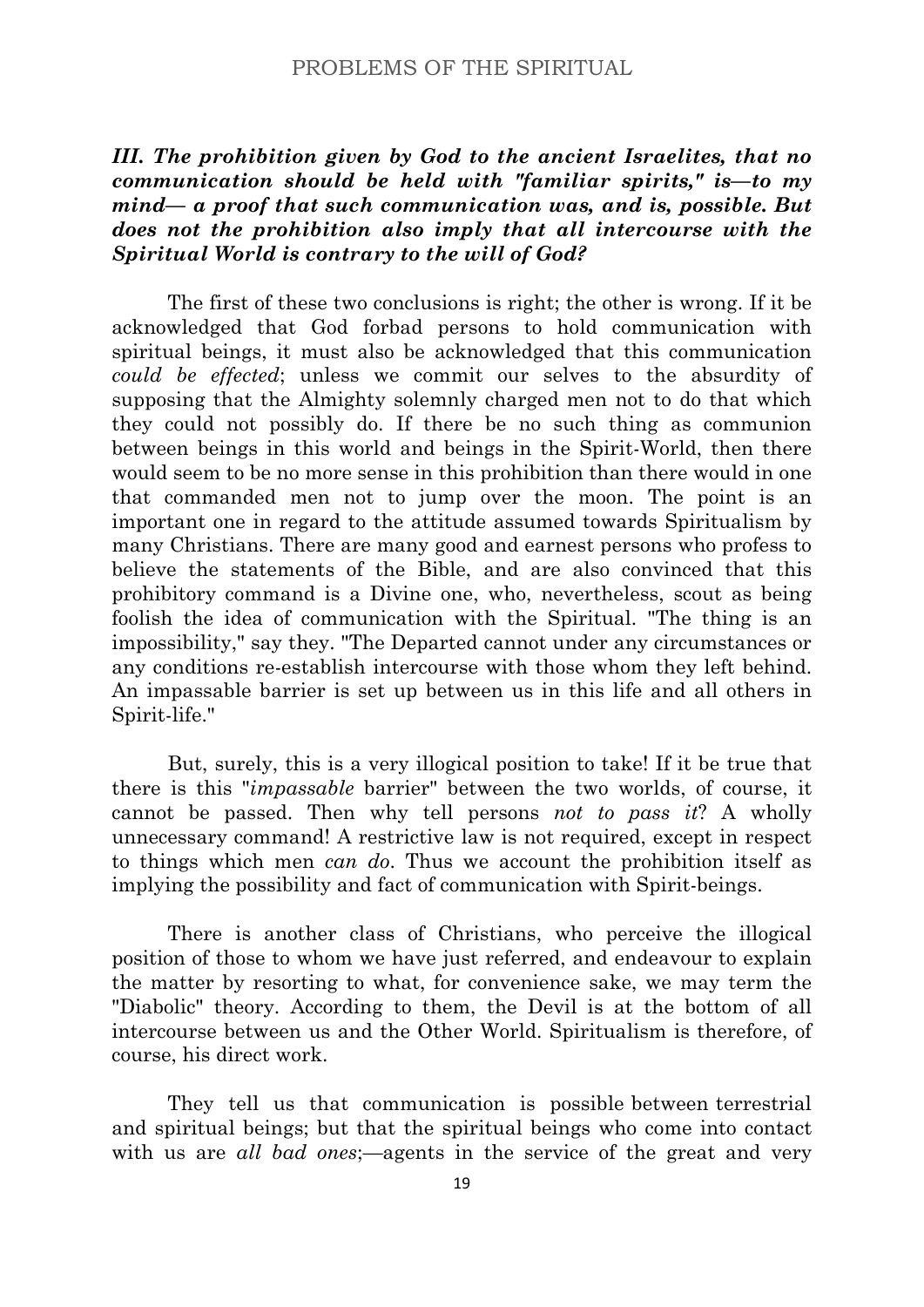***III. The prohibition given by God to the ancient Israelites, that no communication should be held with "familiar spirits," is—to my mind— a proof that such communication was, and is, possible. But does not the prohibition also imply that all intercourse with the Spiritual World is contrary to the will of God?***

The first of these two conclusions is right; the other is wrong. If it be acknowledged that God forbad persons to hold communication with spiritual beings, it must also be acknowledged that this communication *could be effected*; unless we commit our selves to the absurdity of supposing that the Almighty solemnly charged men not to do that which they could not possibly do. If there be no such thing as communion between beings in this world and beings in the Spirit-World, then there would seem to be no more sense in this prohibition than there would in one that commanded men not to jump over the moon. The point is an important one in regard to the attitude assumed towards Spiritualism by many Christians. There are many good and earnest persons who profess to believe the statements of the Bible, and are also convinced that this prohibitory command is a Divine one, who, nevertheless, scout as being foolish the idea of communication with the Spiritual. "The thing is an impossibility," say they. "The Departed cannot under any circumstances or any conditions re-establish intercourse with those whom they left behind. An impassable barrier is set up between us in this life and all others in Spirit-life."

But, surely, this is a very illogical position to take! If it be true that there is this "*impassable* barrier" between the two worlds, of course, it cannot be passed. Then why tell persons *not to pass it*? A wholly unnecessary command! A restrictive law is not required, except in respect to things which men *can do*. Thus we account the prohibition itself as implying the possibility and fact of communication with Spirit-beings.

There is another class of Christians, who perceive the illogical position of those to whom we have just referred, and endeavour to explain the matter by resorting to what, for convenience sake, we may term the "Diabolic" theory. According to them, the Devil is at the bottom of all intercourse between us and the Other World. Spiritualism is therefore, of course, his direct work.

They tell us that communication is possible between terrestrial and spiritual beings; but that the spiritual beings who come into contact with us are *all bad ones*;—agents in the service of the great and very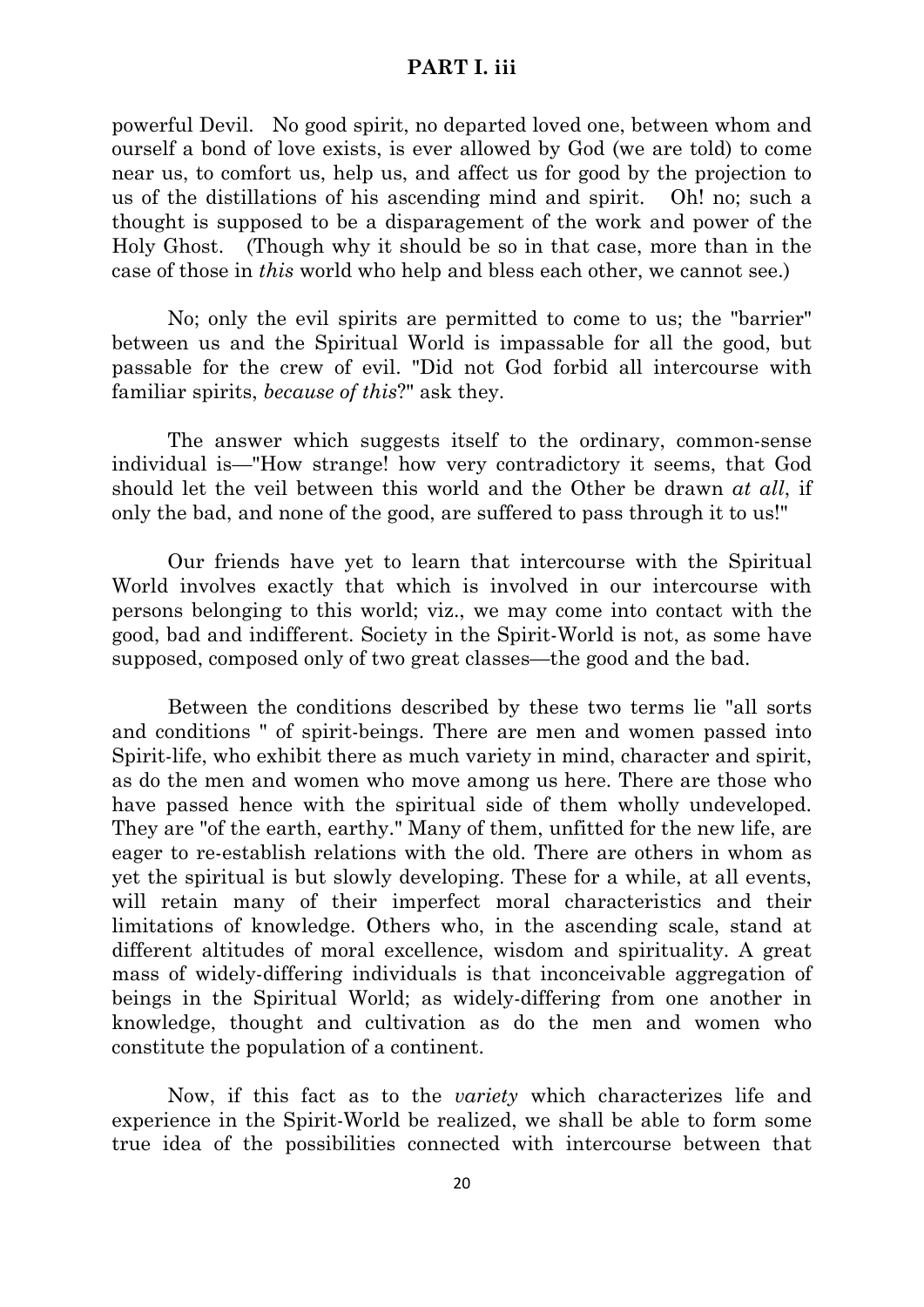powerful Devil. No good spirit, no departed loved one, between whom and ourself a bond of love exists, is ever allowed by God (we are told) to come near us, to comfort us, help us, and affect us for good by the projection to us of the distillations of his ascending mind and spirit. Oh! no; such a thought is supposed to be a disparagement of the work and power of the Holy Ghost. (Though why it should be so in that case, more than in the case of those in *this* world who help and bless each other, we cannot see.)

No; only the evil spirits are permitted to come to us; the "barrier" between us and the Spiritual World is impassable for all the good, but passable for the crew of evil. "Did not God forbid all intercourse with familiar spirits, *because of this*?" ask they.

The answer which suggests itself to the ordinary, common-sense individual is—"How strange! how very contradictory it seems, that God should let the veil between this world and the Other be drawn *at all*, if only the bad, and none of the good, are suffered to pass through it to us!"

Our friends have yet to learn that intercourse with the Spiritual World involves exactly that which is involved in our intercourse with persons belonging to this world; viz., we may come into contact with the good, bad and indifferent. Society in the Spirit-World is not, as some have supposed, composed only of two great classes—the good and the bad.

Between the conditions described by these two terms lie "all sorts and conditions " of spirit-beings. There are men and women passed into Spirit-life, who exhibit there as much variety in mind, character and spirit, as do the men and women who move among us here. There are those who have passed hence with the spiritual side of them wholly undeveloped. They are "of the earth, earthy." Many of them, unfitted for the new life, are eager to re-establish relations with the old. There are others in whom as yet the spiritual is but slowly developing. These for a while, at all events, will retain many of their imperfect moral characteristics and their limitations of knowledge. Others who, in the ascending scale, stand at different altitudes of moral excellence, wisdom and spirituality. A great mass of widely-differing individuals is that inconceivable aggregation of beings in the Spiritual World; as widely-differing from one another in knowledge, thought and cultivation as do the men and women who constitute the population of a continent.

Now, if this fact as to the *variety* which characterizes life and experience in the Spirit-World be realized, we shall be able to form some true idea of the possibilities connected with intercourse between that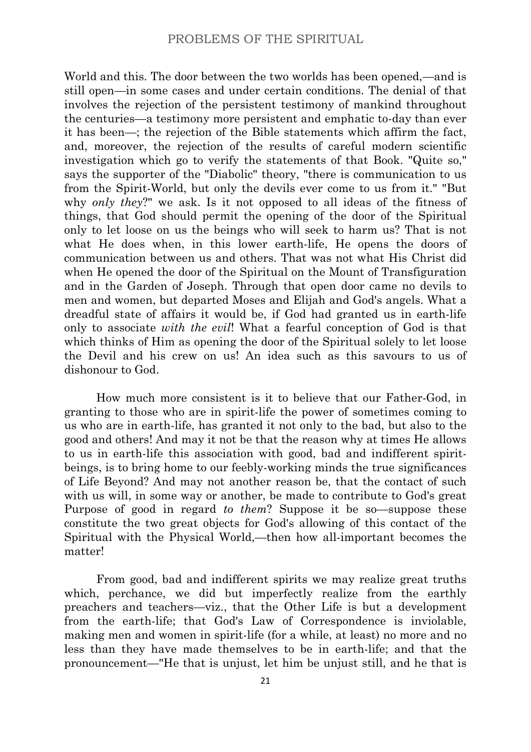World and this. The door between the two worlds has been opened,—and is still open—in some cases and under certain conditions. The denial of that involves the rejection of the persistent testimony of mankind throughout the centuries—a testimony more persistent and emphatic to-day than ever it has been—; the rejection of the Bible statements which affirm the fact, and, moreover, the rejection of the results of careful modern scientific investigation which go to verify the statements of that Book. "Quite so," says the supporter of the "Diabolic" theory, "there is communication to us from the Spirit-World, but only the devils ever come to us from it." "But why *only they*?" we ask. Is it not opposed to all ideas of the fitness of things, that God should permit the opening of the door of the Spiritual only to let loose on us the beings who will seek to harm us? That is not what He does when, in this lower earth-life, He opens the doors of communication between us and others. That was not what His Christ did when He opened the door of the Spiritual on the Mount of Transfiguration and in the Garden of Joseph. Through that open door came no devils to men and women, but departed Moses and Elijah and God's angels. What a dreadful state of affairs it would be, if God had granted us in earth-life only to associate *with the evil*! What a fearful conception of God is that which thinks of Him as opening the door of the Spiritual solely to let loose the Devil and his crew on us! An idea such as this savours to us of dishonour to God.

How much more consistent is it to believe that our Father-God, in granting to those who are in spirit-life the power of sometimes coming to us who are in earth-life, has granted it not only to the bad, but also to the good and others! And may it not be that the reason why at times He allows to us in earth-life this association with good, bad and indifferent spirit-beings, is to bring home to our feebly-working minds the true significances of Life Beyond? And may not another reason be, that the contact of such with us will, in some way or another, be made to contribute to God's great Purpose of good in regard *to them*? Suppose it be so—suppose these constitute the two great objects for God's allowing of this contact of the Spiritual with the Physical World,—then how all-important becomes the matter!

From good, bad and indifferent spirits we may realize great truths which, perchance, we did but imperfectly realize from the earthly preachers and teachers—viz., that the Other Life is but a development from the earth-life; that God's Law of Correspondence is inviolable, making men and women in spirit-life (for a while, at least) no more and no less than they have made themselves to be in earth-life; and that the pronouncement—"He that is unjust, let him be unjust still, and he that is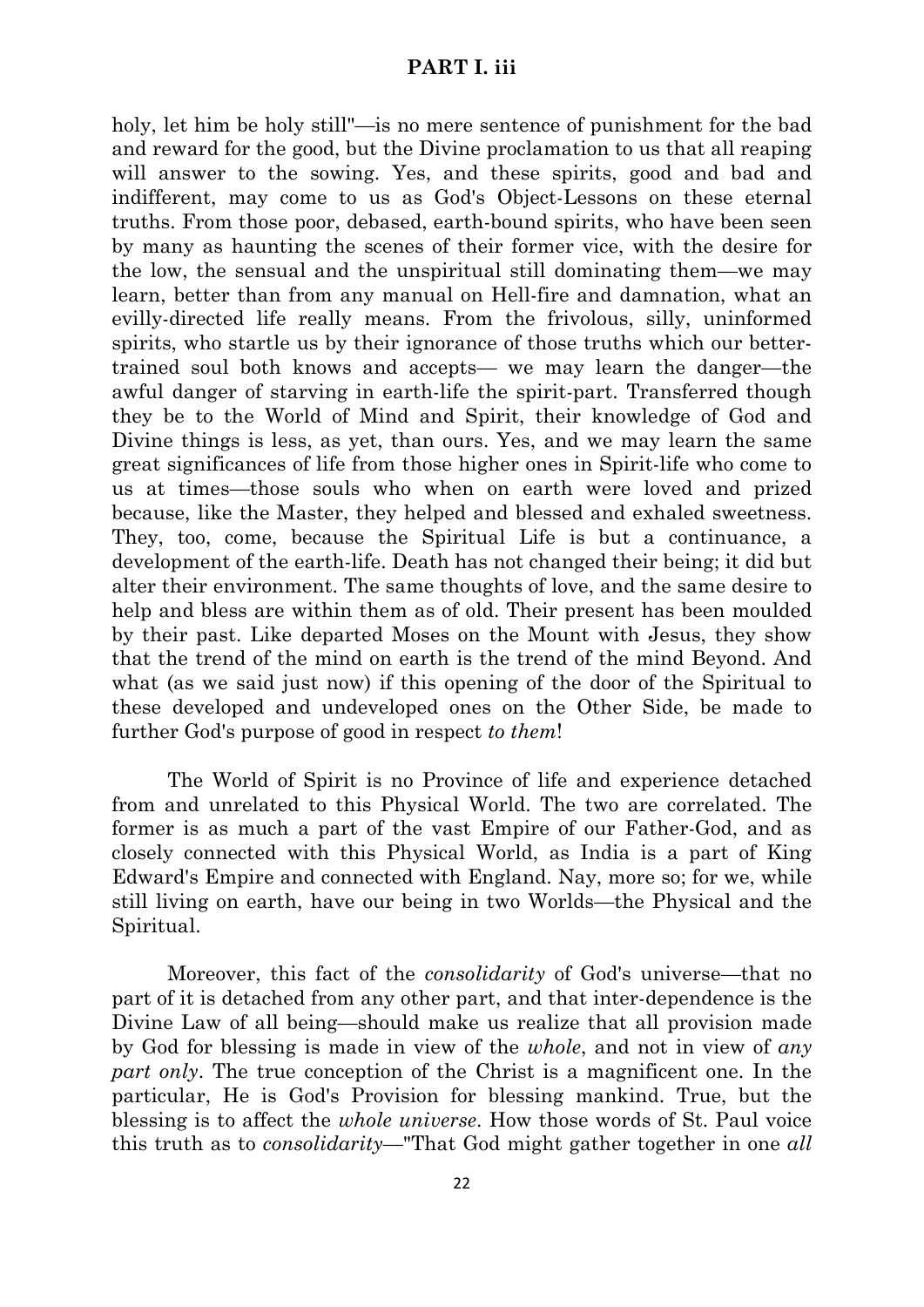holy, let him be holy still"—is no mere sentence of punishment for the bad and reward for the good, but the Divine proclamation to us that all reaping will answer to the sowing. Yes, and these spirits, good and bad and indifferent, may come to us as God's Object-Lessons on these eternal truths. From those poor, debased, earth-bound spirits, who have been seen by many as haunting the scenes of their former vice, with the desire for the low, the sensual and the unspiritual still dominating them—we may learn, better than from any manual on Hell-fire and damnation, what an evilly-directed life really means. From the frivolous, silly, uninformed spirits, who startle us by their ignorance of those truths which our better-trained soul both knows and accepts— we may learn the danger—the awful danger of starving in earth-life the spirit-part. Transferred though they be to the World of Mind and Spirit, their knowledge of God and Divine things is less, as yet, than ours. Yes, and we may learn the same great significances of life from those higher ones in Spirit-life who come to us at times—those souls who when on earth were loved and prized because, like the Master, they helped and blessed and exhaled sweetness. They, too, come, because the Spiritual Life is but a continuance, a development of the earth-life. Death has not changed their being; it did but alter their environment. The same thoughts of love, and the same desire to help and bless are within them as of old. Their present has been moulded by their past. Like departed Moses on the Mount with Jesus, they show that the trend of the mind on earth is the trend of the mind Beyond. And what (as we said just now) if this opening of the door of the Spiritual to these developed and undeveloped ones on the Other Side, be made to further God's purpose of good in respect *to them*!

The World of Spirit is no Province of life and experience detached from and unrelated to this Physical World. The two are correlated. The former is as much a part of the vast Empire of our Father-God, and as closely connected with this Physical World, as India is a part of King Edward's Empire and connected with England. Nay, more so; for we, while still living on earth, have our being in two Worlds—the Physical and the Spiritual.

Moreover, this fact of the *consolidarity* of God's universe—that no part of it is detached from any other part, and that inter-dependence is the Divine Law of all being—should make us realize that all provision made by God for blessing is made in view of the *whole*, and not in view of *any part only*. The true conception of the Christ is a magnificent one. In the particular, He is God's Provision for blessing mankind. True, but the blessing is to affect the *whole universe*. How those words of St. Paul voice this truth as to *consolidarity*—"That God might gather together in one *all*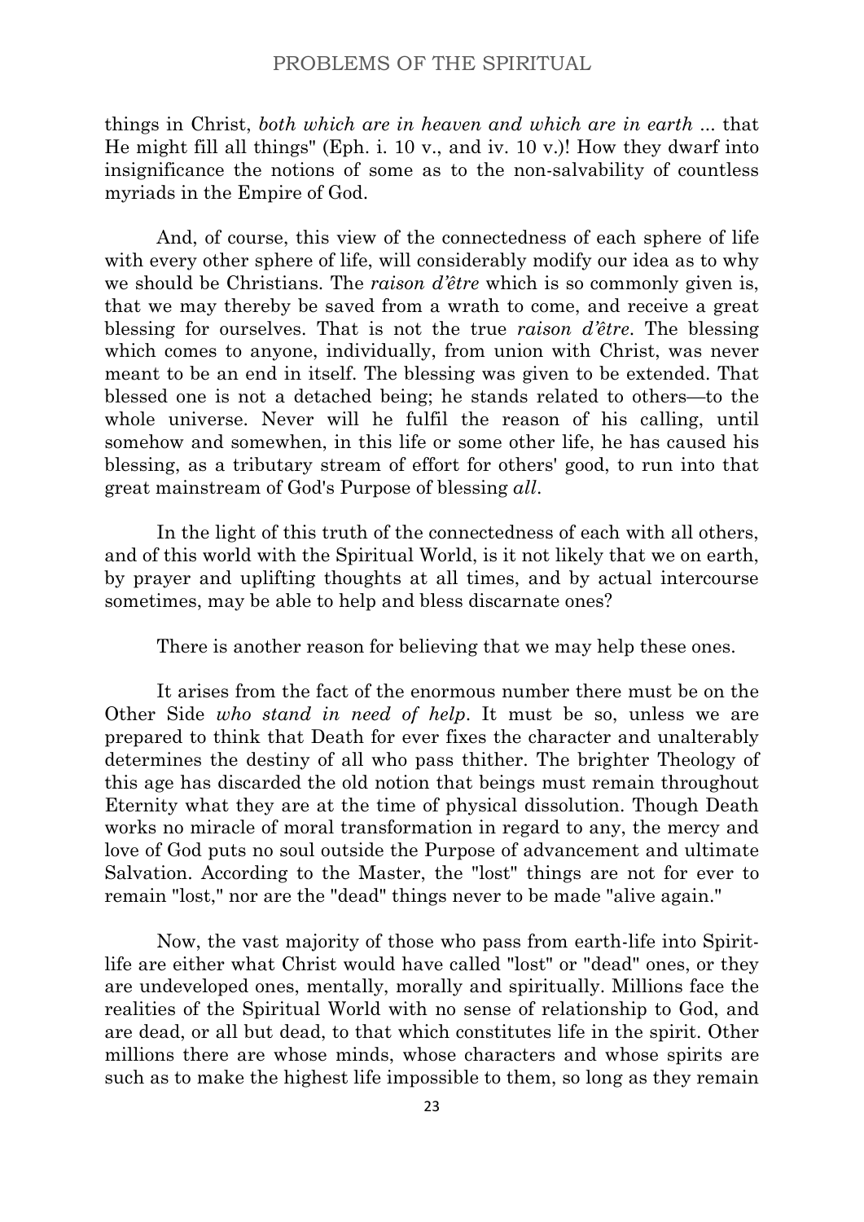things in Christ, *both which are in heaven and which are in earth* ... that He might fill all things" (Eph. i. 10 v., and iv. 10 v.)! How they dwarf into insignificance the notions of some as to the non-salvability of countless myriads in the Empire of God.

And, of course, this view of the connectedness of each sphere of life with every other sphere of life, will considerably modify our idea as to why we should be Christians. The *raison d'être* which is so commonly given is, that we may thereby be saved from a wrath to come, and receive a great blessing for ourselves. That is not the true *raison d'être*. The blessing which comes to anyone, individually, from union with Christ, was never meant to be an end in itself. The blessing was given to be extended. That blessed one is not a detached being; he stands related to others—to the whole universe. Never will he fulfil the reason of his calling, until somehow and somewhen, in this life or some other life, he has caused his blessing, as a tributary stream of effort for others' good, to run into that great mainstream of God's Purpose of blessing *all*.

In the light of this truth of the connectedness of each with all others, and of this world with the Spiritual World, is it not likely that we on earth, by prayer and uplifting thoughts at all times, and by actual intercourse sometimes, may be able to help and bless discarnate ones?

There is another reason for believing that we may help these ones.

It arises from the fact of the enormous number there must be on the Other Side *who stand in need of help*. It must be so, unless we are prepared to think that Death for ever fixes the character and unalterably determines the destiny of all who pass thither. The brighter Theology of this age has discarded the old notion that beings must remain throughout Eternity what they are at the time of physical dissolution. Though Death works no miracle of moral transformation in regard to any, the mercy and love of God puts no soul outside the Purpose of advancement and ultimate Salvation. According to the Master, the "lost" things are not for ever to remain "lost," nor are the "dead" things never to be made "alive again."

Now, the vast majority of those who pass from earth-life into Spirit-life are either what Christ would have called "lost" or "dead" ones, or they are undeveloped ones, mentally, morally and spiritually. Millions face the realities of the Spiritual World with no sense of relationship to God, and are dead, or all but dead, to that which constitutes life in the spirit. Other millions there are whose minds, whose characters and whose spirits are such as to make the highest life impossible to them, so long as they remain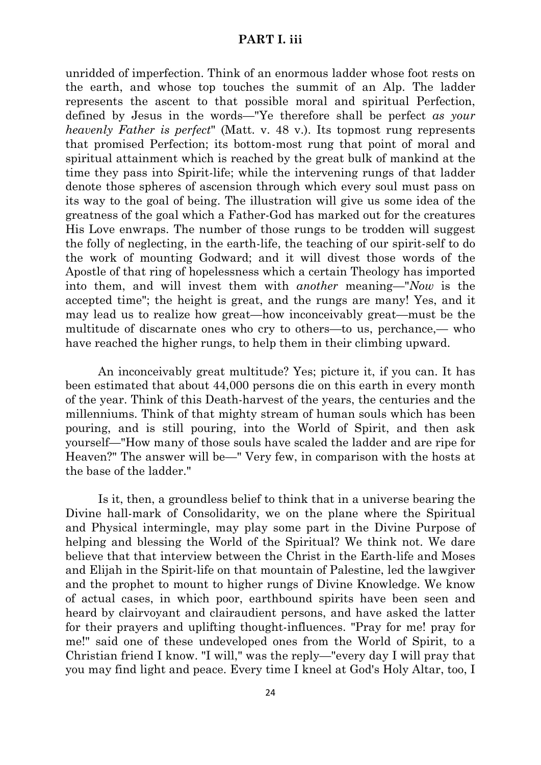unridded of imperfection. Think of an enormous ladder whose foot rests on the earth, and whose top touches the summit of an Alp. The ladder represents the ascent to that possible moral and spiritual Perfection, defined by Jesus in the words—"Ye therefore shall be perfect *as your heavenly Father is perfect*" (Matt. v. 48 v.). Its topmost rung represents that promised Perfection; its bottom-most rung that point of moral and spiritual attainment which is reached by the great bulk of mankind at the time they pass into Spirit-life; while the intervening rungs of that ladder denote those spheres of ascension through which every soul must pass on its way to the goal of being. The illustration will give us some idea of the greatness of the goal which a Father-God has marked out for the creatures His Love enwraps. The number of those rungs to be trodden will suggest the folly of neglecting, in the earth-life, the teaching of our spirit-self to do the work of mounting Godward; and it will divest those words of the Apostle of that ring of hopelessness which a certain Theology has imported into them, and will invest them with *another* meaning—"*Now* is the accepted time"; the height is great, and the rungs are many! Yes, and it may lead us to realize how great—how inconceivably great—must be the multitude of discarnate ones who cry to others—to us, perchance,— who have reached the higher rungs, to help them in their climbing upward.

An inconceivably great multitude? Yes; picture it, if you can. It has been estimated that about 44,000 persons die on this earth in every month of the year. Think of this Death-harvest of the years, the centuries and the millenniums. Think of that mighty stream of human souls which has been pouring, and is still pouring, into the World of Spirit, and then ask yourself—"How many of those souls have scaled the ladder and are ripe for Heaven?" The answer will be—" Very few, in comparison with the hosts at the base of the ladder."

Is it, then, a groundless belief to think that in a universe bearing the Divine hall-mark of Consolidarity, we on the plane where the Spiritual and Physical intermingle, may play some part in the Divine Purpose of helping and blessing the World of the Spiritual? We think not. We dare believe that that interview between the Christ in the Earth-life and Moses and Elijah in the Spirit-life on that mountain of Palestine, led the lawgiver and the prophet to mount to higher rungs of Divine Knowledge. We know of actual cases, in which poor, earthbound spirits have been seen and heard by clairvoyant and clairaudient persons, and have asked the latter for their prayers and uplifting thought-influences. "Pray for me! pray for me!" said one of these undeveloped ones from the World of Spirit, to a Christian friend I know. "I will," was the reply—"every day I will pray that you may find light and peace. Every time I kneel at God's Holy Altar, too, I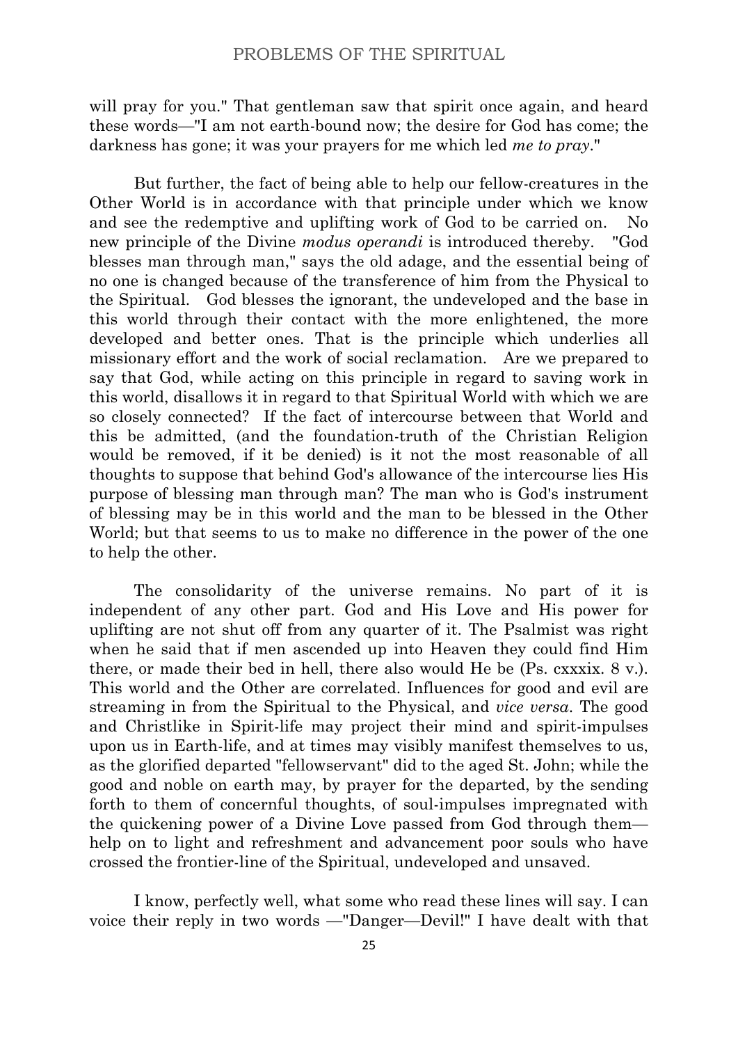will pray for you." That gentleman saw that spirit once again, and heard these words—"I am not earth-bound now; the desire for God has come; the darkness has gone; it was your prayers for me which led *me to pray*."

But further, the fact of being able to help our fellow-creatures in the Other World is in accordance with that principle under which we know and see the redemptive and uplifting work of God to be carried on. No new principle of the Divine *modus operandi* is introduced thereby. "God blesses man through man," says the old adage, and the essential being of no one is changed because of the transference of him from the Physical to the Spiritual. God blesses the ignorant, the undeveloped and the base in this world through their contact with the more enlightened, the more developed and better ones. That is the principle which underlies all missionary effort and the work of social reclamation. Are we prepared to say that God, while acting on this principle in regard to saving work in this world, disallows it in regard to that Spiritual World with which we are so closely connected? If the fact of intercourse between that World and this be admitted, (and the foundation-truth of the Christian Religion would be removed, if it be denied) is it not the most reasonable of all thoughts to suppose that behind God's allowance of the intercourse lies His purpose of blessing man through man? The man who is God's instrument of blessing may be in this world and the man to be blessed in the Other World; but that seems to us to make no difference in the power of the one to help the other.

The consolidarity of the universe remains. No part of it is independent of any other part. God and His Love and His power for uplifting are not shut off from any quarter of it. The Psalmist was right when he said that if men ascended up into Heaven they could find Him there, or made their bed in hell, there also would He be (Ps. cxxxix. 8 v.). This world and the Other are correlated. Influences for good and evil are streaming in from the Spiritual to the Physical, and *vice versa*. The good and Christlike in Spirit-life may project their mind and spirit-impulses upon us in Earth-life, and at times may visibly manifest themselves to us, as the glorified departed "fellowservant" did to the aged St. John; while the good and noble on earth may, by prayer for the departed, by the sending forth to them of concernful thoughts, of soul-impulses impregnated with the quickening power of a Divine Love passed from God through them—help on to light and refreshment and advancement poor souls who have crossed the frontier-line of the Spiritual, undeveloped and unsaved.

I know, perfectly well, what some who read these lines will say. I can voice their reply in two words —"Danger—Devil!" I have dealt with that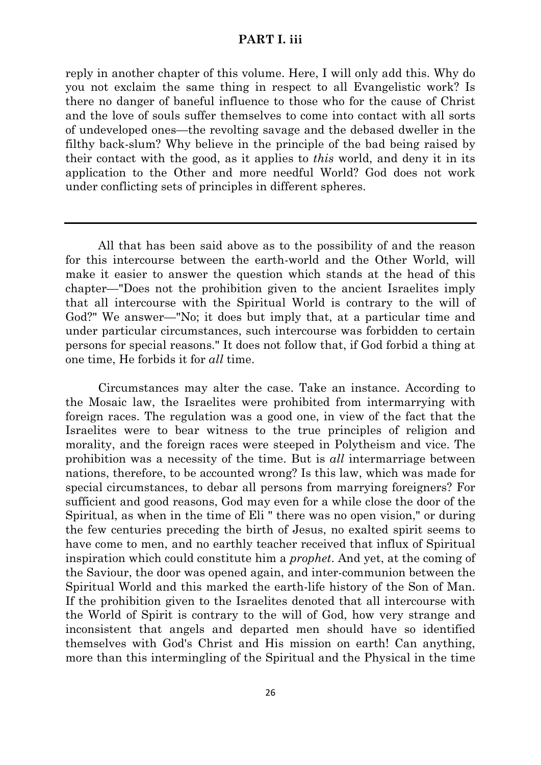reply in another chapter of this volume. Here, I will only add this. Why do you not exclaim the same thing in respect to all Evangelistic work? Is there no danger of baneful influence to those who for the cause of Christ and the love of souls suffer themselves to come into contact with all sorts of undeveloped ones—the revolting savage and the debased dweller in the filthy back-slum? Why believe in the principle of the bad being raised by their contact with the good, as it applies to *this* world, and deny it in its application to the Other and more needful World? God does not work under conflicting sets of principles in different spheres.

---

All that has been said above as to the possibility of and the reason for this intercourse between the earth-world and the Other World, will make it easier to answer the question which stands at the head of this chapter—"Does not the prohibition given to the ancient Israelites imply that all intercourse with the Spiritual World is contrary to the will of God?" We answer—"No; it does but imply that, at a particular time and under particular circumstances, such intercourse was forbidden to certain persons for special reasons." It does not follow that, if God forbid a thing at one time, He forbids it for *all* time.

Circumstances may alter the case. Take an instance. According to the Mosaic law, the Israelites were prohibited from intermarrying with foreign races. The regulation was a good one, in view of the fact that the Israelites were to bear witness to the true principles of religion and morality, and the foreign races were steeped in Polytheism and vice. The prohibition was a necessity of the time. But is *all* intermarriage between nations, therefore, to be accounted wrong? Is this law, which was made for special circumstances, to debar all persons from marrying foreigners? For sufficient and good reasons, God may even for a while close the door of the Spiritual, as when in the time of Eli " there was no open vision," or during the few centuries preceding the birth of Jesus, no exalted spirit seems to have come to men, and no earthly teacher received that influx of Spiritual inspiration which could constitute him a *prophet*. And yet, at the coming of the Saviour, the door was opened again, and inter-communion between the Spiritual World and this marked the earth-life history of the Son of Man. If the prohibition given to the Israelites denoted that all intercourse with the World of Spirit is contrary to the will of God, how very strange and inconsistent that angels and departed men should have so identified themselves with God's Christ and His mission on earth! Can anything, more than this intermingling of the Spiritual and the Physical in the time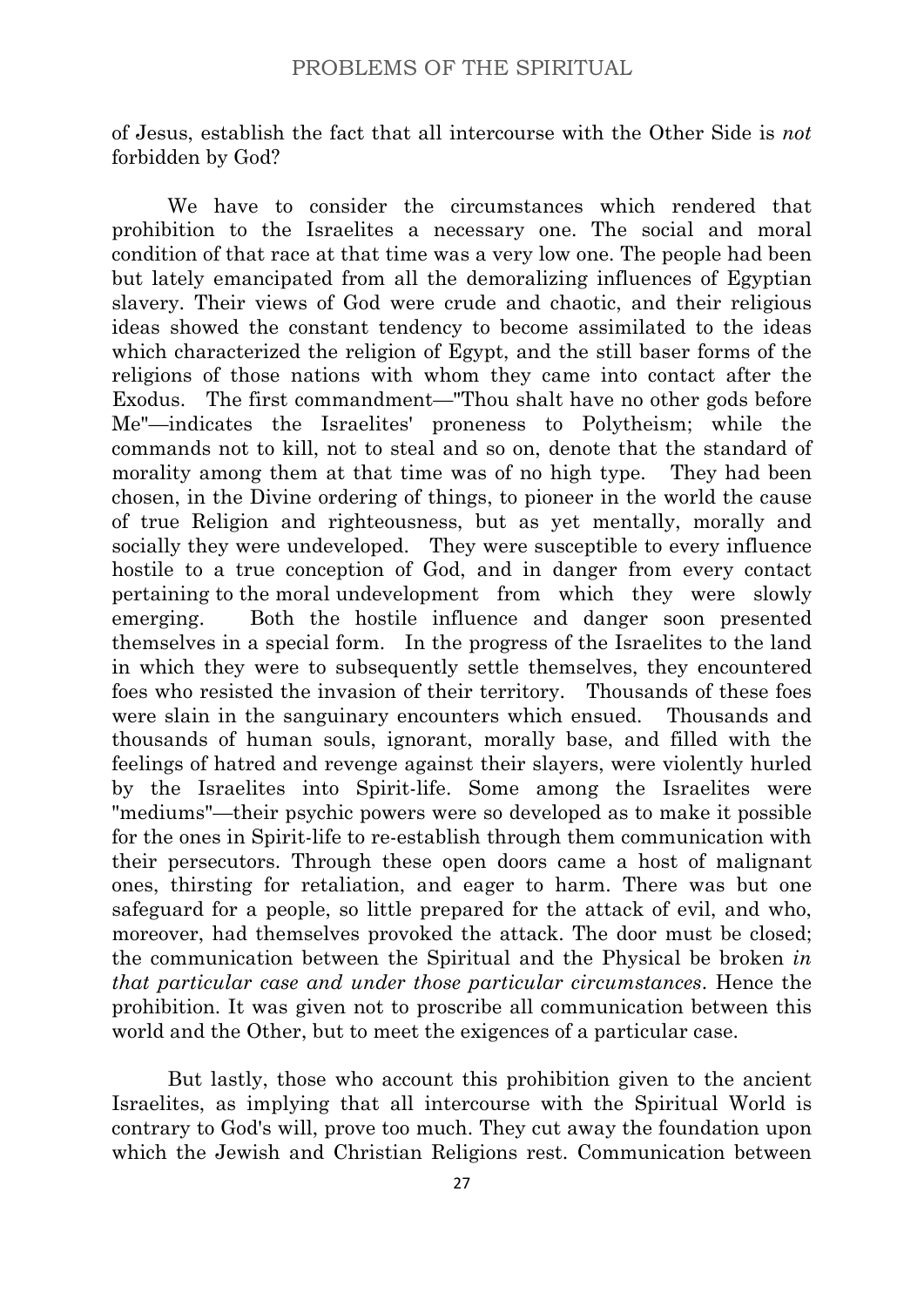of Jesus, establish the fact that all intercourse with the Other Side is *not* forbidden by God?

We have to consider the circumstances which rendered that prohibition to the Israelites a necessary one. The social and moral condition of that race at that time was a very low one. The people had been but lately emancipated from all the demoralizing influences of Egyptian slavery. Their views of God were crude and chaotic, and their religious ideas showed the constant tendency to become assimilated to the ideas which characterized the religion of Egypt, and the still baser forms of the religions of those nations with whom they came into contact after the Exodus. The first commandment—"Thou shalt have no other gods before Me"—indicates the Israelites' proneness to Polytheism; while the commands not to kill, not to steal and so on, denote that the standard of morality among them at that time was of no high type. They had been chosen, in the Divine ordering of things, to pioneer in the world the cause of true Religion and righteousness, but as yet mentally, morally and socially they were undeveloped. They were susceptible to every influence hostile to a true conception of God, and in danger from every contact pertaining to the moral undevelopment from which they were slowly emerging. Both the hostile influence and danger soon presented themselves in a special form. In the progress of the Israelites to the land in which they were to subsequently settle themselves, they encountered foes who resisted the invasion of their territory. Thousands of these foes were slain in the sanguinary encounters which ensued. Thousands and thousands of human souls, ignorant, morally base, and filled with the feelings of hatred and revenge against their slayers, were violently hurled by the Israelites into Spirit-life. Some among the Israelites were "mediums"—their psychic powers were so developed as to make it possible for the ones in Spirit-life to re-establish through them communication with their persecutors. Through these open doors came a host of malignant ones, thirsting for retaliation, and eager to harm. There was but one safeguard for a people, so little prepared for the attack of evil, and who, moreover, had themselves provoked the attack. The door must be closed; the communication between the Spiritual and the Physical be broken *in that particular case and under those particular circumstances*. Hence the prohibition. It was given not to proscribe all communication between this world and the Other, but to meet the exigences of a particular case.

But lastly, those who account this prohibition given to the ancient Israelites, as implying that all intercourse with the Spiritual World is contrary to God's will, prove too much. They cut away the foundation upon which the Jewish and Christian Religions rest. Communication between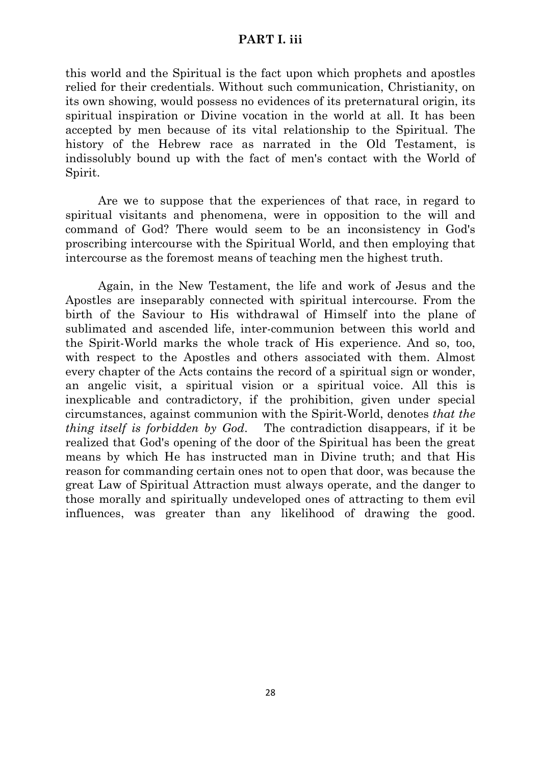this world and the Spiritual is the fact upon which prophets and apostles relied for their credentials. Without such communication, Christianity, on its own showing, would possess no evidences of its preternatural origin, its spiritual inspiration or Divine vocation in the world at all. It has been accepted by men because of its vital relationship to the Spiritual. The history of the Hebrew race as narrated in the Old Testament, is indissolubly bound up with the fact of men's contact with the World of Spirit.

Are we to suppose that the experiences of that race, in regard to spiritual visitants and phenomena, were in opposition to the will and command of God? There would seem to be an inconsistency in God's proscribing intercourse with the Spiritual World, and then employing that intercourse as the foremost means of teaching men the highest truth.

Again, in the New Testament, the life and work of Jesus and the Apostles are inseparably connected with spiritual intercourse. From the birth of the Saviour to His withdrawal of Himself into the plane of sublimated and ascended life, inter-communion between this world and the Spirit-World marks the whole track of His experience. And so, too, with respect to the Apostles and others associated with them. Almost every chapter of the Acts contains the record of a spiritual sign or wonder, an angelic visit, a spiritual vision or a spiritual voice. All this is inexplicable and contradictory, if the prohibition, given under special circumstances, against communion with the Spirit-World, denotes *that the thing itself is forbidden by God*. The contradiction disappears, if it be realized that God's opening of the door of the Spiritual has been the great means by which He has instructed man in Divine truth; and that His reason for commanding certain ones not to open that door, was because the great Law of Spiritual Attraction must always operate, and the danger to those morally and spiritually undeveloped ones of attracting to them evil influences, was greater than any likelihood of drawing the good.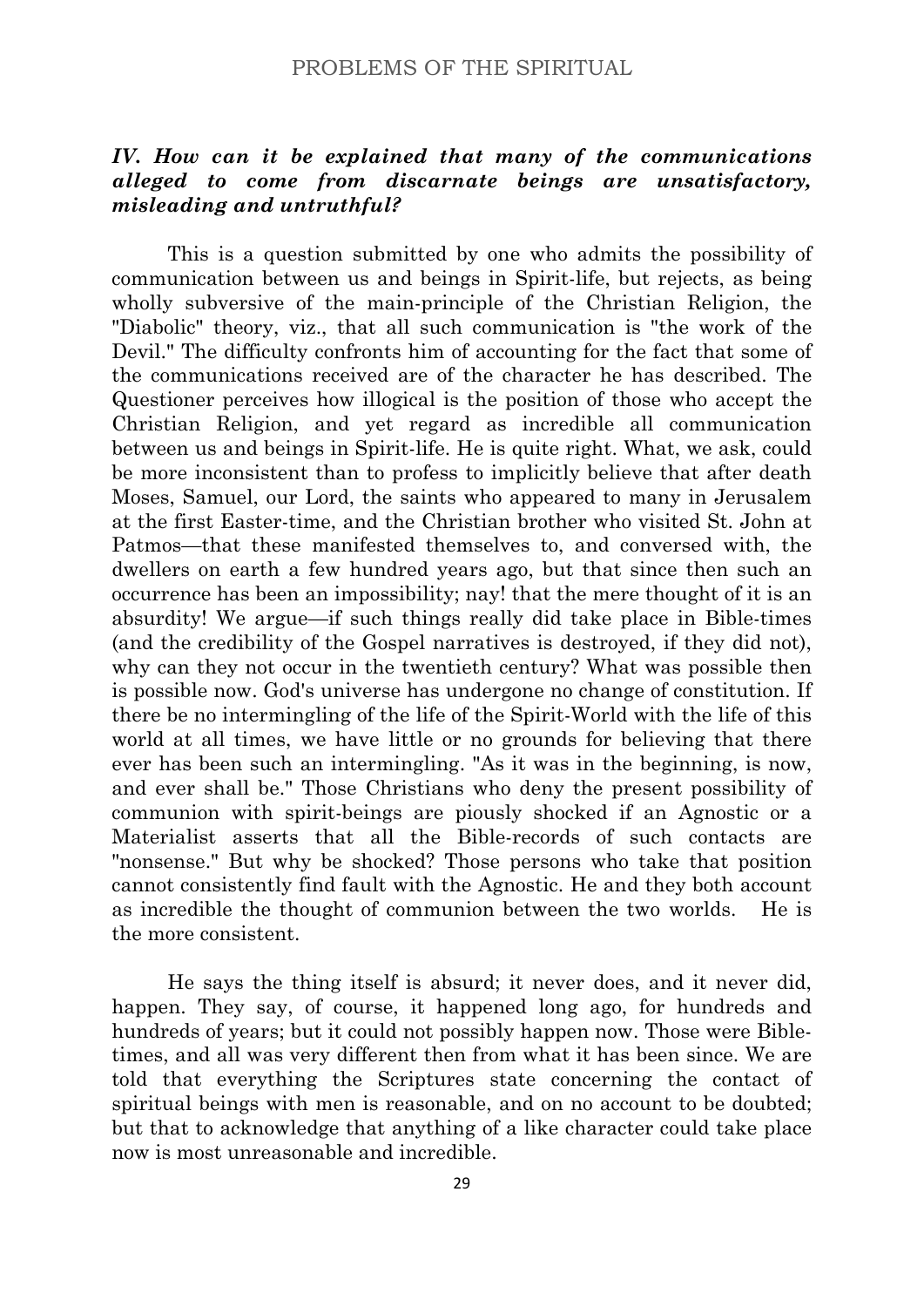### *IV. How can it be explained that many of the communications alleged to come from discarnate beings are unsatisfactory, misleading and untruthful?*

This is a question submitted by one who admits the possibility of communication between us and beings in Spirit-life, but rejects, as being wholly subversive of the main-principle of the Christian Religion, the "Diabolic" theory, viz., that all such communication is "the work of the Devil." The difficulty confronts him of accounting for the fact that some of the communications received are of the character he has described. The Questioner perceives how illogical is the position of those who accept the Christian Religion, and yet regard as incredible all communication between us and beings in Spirit-life. He is quite right. What, we ask, could be more inconsistent than to profess to implicitly believe that after death Moses, Samuel, our Lord, the saints who appeared to many in Jerusalem at the first Easter-time, and the Christian brother who visited St. John at Patmos—that these manifested themselves to, and conversed with, the dwellers on earth a few hundred years ago, but that since then such an occurrence has been an impossibility; nay! that the mere thought of it is an absurdity! We argue—if such things really did take place in Bible-times (and the credibility of the Gospel narratives is destroyed, if they did not), why can they not occur in the twentieth century? What was possible then is possible now. God's universe has undergone no change of constitution. If there be no intermingling of the life of the Spirit-World with the life of this world at all times, we have little or no grounds for believing that there ever has been such an intermingling. "As it was in the beginning, is now, and ever shall be." Those Christians who deny the present possibility of communion with spirit-beings are piously shocked if an Agnostic or a Materialist asserts that all the Bible-records of such contacts are "nonsense." But why be shocked? Those persons who take that position cannot consistently find fault with the Agnostic. He and they both account as incredible the thought of communion between the two worlds. He is the more consistent.

He says the thing itself is absurd; it never does, and it never did, happen. They say, of course, it happened long ago, for hundreds and hundreds of years; but it could not possibly happen now. Those were Bible-times, and all was very different then from what it has been since. We are told that everything the Scriptures state concerning the contact of spiritual beings with men is reasonable, and on no account to be doubted; but that to acknowledge that anything of a like character could take place now is most unreasonable and incredible.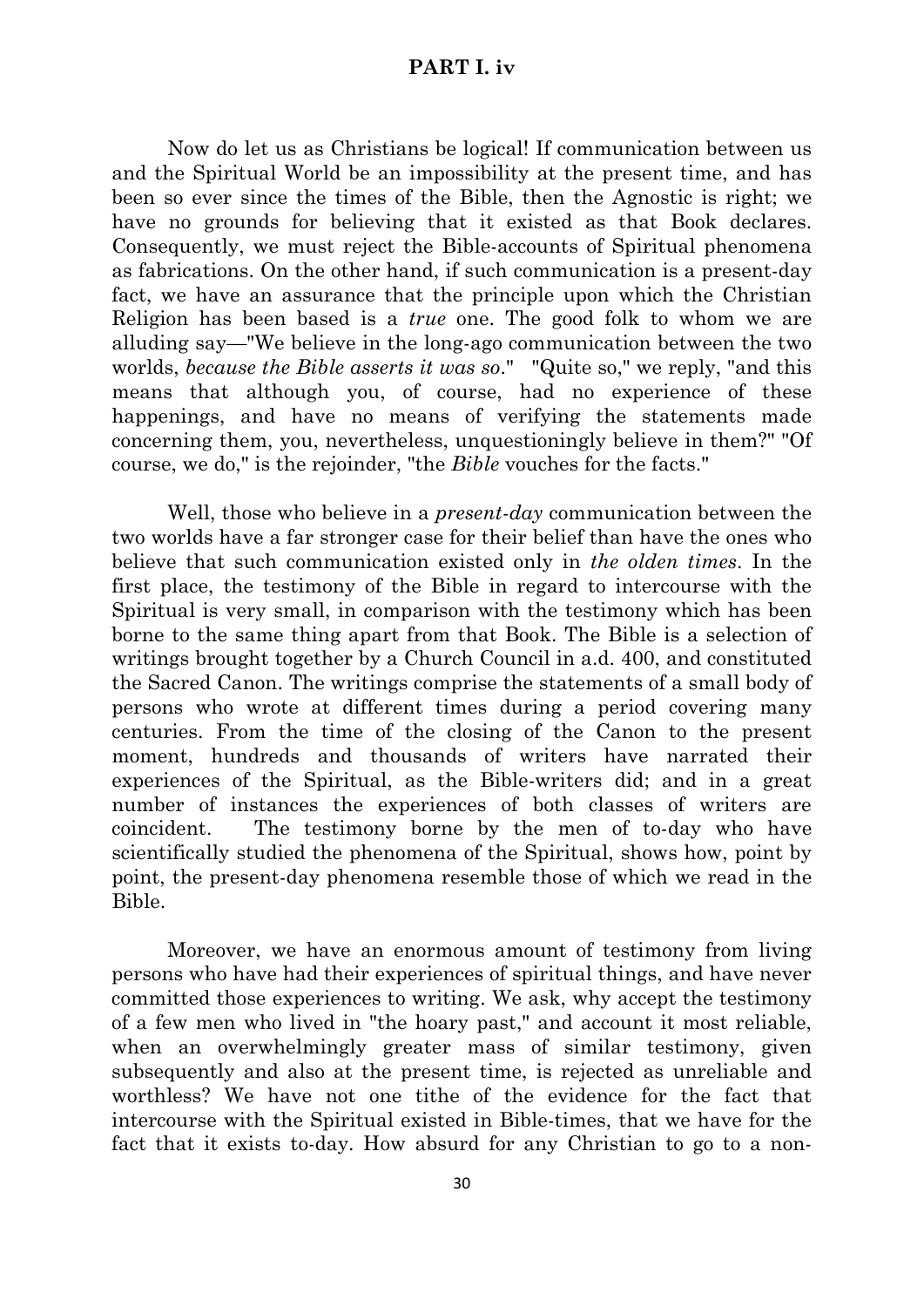## PART I. iv

Now do let us as Christians be logical! If communication between us and the Spiritual World be an impossibility at the present time, and has been so ever since the times of the Bible, then the Agnostic is right; we have no grounds for believing that it existed as that Book declares. Consequently, we must reject the Bible-accounts of Spiritual phenomena as fabrications. On the other hand, if such communication is a present-day fact, we have an assurance that the principle upon which the Christian Religion has been based is a *true* one. The good folk to whom we are alluding say—"We believe in the long-ago communication between the two worlds, *because the Bible asserts it was so*." "Quite so," we reply, "and this means that although you, of course, had no experience of these happenings, and have no means of verifying the statements made concerning them, you, nevertheless, unquestioningly believe in them?" "Of course, we do," is the rejoinder, "the *Bible* vouches for the facts."

Well, those who believe in a *present-day* communication between the two worlds have a far stronger case for their belief than have the ones who believe that such communication existed only in *the olden times*. In the first place, the testimony of the Bible in regard to intercourse with the Spiritual is very small, in comparison with the testimony which has been borne to the same thing apart from that Book. The Bible is a selection of writings brought together by a Church Council in a.d. 400, and constituted the Sacred Canon. The writings comprise the statements of a small body of persons who wrote at different times during a period covering many centuries. From the time of the closing of the Canon to the present moment, hundreds and thousands of writers have narrated their experiences of the Spiritual, as the Bible-writers did; and in a great number of instances the experiences of both classes of writers are coincident. The testimony borne by the men of to-day who have scientifically studied the phenomena of the Spiritual, shows how, point by point, the present-day phenomena resemble those of which we read in the Bible.

Moreover, we have an enormous amount of testimony from living persons who have had their experiences of spiritual things, and have never committed those experiences to writing. We ask, why accept the testimony of a few men who lived in "the hoary past," and account it most reliable, when an overwhelmingly greater mass of similar testimony, given subsequently and also at the present time, is rejected as unreliable and worthless? We have not one tithe of the evidence for the fact that intercourse with the Spiritual existed in Bible-times, that we have for the fact that it exists to-day. How absurd for any Christian to go to a non-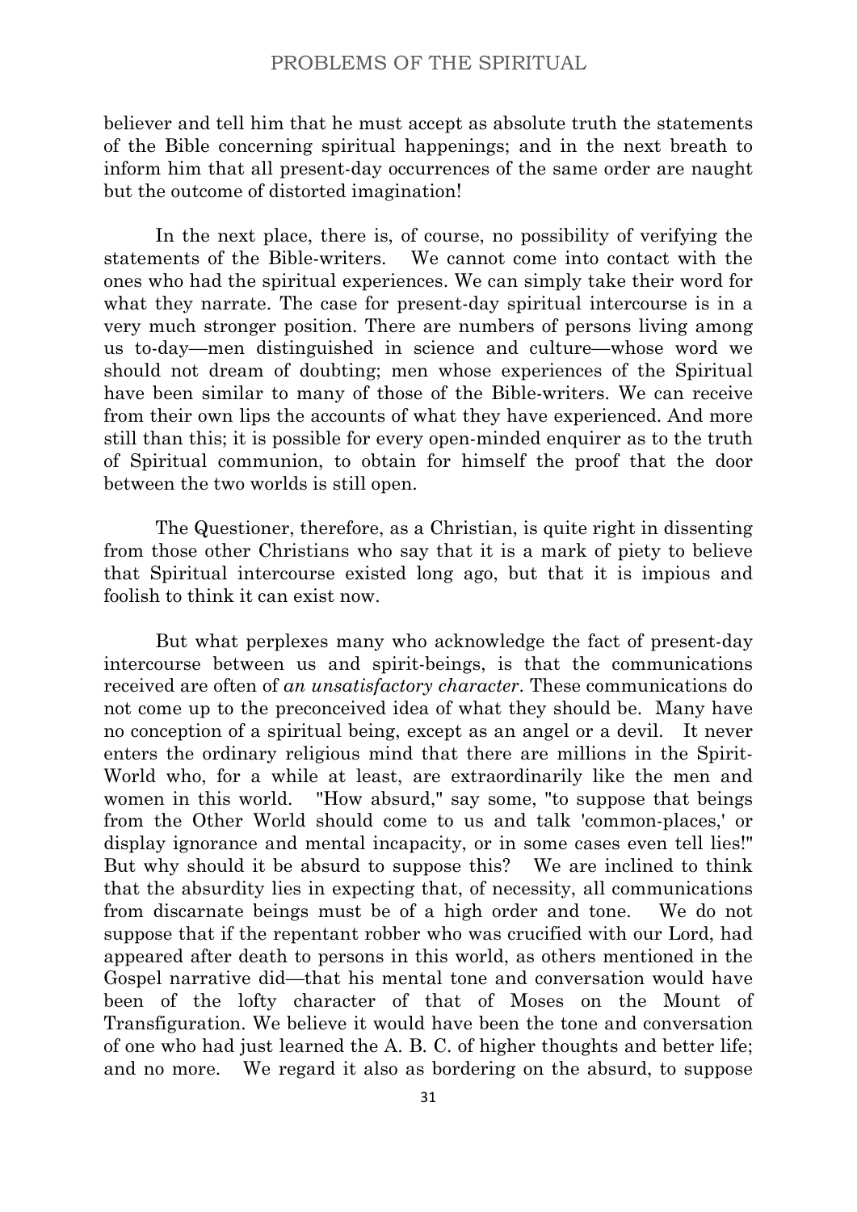believer and tell him that he must accept as absolute truth the statements of the Bible concerning spiritual happenings; and in the next breath to inform him that all present-day occurrences of the same order are naught but the outcome of distorted imagination!

In the next place, there is, of course, no possibility of verifying the statements of the Bible-writers. We cannot come into contact with the ones who had the spiritual experiences. We can simply take their word for what they narrate. The case for present-day spiritual intercourse is in a very much stronger position. There are numbers of persons living among us to-day—men distinguished in science and culture—whose word we should not dream of doubting; men whose experiences of the Spiritual have been similar to many of those of the Bible-writers. We can receive from their own lips the accounts of what they have experienced. And more still than this; it is possible for every open-minded enquirer as to the truth of Spiritual communion, to obtain for himself the proof that the door between the two worlds is still open.

The Questioner, therefore, as a Christian, is quite right in dissenting from those other Christians who say that it is a mark of piety to believe that Spiritual intercourse existed long ago, but that it is impious and foolish to think it can exist now.

But what perplexes many who acknowledge the fact of present-day intercourse between us and spirit-beings, is that the communications received are often of *an unsatisfactory character*. These communications do not come up to the preconceived idea of what they should be. Many have no conception of a spiritual being, except as an angel or a devil. It never enters the ordinary religious mind that there are millions in the Spirit-World who, for a while at least, are extraordinarily like the men and women in this world. "How absurd," say some, "to suppose that beings from the Other World should come to us and talk 'common-places,' or display ignorance and mental incapacity, or in some cases even tell lies!" But why should it be absurd to suppose this? We are inclined to think that the absurdity lies in expecting that, of necessity, all communications from discarnate beings must be of a high order and tone. We do not suppose that if the repentant robber who was crucified with our Lord, had appeared after death to persons in this world, as others mentioned in the Gospel narrative did—that his mental tone and conversation would have been of the lofty character of that of Moses on the Mount of Transfiguration. We believe it would have been the tone and conversation of one who had just learned the A. B. C. of higher thoughts and better life; and no more. We regard it also as bordering on the absurd, to suppose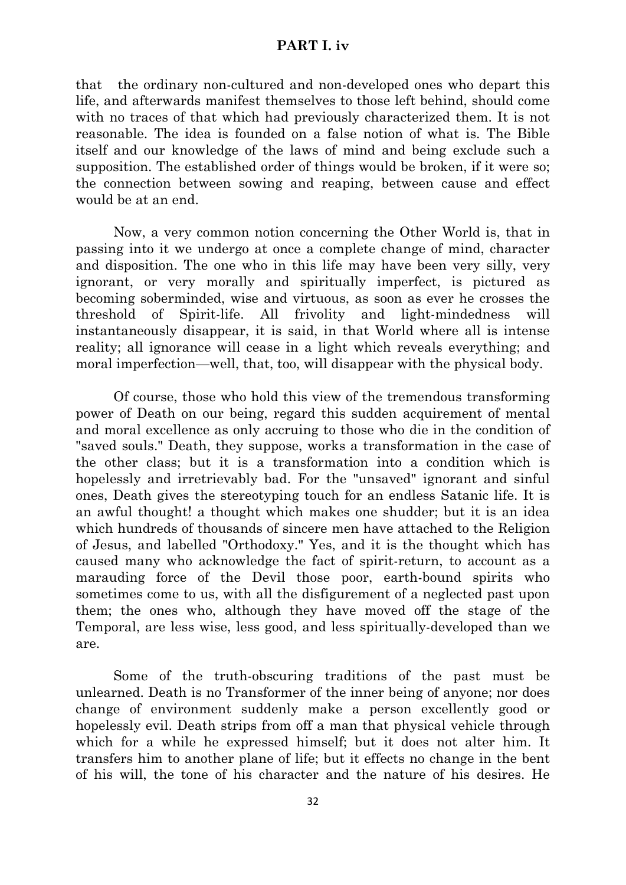that the ordinary non-cultured and non-developed ones who depart this life, and afterwards manifest themselves to those left behind, should come with no traces of that which had previously characterized them. It is not reasonable. The idea is founded on a false notion of what is. The Bible itself and our knowledge of the laws of mind and being exclude such a supposition. The established order of things would be broken, if it were so; the connection between sowing and reaping, between cause and effect would be at an end.

Now, a very common notion concerning the Other World is, that in passing into it we undergo at once a complete change of mind, character and disposition. The one who in this life may have been very silly, very ignorant, or very morally and spiritually imperfect, is pictured as becoming soberminded, wise and virtuous, as soon as ever he crosses the threshold of Spirit-life. All frivolity and light-mindedness will instantaneously disappear, it is said, in that World where all is intense reality; all ignorance will cease in a light which reveals everything; and moral imperfection—well, that, too, will disappear with the physical body.

Of course, those who hold this view of the tremendous transforming power of Death on our being, regard this sudden acquirement of mental and moral excellence as only accruing to those who die in the condition of "saved souls." Death, they suppose, works a transformation in the case of the other class; but it is a transformation into a condition which is hopelessly and irretrievably bad. For the "unsaved" ignorant and sinful ones, Death gives the stereotyping touch for an endless Satanic life. It is an awful thought! a thought which makes one shudder; but it is an idea which hundreds of thousands of sincere men have attached to the Religion of Jesus, and labelled "Orthodoxy." Yes, and it is the thought which has caused many who acknowledge the fact of spirit-return, to account as a marauding force of the Devil those poor, earth-bound spirits who sometimes come to us, with all the disfigurement of a neglected past upon them; the ones who, although they have moved off the stage of the Temporal, are less wise, less good, and less spiritually-developed than we are.

Some of the truth-obscuring traditions of the past must be unlearned. Death is no Transformer of the inner being of anyone; nor does change of environment suddenly make a person excellently good or hopelessly evil. Death strips from off a man that physical vehicle through which for a while he expressed himself; but it does not alter him. It transfers him to another plane of life; but it effects no change in the bent of his will, the tone of his character and the nature of his desires. He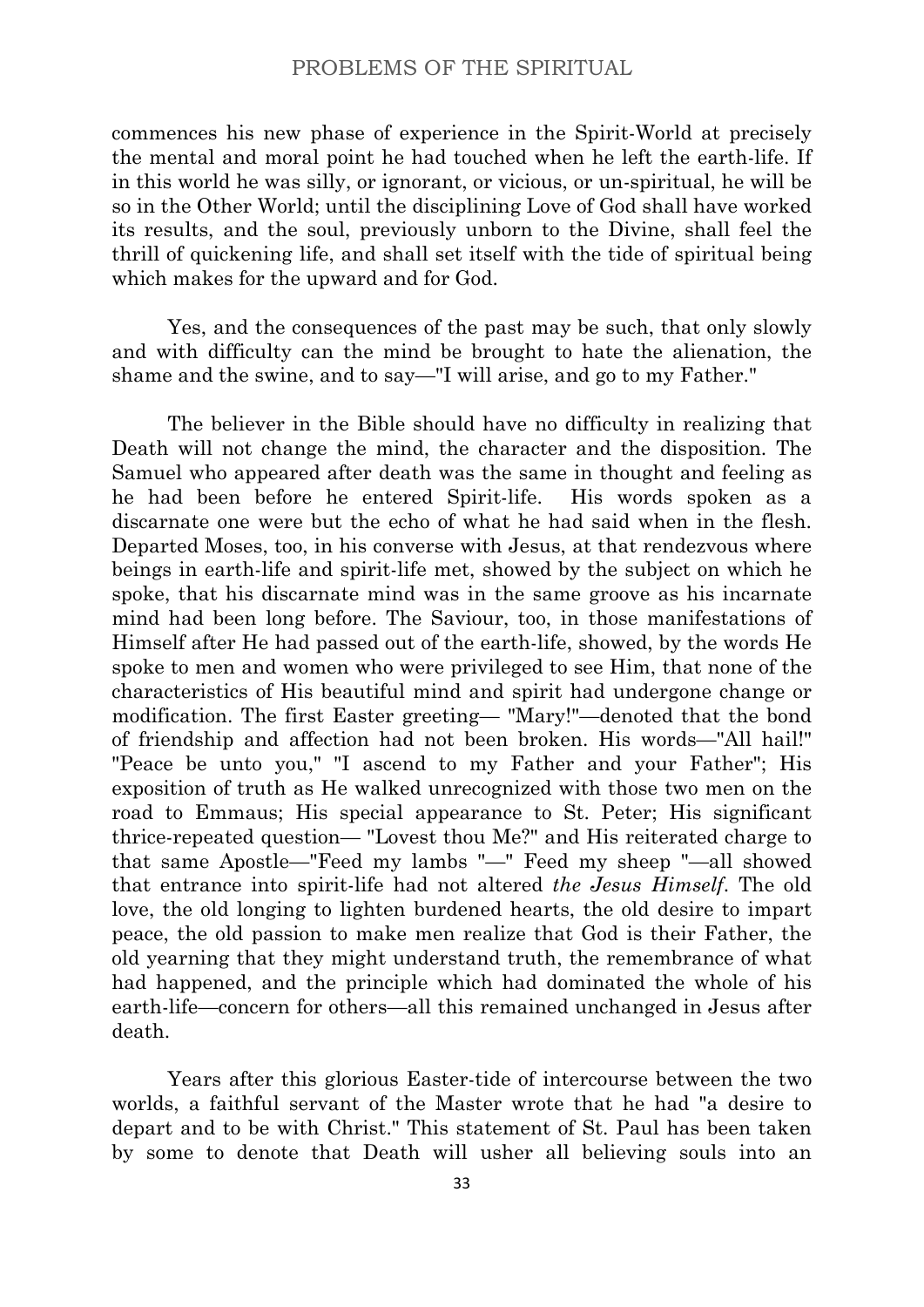commences his new phase of experience in the Spirit-World at precisely the mental and moral point he had touched when he left the earth-life. If in this world he was silly, or ignorant, or vicious, or un-spiritual, he will be so in the Other World; until the disciplining Love of God shall have worked its results, and the soul, previously unborn to the Divine, shall feel the thrill of quickening life, and shall set itself with the tide of spiritual being which makes for the upward and for God.

Yes, and the consequences of the past may be such, that only slowly and with difficulty can the mind be brought to hate the alienation, the shame and the swine, and to say—"I will arise, and go to my Father."

The believer in the Bible should have no difficulty in realizing that Death will not change the mind, the character and the disposition. The Samuel who appeared after death was the same in thought and feeling as he had been before he entered Spirit-life. His words spoken as a discarnate one were but the echo of what he had said when in the flesh. Departed Moses, too, in his converse with Jesus, at that rendezvous where beings in earth-life and spirit-life met, showed by the subject on which he spoke, that his discarnate mind was in the same groove as his incarnate mind had been long before. The Saviour, too, in those manifestations of Himself after He had passed out of the earth-life, showed, by the words He spoke to men and women who were privileged to see Him, that none of the characteristics of His beautiful mind and spirit had undergone change or modification. The first Easter greeting— "Mary!"—denoted that the bond of friendship and affection had not been broken. His words—"All hail!" "Peace be unto you," "I ascend to my Father and your Father"; His exposition of truth as He walked unrecognized with those two men on the road to Emmaus; His special appearance to St. Peter; His significant thrice-repeated question— "Lovest thou Me?" and His reiterated charge to that same Apostle—"Feed my lambs "—" Feed my sheep "—all showed that entrance into spirit-life had not altered *the Jesus Himself*. The old love, the old longing to lighten burdened hearts, the old desire to impart peace, the old passion to make men realize that God is their Father, the old yearning that they might understand truth, the remembrance of what had happened, and the principle which had dominated the whole of his earth-life—concern for others—all this remained unchanged in Jesus after death.

Years after this glorious Easter-tide of intercourse between the two worlds, a faithful servant of the Master wrote that he had "a desire to depart and to be with Christ." This statement of St. Paul has been taken by some to denote that Death will usher all believing souls into an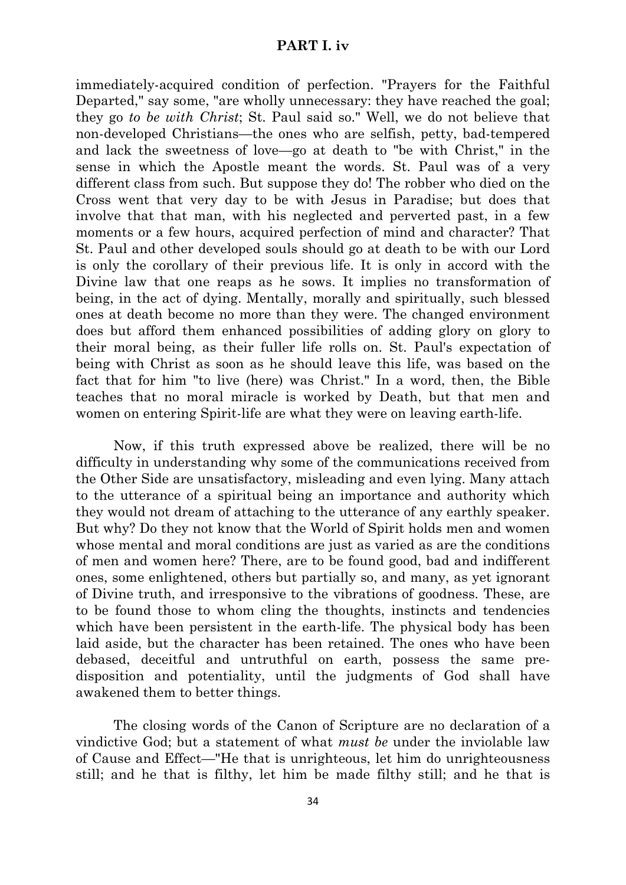immediately-acquired condition of perfection. "Prayers for the Faithful Departed," say some, "are wholly unnecessary: they have reached the goal; they go *to be with Christ*; St. Paul said so." Well, we do not believe that non-developed Christians—the ones who are selfish, petty, bad-tempered and lack the sweetness of love—go at death to "be with Christ," in the sense in which the Apostle meant the words. St. Paul was of a very different class from such. But suppose they do! The robber who died on the Cross went that very day to be with Jesus in Paradise; but does that involve that that man, with his neglected and perverted past, in a few moments or a few hours, acquired perfection of mind and character? That St. Paul and other developed souls should go at death to be with our Lord is only the corollary of their previous life. It is only in accord with the Divine law that one reaps as he sows. It implies no transformation of being, in the act of dying. Mentally, morally and spiritually, such blessed ones at death become no more than they were. The changed environment does but afford them enhanced possibilities of adding glory on glory to their moral being, as their fuller life rolls on. St. Paul's expectation of being with Christ as soon as he should leave this life, was based on the fact that for him "to live (here) was Christ." In a word, then, the Bible teaches that no moral miracle is worked by Death, but that men and women on entering Spirit-life are what they were on leaving earth-life.

Now, if this truth expressed above be realized, there will be no difficulty in understanding why some of the communications received from the Other Side are unsatisfactory, misleading and even lying. Many attach to the utterance of a spiritual being an importance and authority which they would not dream of attaching to the utterance of any earthly speaker. But why? Do they not know that the World of Spirit holds men and women whose mental and moral conditions are just as varied as are the conditions of men and women here? There, are to be found good, bad and indifferent ones, some enlightened, others but partially so, and many, as yet ignorant of Divine truth, and irresponsive to the vibrations of goodness. These, are to be found those to whom cling the thoughts, instincts and tendencies which have been persistent in the earth-life. The physical body has been laid aside, but the character has been retained. The ones who have been debased, deceitful and untruthful on earth, possess the same pre-disposition and potentiality, until the judgments of God shall have awakened them to better things.

The closing words of the Canon of Scripture are no declaration of a vindictive God; but a statement of what *must be* under the inviolable law of Cause and Effect—"He that is unrighteous, let him do unrighteousness still; and he that is filthy, let him be made filthy still; and he that is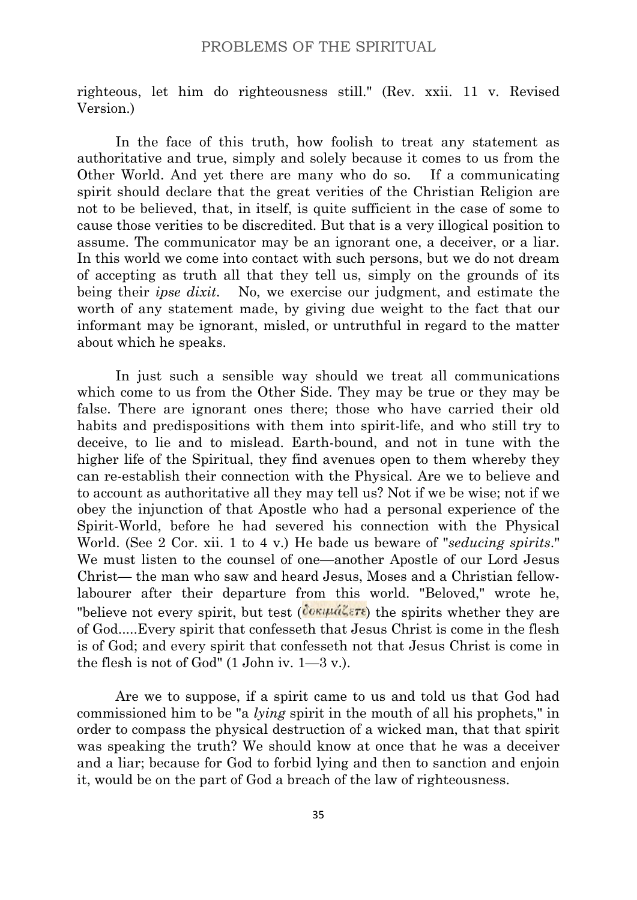righteous, let him do righteousness still." (Rev. xxii. 11 v. Revised Version.)

In the face of this truth, how foolish to treat any statement as authoritative and true, simply and solely because it comes to us from the Other World. And yet there are many who do so. If a communicating spirit should declare that the great verities of the Christian Religion are not to be believed, that, in itself, is quite sufficient in the case of some to cause those verities to be discredited. But that is a very illogical position to assume. The communicator may be an ignorant one, a deceiver, or a liar. In this world we come into contact with such persons, but we do not dream of accepting as truth all that they tell us, simply on the grounds of its being their *ipse dixit*. No, we exercise our judgment, and estimate the worth of any statement made, by giving due weight to the fact that our informant may be ignorant, misled, or untruthful in regard to the matter about which he speaks.

In just such a sensible way should we treat all communications which come to us from the Other Side. They may be true or they may be false. There are ignorant ones there; those who have carried their old habits and predispositions with them into spirit-life, and who still try to deceive, to lie and to mislead. Earth-bound, and not in tune with the higher life of the Spiritual, they find avenues open to them whereby they can re-establish their connection with the Physical. Are we to believe and to account as authoritative all they may tell us? Not if we be wise; not if we obey the injunction of that Apostle who had a personal experience of the Spirit-World, before he had severed his connection with the Physical World. (See 2 Cor. xii. 1 to 4 v.) He bade us beware of "*seducing spirits*." We must listen to the counsel of one—another Apostle of our Lord Jesus Christ— the man who saw and heard Jesus, Moses and a Christian fellow-labourer after their departure from this world. "Beloved," wrote he, "believe not every spirit, but test (δοκιμάζετε) the spirits whether they are of God.....Every spirit that confesseth that Jesus Christ is come in the flesh is of God; and every spirit that confesseth not that Jesus Christ is come in the flesh is not of God" (1 John iv. 1—3 v.).

Are we to suppose, if a spirit came to us and told us that God had commissioned him to be "a *lying* spirit in the mouth of all his prophets," in order to compass the physical destruction of a wicked man, that that spirit was speaking the truth? We should know at once that he was a deceiver and a liar; because for God to forbid lying and then to sanction and enjoin it, would be on the part of God a breach of the law of righteousness.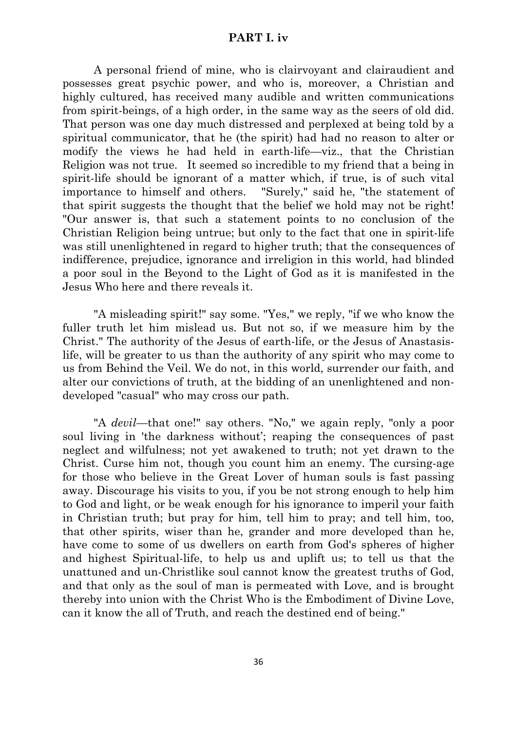**PART I. iv**

A personal friend of mine, who is clairvoyant and clairaudient and possesses great psychic power, and who is, moreover, a Christian and highly cultured, has received many audible and written communications from spirit-beings, of a high order, in the same way as the seers of old did. That person was one day much distressed and perplexed at being told by a spiritual communicator, that he (the spirit) had had no reason to alter or modify the views he had held in earth-life—viz., that the Christian Religion was not true. It seemed so incredible to my friend that a being in spirit-life should be ignorant of a matter which, if true, is of such vital importance to himself and others. "Surely," said he, "the statement of that spirit suggests the thought that the belief we hold may not be right! "Our answer is, that such a statement points to no conclusion of the Christian Religion being untrue; but only to the fact that one in spirit-life was still unenlightened in regard to higher truth; that the consequences of indifference, prejudice, ignorance and irreligion in this world, had blinded a poor soul in the Beyond to the Light of God as it is manifested in the Jesus Who here and there reveals it.

"A misleading spirit!" say some. "Yes," we reply, "if we who know the fuller truth let him mislead us. But not so, if we measure him by the Christ." The authority of the Jesus of earth-life, or the Jesus of Anastasis-life, will be greater to us than the authority of any spirit who may come to us from Behind the Veil. We do not, in this world, surrender our faith, and alter our convictions of truth, at the bidding of an unenlightened and non-developed "casual" who may cross our path.

"A *devil*—that one!" say others. "No," we again reply, "only a poor soul living in 'the darkness without'; reaping the consequences of past neglect and wilfulness; not yet awakened to truth; not yet drawn to the Christ. Curse him not, though you count him an enemy. The cursing-age for those who believe in the Great Lover of human souls is fast passing away. Discourage his visits to you, if you be not strong enough to help him to God and light, or be weak enough for his ignorance to imperil your faith in Christian truth; but pray for him, tell him to pray; and tell him, too, that other spirits, wiser than he, grander and more developed than he, have come to some of us dwellers on earth from God's spheres of higher and highest Spiritual-life, to help us and uplift us; to tell us that the unattuned and un-Christlike soul cannot know the greatest truths of God, and that only as the soul of man is permeated with Love, and is brought thereby into union with the Christ Who is the Embodiment of Divine Love, can it know the all of Truth, and reach the destined end of being."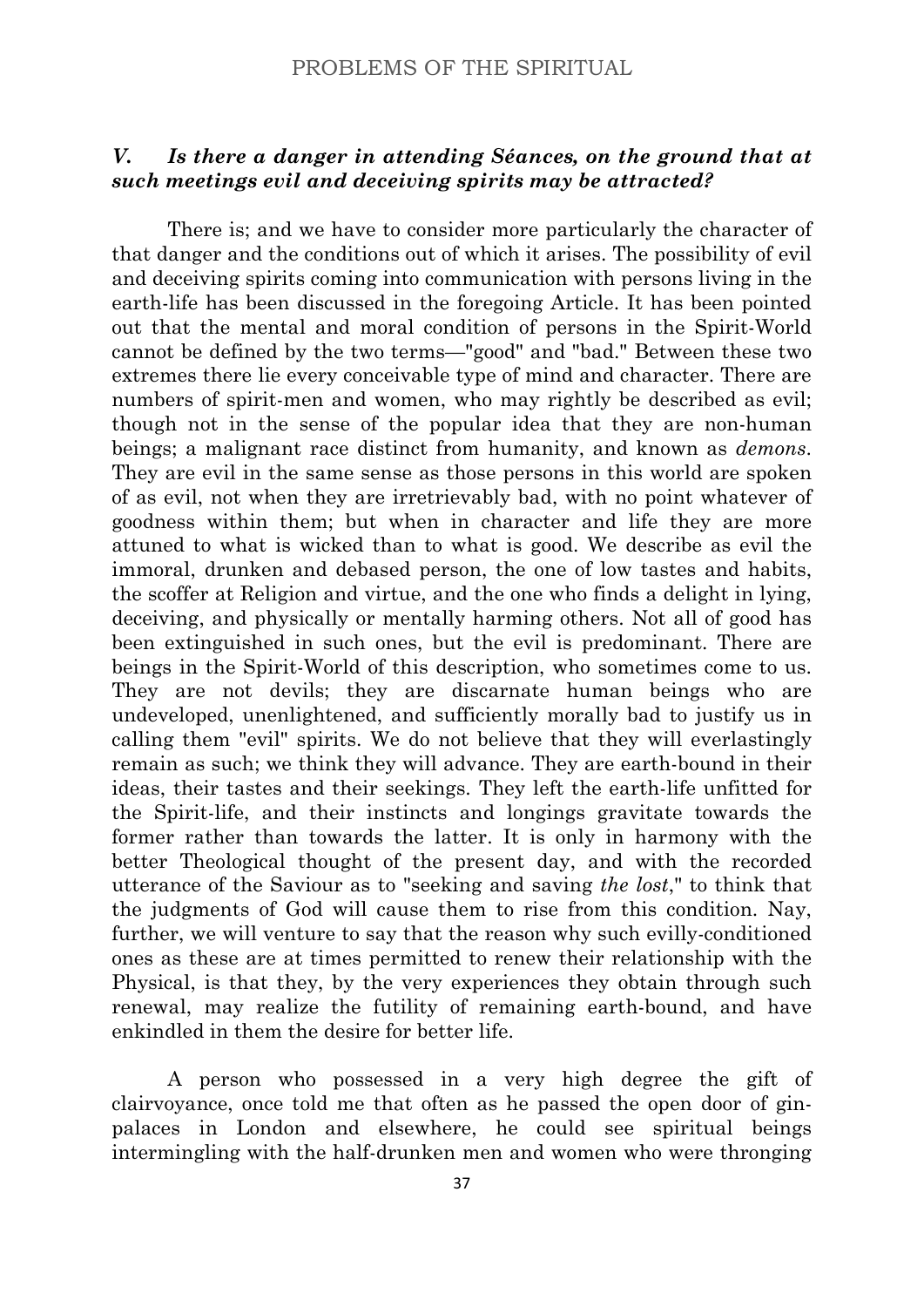### *V. Is there a danger in attending Séances, on the ground that at such meetings evil and deceiving spirits may be attracted?*

There is; and we have to consider more particularly the character of that danger and the conditions out of which it arises. The possibility of evil and deceiving spirits coming into communication with persons living in the earth-life has been discussed in the foregoing Article. It has been pointed out that the mental and moral condition of persons in the Spirit-World cannot be defined by the two terms—"good" and "bad." Between these two extremes there lie every conceivable type of mind and character. There are numbers of spirit-men and women, who may rightly be described as evil; though not in the sense of the popular idea that they are non-human beings; a malignant race distinct from humanity, and known as *demons*. They are evil in the same sense as those persons in this world are spoken of as evil, not when they are irretrievably bad, with no point whatever of goodness within them; but when in character and life they are more attuned to what is wicked than to what is good. We describe as evil the immoral, drunken and debased person, the one of low tastes and habits, the scoffer at Religion and virtue, and the one who finds a delight in lying, deceiving, and physically or mentally harming others. Not all of good has been extinguished in such ones, but the evil is predominant. There are beings in the Spirit-World of this description, who sometimes come to us. They are not devils; they are discarnate human beings who are undeveloped, unenlightened, and sufficiently morally bad to justify us in calling them "evil" spirits. We do not believe that they will everlastingly remain as such; we think they will advance. They are earth-bound in their ideas, their tastes and their seekings. They left the earth-life unfitted for the Spirit-life, and their instincts and longings gravitate towards the former rather than towards the latter. It is only in harmony with the better Theological thought of the present day, and with the recorded utterance of the Saviour as to "seeking and saving *the lost*," to think that the judgments of God will cause them to rise from this condition. Nay, further, we will venture to say that the reason why such evilly-conditioned ones as these are at times permitted to renew their relationship with the Physical, is that they, by the very experiences they obtain through such renewal, may realize the futility of remaining earth-bound, and have enkindled in them the desire for better life.

A person who possessed in a very high degree the gift of clairvoyance, once told me that often as he passed the open door of gin-palaces in London and elsewhere, he could see spiritual beings intermingling with the half-drunken men and women who were thronging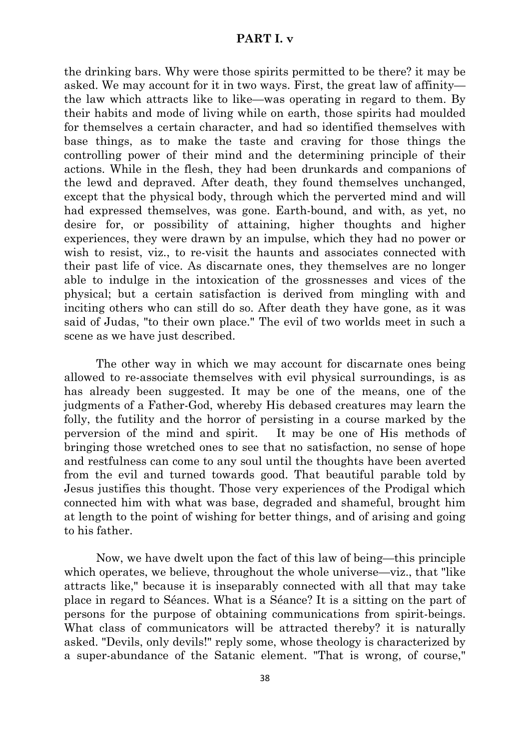the drinking bars. Why were those spirits permitted to be there? it may be asked. We may account for it in two ways. First, the great law of affinity—the law which attracts like to like—was operating in regard to them. By their habits and mode of living while on earth, those spirits had moulded for themselves a certain character, and had so identified themselves with base things, as to make the taste and craving for those things the controlling power of their mind and the determining principle of their actions. While in the flesh, they had been drunkards and companions of the lewd and depraved. After death, they found themselves unchanged, except that the physical body, through which the perverted mind and will had expressed themselves, was gone. Earth-bound, and with, as yet, no desire for, or possibility of attaining, higher thoughts and higher experiences, they were drawn by an impulse, which they had no power or wish to resist, viz., to re-visit the haunts and associates connected with their past life of vice. As discarnate ones, they themselves are no longer able to indulge in the intoxication of the grossnesses and vices of the physical; but a certain satisfaction is derived from mingling with and inciting others who can still do so. After death they have gone, as it was said of Judas, "to their own place." The evil of two worlds meet in such a scene as we have just described.

The other way in which we may account for discarnate ones being allowed to re-associate themselves with evil physical surroundings, is as has already been suggested. It may be one of the means, one of the judgments of a Father-God, whereby His debased creatures may learn the folly, the futility and the horror of persisting in a course marked by the perversion of the mind and spirit. It may be one of His methods of bringing those wretched ones to see that no satisfaction, no sense of hope and restfulness can come to any soul until the thoughts have been averted from the evil and turned towards good. That beautiful parable told by Jesus justifies this thought. Those very experiences of the Prodigal which connected him with what was base, degraded and shameful, brought him at length to the point of wishing for better things, and of arising and going to his father.

Now, we have dwelt upon the fact of this law of being—this principle which operates, we believe, throughout the whole universe—viz., that "like attracts like," because it is inseparably connected with all that may take place in regard to Séances. What is a Séance? It is a sitting on the part of persons for the purpose of obtaining communications from spirit-beings. What class of communicators will be attracted thereby? it is naturally asked. "Devils, only devils!" reply some, whose theology is characterized by a super-abundance of the Satanic element. "That is wrong, of course,"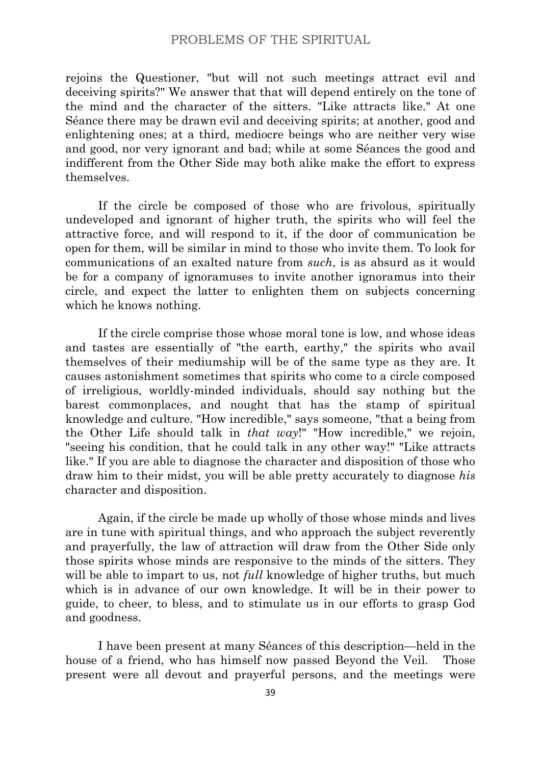rejoins the Questioner, "but will not such meetings attract evil and deceiving spirits?" We answer that that will depend entirely on the tone of the mind and the character of the sitters. "Like attracts like." At one Séance there may be drawn evil and deceiving spirits; at another, good and enlightening ones; at a third, mediocre beings who are neither very wise and good, nor very ignorant and bad; while at some Séances the good and indifferent from the Other Side may both alike make the effort to express themselves.

If the circle be composed of those who are frivolous, spiritually undeveloped and ignorant of higher truth, the spirits who will feel the attractive force, and will respond to it, if the door of communication be open for them, will be similar in mind to those who invite them. To look for communications of an exalted nature from *such*, is as absurd as it would be for a company of ignoramuses to invite another ignoramus into their circle, and expect the latter to enlighten them on subjects concerning which he knows nothing.

If the circle comprise those whose moral tone is low, and whose ideas and tastes are essentially of "the earth, earthy," the spirits who avail themselves of their mediumship will be of the same type as they are. It causes astonishment sometimes that spirits who come to a circle composed of irreligious, worldly-minded individuals, should say nothing but the barest commonplaces, and nought that has the stamp of spiritual knowledge and culture. "How incredible," says someone, "that a being from the Other Life should talk in *that way*!" "How incredible," we rejoin, "seeing his condition, that he could talk in any other way!" "Like attracts like." If you are able to diagnose the character and disposition of those who draw him to their midst, you will be able pretty accurately to diagnose *his* character and disposition.

Again, if the circle be made up wholly of those whose minds and lives are in tune with spiritual things, and who approach the subject reverently and prayerfully, the law of attraction will draw from the Other Side only those spirits whose minds are responsive to the minds of the sitters. They will be able to impart to us, not *full* knowledge of higher truths, but much which is in advance of our own knowledge. It will be in their power to guide, to cheer, to bless, and to stimulate us in our efforts to grasp God and goodness.

I have been present at many Séances of this description—held in the house of a friend, who has himself now passed Beyond the Veil. Those present were all devout and prayerful persons, and the meetings were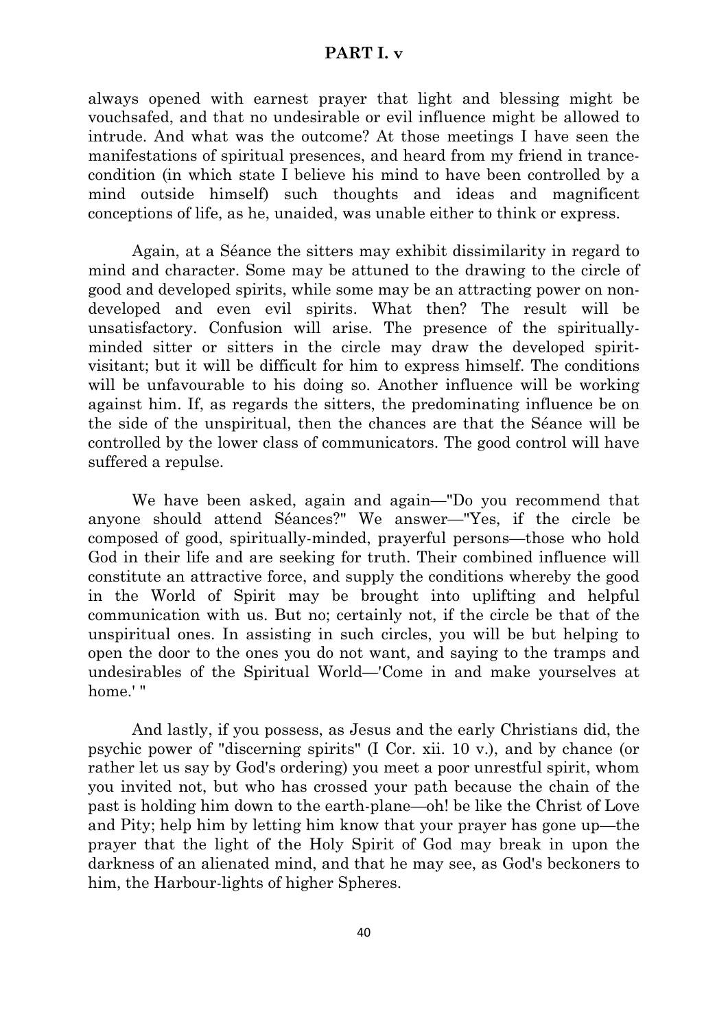always opened with earnest prayer that light and blessing might be vouchsafed, and that no undesirable or evil influence might be allowed to intrude. And what was the outcome? At those meetings I have seen the manifestations of spiritual presences, and heard from my friend in trance-condition (in which state I believe his mind to have been controlled by a mind outside himself) such thoughts and ideas and magnificent conceptions of life, as he, unaided, was unable either to think or express.

Again, at a Séance the sitters may exhibit dissimilarity in regard to mind and character. Some may be attuned to the drawing to the circle of good and developed spirits, while some may be an attracting power on non-developed and even evil spirits. What then? The result will be unsatisfactory. Confusion will arise. The presence of the spiritually-minded sitter or sitters in the circle may draw the developed spirit-visitant; but it will be difficult for him to express himself. The conditions will be unfavourable to his doing so. Another influence will be working against him. If, as regards the sitters, the predominating influence be on the side of the unspiritual, then the chances are that the Séance will be controlled by the lower class of communicators. The good control will have suffered a repulse.

We have been asked, again and again—"Do you recommend that anyone should attend Séances?" We answer—"Yes, if the circle be composed of good, spiritually-minded, prayerful persons—those who hold God in their life and are seeking for truth. Their combined influence will constitute an attractive force, and supply the conditions whereby the good in the World of Spirit may be brought into uplifting and helpful communication with us. But no; certainly not, if the circle be that of the unspiritual ones. In assisting in such circles, you will be but helping to open the door to the ones you do not want, and saying to the tramps and undesirables of the Spiritual World—'Come in and make yourselves at home.' "

And lastly, if you possess, as Jesus and the early Christians did, the psychic power of "discerning spirits" (I Cor. xii. 10 v.), and by chance (or rather let us say by God's ordering) you meet a poor unrestful spirit, whom you invited not, but who has crossed your path because the chain of the past is holding him down to the earth-plane—oh! be like the Christ of Love and Pity; help him by letting him know that your prayer has gone up—the prayer that the light of the Holy Spirit of God may break in upon the darkness of an alienated mind, and that he may see, as God's beckoners to him, the Harbour-lights of higher Spheres.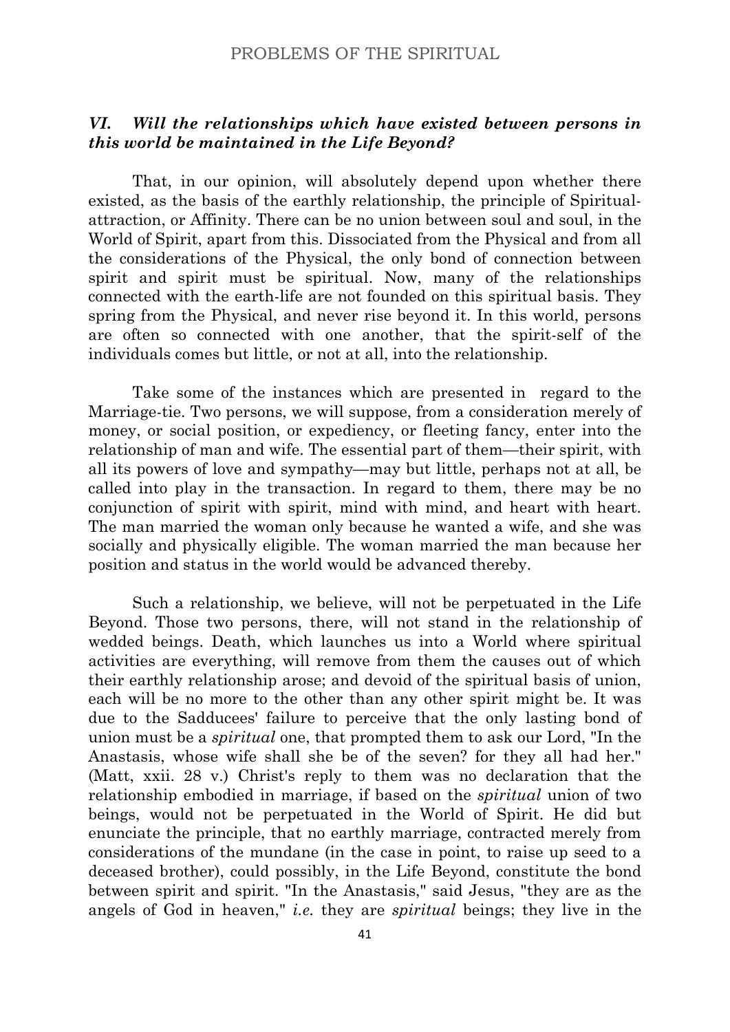### *VI. Will the relationships which have existed between persons in this world be maintained in the Life Beyond?*

That, in our opinion, will absolutely depend upon whether there existed, as the basis of the earthly relationship, the principle of Spiritual-attraction, or Affinity. There can be no union between soul and soul, in the World of Spirit, apart from this. Dissociated from the Physical and from all the considerations of the Physical, the only bond of connection between spirit and spirit must be spiritual. Now, many of the relationships connected with the earth-life are not founded on this spiritual basis. They spring from the Physical, and never rise beyond it. In this world, persons are often so connected with one another, that the spirit-self of the individuals comes but little, or not at all, into the relationship.

Take some of the instances which are presented in regard to the Marriage-tie. Two persons, we will suppose, from a consideration merely of money, or social position, or expediency, or fleeting fancy, enter into the relationship of man and wife. The essential part of them—their spirit, with all its powers of love and sympathy—may but little, perhaps not at all, be called into play in the transaction. In regard to them, there may be no conjunction of spirit with spirit, mind with mind, and heart with heart. The man married the woman only because he wanted a wife, and she was socially and physically eligible. The woman married the man because her position and status in the world would be advanced thereby.

Such a relationship, we believe, will not be perpetuated in the Life Beyond. Those two persons, there, will not stand in the relationship of wedded beings. Death, which launches us into a World where spiritual activities are everything, will remove from them the causes out of which their earthly relationship arose; and devoid of the spiritual basis of union, each will be no more to the other than any other spirit might be. It was due to the Sadducees' failure to perceive that the only lasting bond of union must be a *spiritual* one, that prompted them to ask our Lord, "In the Anastasis, whose wife shall she be of the seven? for they all had her." (Matt, xxii. 28 v.) Christ's reply to them was no declaration that the relationship embodied in marriage, if based on the *spiritual* union of two beings, would not be perpetuated in the World of Spirit. He did but enunciate the principle, that no earthly marriage, contracted merely from considerations of the mundane (in the case in point, to raise up seed to a deceased brother), could possibly, in the Life Beyond, constitute the bond between spirit and spirit. "In the Anastasis," said Jesus, "they are as the angels of God in heaven," *i.e.* they are *spiritual* beings; they live in the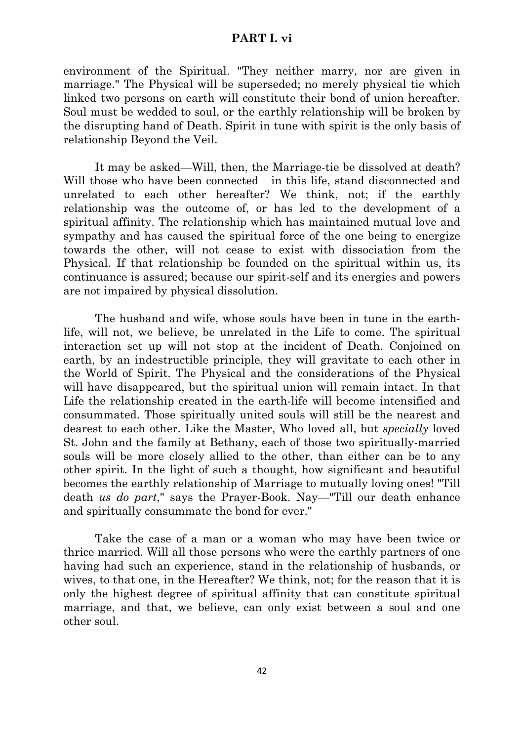environment of the Spiritual. "They neither marry, nor are given in marriage." The Physical will be superseded; no merely physical tie which linked two persons on earth will constitute their bond of union hereafter. Soul must be wedded to soul, or the earthly relationship will be broken by the disrupting hand of Death. Spirit in tune with spirit is the only basis of relationship Beyond the Veil.

It may be asked—Will, then, the Marriage-tie be dissolved at death? Will those who have been connected in this life, stand disconnected and unrelated to each other hereafter? We think, not; if the earthly relationship was the outcome of, or has led to the development of a spiritual affinity. The relationship which has maintained mutual love and sympathy and has caused the spiritual force of the one being to energize towards the other, will not cease to exist with dissociation from the Physical. If that relationship be founded on the spiritual within us, its continuance is assured; because our spirit-self and its energies and powers are not impaired by physical dissolution.

The husband and wife, whose souls have been in tune in the earth-life, will not, we believe, be unrelated in the Life to come. The spiritual interaction set up will not stop at the incident of Death. Conjoined on earth, by an indestructible principle, they will gravitate to each other in the World of Spirit. The Physical and the considerations of the Physical will have disappeared, but the spiritual union will remain intact. In that Life the relationship created in the earth-life will become intensified and consummated. Those spiritually united souls will still be the nearest and dearest to each other. Like the Master, Who loved all, but *specially* loved St. John and the family at Bethany, each of those two spiritually-married souls will be more closely allied to the other, than either can be to any other spirit. In the light of such a thought, how significant and beautiful becomes the earthly relationship of Marriage to mutually loving ones! "Till death *us do part*," says the Prayer-Book. Nay—"Till our death enhance and spiritually consummate the bond for ever."

Take the case of a man or a woman who may have been twice or thrice married. Will all those persons who were the earthly partners of one having had such an experience, stand in the relationship of husbands, or wives, to that one, in the Hereafter? We think, not; for the reason that it is only the highest degree of spiritual affinity that can constitute spiritual marriage, and that, we believe, can only exist between a soul and one other soul.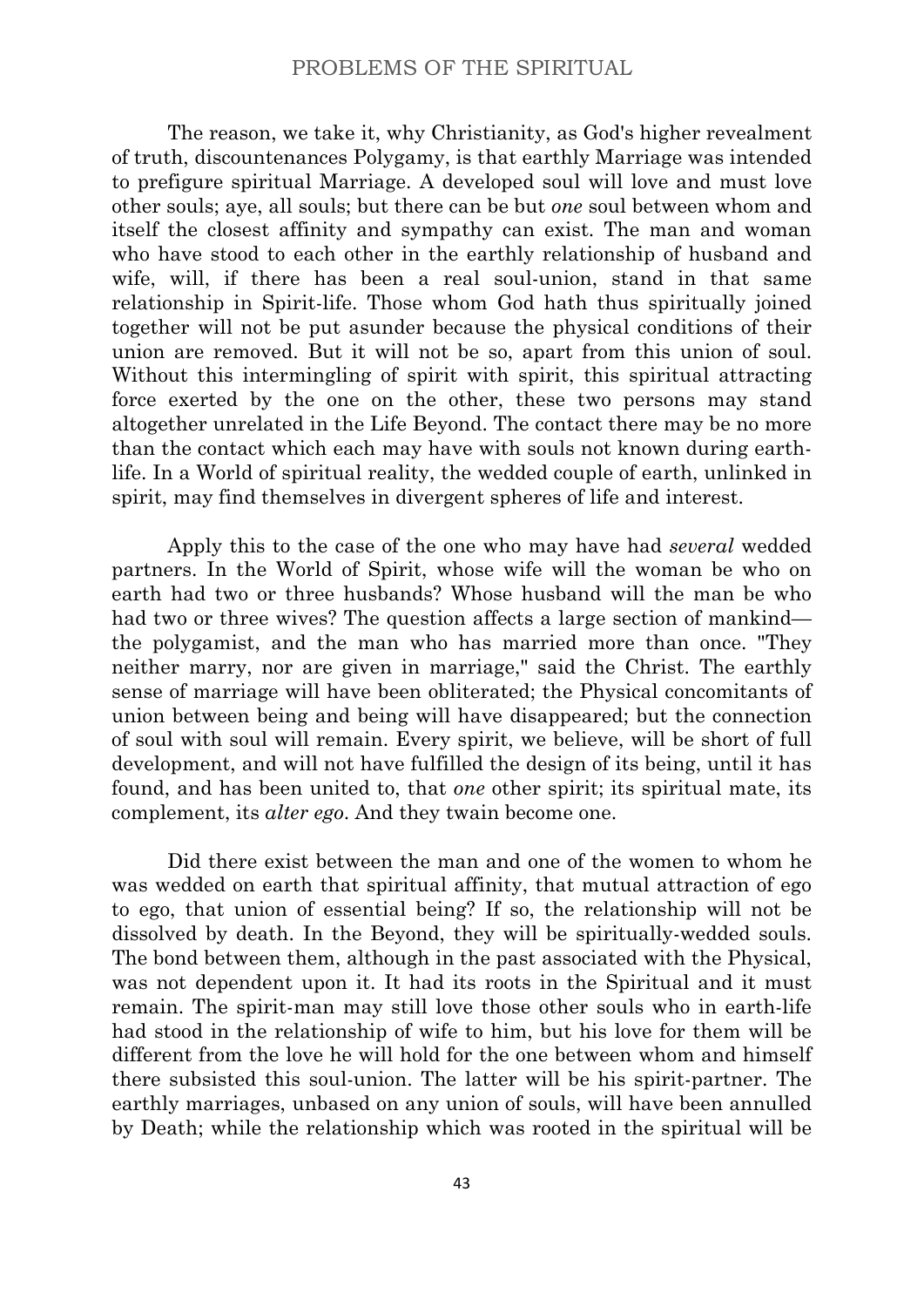The reason, we take it, why Christianity, as God's higher revealment of truth, discountenances Polygamy, is that earthly Marriage was intended to prefigure spiritual Marriage. A developed soul will love and must love other souls; aye, all souls; but there can be but *one* soul between whom and itself the closest affinity and sympathy can exist. The man and woman who have stood to each other in the earthly relationship of husband and wife, will, if there has been a real soul-union, stand in that same relationship in Spirit-life. Those whom God hath thus spiritually joined together will not be put asunder because the physical conditions of their union are removed. But it will not be so, apart from this union of soul. Without this intermingling of spirit with spirit, this spiritual attracting force exerted by the one on the other, these two persons may stand altogether unrelated in the Life Beyond. The contact there may be no more than the contact which each may have with souls not known during earth-life. In a World of spiritual reality, the wedded couple of earth, unlinked in spirit, may find themselves in divergent spheres of life and interest.

Apply this to the case of the one who may have had *several* wedded partners. In the World of Spirit, whose wife will the woman be who on earth had two or three husbands? Whose husband will the man be who had two or three wives? The question affects a large section of mankind—the polygamist, and the man who has married more than once. "They neither marry, nor are given in marriage," said the Christ. The earthly sense of marriage will have been obliterated; the Physical concomitants of union between being and being will have disappeared; but the connection of soul with soul will remain. Every spirit, we believe, will be short of full development, and will not have fulfilled the design of its being, until it has found, and has been united to, that *one* other spirit; its spiritual mate, its complement, its *alter ego*. And they twain become one.

Did there exist between the man and one of the women to whom he was wedded on earth that spiritual affinity, that mutual attraction of ego to ego, that union of essential being? If so, the relationship will not be dissolved by death. In the Beyond, they will be spiritually-wedded souls. The bond between them, although in the past associated with the Physical, was not dependent upon it. It had its roots in the Spiritual and it must remain. The spirit-man may still love those other souls who in earth-life had stood in the relationship of wife to him, but his love for them will be different from the love he will hold for the one between whom and himself there subsisted this soul-union. The latter will be his spirit-partner. The earthly marriages, unbased on any union of souls, will have been annulled by Death; while the relationship which was rooted in the spiritual will be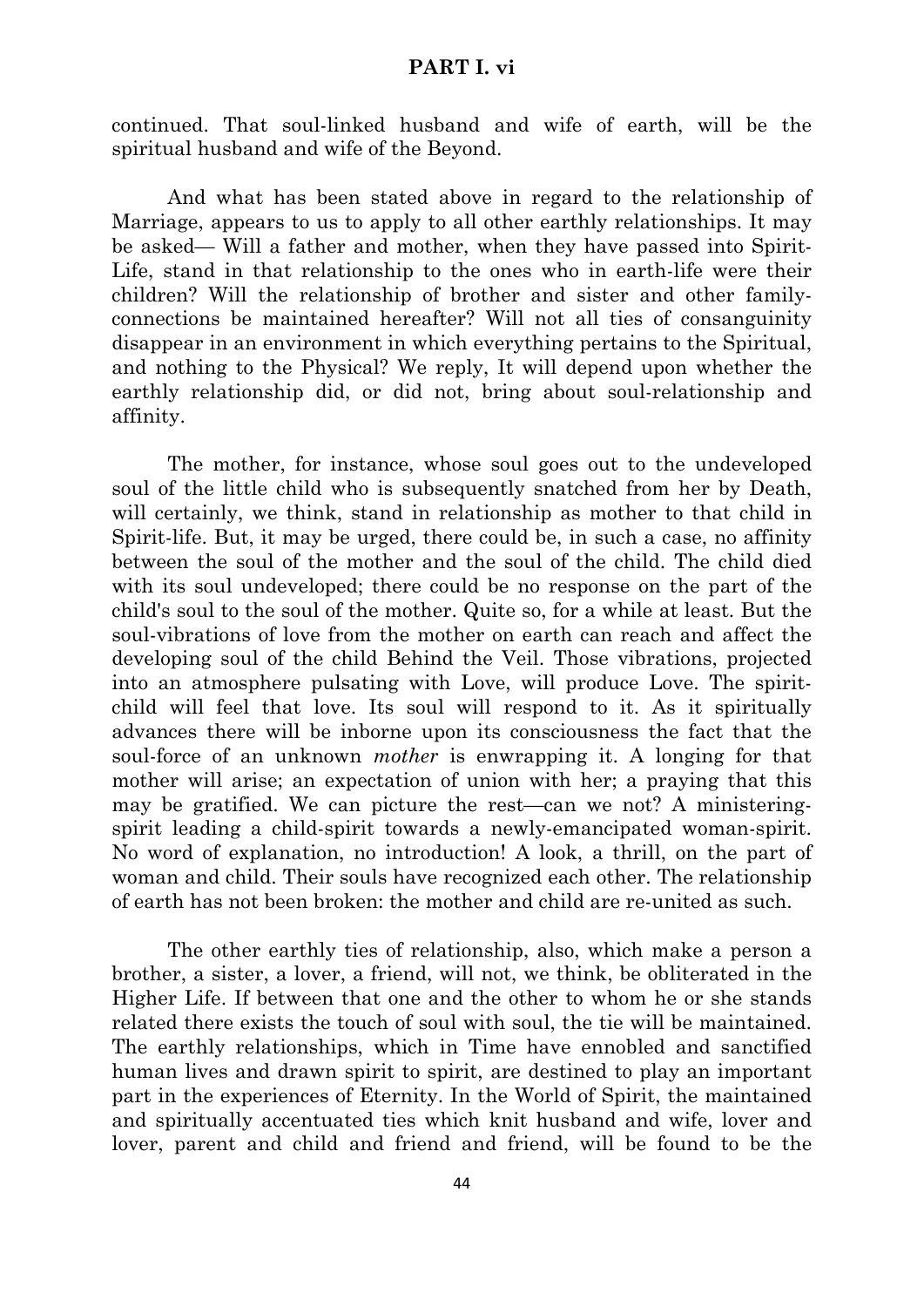continued. That soul-linked husband and wife of earth, will be the spiritual husband and wife of the Beyond.

And what has been stated above in regard to the relationship of Marriage, appears to us to apply to all other earthly relationships. It may be asked— Will a father and mother, when they have passed into Spirit-Life, stand in that relationship to the ones who in earth-life were their children? Will the relationship of brother and sister and other family-connections be maintained hereafter? Will not all ties of consanguinity disappear in an environment in which everything pertains to the Spiritual, and nothing to the Physical? We reply, It will depend upon whether the earthly relationship did, or did not, bring about soul-relationship and affinity.

The mother, for instance, whose soul goes out to the undeveloped soul of the little child who is subsequently snatched from her by Death, will certainly, we think, stand in relationship as mother to that child in Spirit-life. But, it may be urged, there could be, in such a case, no affinity between the soul of the mother and the soul of the child. The child died with its soul undeveloped; there could be no response on the part of the child's soul to the soul of the mother. Quite so, for a while at least. But the soul-vibrations of love from the mother on earth can reach and affect the developing soul of the child Behind the Veil. Those vibrations, projected into an atmosphere pulsating with Love, will produce Love. The spirit-child will feel that love. Its soul will respond to it. As it spiritually advances there will be inborne upon its consciousness the fact that the soul-force of an unknown *mother* is enwrapping it. A longing for that mother will arise; an expectation of union with her; a praying that this may be gratified. We can picture the rest—can we not? A ministering-spirit leading a child-spirit towards a newly-emancipated woman-spirit. No word of explanation, no introduction! A look, a thrill, on the part of woman and child. Their souls have recognized each other. The relationship of earth has not been broken: the mother and child are re-united as such.

The other earthly ties of relationship, also, which make a person a brother, a sister, a lover, a friend, will not, we think, be obliterated in the Higher Life. If between that one and the other to whom he or she stands related there exists the touch of soul with soul, the tie will be maintained. The earthly relationships, which in Time have ennobled and sanctified human lives and drawn spirit to spirit, are destined to play an important part in the experiences of Eternity. In the World of Spirit, the maintained and spiritually accentuated ties which knit husband and wife, lover and lover, parent and child and friend and friend, will be found to be the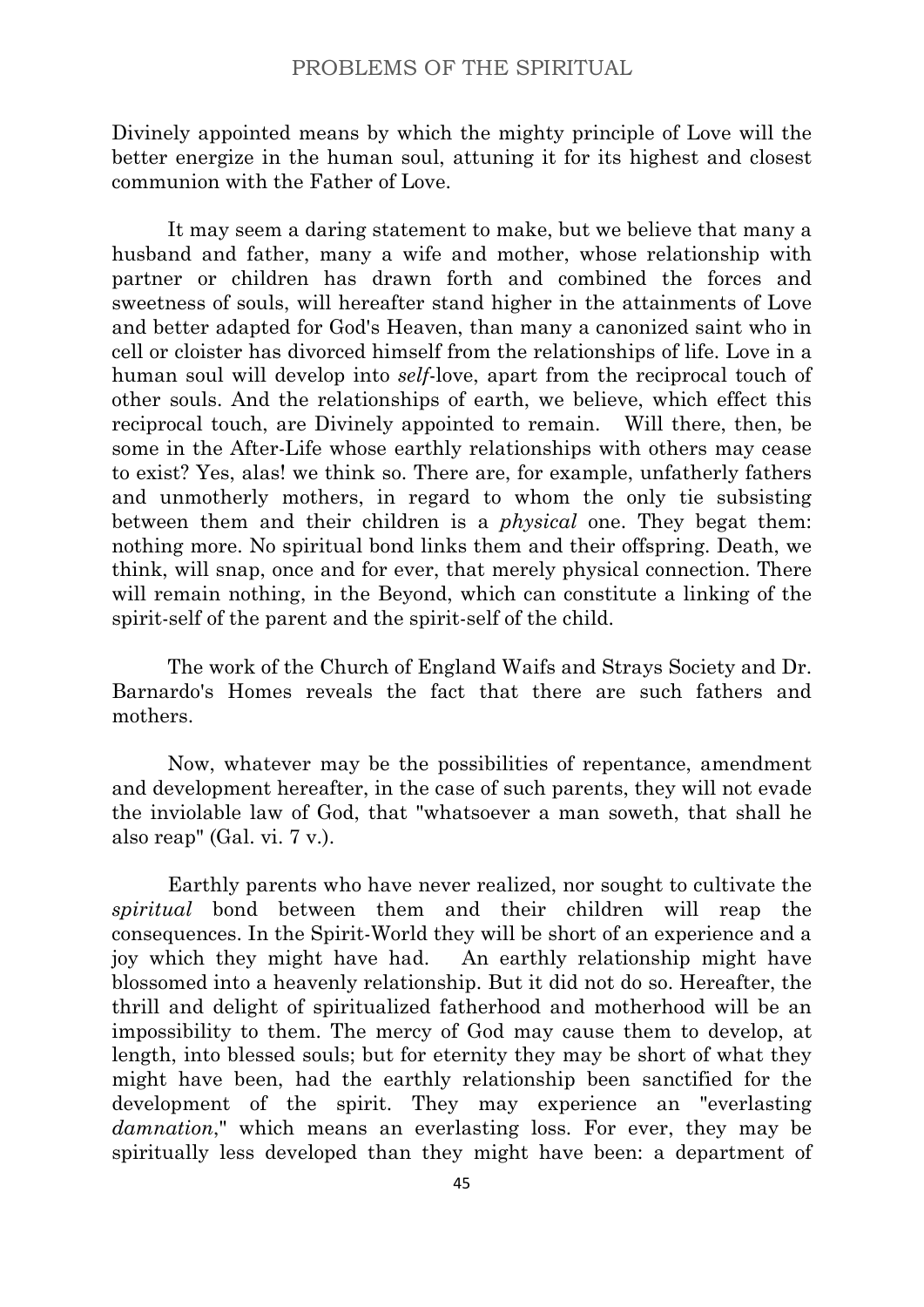Divinely appointed means by which the mighty principle of Love will the better energize in the human soul, attuning it for its highest and closest communion with the Father of Love.

It may seem a daring statement to make, but we believe that many a husband and father, many a wife and mother, whose relationship with partner or children has drawn forth and combined the forces and sweetness of souls, will hereafter stand higher in the attainments of Love and better adapted for God's Heaven, than many a canonized saint who in cell or cloister has divorced himself from the relationships of life. Love in a human soul will develop into *self*-love, apart from the reciprocal touch of other souls. And the relationships of earth, we believe, which effect this reciprocal touch, are Divinely appointed to remain. Will there, then, be some in the After-Life whose earthly relationships with others may cease to exist? Yes, alas! we think so. There are, for example, unfatherly fathers and unmotherly mothers, in regard to whom the only tie subsisting between them and their children is a *physical* one. They begat them: nothing more. No spiritual bond links them and their offspring. Death, we think, will snap, once and for ever, that merely physical connection. There will remain nothing, in the Beyond, which can constitute a linking of the spirit-self of the parent and the spirit-self of the child.

The work of the Church of England Waifs and Strays Society and Dr. Barnardo's Homes reveals the fact that there are such fathers and mothers.

Now, whatever may be the possibilities of repentance, amendment and development hereafter, in the case of such parents, they will not evade the inviolable law of God, that "whatsoever a man soweth, that shall he also reap" (Gal. vi. 7 v.).

Earthly parents who have never realized, nor sought to cultivate the *spiritual* bond between them and their children will reap the consequences. In the Spirit-World they will be short of an experience and a joy which they might have had. An earthly relationship might have blossomed into a heavenly relationship. But it did not do so. Hereafter, the thrill and delight of spiritualized fatherhood and motherhood will be an impossibility to them. The mercy of God may cause them to develop, at length, into blessed souls; but for eternity they may be short of what they might have been, had the earthly relationship been sanctified for the development of the spirit. They may experience an "everlasting *damnation*," which means an everlasting loss. For ever, they may be spiritually less developed than they might have been: a department of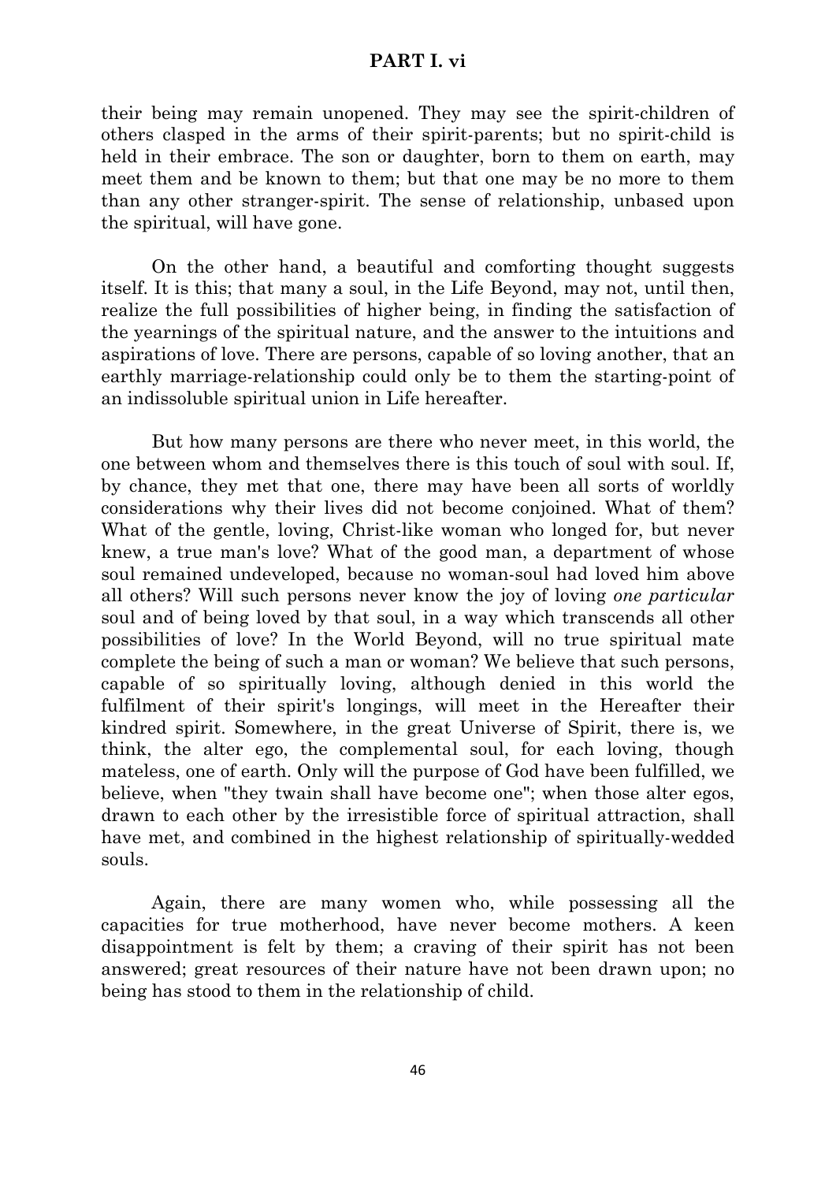their being may remain unopened. They may see the spirit-children of others clasped in the arms of their spirit-parents; but no spirit-child is held in their embrace. The son or daughter, born to them on earth, may meet them and be known to them; but that one may be no more to them than any other stranger-spirit. The sense of relationship, unbased upon the spiritual, will have gone.

On the other hand, a beautiful and comforting thought suggests itself. It is this; that many a soul, in the Life Beyond, may not, until then, realize the full possibilities of higher being, in finding the satisfaction of the yearnings of the spiritual nature, and the answer to the intuitions and aspirations of love. There are persons, capable of so loving another, that an earthly marriage-relationship could only be to them the starting-point of an indissoluble spiritual union in Life hereafter.

But how many persons are there who never meet, in this world, the one between whom and themselves there is this touch of soul with soul. If, by chance, they met that one, there may have been all sorts of worldly considerations why their lives did not become conjoined. What of them? What of the gentle, loving, Christ-like woman who longed for, but never knew, a true man's love? What of the good man, a department of whose soul remained undeveloped, because no woman-soul had loved him above all others? Will such persons never know the joy of loving *one particular* soul and of being loved by that soul, in a way which transcends all other possibilities of love? In the World Beyond, will no true spiritual mate complete the being of such a man or woman? We believe that such persons, capable of so spiritually loving, although denied in this world the fulfilment of their spirit's longings, will meet in the Hereafter their kindred spirit. Somewhere, in the great Universe of Spirit, there is, we think, the alter ego, the complemental soul, for each loving, though mateless, one of earth. Only will the purpose of God have been fulfilled, we believe, when "they twain shall have become one"; when those alter egos, drawn to each other by the irresistible force of spiritual attraction, shall have met, and combined in the highest relationship of spiritually-wedded souls.

Again, there are many women who, while possessing all the capacities for true motherhood, have never become mothers. A keen disappointment is felt by them; a craving of their spirit has not been answered; great resources of their nature have not been drawn upon; no being has stood to them in the relationship of child.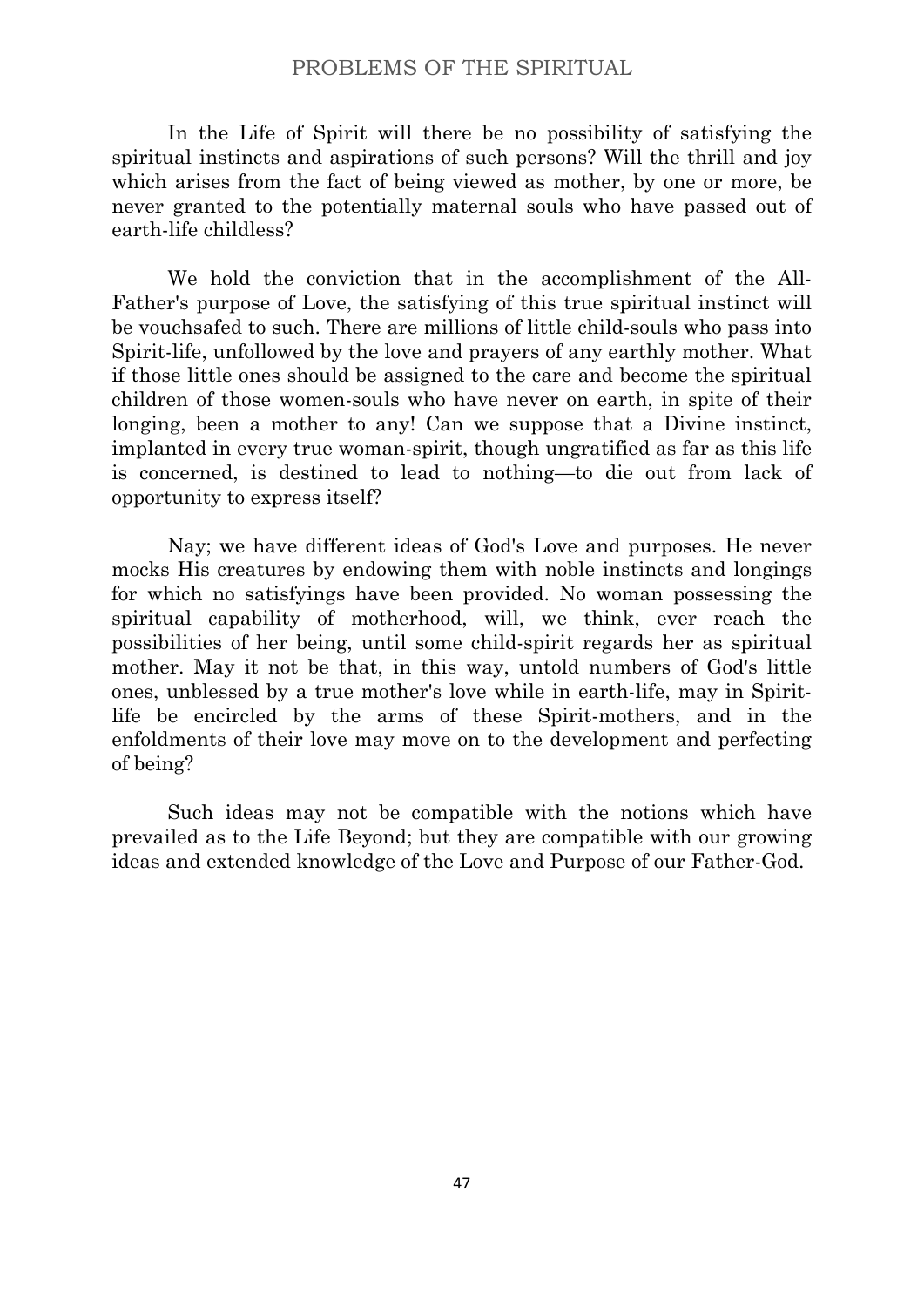In the Life of Spirit will there be no possibility of satisfying the spiritual instincts and aspirations of such persons? Will the thrill and joy which arises from the fact of being viewed as mother, by one or more, be never granted to the potentially maternal souls who have passed out of earth-life childless?

We hold the conviction that in the accomplishment of the All-Father's purpose of Love, the satisfying of this true spiritual instinct will be vouchsafed to such. There are millions of little child-souls who pass into Spirit-life, unfollowed by the love and prayers of any earthly mother. What if those little ones should be assigned to the care and become the spiritual children of those women-souls who have never on earth, in spite of their longing, been a mother to any! Can we suppose that a Divine instinct, implanted in every true woman-spirit, though ungratified as far as this life is concerned, is destined to lead to nothing—to die out from lack of opportunity to express itself?

Nay; we have different ideas of God's Love and purposes. He never mocks His creatures by endowing them with noble instincts and longings for which no satisfyings have been provided. No woman possessing the spiritual capability of motherhood, will, we think, ever reach the possibilities of her being, until some child-spirit regards her as spiritual mother. May it not be that, in this way, untold numbers of God's little ones, unblessed by a true mother's love while in earth-life, may in Spirit-life be encircled by the arms of these Spirit-mothers, and in the enfoldments of their love may move on to the development and perfecting of being?

Such ideas may not be compatible with the notions which have prevailed as to the Life Beyond; but they are compatible with our growing ideas and extended knowledge of the Love and Purpose of our Father-God.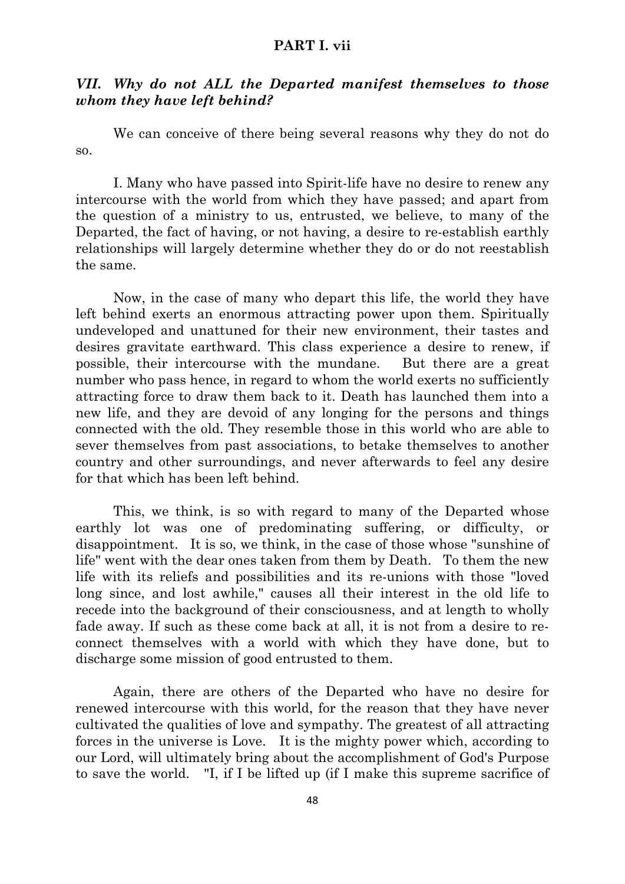**PART I. vii**

### *VII. Why do not ALL the Departed manifest themselves to those whom they have left behind?*

We can conceive of there being several reasons why they do not do so.

I. Many who have passed into Spirit-life have no desire to renew any intercourse with the world from which they have passed; and apart from the question of a ministry to us, entrusted, we believe, to many of the Departed, the fact of having, or not having, a desire to re-establish earthly relationships will largely determine whether they do or do not reestablish the same.

Now, in the case of many who depart this life, the world they have left behind exerts an enormous attracting power upon them. Spiritually undeveloped and unattuned for their new environment, their tastes and desires gravitate earthward. This class experience a desire to renew, if possible, their intercourse with the mundane. But there are a great number who pass hence, in regard to whom the world exerts no sufficiently attracting force to draw them back to it. Death has launched them into a new life, and they are devoid of any longing for the persons and things connected with the old. They resemble those in this world who are able to sever themselves from past associations, to betake themselves to another country and other surroundings, and never afterwards to feel any desire for that which has been left behind.

This, we think, is so with regard to many of the Departed whose earthly lot was one of predominating suffering, or difficulty, or disappointment. It is so, we think, in the case of those whose "sunshine of life" went with the dear ones taken from them by Death. To them the new life with its reliefs and possibilities and its re-unions with those "loved long since, and lost awhile," causes all their interest in the old life to recede into the background of their consciousness, and at length to wholly fade away. If such as these come back at all, it is not from a desire to re-connect themselves with a world with which they have done, but to discharge some mission of good entrusted to them.

Again, there are others of the Departed who have no desire for renewed intercourse with this world, for the reason that they have never cultivated the qualities of love and sympathy. The greatest of all attracting forces in the universe is Love. It is the mighty power which, according to our Lord, will ultimately bring about the accomplishment of God's Purpose to save the world. "I, if I be lifted up (if I make this supreme sacrifice of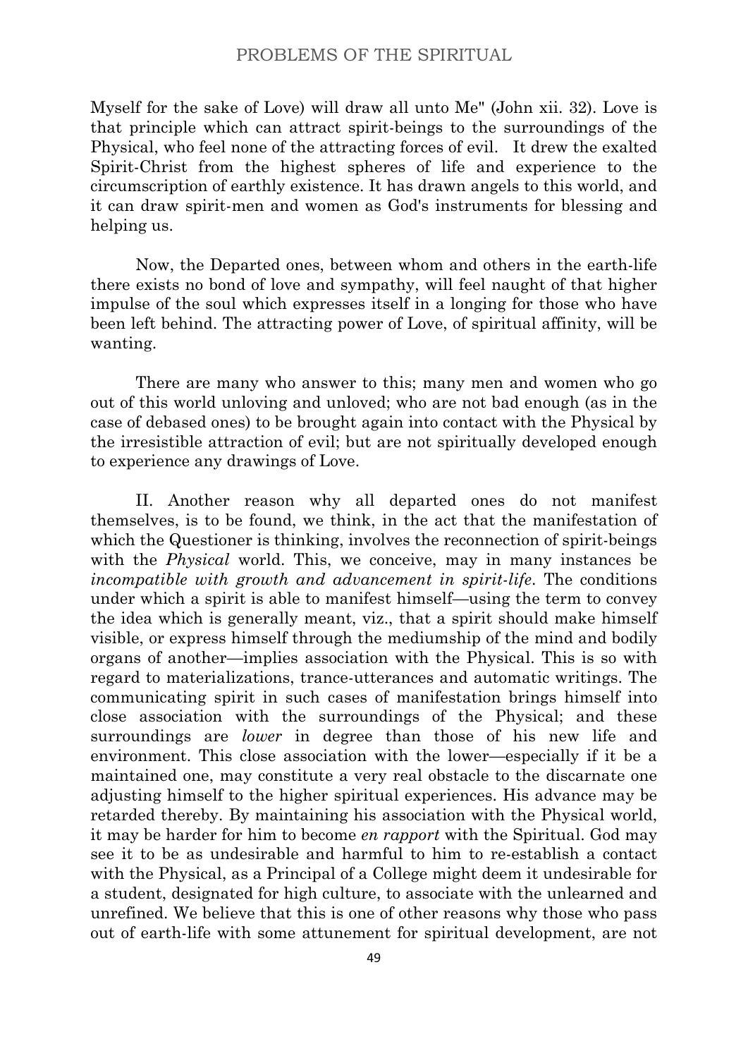Myself for the sake of Love) will draw all unto Me" (John xii. 32). Love is that principle which can attract spirit-beings to the surroundings of the Physical, who feel none of the attracting forces of evil. It drew the exalted Spirit-Christ from the highest spheres of life and experience to the circumscription of earthly existence. It has drawn angels to this world, and it can draw spirit-men and women as God's instruments for blessing and helping us.

Now, the Departed ones, between whom and others in the earth-life there exists no bond of love and sympathy, will feel naught of that higher impulse of the soul which expresses itself in a longing for those who have been left behind. The attracting power of Love, of spiritual affinity, will be wanting.

There are many who answer to this; many men and women who go out of this world unloving and unloved; who are not bad enough (as in the case of debased ones) to be brought again into contact with the Physical by the irresistible attraction of evil; but are not spiritually developed enough to experience any drawings of Love.

II. Another reason why all departed ones do not manifest themselves, is to be found, we think, in the act that the manifestation of which the Questioner is thinking, involves the reconnection of spirit-beings with the *Physical* world. This, we conceive, may in many instances be *incompatible with growth and advancement in spirit-life*. The conditions under which a spirit is able to manifest himself—using the term to convey the idea which is generally meant, viz., that a spirit should make himself visible, or express himself through the mediumship of the mind and bodily organs of another—implies association with the Physical. This is so with regard to materializations, trance-utterances and automatic writings. The communicating spirit in such cases of manifestation brings himself into close association with the surroundings of the Physical; and these surroundings are *lower* in degree than those of his new life and environment. This close association with the lower—especially if it be a maintained one, may constitute a very real obstacle to the discarnate one adjusting himself to the higher spiritual experiences. His advance may be retarded thereby. By maintaining his association with the Physical world, it may be harder for him to become *en rapport* with the Spiritual. God may see it to be as undesirable and harmful to him to re-establish a contact with the Physical, as a Principal of a College might deem it undesirable for a student, designated for high culture, to associate with the unlearned and unrefined. We believe that this is one of other reasons why those who pass out of earth-life with some attunement for spiritual development, are not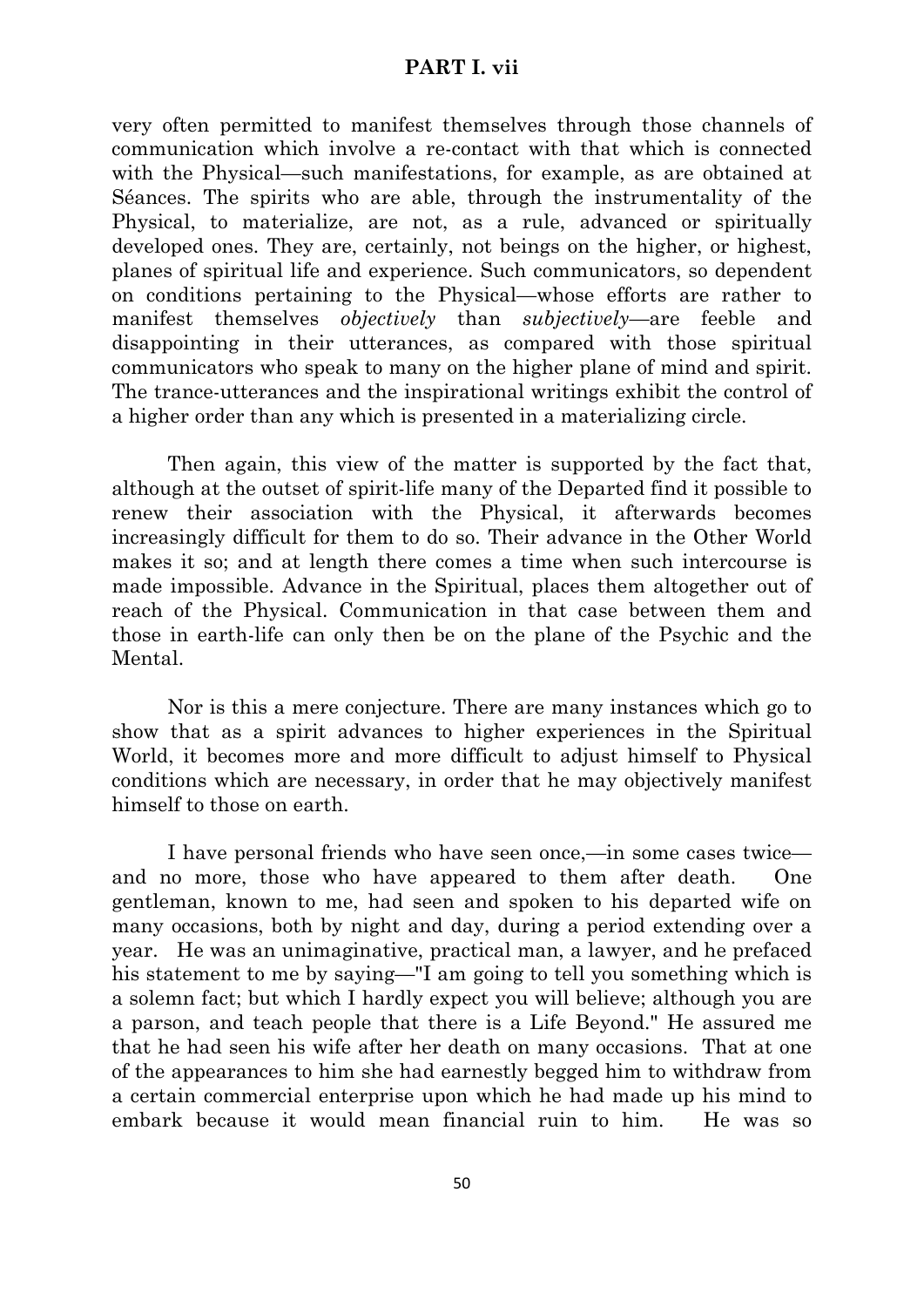very often permitted to manifest themselves through those channels of communication which involve a re-contact with that which is connected with the Physical—such manifestations, for example, as are obtained at Séances. The spirits who are able, through the instrumentality of the Physical, to materialize, are not, as a rule, advanced or spiritually developed ones. They are, certainly, not beings on the higher, or highest, planes of spiritual life and experience. Such communicators, so dependent on conditions pertaining to the Physical—whose efforts are rather to manifest themselves *objectively* than *subjectively*—are feeble and disappointing in their utterances, as compared with those spiritual communicators who speak to many on the higher plane of mind and spirit. The trance-utterances and the inspirational writings exhibit the control of a higher order than any which is presented in a materializing circle.

Then again, this view of the matter is supported by the fact that, although at the outset of spirit-life many of the Departed find it possible to renew their association with the Physical, it afterwards becomes increasingly difficult for them to do so. Their advance in the Other World makes it so; and at length there comes a time when such intercourse is made impossible. Advance in the Spiritual, places them altogether out of reach of the Physical. Communication in that case between them and those in earth-life can only then be on the plane of the Psychic and the Mental.

Nor is this a mere conjecture. There are many instances which go to show that as a spirit advances to higher experiences in the Spiritual World, it becomes more and more difficult to adjust himself to Physical conditions which are necessary, in order that he may objectively manifest himself to those on earth.

I have personal friends who have seen once,—in some cases twice—and no more, those who have appeared to them after death. One gentleman, known to me, had seen and spoken to his departed wife on many occasions, both by night and day, during a period extending over a year. He was an unimaginative, practical man, a lawyer, and he prefaced his statement to me by saying—"I am going to tell you something which is a solemn fact; but which I hardly expect you will believe; although you are a parson, and teach people that there is a Life Beyond." He assured me that he had seen his wife after her death on many occasions. That at one of the appearances to him she had earnestly begged him to withdraw from a certain commercial enterprise upon which he had made up his mind to embark because it would mean financial ruin to him. He was so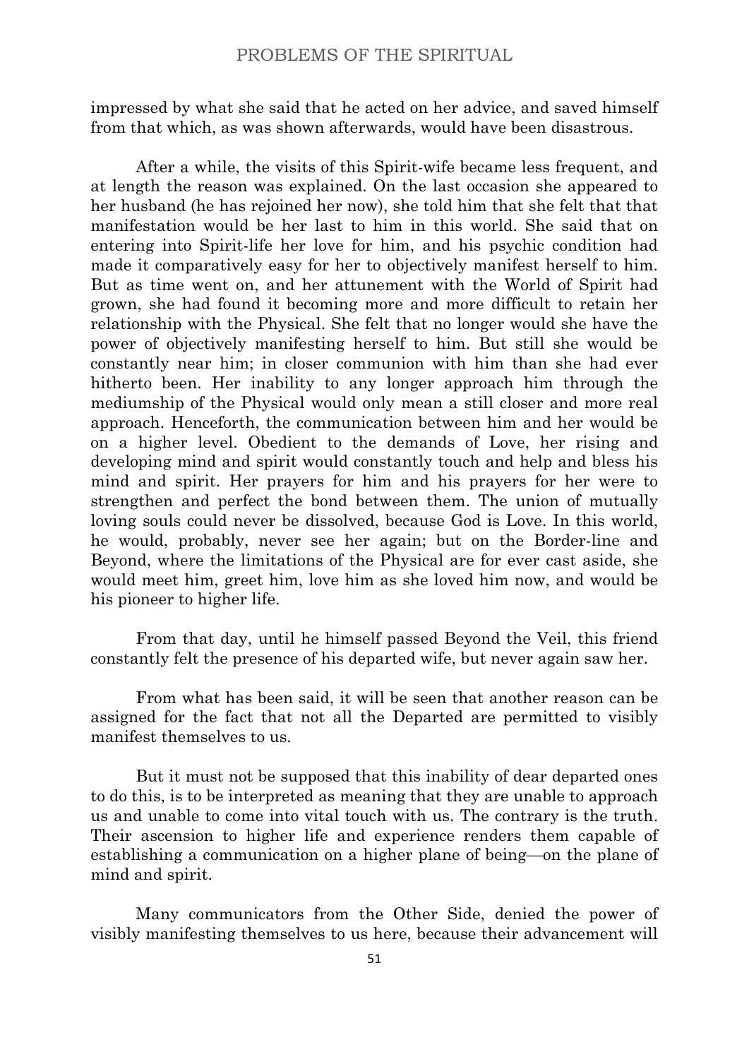impressed by what she said that he acted on her advice, and saved himself from that which, as was shown afterwards, would have been disastrous.

After a while, the visits of this Spirit-wife became less frequent, and at length the reason was explained. On the last occasion she appeared to her husband (he has rejoined her now), she told him that she felt that that manifestation would be her last to him in this world. She said that on entering into Spirit-life her love for him, and his psychic condition had made it comparatively easy for her to objectively manifest herself to him. But as time went on, and her attunement with the World of Spirit had grown, she had found it becoming more and more difficult to retain her relationship with the Physical. She felt that no longer would she have the power of objectively manifesting herself to him. But still she would be constantly near him; in closer communion with him than she had ever hitherto been. Her inability to any longer approach him through the mediumship of the Physical would only mean a still closer and more real approach. Henceforth, the communication between him and her would be on a higher level. Obedient to the demands of Love, her rising and developing mind and spirit would constantly touch and help and bless his mind and spirit. Her prayers for him and his prayers for her were to strengthen and perfect the bond between them. The union of mutually loving souls could never be dissolved, because God is Love. In this world, he would, probably, never see her again; but on the Border-line and Beyond, where the limitations of the Physical are for ever cast aside, she would meet him, greet him, love him as she loved him now, and would be his pioneer to higher life.

From that day, until he himself passed Beyond the Veil, this friend constantly felt the presence of his departed wife, but never again saw her.

From what has been said, it will be seen that another reason can be assigned for the fact that not all the Departed are permitted to visibly manifest themselves to us.

But it must not be supposed that this inability of dear departed ones to do this, is to be interpreted as meaning that they are unable to approach us and unable to come into vital touch with us. The contrary is the truth. Their ascension to higher life and experience renders them capable of establishing a communication on a higher plane of being—on the plane of mind and spirit.

Many communicators from the Other Side, denied the power of visibly manifesting themselves to us here, because their advancement will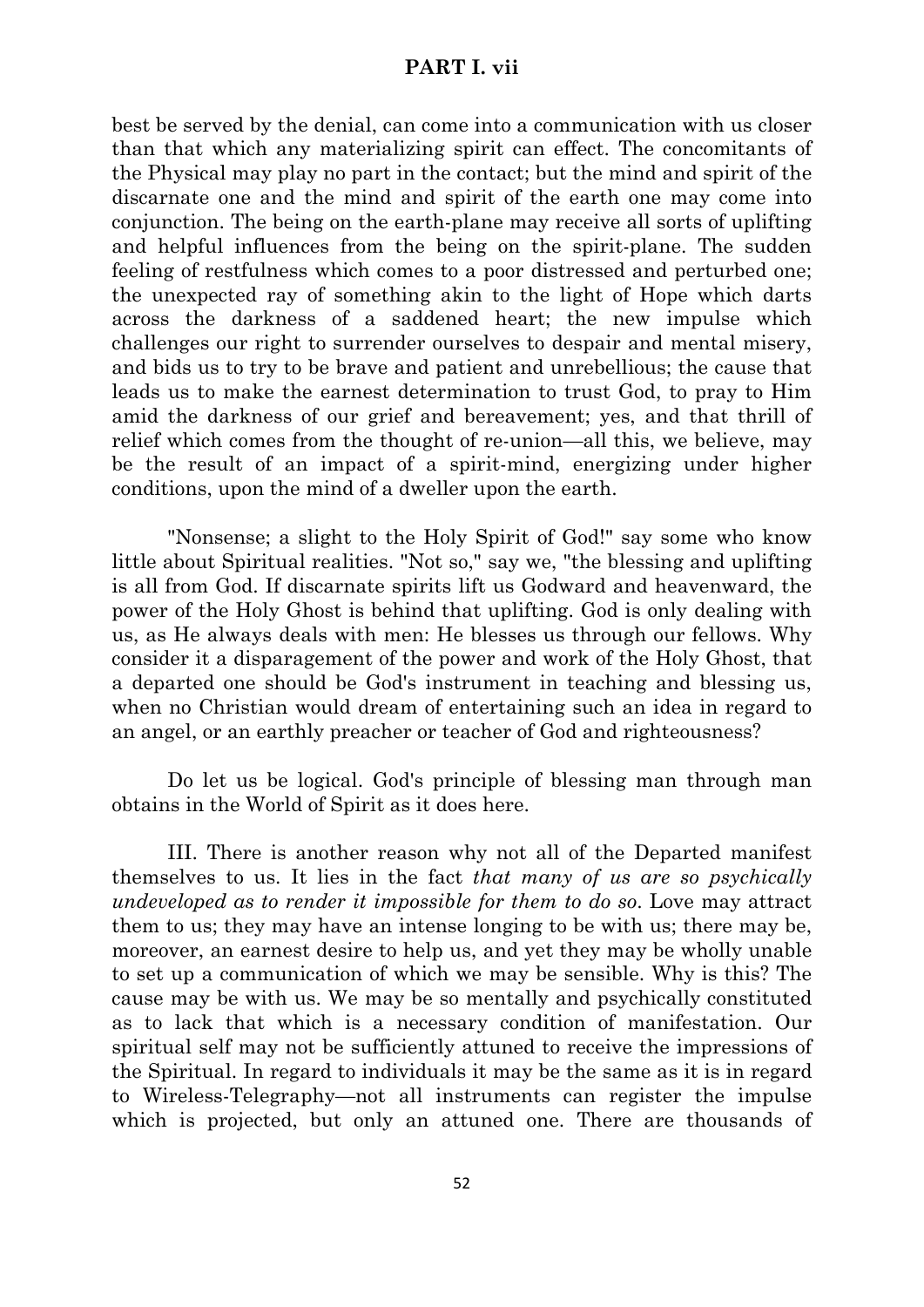best be served by the denial, can come into a communication with us closer than that which any materializing spirit can effect. The concomitants of the Physical may play no part in the contact; but the mind and spirit of the discarnate one and the mind and spirit of the earth one may come into conjunction. The being on the earth-plane may receive all sorts of uplifting and helpful influences from the being on the spirit-plane. The sudden feeling of restfulness which comes to a poor distressed and perturbed one; the unexpected ray of something akin to the light of Hope which darts across the darkness of a saddened heart; the new impulse which challenges our right to surrender ourselves to despair and mental misery, and bids us to try to be brave and patient and unrebellious; the cause that leads us to make the earnest determination to trust God, to pray to Him amid the darkness of our grief and bereavement; yes, and that thrill of relief which comes from the thought of re-union—all this, we believe, may be the result of an impact of a spirit-mind, energizing under higher conditions, upon the mind of a dweller upon the earth.

"Nonsense; a slight to the Holy Spirit of God!" say some who know little about Spiritual realities. "Not so," say we, "the blessing and uplifting is all from God. If discarnate spirits lift us Godward and heavenward, the power of the Holy Ghost is behind that uplifting. God is only dealing with us, as He always deals with men: He blesses us through our fellows. Why consider it a disparagement of the power and work of the Holy Ghost, that a departed one should be God's instrument in teaching and blessing us, when no Christian would dream of entertaining such an idea in regard to an angel, or an earthly preacher or teacher of God and righteousness?

Do let us be logical. God's principle of blessing man through man obtains in the World of Spirit as it does here.

III. There is another reason why not all of the Departed manifest themselves to us. It lies in the fact *that many of us are so psychically undeveloped as to render it impossible for them to do so*. Love may attract them to us; they may have an intense longing to be with us; there may be, moreover, an earnest desire to help us, and yet they may be wholly unable to set up a communication of which we may be sensible. Why is this? The cause may be with us. We may be so mentally and psychically constituted as to lack that which is a necessary condition of manifestation. Our spiritual self may not be sufficiently attuned to receive the impressions of the Spiritual. In regard to individuals it may be the same as it is in regard to Wireless-Telegraphy—not all instruments can register the impulse which is projected, but only an attuned one. There are thousands of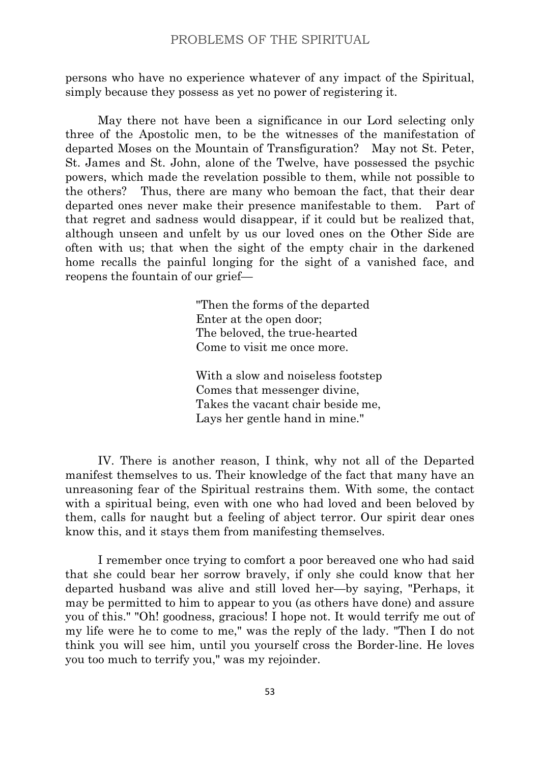persons who have no experience whatever of any impact of the Spiritual, simply because they possess as yet no power of registering it.

May there not have been a significance in our Lord selecting only three of the Apostolic men, to be the witnesses of the manifestation of departed Moses on the Mountain of Transfiguration? May not St. Peter, St. James and St. John, alone of the Twelve, have possessed the psychic powers, which made the revelation possible to them, while not possible to the others? Thus, there are many who bemoan the fact, that their dear departed ones never make their presence manifestable to them. Part of that regret and sadness would disappear, if it could but be realized that, although unseen and unfelt by us our loved ones on the Other Side are often with us; that when the sight of the empty chair in the darkened home recalls the painful longing for the sight of a vanished face, and reopens the fountain of our grief—

> "Then the forms of the departed
> Enter at the open door;
> The beloved, the true-hearted
> Come to visit me once more.
>
> With a slow and noiseless footstep
> Comes that messenger divine,
> Takes the vacant chair beside me,
> Lays her gentle hand in mine."

IV. There is another reason, I think, why not all of the Departed manifest themselves to us. Their knowledge of the fact that many have an unreasoning fear of the Spiritual restrains them. With some, the contact with a spiritual being, even with one who had loved and been beloved by them, calls for naught but a feeling of abject terror. Our spirit dear ones know this, and it stays them from manifesting themselves.

I remember once trying to comfort a poor bereaved one who had said that she could bear her sorrow bravely, if only she could know that her departed husband was alive and still loved her—by saying, "Perhaps, it may be permitted to him to appear to you (as others have done) and assure you of this." "Oh! goodness, gracious! I hope not. It would terrify me out of my life were he to come to me," was the reply of the lady. "Then I do not think you will see him, until you yourself cross the Border-line. He loves you too much to terrify you," was my rejoinder.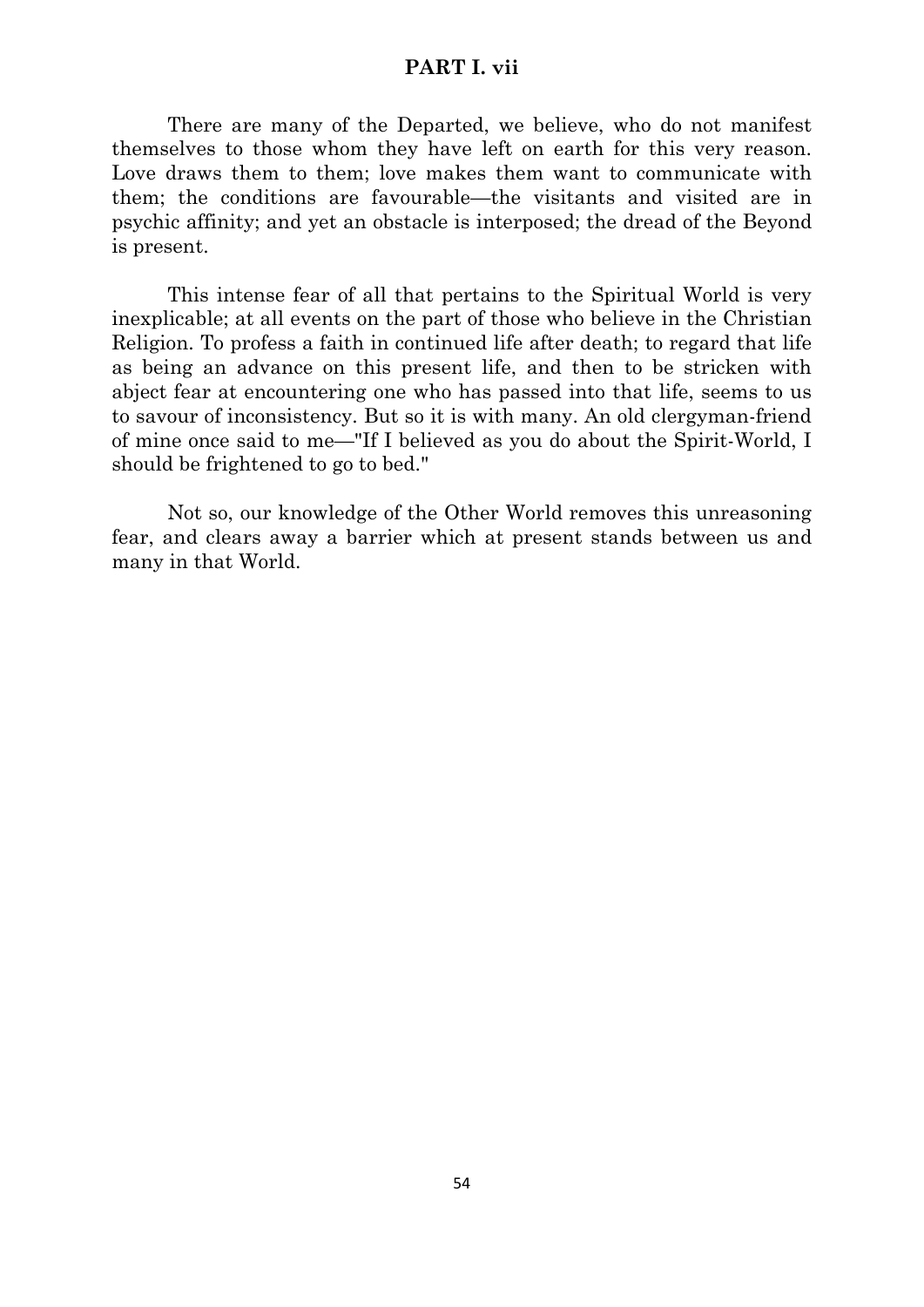## PART I. vii

There are many of the Departed, we believe, who do not manifest themselves to those whom they have left on earth for this very reason. Love draws them to them; love makes them want to communicate with them; the conditions are favourable—the visitants and visited are in psychic affinity; and yet an obstacle is interposed; the dread of the Beyond is present.

This intense fear of all that pertains to the Spiritual World is very inexplicable; at all events on the part of those who believe in the Christian Religion. To profess a faith in continued life after death; to regard that life as being an advance on this present life, and then to be stricken with abject fear at encountering one who has passed into that life, seems to us to savour of inconsistency. But so it is with many. An old clergyman-friend of mine once said to me—"If I believed as you do about the Spirit-World, I should be frightened to go to bed."

Not so, our knowledge of the Other World removes this unreasoning fear, and clears away a barrier which at present stands between us and many in that World.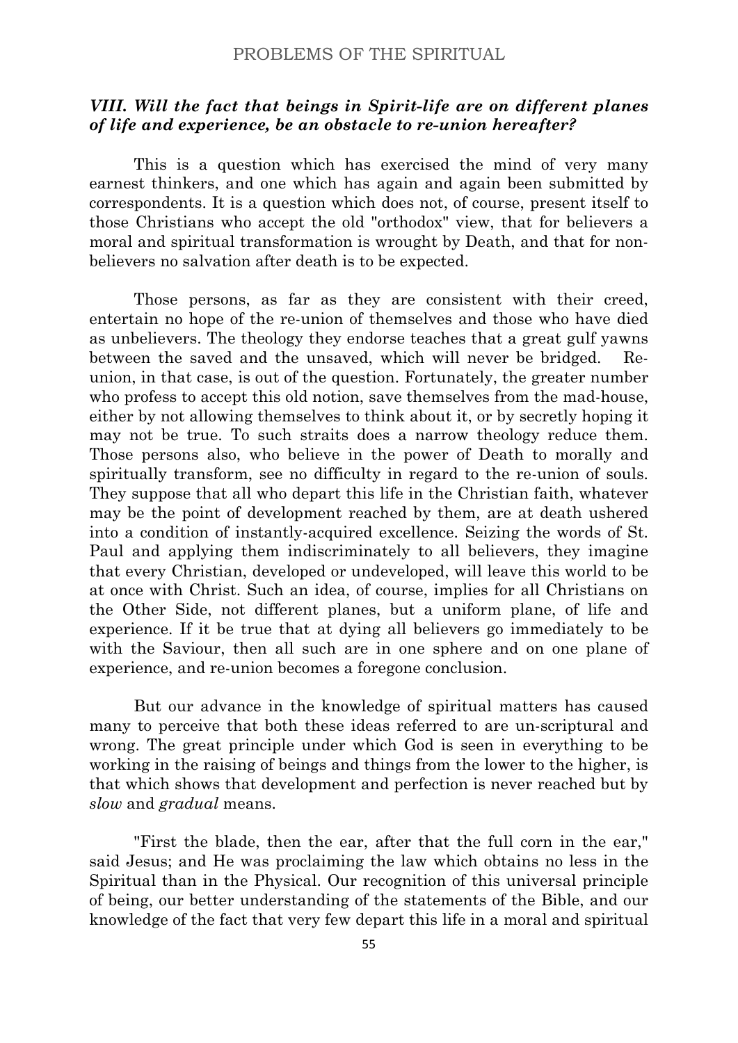### *VIII. Will the fact that beings in Spirit-life are on different planes of life and experience, be an obstacle to re-union hereafter?*

This is a question which has exercised the mind of very many earnest thinkers, and one which has again and again been submitted by correspondents. It is a question which does not, of course, present itself to those Christians who accept the old "orthodox" view, that for believers a moral and spiritual transformation is wrought by Death, and that for non-believers no salvation after death is to be expected.

Those persons, as far as they are consistent with their creed, entertain no hope of the re-union of themselves and those who have died as unbelievers. The theology they endorse teaches that a great gulf yawns between the saved and the unsaved, which will never be bridged. Re-union, in that case, is out of the question. Fortunately, the greater number who profess to accept this old notion, save themselves from the mad-house, either by not allowing themselves to think about it, or by secretly hoping it may not be true. To such straits does a narrow theology reduce them. Those persons also, who believe in the power of Death to morally and spiritually transform, see no difficulty in regard to the re-union of souls. They suppose that all who depart this life in the Christian faith, whatever may be the point of development reached by them, are at death ushered into a condition of instantly-acquired excellence. Seizing the words of St. Paul and applying them indiscriminately to all believers, they imagine that every Christian, developed or undeveloped, will leave this world to be at once with Christ. Such an idea, of course, implies for all Christians on the Other Side, not different planes, but a uniform plane, of life and experience. If it be true that at dying all believers go immediately to be with the Saviour, then all such are in one sphere and on one plane of experience, and re-union becomes a foregone conclusion.

But our advance in the knowledge of spiritual matters has caused many to perceive that both these ideas referred to are un-scriptural and wrong. The great principle under which God is seen in everything to be working in the raising of beings and things from the lower to the higher, is that which shows that development and perfection is never reached but by *slow* and *gradual* means.

"First the blade, then the ear, after that the full corn in the ear," said Jesus; and He was proclaiming the law which obtains no less in the Spiritual than in the Physical. Our recognition of this universal principle of being, our better understanding of the statements of the Bible, and our knowledge of the fact that very few depart this life in a moral and spiritual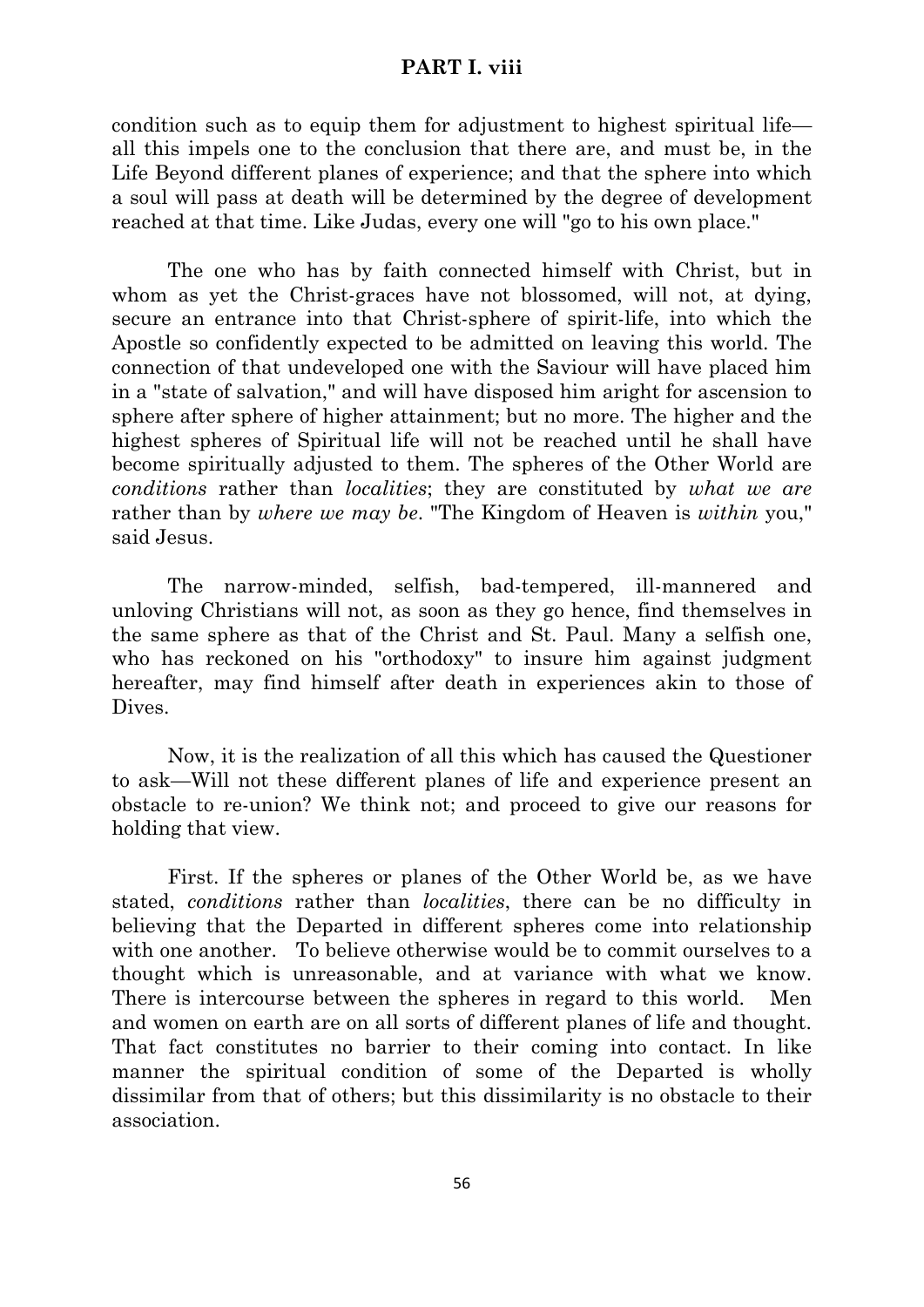condition such as to equip them for adjustment to highest spiritual life—all this impels one to the conclusion that there are, and must be, in the Life Beyond different planes of experience; and that the sphere into which a soul will pass at death will be determined by the degree of development reached at that time. Like Judas, every one will "go to his own place."

The one who has by faith connected himself with Christ, but in whom as yet the Christ-graces have not blossomed, will not, at dying, secure an entrance into that Christ-sphere of spirit-life, into which the Apostle so confidently expected to be admitted on leaving this world. The connection of that undeveloped one with the Saviour will have placed him in a "state of salvation," and will have disposed him aright for ascension to sphere after sphere of higher attainment; but no more. The higher and the highest spheres of Spiritual life will not be reached until he shall have become spiritually adjusted to them. The spheres of the Other World are *conditions* rather than *localities*; they are constituted by *what we are* rather than by *where we may be*. "The Kingdom of Heaven is *within* you," said Jesus.

The narrow-minded, selfish, bad-tempered, ill-mannered and unloving Christians will not, as soon as they go hence, find themselves in the same sphere as that of the Christ and St. Paul. Many a selfish one, who has reckoned on his "orthodoxy" to insure him against judgment hereafter, may find himself after death in experiences akin to those of Dives.

Now, it is the realization of all this which has caused the Questioner to ask—Will not these different planes of life and experience present an obstacle to re-union? We think not; and proceed to give our reasons for holding that view.

First. If the spheres or planes of the Other World be, as we have stated, *conditions* rather than *localities*, there can be no difficulty in believing that the Departed in different spheres come into relationship with one another. To believe otherwise would be to commit ourselves to a thought which is unreasonable, and at variance with what we know. There is intercourse between the spheres in regard to this world. Men and women on earth are on all sorts of different planes of life and thought. That fact constitutes no barrier to their coming into contact. In like manner the spiritual condition of some of the Departed is wholly dissimilar from that of others; but this dissimilarity is no obstacle to their association.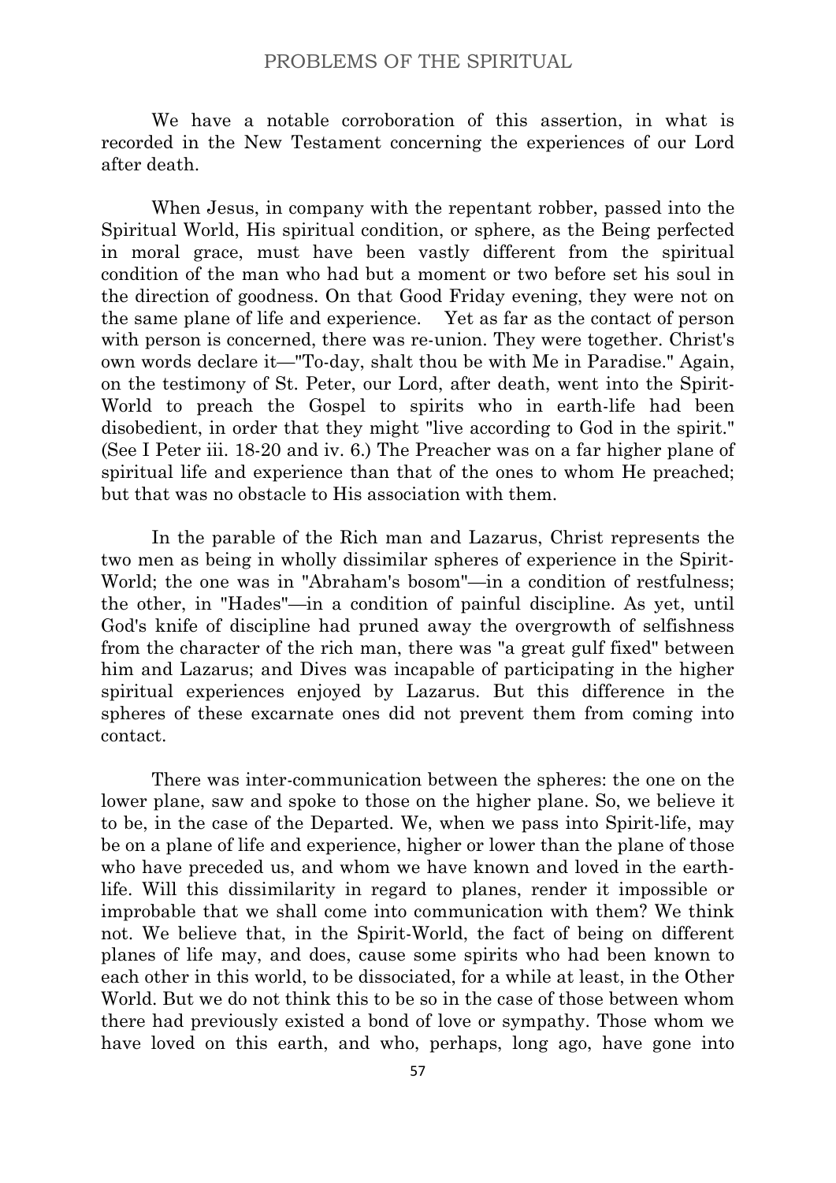We have a notable corroboration of this assertion, in what is recorded in the New Testament concerning the experiences of our Lord after death.

When Jesus, in company with the repentant robber, passed into the Spiritual World, His spiritual condition, or sphere, as the Being perfected in moral grace, must have been vastly different from the spiritual condition of the man who had but a moment or two before set his soul in the direction of goodness. On that Good Friday evening, they were not on the same plane of life and experience. Yet as far as the contact of person with person is concerned, there was re-union. They were together. Christ's own words declare it—"To-day, shalt thou be with Me in Paradise." Again, on the testimony of St. Peter, our Lord, after death, went into the Spirit-World to preach the Gospel to spirits who in earth-life had been disobedient, in order that they might "live according to God in the spirit." (See I Peter iii. 18-20 and iv. 6.) The Preacher was on a far higher plane of spiritual life and experience than that of the ones to whom He preached; but that was no obstacle to His association with them.

In the parable of the Rich man and Lazarus, Christ represents the two men as being in wholly dissimilar spheres of experience in the Spirit-World; the one was in "Abraham's bosom"—in a condition of restfulness; the other, in "Hades"—in a condition of painful discipline. As yet, until God's knife of discipline had pruned away the overgrowth of selfishness from the character of the rich man, there was "a great gulf fixed" between him and Lazarus; and Dives was incapable of participating in the higher spiritual experiences enjoyed by Lazarus. But this difference in the spheres of these excarnate ones did not prevent them from coming into contact.

There was inter-communication between the spheres: the one on the lower plane, saw and spoke to those on the higher plane. So, we believe it to be, in the case of the Departed. We, when we pass into Spirit-life, may be on a plane of life and experience, higher or lower than the plane of those who have preceded us, and whom we have known and loved in the earth-life. Will this dissimilarity in regard to planes, render it impossible or improbable that we shall come into communication with them? We think not. We believe that, in the Spirit-World, the fact of being on different planes of life may, and does, cause some spirits who had been known to each other in this world, to be dissociated, for a while at least, in the Other World. But we do not think this to be so in the case of those between whom there had previously existed a bond of love or sympathy. Those whom we have loved on this earth, and who, perhaps, long ago, have gone into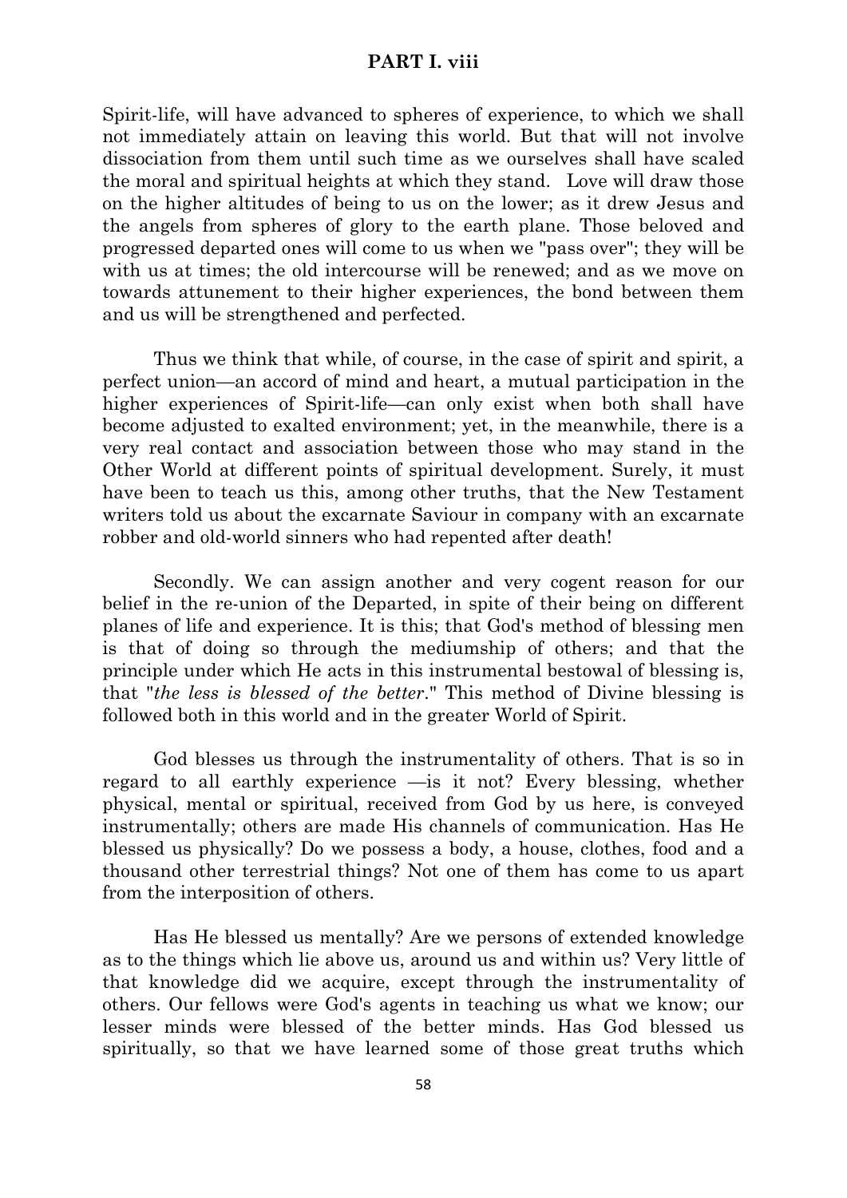Spirit-life, will have advanced to spheres of experience, to which we shall not immediately attain on leaving this world. But that will not involve dissociation from them until such time as we ourselves shall have scaled the moral and spiritual heights at which they stand. Love will draw those on the higher altitudes of being to us on the lower; as it drew Jesus and the angels from spheres of glory to the earth plane. Those beloved and progressed departed ones will come to us when we "pass over"; they will be with us at times; the old intercourse will be renewed; and as we move on towards attunement to their higher experiences, the bond between them and us will be strengthened and perfected.

Thus we think that while, of course, in the case of spirit and spirit, a perfect union—an accord of mind and heart, a mutual participation in the higher experiences of Spirit-life—can only exist when both shall have become adjusted to exalted environment; yet, in the meanwhile, there is a very real contact and association between those who may stand in the Other World at different points of spiritual development. Surely, it must have been to teach us this, among other truths, that the New Testament writers told us about the excarnate Saviour in company with an excarnate robber and old-world sinners who had repented after death!

Secondly. We can assign another and very cogent reason for our belief in the re-union of the Departed, in spite of their being on different planes of life and experience. It is this; that God's method of blessing men is that of doing so through the mediumship of others; and that the principle under which He acts in this instrumental bestowal of blessing is, that "*the less is blessed of the better*." This method of Divine blessing is followed both in this world and in the greater World of Spirit.

God blesses us through the instrumentality of others. That is so in regard to all earthly experience —is it not? Every blessing, whether physical, mental or spiritual, received from God by us here, is conveyed instrumentally; others are made His channels of communication. Has He blessed us physically? Do we possess a body, a house, clothes, food and a thousand other terrestrial things? Not one of them has come to us apart from the interposition of others.

Has He blessed us mentally? Are we persons of extended knowledge as to the things which lie above us, around us and within us? Very little of that knowledge did we acquire, except through the instrumentality of others. Our fellows were God's agents in teaching us what we know; our lesser minds were blessed of the better minds. Has God blessed us spiritually, so that we have learned some of those great truths which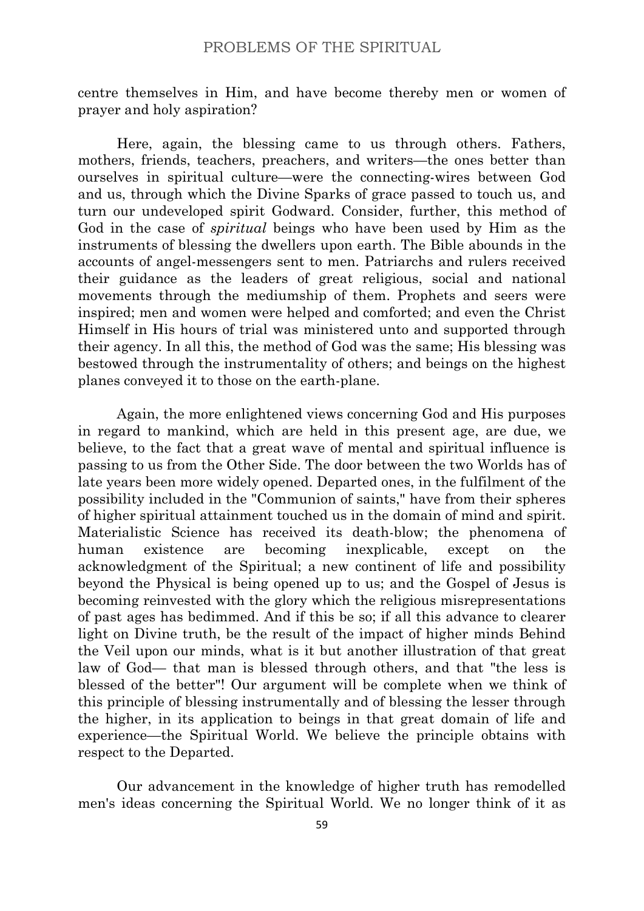centre themselves in Him, and have become thereby men or women of prayer and holy aspiration?

Here, again, the blessing came to us through others. Fathers, mothers, friends, teachers, preachers, and writers—the ones better than ourselves in spiritual culture—were the connecting-wires between God and us, through which the Divine Sparks of grace passed to touch us, and turn our undeveloped spirit Godward. Consider, further, this method of God in the case of *spiritual* beings who have been used by Him as the instruments of blessing the dwellers upon earth. The Bible abounds in the accounts of angel-messengers sent to men. Patriarchs and rulers received their guidance as the leaders of great religious, social and national movements through the mediumship of them. Prophets and seers were inspired; men and women were helped and comforted; and even the Christ Himself in His hours of trial was ministered unto and supported through their agency. In all this, the method of God was the same; His blessing was bestowed through the instrumentality of others; and beings on the highest planes conveyed it to those on the earth-plane.

Again, the more enlightened views concerning God and His purposes in regard to mankind, which are held in this present age, are due, we believe, to the fact that a great wave of mental and spiritual influence is passing to us from the Other Side. The door between the two Worlds has of late years been more widely opened. Departed ones, in the fulfilment of the possibility included in the "Communion of saints," have from their spheres of higher spiritual attainment touched us in the domain of mind and spirit. Materialistic Science has received its death-blow; the phenomena of human existence are becoming inexplicable, except on the acknowledgment of the Spiritual; a new continent of life and possibility beyond the Physical is being opened up to us; and the Gospel of Jesus is becoming reinvested with the glory which the religious misrepresentations of past ages has bedimmed. And if this be so; if all this advance to clearer light on Divine truth, be the result of the impact of higher minds Behind the Veil upon our minds, what is it but another illustration of that great law of God— that man is blessed through others, and that "the less is blessed of the better"! Our argument will be complete when we think of this principle of blessing instrumentally and of blessing the lesser through the higher, in its application to beings in that great domain of life and experience—the Spiritual World. We believe the principle obtains with respect to the Departed.

Our advancement in the knowledge of higher truth has remodelled men's ideas concerning the Spiritual World. We no longer think of it as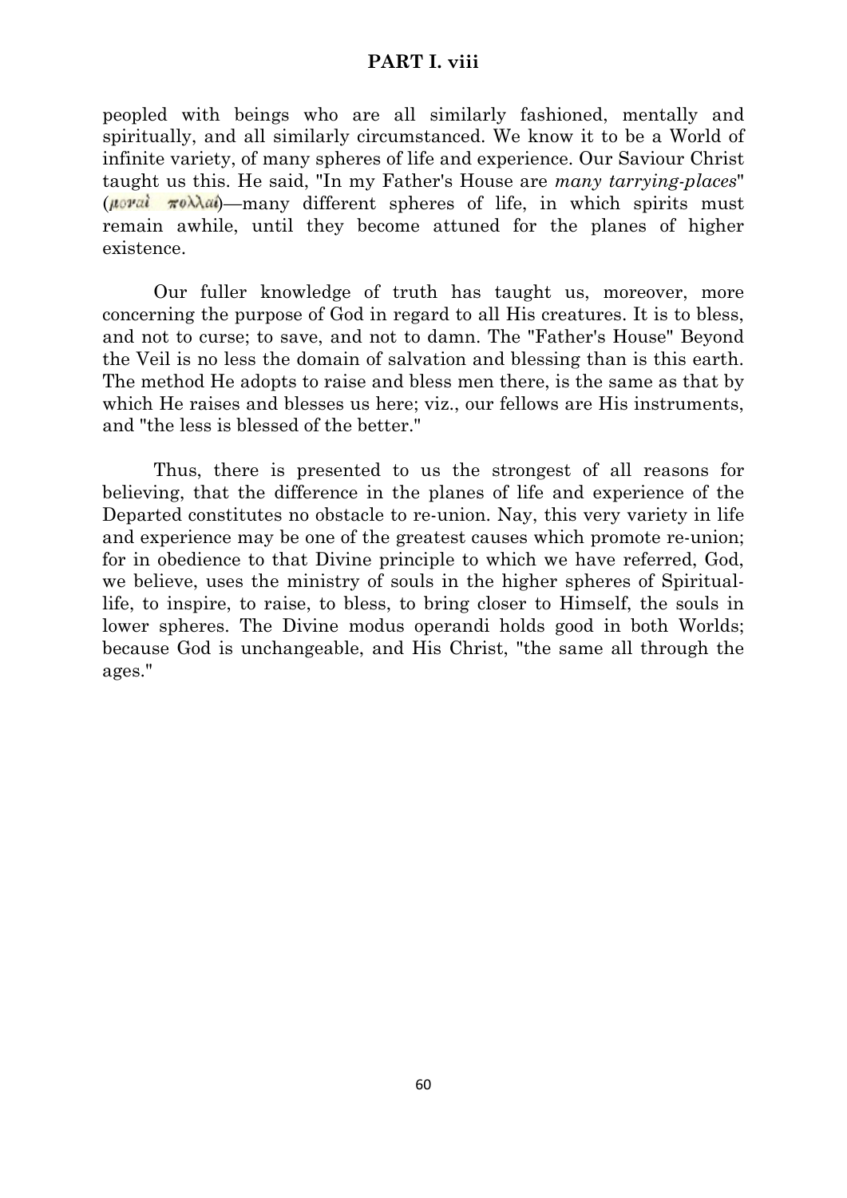peopled with beings who are all similarly fashioned, mentally and spiritually, and all similarly circumstanced. We know it to be a World of infinite variety, of many spheres of life and experience. Our Saviour Christ taught us this. He said, "In my Father's House are *many tarrying-places*" (μοναὶ πολλαί)—many different spheres of life, in which spirits must remain awhile, until they become attuned for the planes of higher existence.

Our fuller knowledge of truth has taught us, moreover, more concerning the purpose of God in regard to all His creatures. It is to bless, and not to curse; to save, and not to damn. The "Father's House" Beyond the Veil is no less the domain of salvation and blessing than is this earth. The method He adopts to raise and bless men there, is the same as that by which He raises and blesses us here; viz., our fellows are His instruments, and "the less is blessed of the better."

Thus, there is presented to us the strongest of all reasons for believing, that the difference in the planes of life and experience of the Departed constitutes no obstacle to re-union. Nay, this very variety in life and experience may be one of the greatest causes which promote re-union; for in obedience to that Divine principle to which we have referred, God, we believe, uses the ministry of souls in the higher spheres of Spiritual-life, to inspire, to raise, to bless, to bring closer to Himself, the souls in lower spheres. The Divine modus operandi holds good in both Worlds; because God is unchangeable, and His Christ, "the same all through the ages."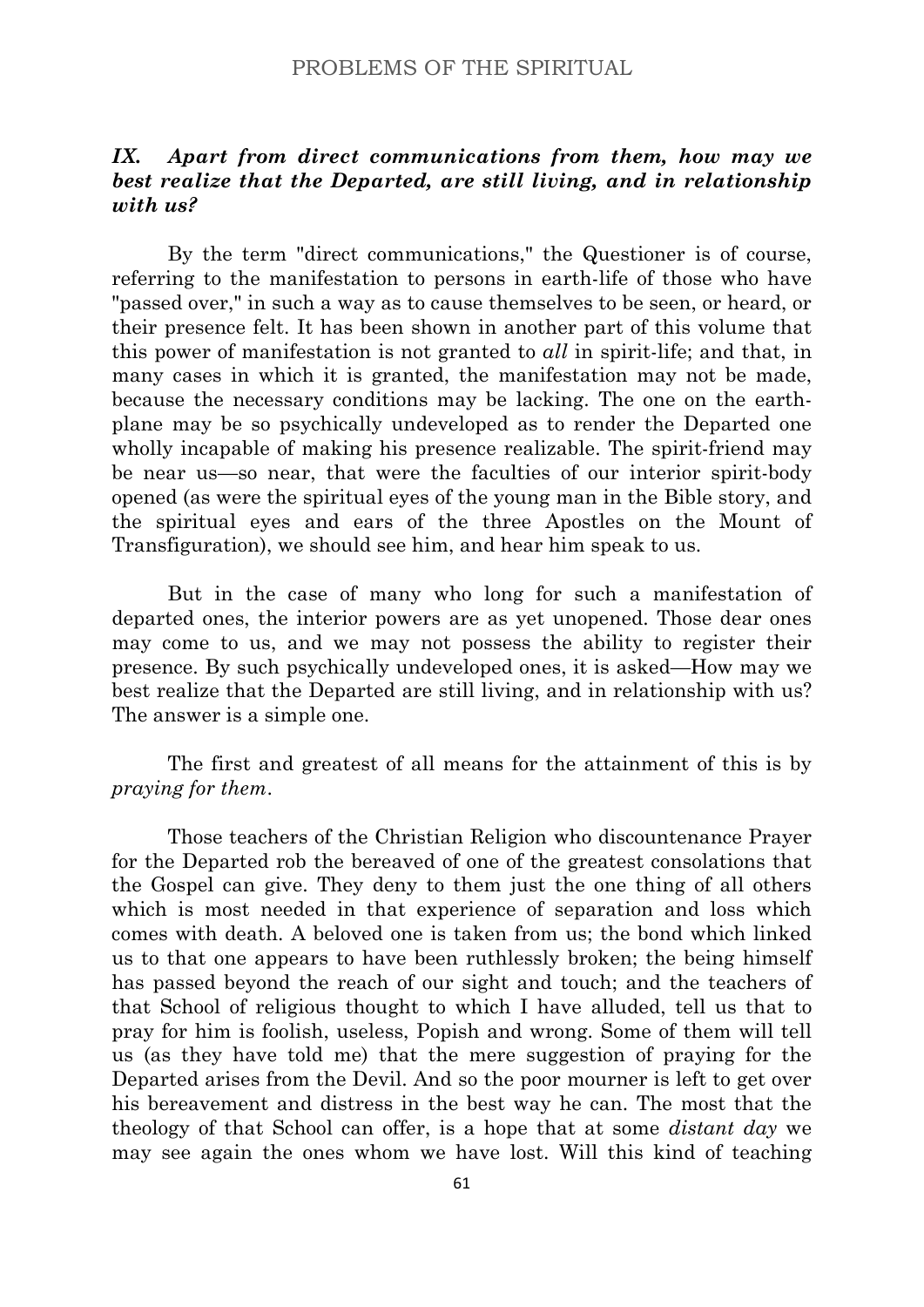### *IX. Apart from direct communications from them, how may we best realize that the Departed, are still living, and in relationship with us?*

By the term "direct communications," the Questioner is of course, referring to the manifestation to persons in earth-life of those who have "passed over," in such a way as to cause themselves to be seen, or heard, or their presence felt. It has been shown in another part of this volume that this power of manifestation is not granted to *all* in spirit-life; and that, in many cases in which it is granted, the manifestation may not be made, because the necessary conditions may be lacking. The one on the earth-plane may be so psychically undeveloped as to render the Departed one wholly incapable of making his presence realizable. The spirit-friend may be near us—so near, that were the faculties of our interior spirit-body opened (as were the spiritual eyes of the young man in the Bible story, and the spiritual eyes and ears of the three Apostles on the Mount of Transfiguration), we should see him, and hear him speak to us.

But in the case of many who long for such a manifestation of departed ones, the interior powers are as yet unopened. Those dear ones may come to us, and we may not possess the ability to register their presence. By such psychically undeveloped ones, it is asked—How may we best realize that the Departed are still living, and in relationship with us? The answer is a simple one.

The first and greatest of all means for the attainment of this is by *praying for them*.

Those teachers of the Christian Religion who discountenance Prayer for the Departed rob the bereaved of one of the greatest consolations that the Gospel can give. They deny to them just the one thing of all others which is most needed in that experience of separation and loss which comes with death. A beloved one is taken from us; the bond which linked us to that one appears to have been ruthlessly broken; the being himself has passed beyond the reach of our sight and touch; and the teachers of that School of religious thought to which I have alluded, tell us that to pray for him is foolish, useless, Popish and wrong. Some of them will tell us (as they have told me) that the mere suggestion of praying for the Departed arises from the Devil. And so the poor mourner is left to get over his bereavement and distress in the best way he can. The most that the theology of that School can offer, is a hope that at some *distant day* we may see again the ones whom we have lost. Will this kind of teaching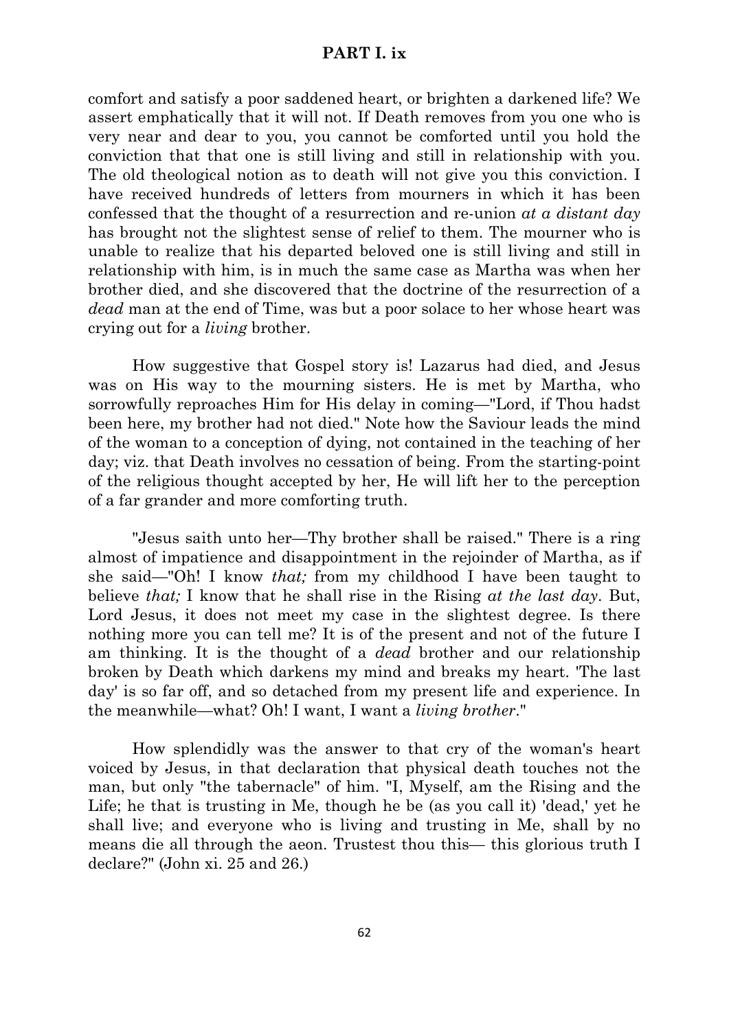comfort and satisfy a poor saddened heart, or brighten a darkened life? We assert emphatically that it will not. If Death removes from you one who is very near and dear to you, you cannot be comforted until you hold the conviction that that one is still living and still in relationship with you. The old theological notion as to death will not give you this conviction. I have received hundreds of letters from mourners in which it has been confessed that the thought of a resurrection and re-union *at a distant day* has brought not the slightest sense of relief to them. The mourner who is unable to realize that his departed beloved one is still living and still in relationship with him, is in much the same case as Martha was when her brother died, and she discovered that the doctrine of the resurrection of a *dead* man at the end of Time, was but a poor solace to her whose heart was crying out for a *living* brother.

How suggestive that Gospel story is! Lazarus had died, and Jesus was on His way to the mourning sisters. He is met by Martha, who sorrowfully reproaches Him for His delay in coming—"Lord, if Thou hadst been here, my brother had not died." Note how the Saviour leads the mind of the woman to a conception of dying, not contained in the teaching of her day; viz. that Death involves no cessation of being. From the starting-point of the religious thought accepted by her, He will lift her to the perception of a far grander and more comforting truth.

"Jesus saith unto her—Thy brother shall be raised." There is a ring almost of impatience and disappointment in the rejoinder of Martha, as if she said—"Oh! I know *that;* from my childhood I have been taught to believe *that;* I know that he shall rise in the Rising *at the last day*. But, Lord Jesus, it does not meet my case in the slightest degree. Is there nothing more you can tell me? It is of the present and not of the future I am thinking. It is the thought of a *dead* brother and our relationship broken by Death which darkens my mind and breaks my heart. 'The last day' is so far off, and so detached from my present life and experience. In the meanwhile—what? Oh! I want, I want a *living brother*."

How splendidly was the answer to that cry of the woman's heart voiced by Jesus, in that declaration that physical death touches not the man, but only "the tabernacle" of him. "I, Myself, am the Rising and the Life; he that is trusting in Me, though he be (as you call it) 'dead,' yet he shall live; and everyone who is living and trusting in Me, shall by no means die all through the aeon. Trustest thou this— this glorious truth I declare?" (John xi. 25 and 26.)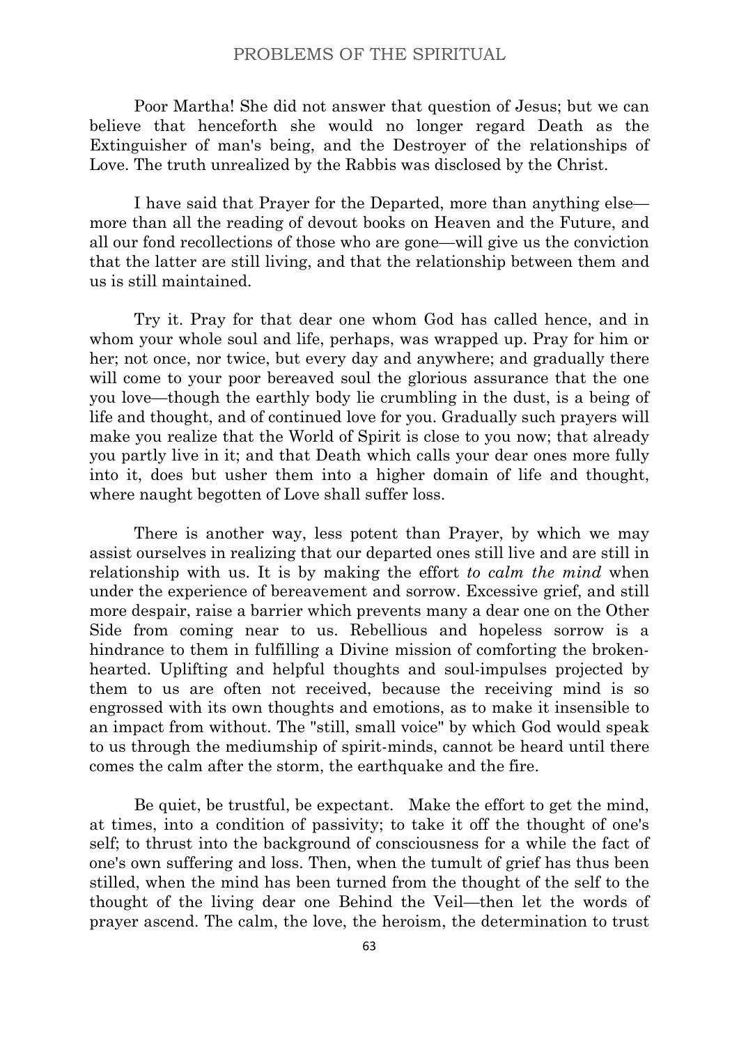Poor Martha! She did not answer that question of Jesus; but we can believe that henceforth she would no longer regard Death as the Extinguisher of man's being, and the Destroyer of the relationships of Love. The truth unrealized by the Rabbis was disclosed by the Christ.

I have said that Prayer for the Departed, more than anything else—more than all the reading of devout books on Heaven and the Future, and all our fond recollections of those who are gone—will give us the conviction that the latter are still living, and that the relationship between them and us is still maintained.

Try it. Pray for that dear one whom God has called hence, and in whom your whole soul and life, perhaps, was wrapped up. Pray for him or her; not once, nor twice, but every day and anywhere; and gradually there will come to your poor bereaved soul the glorious assurance that the one you love—though the earthly body lie crumbling in the dust, is a being of life and thought, and of continued love for you. Gradually such prayers will make you realize that the World of Spirit is close to you now; that already you partly live in it; and that Death which calls your dear ones more fully into it, does but usher them into a higher domain of life and thought, where naught begotten of Love shall suffer loss.

There is another way, less potent than Prayer, by which we may assist ourselves in realizing that our departed ones still live and are still in relationship with us. It is by making the effort *to calm the mind* when under the experience of bereavement and sorrow. Excessive grief, and still more despair, raise a barrier which prevents many a dear one on the Other Side from coming near to us. Rebellious and hopeless sorrow is a hindrance to them in fulfilling a Divine mission of comforting the broken-hearted. Uplifting and helpful thoughts and soul-impulses projected by them to us are often not received, because the receiving mind is so engrossed with its own thoughts and emotions, as to make it insensible to an impact from without. The "still, small voice" by which God would speak to us through the mediumship of spirit-minds, cannot be heard until there comes the calm after the storm, the earthquake and the fire.

Be quiet, be trustful, be expectant. Make the effort to get the mind, at times, into a condition of passivity; to take it off the thought of one's self; to thrust into the background of consciousness for a while the fact of one's own suffering and loss. Then, when the tumult of grief has thus been stilled, when the mind has been turned from the thought of the self to the thought of the living dear one Behind the Veil—then let the words of prayer ascend. The calm, the love, the heroism, the determination to trust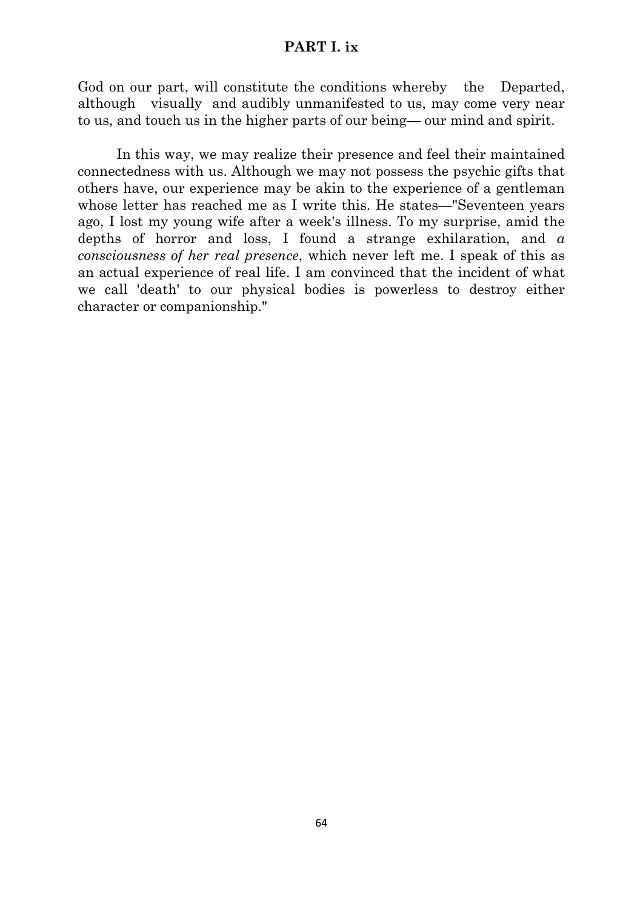God on our part, will constitute the conditions whereby the Departed, although visually and audibly unmanifested to us, may come very near to us, and touch us in the higher parts of our being— our mind and spirit.

In this way, we may realize their presence and feel their maintained connectedness with us. Although we may not possess the psychic gifts that others have, our experience may be akin to the experience of a gentleman whose letter has reached me as I write this. He states—"Seventeen years ago, I lost my young wife after a week's illness. To my surprise, amid the depths of horror and loss, I found a strange exhilaration, and *a consciousness of her real presence*, which never left me. I speak of this as an actual experience of real life. I am convinced that the incident of what we call 'death' to our physical bodies is powerless to destroy either character or companionship."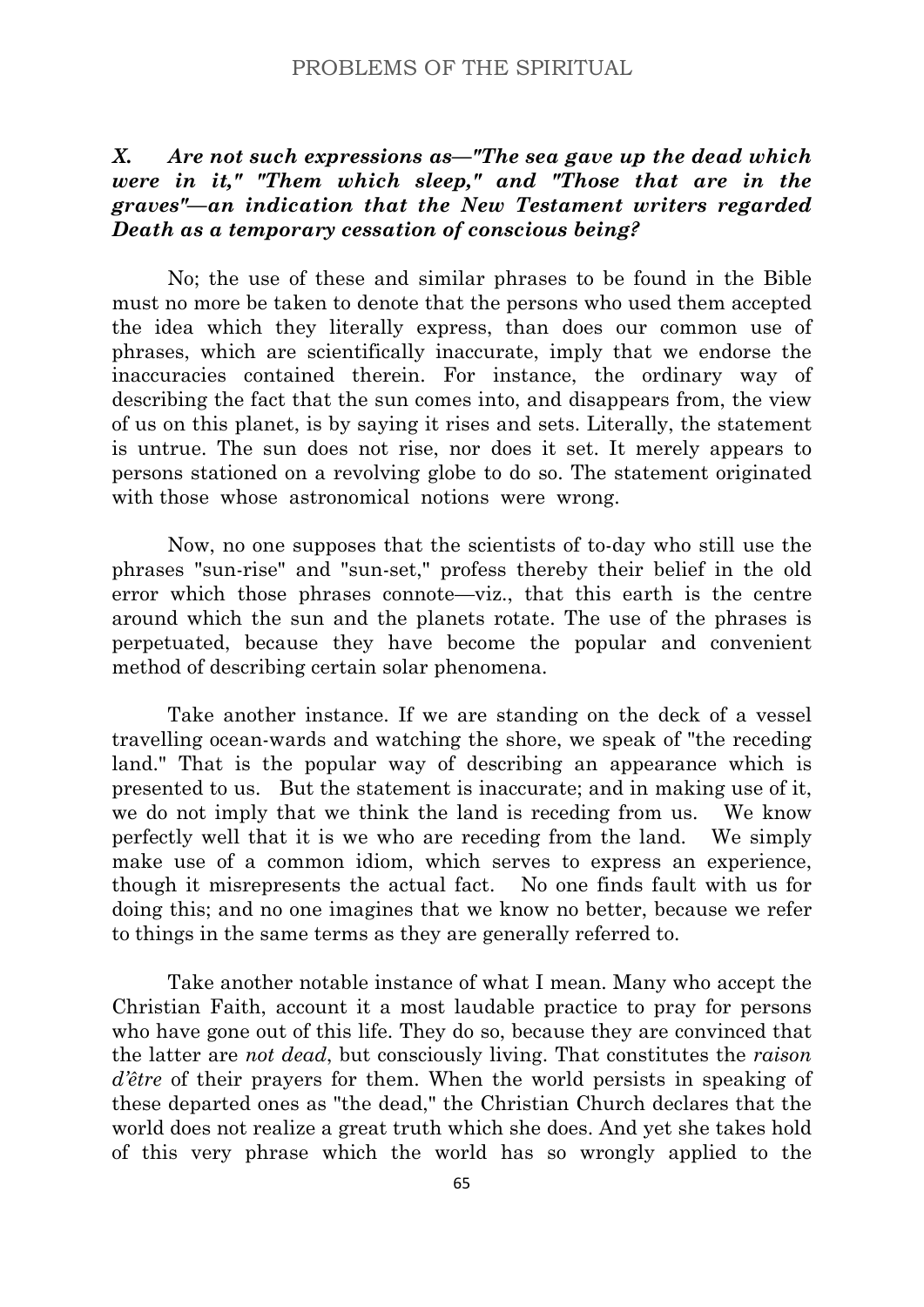***X. Are not such expressions as—"The sea gave up the dead which were in it," "Them which sleep," and "Those that are in the graves"—an indication that the New Testament writers regarded Death as a temporary cessation of conscious being?***

No; the use of these and similar phrases to be found in the Bible must no more be taken to denote that the persons who used them accepted the idea which they literally express, than does our common use of phrases, which are scientifically inaccurate, imply that we endorse the inaccuracies contained therein. For instance, the ordinary way of describing the fact that the sun comes into, and disappears from, the view of us on this planet, is by saying it rises and sets. Literally, the statement is untrue. The sun does not rise, nor does it set. It merely appears to persons stationed on a revolving globe to do so. The statement originated with those whose astronomical notions were wrong.

Now, no one supposes that the scientists of to-day who still use the phrases "sun-rise" and "sun-set," profess thereby their belief in the old error which those phrases connote—viz., that this earth is the centre around which the sun and the planets rotate. The use of the phrases is perpetuated, because they have become the popular and convenient method of describing certain solar phenomena.

Take another instance. If we are standing on the deck of a vessel travelling ocean-wards and watching the shore, we speak of "the receding land." That is the popular way of describing an appearance which is presented to us. But the statement is inaccurate; and in making use of it, we do not imply that we think the land is receding from us. We know perfectly well that it is we who are receding from the land. We simply make use of a common idiom, which serves to express an experience, though it misrepresents the actual fact. No one finds fault with us for doing this; and no one imagines that we know no better, because we refer to things in the same terms as they are generally referred to.

Take another notable instance of what I mean. Many who accept the Christian Faith, account it a most laudable practice to pray for persons who have gone out of this life. They do so, because they are convinced that the latter are *not dead*, but consciously living. That constitutes the *raison d'être* of their prayers for them. When the world persists in speaking of these departed ones as "the dead," the Christian Church declares that the world does not realize a great truth which she does. And yet she takes hold of this very phrase which the world has so wrongly applied to the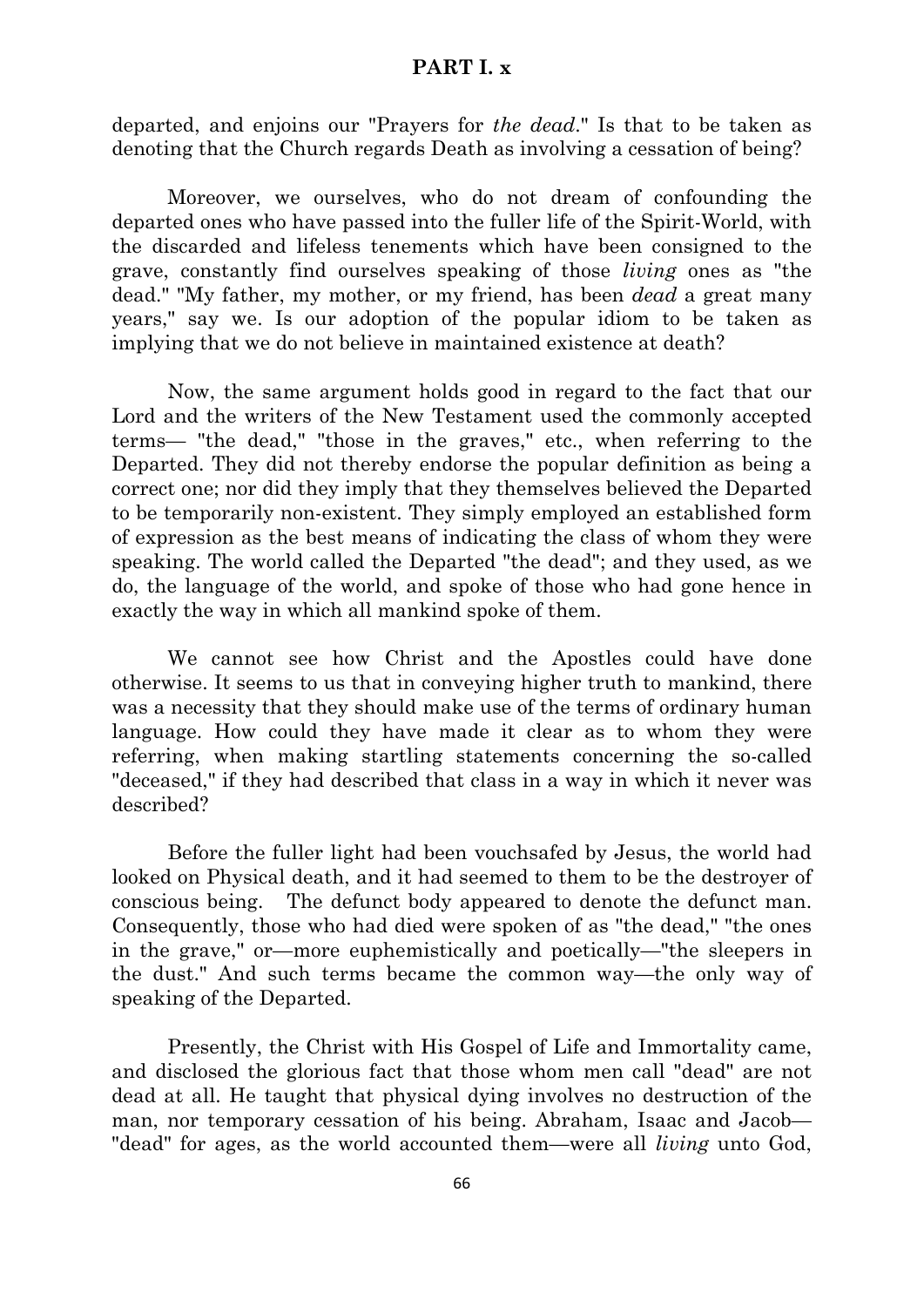departed, and enjoins our "Prayers for *the dead*." Is that to be taken as denoting that the Church regards Death as involving a cessation of being?

Moreover, we ourselves, who do not dream of confounding the departed ones who have passed into the fuller life of the Spirit-World, with the discarded and lifeless tenements which have been consigned to the grave, constantly find ourselves speaking of those *living* ones as "the dead." "My father, my mother, or my friend, has been *dead* a great many years," say we. Is our adoption of the popular idiom to be taken as implying that we do not believe in maintained existence at death?

Now, the same argument holds good in regard to the fact that our Lord and the writers of the New Testament used the commonly accepted terms— "the dead," "those in the graves," etc., when referring to the Departed. They did not thereby endorse the popular definition as being a correct one; nor did they imply that they themselves believed the Departed to be temporarily non-existent. They simply employed an established form of expression as the best means of indicating the class of whom they were speaking. The world called the Departed "the dead"; and they used, as we do, the language of the world, and spoke of those who had gone hence in exactly the way in which all mankind spoke of them.

We cannot see how Christ and the Apostles could have done otherwise. It seems to us that in conveying higher truth to mankind, there was a necessity that they should make use of the terms of ordinary human language. How could they have made it clear as to whom they were referring, when making startling statements concerning the so-called "deceased," if they had described that class in a way in which it never was described?

Before the fuller light had been vouchsafed by Jesus, the world had looked on Physical death, and it had seemed to them to be the destroyer of conscious being. The defunct body appeared to denote the defunct man. Consequently, those who had died were spoken of as "the dead," "the ones in the grave," or—more euphemistically and poetically—"the sleepers in the dust." And such terms became the common way—the only way of speaking of the Departed.

Presently, the Christ with His Gospel of Life and Immortality came, and disclosed the glorious fact that those whom men call "dead" are not dead at all. He taught that physical dying involves no destruction of the man, nor temporary cessation of his being. Abraham, Isaac and Jacob— "dead" for ages, as the world accounted them—were all *living* unto God,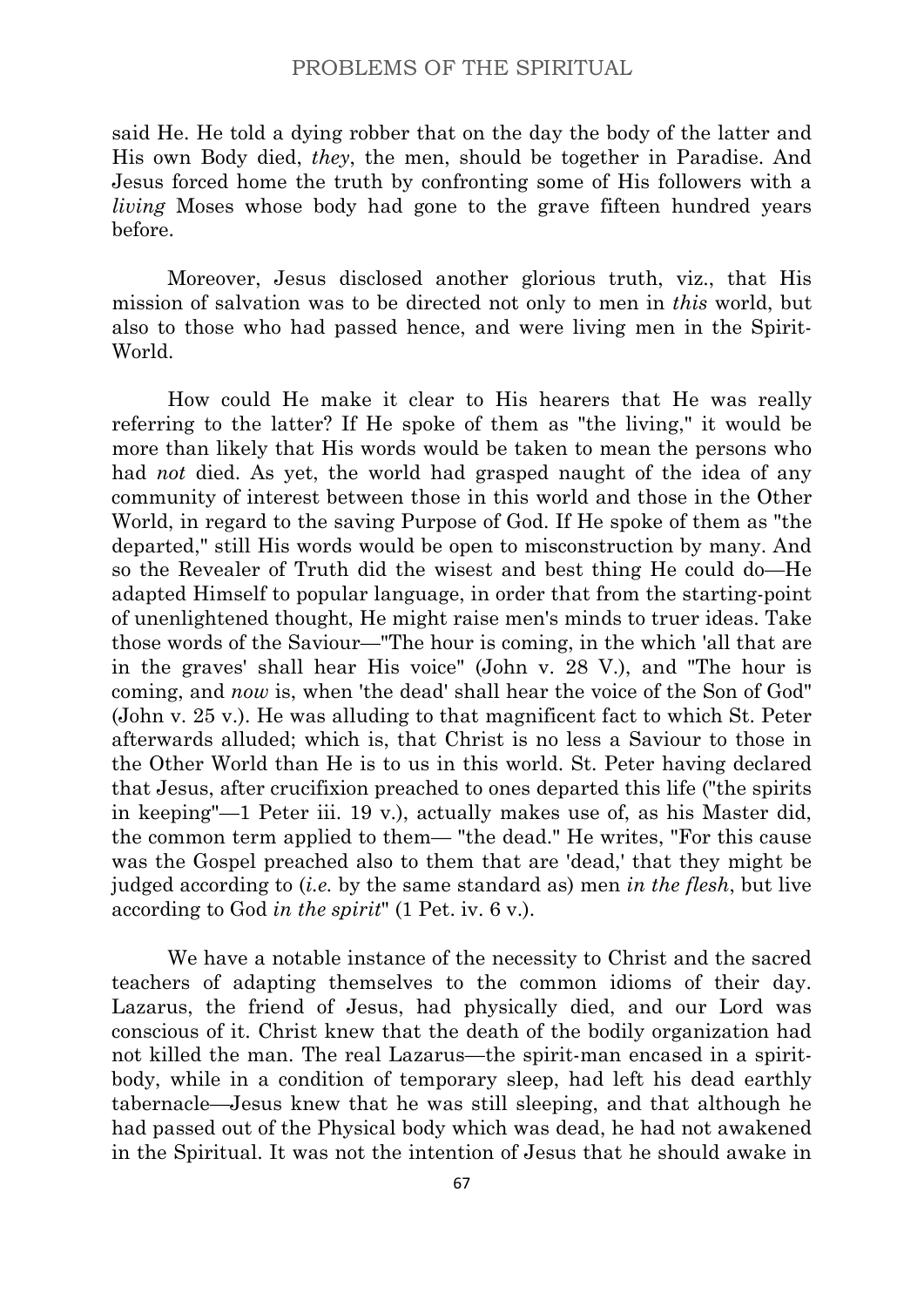said He. He told a dying robber that on the day the body of the latter and His own Body died, *they*, the men, should be together in Paradise. And Jesus forced home the truth by confronting some of His followers with a *living* Moses whose body had gone to the grave fifteen hundred years before.

Moreover, Jesus disclosed another glorious truth, viz., that His mission of salvation was to be directed not only to men in *this* world, but also to those who had passed hence, and were living men in the Spirit-World.

How could He make it clear to His hearers that He was really referring to the latter? If He spoke of them as "the living," it would be more than likely that His words would be taken to mean the persons who had *not* died. As yet, the world had grasped naught of the idea of any community of interest between those in this world and those in the Other World, in regard to the saving Purpose of God. If He spoke of them as "the departed," still His words would be open to misconstruction by many. And so the Revealer of Truth did the wisest and best thing He could do—He adapted Himself to popular language, in order that from the starting-point of unenlightened thought, He might raise men's minds to truer ideas. Take those words of the Saviour—"The hour is coming, in the which 'all that are in the graves' shall hear His voice" (John v. 28 V.), and "The hour is coming, and *now* is, when 'the dead' shall hear the voice of the Son of God" (John v. 25 v.). He was alluding to that magnificent fact to which St. Peter afterwards alluded; which is, that Christ is no less a Saviour to those in the Other World than He is to us in this world. St. Peter having declared that Jesus, after crucifixion preached to ones departed this life ("the spirits in keeping"—1 Peter iii. 19 v.), actually makes use of, as his Master did, the common term applied to them— "the dead." He writes, "For this cause was the Gospel preached also to them that are 'dead,' that they might be judged according to (*i.e.* by the same standard as) men *in the flesh*, but live according to God *in the spirit*" (1 Pet. iv. 6 v.).

We have a notable instance of the necessity to Christ and the sacred teachers of adapting themselves to the common idioms of their day. Lazarus, the friend of Jesus, had physically died, and our Lord was conscious of it. Christ knew that the death of the bodily organization had not killed the man. The real Lazarus—the spirit-man encased in a spirit-body, while in a condition of temporary sleep, had left his dead earthly tabernacle—Jesus knew that he was still sleeping, and that although he had passed out of the Physical body which was dead, he had not awakened in the Spiritual. It was not the intention of Jesus that he should awake in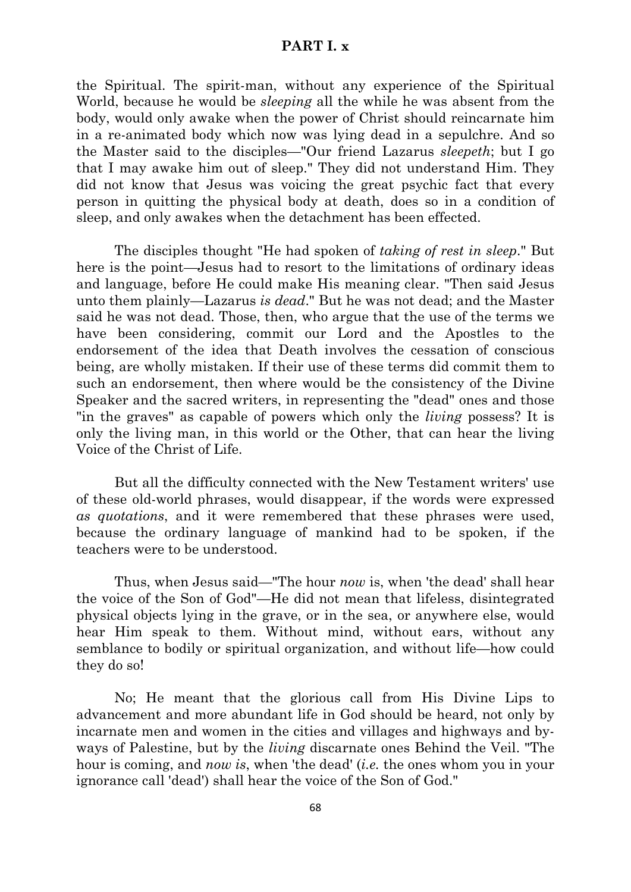the Spiritual. The spirit-man, without any experience of the Spiritual World, because he would be *sleeping* all the while he was absent from the body, would only awake when the power of Christ should reincarnate him in a re-animated body which now was lying dead in a sepulchre. And so the Master said to the disciples—"Our friend Lazarus *sleepeth*; but I go that I may awake him out of sleep." They did not understand Him. They did not know that Jesus was voicing the great psychic fact that every person in quitting the physical body at death, does so in a condition of sleep, and only awakes when the detachment has been effected.

The disciples thought "He had spoken of *taking of rest in sleep*." But here is the point—Jesus had to resort to the limitations of ordinary ideas and language, before He could make His meaning clear. "Then said Jesus unto them plainly—Lazarus *is dead*." But he was not dead; and the Master said he was not dead. Those, then, who argue that the use of the terms we have been considering, commit our Lord and the Apostles to the endorsement of the idea that Death involves the cessation of conscious being, are wholly mistaken. If their use of these terms did commit them to such an endorsement, then where would be the consistency of the Divine Speaker and the sacred writers, in representing the "dead" ones and those "in the graves" as capable of powers which only the *living* possess? It is only the living man, in this world or the Other, that can hear the living Voice of the Christ of Life.

But all the difficulty connected with the New Testament writers' use of these old-world phrases, would disappear, if the words were expressed *as quotations*, and it were remembered that these phrases were used, because the ordinary language of mankind had to be spoken, if the teachers were to be understood.

Thus, when Jesus said—"The hour *now* is, when 'the dead' shall hear the voice of the Son of God"—He did not mean that lifeless, disintegrated physical objects lying in the grave, or in the sea, or anywhere else, would hear Him speak to them. Without mind, without ears, without any semblance to bodily or spiritual organization, and without life—how could they do so!

No; He meant that the glorious call from His Divine Lips to advancement and more abundant life in God should be heard, not only by incarnate men and women in the cities and villages and highways and by-ways of Palestine, but by the *living* discarnate ones Behind the Veil. "The hour is coming, and *now is*, when 'the dead' (*i.e.* the ones whom you in your ignorance call 'dead') shall hear the voice of the Son of God."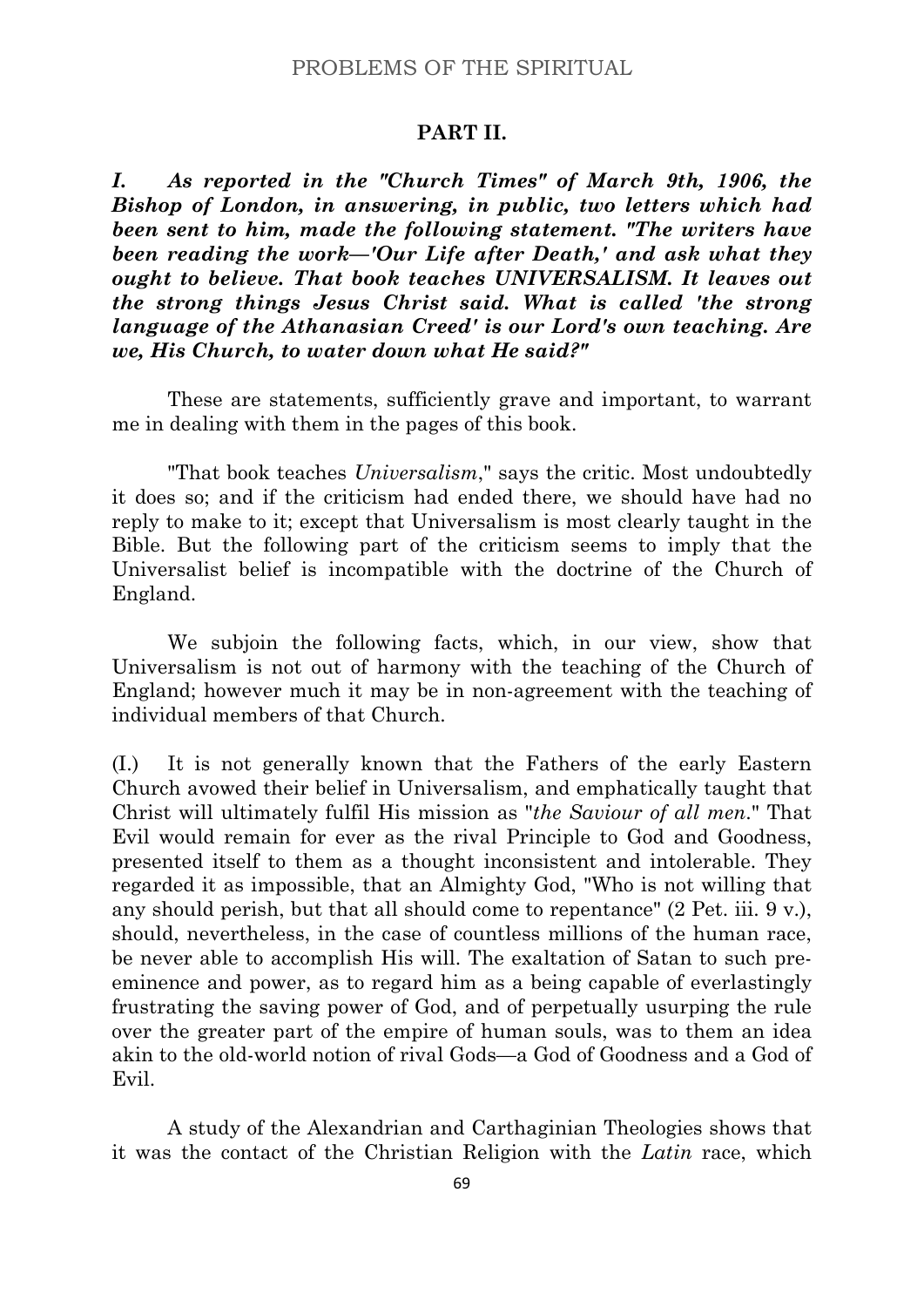## PART II.

***I. As reported in the "Church Times" of March 9th, 1906, the Bishop of London, in answering, in public, two letters which had been sent to him, made the following statement. "The writers have been reading the work—'Our Life after Death,' and ask what they ought to believe. That book teaches UNIVERSALISM. It leaves out the strong things Jesus Christ said. What is called 'the strong language of the Athanasian Creed' is our Lord's own teaching. Are we, His Church, to water down what He said?"***

These are statements, sufficiently grave and important, to warrant me in dealing with them in the pages of this book.

"That book teaches *Universalism*," says the critic. Most undoubtedly it does so; and if the criticism had ended there, we should have had no reply to make to it; except that Universalism is most clearly taught in the Bible. But the following part of the criticism seems to imply that the Universalist belief is incompatible with the doctrine of the Church of England.

We subjoin the following facts, which, in our view, show that Universalism is not out of harmony with the teaching of the Church of England; however much it may be in non-agreement with the teaching of individual members of that Church.

(I.) It is not generally known that the Fathers of the early Eastern Church avowed their belief in Universalism, and emphatically taught that Christ will ultimately fulfil His mission as "*the Saviour of all men*." That Evil would remain for ever as the rival Principle to God and Goodness, presented itself to them as a thought inconsistent and intolerable. They regarded it as impossible, that an Almighty God, "Who is not willing that any should perish, but that all should come to repentance" (2 Pet. iii. 9 v.), should, nevertheless, in the case of countless millions of the human race, be never able to accomplish His will. The exaltation of Satan to such pre-eminence and power, as to regard him as a being capable of everlastingly frustrating the saving power of God, and of perpetually usurping the rule over the greater part of the empire of human souls, was to them an idea akin to the old-world notion of rival Gods—a God of Goodness and a God of Evil.

A study of the Alexandrian and Carthaginian Theologies shows that it was the contact of the Christian Religion with the *Latin* race, which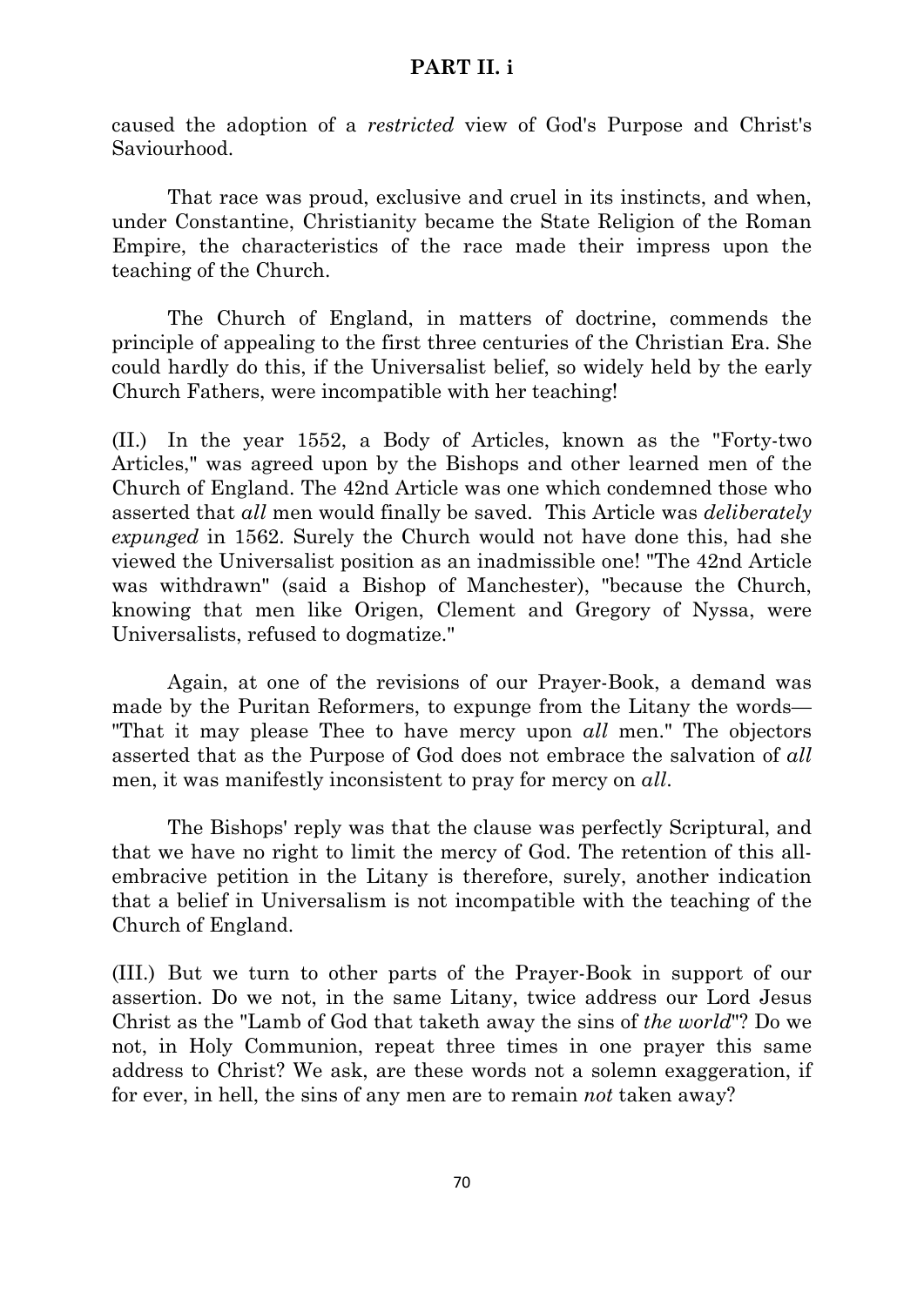caused the adoption of a *restricted* view of God's Purpose and Christ's Saviourhood.

That race was proud, exclusive and cruel in its instincts, and when, under Constantine, Christianity became the State Religion of the Roman Empire, the characteristics of the race made their impress upon the teaching of the Church.

The Church of England, in matters of doctrine, commends the principle of appealing to the first three centuries of the Christian Era. She could hardly do this, if the Universalist belief, so widely held by the early Church Fathers, were incompatible with her teaching!

(II.) In the year 1552, a Body of Articles, known as the "Forty-two Articles," was agreed upon by the Bishops and other learned men of the Church of England. The 42nd Article was one which condemned those who asserted that *all* men would finally be saved. This Article was *deliberately expunged* in 1562. Surely the Church would not have done this, had she viewed the Universalist position as an inadmissible one! "The 42nd Article was withdrawn" (said a Bishop of Manchester), "because the Church, knowing that men like Origen, Clement and Gregory of Nyssa, were Universalists, refused to dogmatize."

Again, at one of the revisions of our Prayer-Book, a demand was made by the Puritan Reformers, to expunge from the Litany the words—"That it may please Thee to have mercy upon *all* men." The objectors asserted that as the Purpose of God does not embrace the salvation of *all* men, it was manifestly inconsistent to pray for mercy on *all*.

The Bishops' reply was that the clause was perfectly Scriptural, and that we have no right to limit the mercy of God. The retention of this all-embracive petition in the Litany is therefore, surely, another indication that a belief in Universalism is not incompatible with the teaching of the Church of England.

(III.) But we turn to other parts of the Prayer-Book in support of our assertion. Do we not, in the same Litany, twice address our Lord Jesus Christ as the "Lamb of God that taketh away the sins of *the world*"? Do we not, in Holy Communion, repeat three times in one prayer this same address to Christ? We ask, are these words not a solemn exaggeration, if for ever, in hell, the sins of any men are to remain *not* taken away?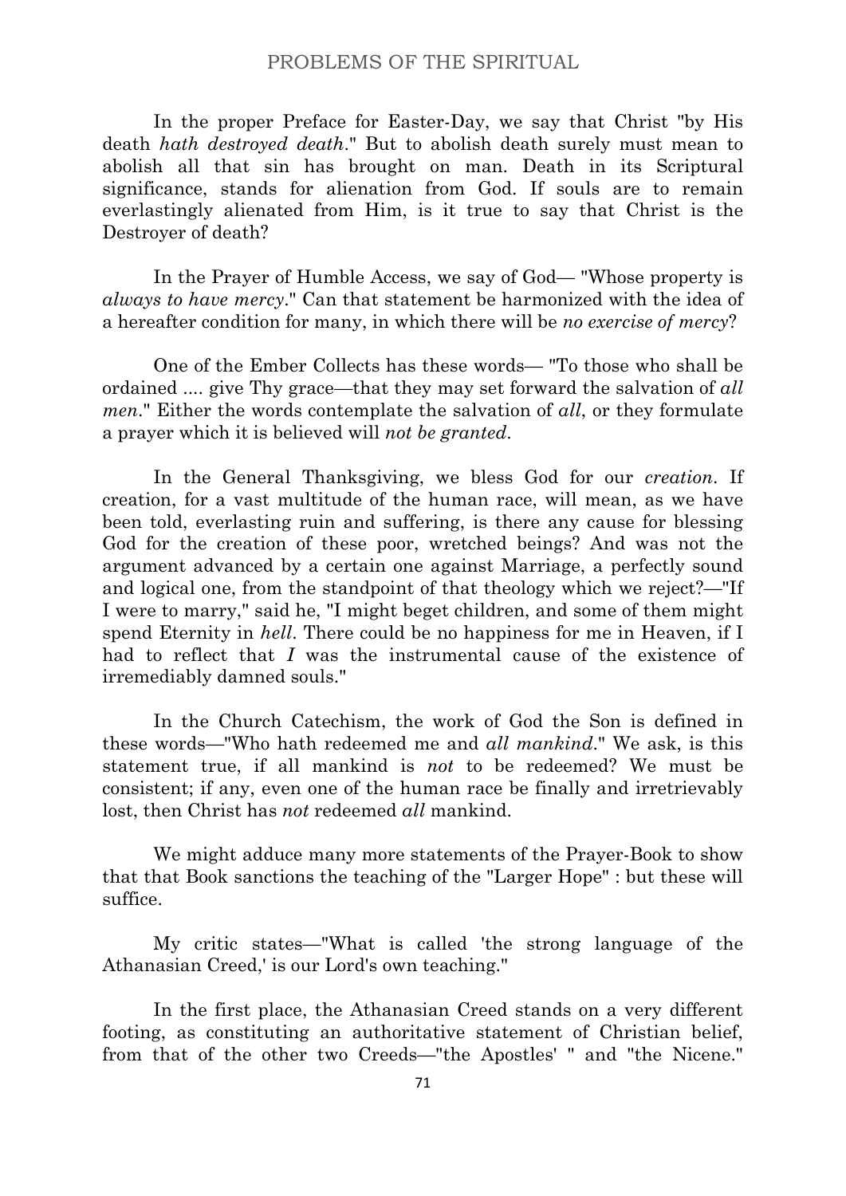In the proper Preface for Easter-Day, we say that Christ "by His death *hath destroyed death*." But to abolish death surely must mean to abolish all that sin has brought on man. Death in its Scriptural significance, stands for alienation from God. If souls are to remain everlastingly alienated from Him, is it true to say that Christ is the Destroyer of death?

In the Prayer of Humble Access, we say of God— "Whose property is *always to have mercy*." Can that statement be harmonized with the idea of a hereafter condition for many, in which there will be *no exercise of mercy*?

One of the Ember Collects has these words— "To those who shall be ordained .... give Thy grace—that they may set forward the salvation of *all men*." Either the words contemplate the salvation of *all*, or they formulate a prayer which it is believed will *not be granted*.

In the General Thanksgiving, we bless God for our *creation*. If creation, for a vast multitude of the human race, will mean, as we have been told, everlasting ruin and suffering, is there any cause for blessing God for the creation of these poor, wretched beings? And was not the argument advanced by a certain one against Marriage, a perfectly sound and logical one, from the standpoint of that theology which we reject?—"If I were to marry," said he, "I might beget children, and some of them might spend Eternity in *hell*. There could be no happiness for me in Heaven, if I had to reflect that *I* was the instrumental cause of the existence of irremediably damned souls."

In the Church Catechism, the work of God the Son is defined in these words—"Who hath redeemed me and *all mankind*." We ask, is this statement true, if all mankind is *not* to be redeemed? We must be consistent; if any, even one of the human race be finally and irretrievably lost, then Christ has *not* redeemed *all* mankind.

We might adduce many more statements of the Prayer-Book to show that that Book sanctions the teaching of the "Larger Hope" : but these will suffice.

My critic states—"What is called 'the strong language of the Athanasian Creed,' is our Lord's own teaching."

In the first place, the Athanasian Creed stands on a very different footing, as constituting an authoritative statement of Christian belief, from that of the other two Creeds—"the Apostles' " and "the Nicene."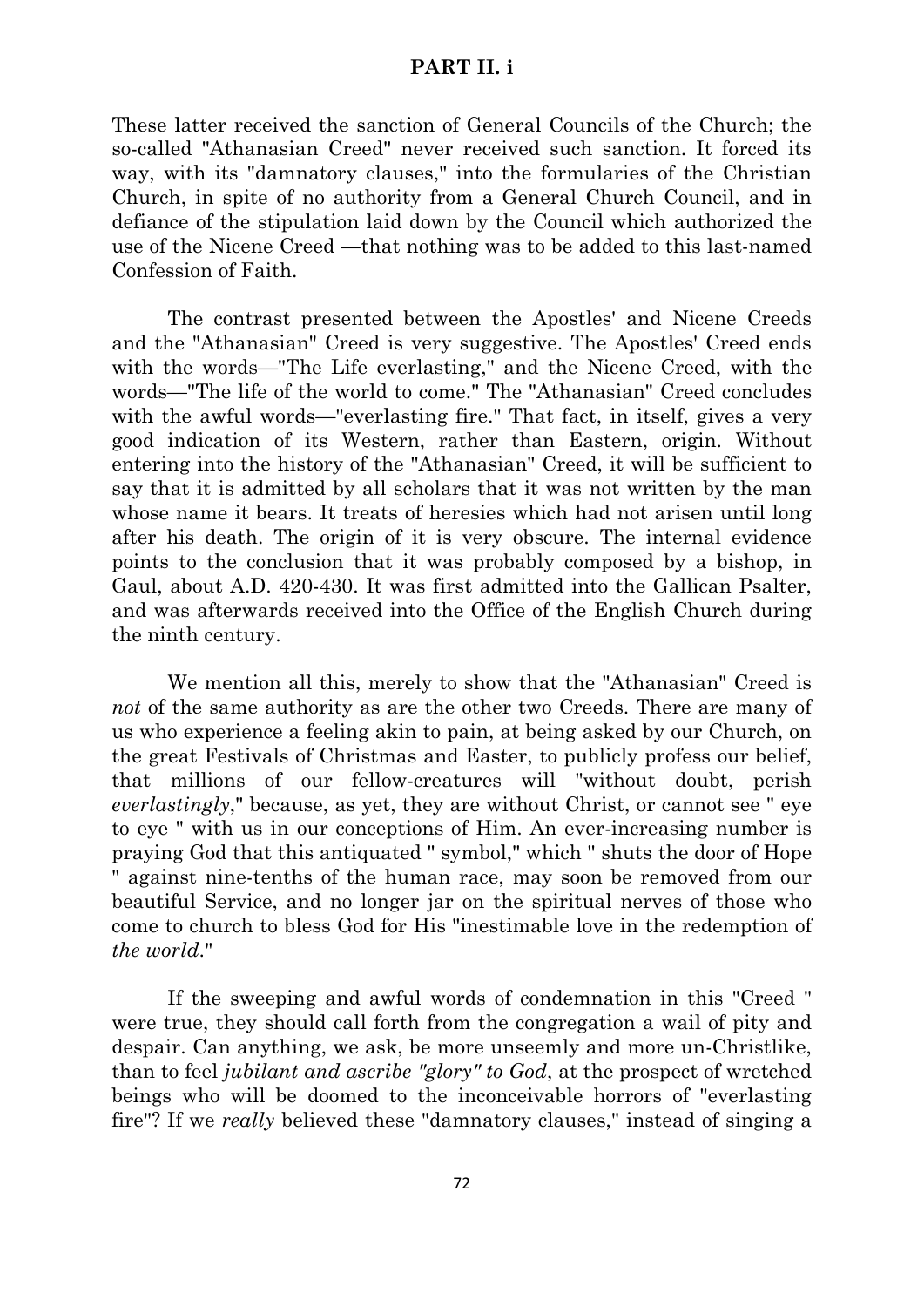These latter received the sanction of General Councils of the Church; the so-called "Athanasian Creed" never received such sanction. It forced its way, with its "damnatory clauses," into the formularies of the Christian Church, in spite of no authority from a General Church Council, and in defiance of the stipulation laid down by the Council which authorized the use of the Nicene Creed —that nothing was to be added to this last-named Confession of Faith.

The contrast presented between the Apostles' and Nicene Creeds and the "Athanasian" Creed is very suggestive. The Apostles' Creed ends with the words—"The Life everlasting," and the Nicene Creed, with the words—"The life of the world to come." The "Athanasian" Creed concludes with the awful words—"everlasting fire." That fact, in itself, gives a very good indication of its Western, rather than Eastern, origin. Without entering into the history of the "Athanasian" Creed, it will be sufficient to say that it is admitted by all scholars that it was not written by the man whose name it bears. It treats of heresies which had not arisen until long after his death. The origin of it is very obscure. The internal evidence points to the conclusion that it was probably composed by a bishop, in Gaul, about A.D. 420-430. It was first admitted into the Gallican Psalter, and was afterwards received into the Office of the English Church during the ninth century.

We mention all this, merely to show that the "Athanasian" Creed is *not* of the same authority as are the other two Creeds. There are many of us who experience a feeling akin to pain, at being asked by our Church, on the great Festivals of Christmas and Easter, to publicly profess our belief, that millions of our fellow-creatures will "without doubt, perish *everlastingly*," because, as yet, they are without Christ, or cannot see " eye to eye " with us in our conceptions of Him. An ever-increasing number is praying God that this antiquated " symbol," which " shuts the door of Hope " against nine-tenths of the human race, may soon be removed from our beautiful Service, and no longer jar on the spiritual nerves of those who come to church to bless God for His "inestimable love in the redemption of *the world*."

If the sweeping and awful words of condemnation in this "Creed " were true, they should call forth from the congregation a wail of pity and despair. Can anything, we ask, be more unseemly and more un-Christlike, than to feel *jubilant and ascribe "glory" to God*, at the prospect of wretched beings who will be doomed to the inconceivable horrors of "everlasting fire"? If we *really* believed these "damnatory clauses," instead of singing a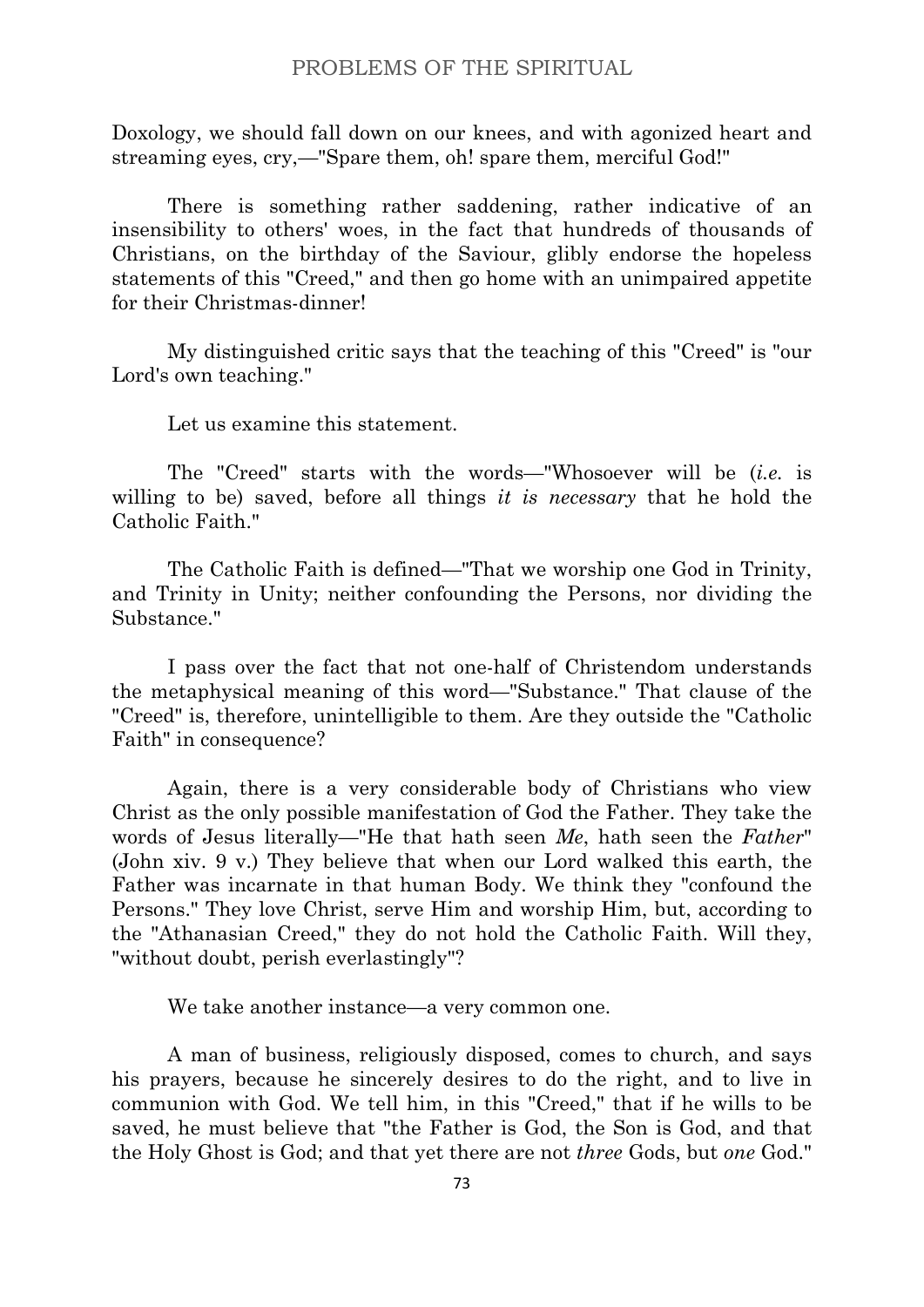Doxology, we should fall down on our knees, and with agonized heart and streaming eyes, cry,—"Spare them, oh! spare them, merciful God!"

There is something rather saddening, rather indicative of an insensibility to others' woes, in the fact that hundreds of thousands of Christians, on the birthday of the Saviour, glibly endorse the hopeless statements of this "Creed," and then go home with an unimpaired appetite for their Christmas-dinner!

My distinguished critic says that the teaching of this "Creed" is "our Lord's own teaching."

Let us examine this statement.

The "Creed" starts with the words—"Whosoever will be (*i.e.* is willing to be) saved, before all things *it is necessary* that he hold the Catholic Faith."

The Catholic Faith is defined—"That we worship one God in Trinity, and Trinity in Unity; neither confounding the Persons, nor dividing the Substance."

I pass over the fact that not one-half of Christendom understands the metaphysical meaning of this word—"Substance." That clause of the "Creed" is, therefore, unintelligible to them. Are they outside the "Catholic Faith" in consequence?

Again, there is a very considerable body of Christians who view Christ as the only possible manifestation of God the Father. They take the words of Jesus literally—"He that hath seen *Me*, hath seen the *Father*" (John xiv. 9 v.) They believe that when our Lord walked this earth, the Father was incarnate in that human Body. We think they "confound the Persons." They love Christ, serve Him and worship Him, but, according to the "Athanasian Creed," they do not hold the Catholic Faith. Will they, "without doubt, perish everlastingly"?

We take another instance—a very common one.

A man of business, religiously disposed, comes to church, and says his prayers, because he sincerely desires to do the right, and to live in communion with God. We tell him, in this "Creed," that if he wills to be saved, he must believe that "the Father is God, the Son is God, and that the Holy Ghost is God; and that yet there are not *three* Gods, but *one* God."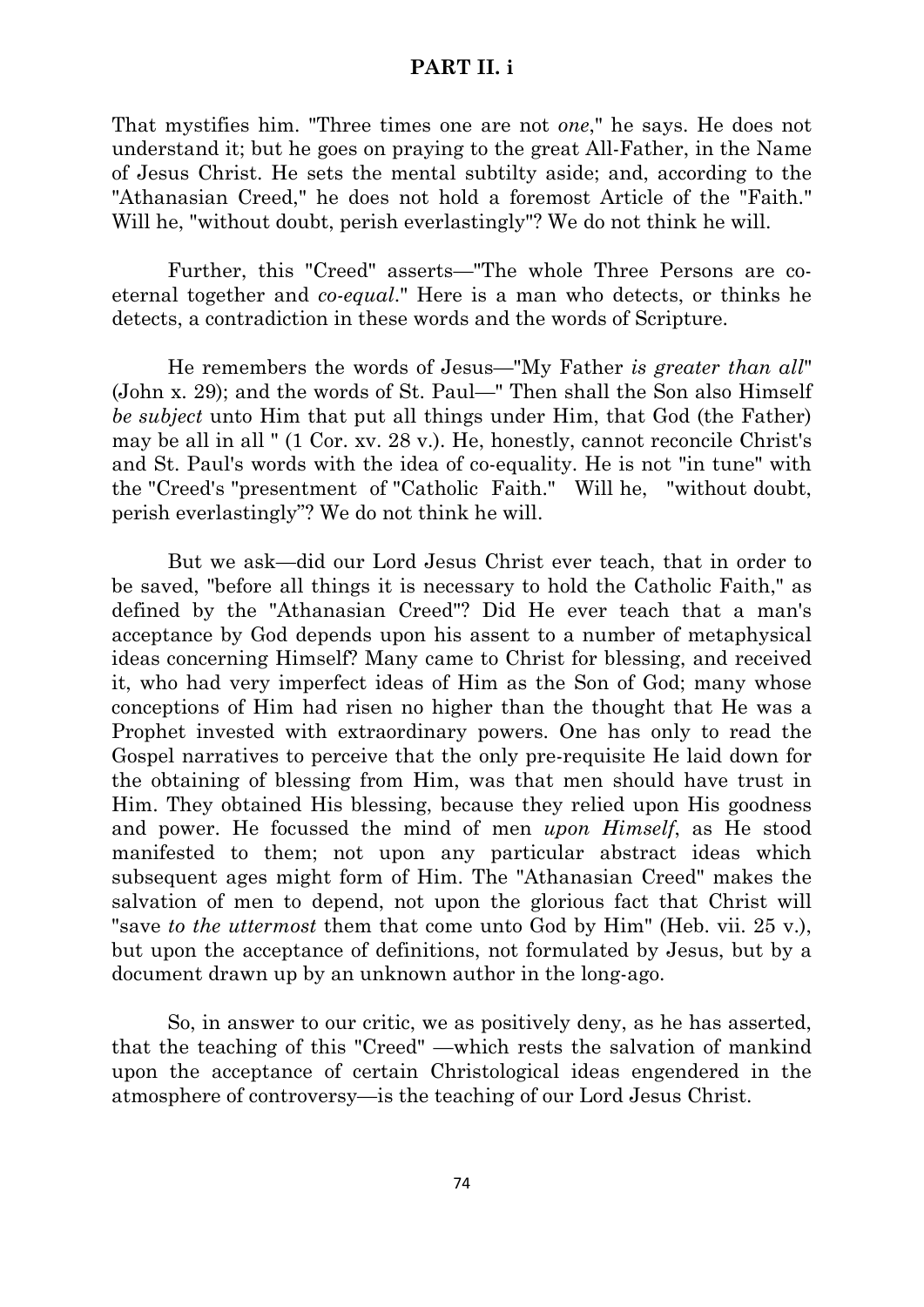That mystifies him. "Three times one are not *one*," he says. He does not understand it; but he goes on praying to the great All-Father, in the Name of Jesus Christ. He sets the mental subtilty aside; and, according to the "Athanasian Creed," he does not hold a foremost Article of the "Faith." Will he, "without doubt, perish everlastingly"? We do not think he will.

Further, this "Creed" asserts—"The whole Three Persons are co-eternal together and *co-equal*." Here is a man who detects, or thinks he detects, a contradiction in these words and the words of Scripture.

He remembers the words of Jesus—"My Father *is greater than all*" (John x. 29); and the words of St. Paul—" Then shall the Son also Himself *be subject* unto Him that put all things under Him, that God (the Father) may be all in all " (1 Cor. xv. 28 v.). He, honestly, cannot reconcile Christ's and St. Paul's words with the idea of co-equality. He is not "in tune" with the "Creed's "presentment of "Catholic Faith." Will he, "without doubt, perish everlastingly"? We do not think he will.

But we ask—did our Lord Jesus Christ ever teach, that in order to be saved, "before all things it is necessary to hold the Catholic Faith," as defined by the "Athanasian Creed"? Did He ever teach that a man's acceptance by God depends upon his assent to a number of metaphysical ideas concerning Himself? Many came to Christ for blessing, and received it, who had very imperfect ideas of Him as the Son of God; many whose conceptions of Him had risen no higher than the thought that He was a Prophet invested with extraordinary powers. One has only to read the Gospel narratives to perceive that the only pre-requisite He laid down for the obtaining of blessing from Him, was that men should have trust in Him. They obtained His blessing, because they relied upon His goodness and power. He focussed the mind of men *upon Himself*, as He stood manifested to them; not upon any particular abstract ideas which subsequent ages might form of Him. The "Athanasian Creed" makes the salvation of men to depend, not upon the glorious fact that Christ will "save *to the uttermost* them that come unto God by Him" (Heb. vii. 25 v.), but upon the acceptance of definitions, not formulated by Jesus, but by a document drawn up by an unknown author in the long-ago.

So, in answer to our critic, we as positively deny, as he has asserted, that the teaching of this "Creed" —which rests the salvation of mankind upon the acceptance of certain Christological ideas engendered in the atmosphere of controversy—is the teaching of our Lord Jesus Christ.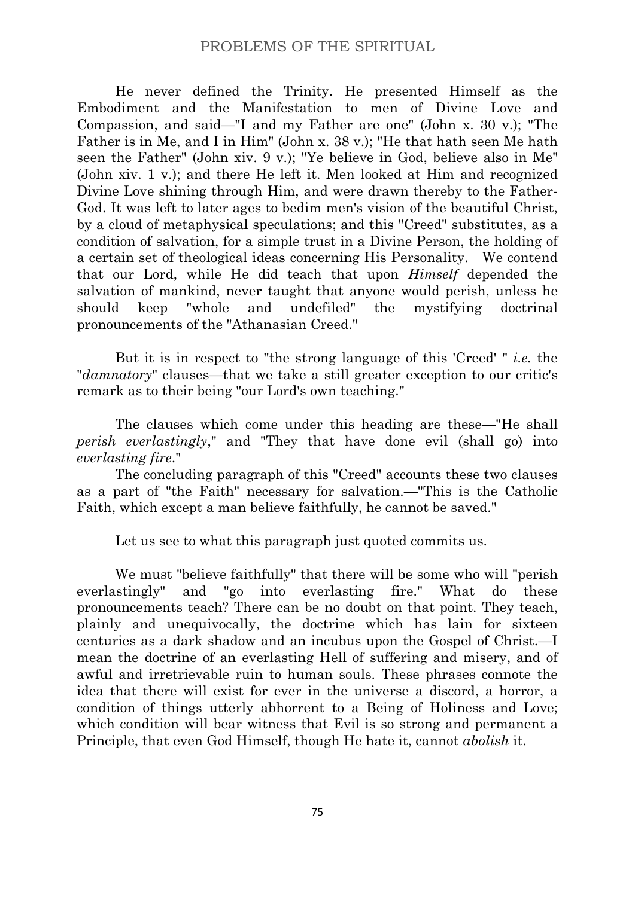He never defined the Trinity. He presented Himself as the Embodiment and the Manifestation to men of Divine Love and Compassion, and said—"I and my Father are one" (John x. 30 v.); "The Father is in Me, and I in Him" (John x. 38 v.); "He that hath seen Me hath seen the Father" (John xiv. 9 v.); "Ye believe in God, believe also in Me" (John xiv. 1 v.); and there He left it. Men looked at Him and recognized Divine Love shining through Him, and were drawn thereby to the Father-God. It was left to later ages to bedim men's vision of the beautiful Christ, by a cloud of metaphysical speculations; and this "Creed" substitutes, as a condition of salvation, for a simple trust in a Divine Person, the holding of a certain set of theological ideas concerning His Personality. We contend that our Lord, while He did teach that upon *Himself* depended the salvation of mankind, never taught that anyone would perish, unless he should keep "whole and undefiled" the mystifying doctrinal pronouncements of the "Athanasian Creed."

But it is in respect to "the strong language of this 'Creed' " *i.e.* the "*damnatory*" clauses—that we take a still greater exception to our critic's remark as to their being "our Lord's own teaching."

The clauses which come under this heading are these—"He shall *perish everlastingly*," and "They that have done evil (shall go) into *everlasting fire*."

The concluding paragraph of this "Creed" accounts these two clauses as a part of "the Faith" necessary for salvation.—"This is the Catholic Faith, which except a man believe faithfully, he cannot be saved."

Let us see to what this paragraph just quoted commits us.

We must "believe faithfully" that there will be some who will "perish everlastingly" and "go into everlasting fire." What do these pronouncements teach? There can be no doubt on that point. They teach, plainly and unequivocally, the doctrine which has lain for sixteen centuries as a dark shadow and an incubus upon the Gospel of Christ.—I mean the doctrine of an everlasting Hell of suffering and misery, and of awful and irretrievable ruin to human souls. These phrases connote the idea that there will exist for ever in the universe a discord, a horror, a condition of things utterly abhorrent to a Being of Holiness and Love; which condition will bear witness that Evil is so strong and permanent a Principle, that even God Himself, though He hate it, cannot *abolish* it.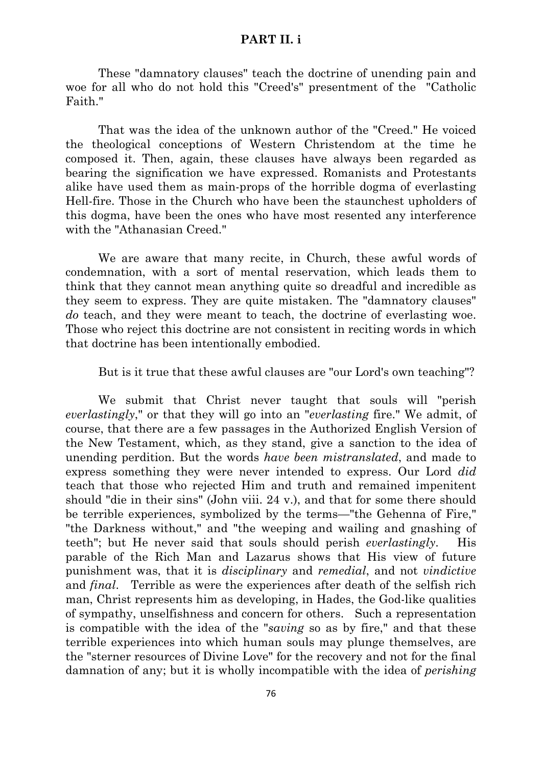**PART II. i**

These "damnatory clauses" teach the doctrine of unending pain and woe for all who do not hold this "Creed's" presentment of the "Catholic Faith."

That was the idea of the unknown author of the "Creed." He voiced the theological conceptions of Western Christendom at the time he composed it. Then, again, these clauses have always been regarded as bearing the signification we have expressed. Romanists and Protestants alike have used them as main-props of the horrible dogma of everlasting Hell-fire. Those in the Church who have been the staunchest upholders of this dogma, have been the ones who have most resented any interference with the "Athanasian Creed."

We are aware that many recite, in Church, these awful words of condemnation, with a sort of mental reservation, which leads them to think that they cannot mean anything quite so dreadful and incredible as they seem to express. They are quite mistaken. The "damnatory clauses" *do* teach, and they were meant to teach, the doctrine of everlasting woe. Those who reject this doctrine are not consistent in reciting words in which that doctrine has been intentionally embodied.

But is it true that these awful clauses are "our Lord's own teaching"?

We submit that Christ never taught that souls will "perish *everlastingly*," or that they will go into an "*everlasting* fire." We admit, of course, that there are a few passages in the Authorized English Version of the New Testament, which, as they stand, give a sanction to the idea of unending perdition. But the words *have been mistranslated*, and made to express something they were never intended to express. Our Lord *did* teach that those who rejected Him and truth and remained impenitent should "die in their sins" (John viii. 24 v.), and that for some there should be terrible experiences, symbolized by the terms—"the Gehenna of Fire," "the Darkness without," and "the weeping and wailing and gnashing of teeth"; but He never said that souls should perish *everlastingly*. His parable of the Rich Man and Lazarus shows that His view of future punishment was, that it is *disciplinary* and *remedial*, and not *vindictive* and *final*. Terrible as were the experiences after death of the selfish rich man, Christ represents him as developing, in Hades, the God-like qualities of sympathy, unselfishness and concern for others. Such a representation is compatible with the idea of the "*saving* so as by fire," and that these terrible experiences into which human souls may plunge themselves, are the "sterner resources of Divine Love" for the recovery and not for the final damnation of any; but it is wholly incompatible with the idea of *perishing*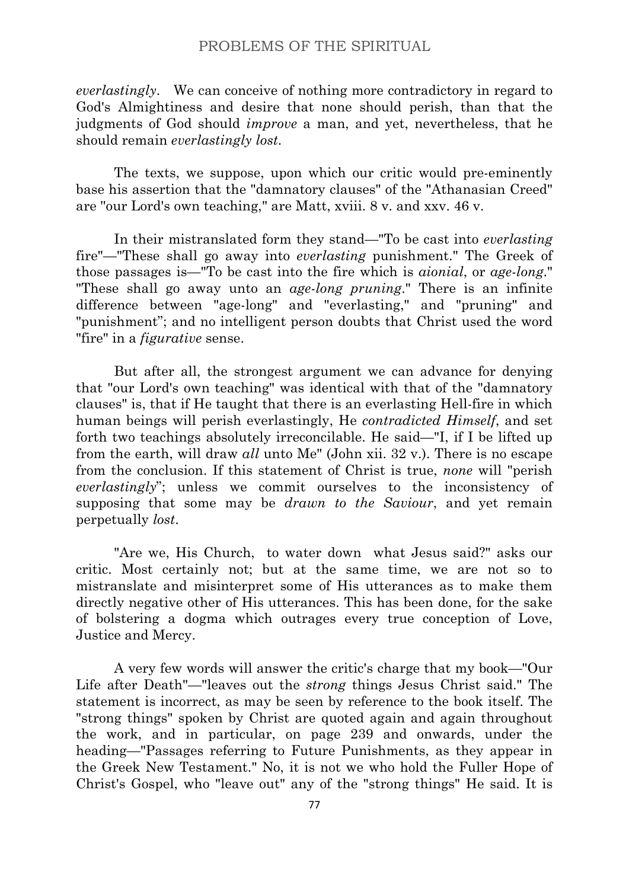*everlastingly*. We can conceive of nothing more contradictory in regard to God's Almightiness and desire that none should perish, than that the judgments of God should *improve* a man, and yet, nevertheless, that he should remain *everlastingly lost*.

The texts, we suppose, upon which our critic would pre-eminently base his assertion that the "damnatory clauses" of the "Athanasian Creed" are "our Lord's own teaching," are Matt, xviii. 8 v. and xxv. 46 v.

In their mistranslated form they stand—"To be cast into *everlasting* fire"—"These shall go away into *everlasting* punishment." The Greek of those passages is—"To be cast into the fire which is *aionial*, or *age-long*." "These shall go away unto an *age-long pruning*." There is an infinite difference between "age-long" and "everlasting," and "pruning" and "punishment"; and no intelligent person doubts that Christ used the word "fire" in a *figurative* sense.

But after all, the strongest argument we can advance for denying that "our Lord's own teaching" was identical with that of the "damnatory clauses" is, that if He taught that there is an everlasting Hell-fire in which human beings will perish everlastingly, He *contradicted Himself*, and set forth two teachings absolutely irreconcilable. He said—"I, if I be lifted up from the earth, will draw *all* unto Me" (John xii. 32 v.). There is no escape from the conclusion. If this statement of Christ is true, *none* will "perish *everlastingly*"; unless we commit ourselves to the inconsistency of supposing that some may be *drawn to the Saviour*, and yet remain perpetually *lost*.

"Are we, His Church, to water down what Jesus said?" asks our critic. Most certainly not; but at the same time, we are not so to mistranslate and misinterpret some of His utterances as to make them directly negative other of His utterances. This has been done, for the sake of bolstering a dogma which outrages every true conception of Love, Justice and Mercy.

A very few words will answer the critic's charge that my book—"Our Life after Death"—"leaves out the *strong* things Jesus Christ said." The statement is incorrect, as may be seen by reference to the book itself. The "strong things" spoken by Christ are quoted again and again throughout the work, and in particular, on page 239 and onwards, under the heading—"Passages referring to Future Punishments, as they appear in the Greek New Testament." No, it is not we who hold the Fuller Hope of Christ's Gospel, who "leave out" any of the "strong things" He said. It is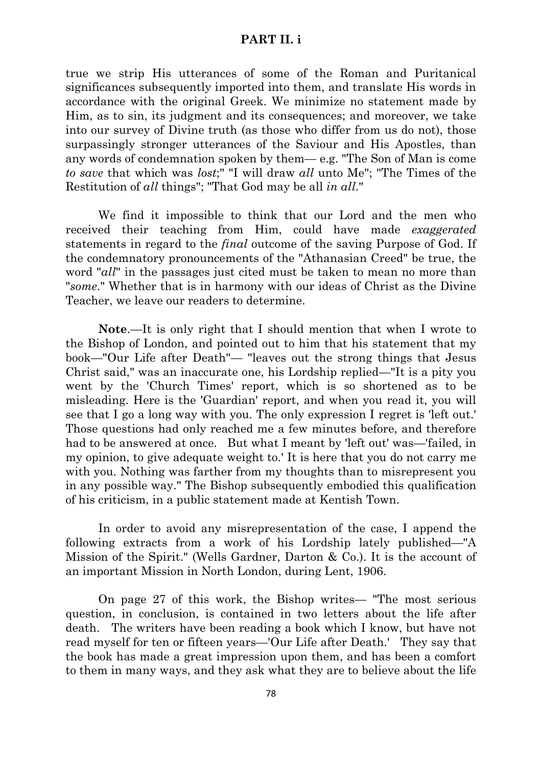true we strip His utterances of some of the Roman and Puritanical significances subsequently imported into them, and translate His words in accordance with the original Greek. We minimize no statement made by Him, as to sin, its judgment and its consequences; and moreover, we take into our survey of Divine truth (as those who differ from us do not), those surpassingly stronger utterances of the Saviour and His Apostles, than any words of condemnation spoken by them— e.g. "The Son of Man is come *to save* that which was *lost*;" "I will draw *all* unto Me"; "The Times of the Restitution of *all* things"; "That God may be all *in all*."

We find it impossible to think that our Lord and the men who received their teaching from Him, could have made *exaggerated* statements in regard to the *final* outcome of the saving Purpose of God. If the condemnatory pronouncements of the "Athanasian Creed" be true, the word "*all*" in the passages just cited must be taken to mean no more than "*some*." Whether that is in harmony with our ideas of Christ as the Divine Teacher, we leave our readers to determine.

**Note**.—It is only right that I should mention that when I wrote to the Bishop of London, and pointed out to him that his statement that my book—"Our Life after Death"— "leaves out the strong things that Jesus Christ said," was an inaccurate one, his Lordship replied—"It is a pity you went by the 'Church Times' report, which is so shortened as to be misleading. Here is the 'Guardian' report, and when you read it, you will see that I go a long way with you. The only expression I regret is 'left out.' Those questions had only reached me a few minutes before, and therefore had to be answered at once. But what I meant by 'left out' was—'failed, in my opinion, to give adequate weight to.' It is here that you do not carry me with you. Nothing was farther from my thoughts than to misrepresent you in any possible way." The Bishop subsequently embodied this qualification of his criticism, in a public statement made at Kentish Town.

In order to avoid any misrepresentation of the case, I append the following extracts from a work of his Lordship lately published—"A Mission of the Spirit." (Wells Gardner, Darton & Co.). It is the account of an important Mission in North London, during Lent, 1906.

On page 27 of this work, the Bishop writes— "The most serious question, in conclusion, is contained in two letters about the life after death. The writers have been reading a book which I know, but have not read myself for ten or fifteen years—'Our Life after Death.' They say that the book has made a great impression upon them, and has been a comfort to them in many ways, and they ask what they are to believe about the life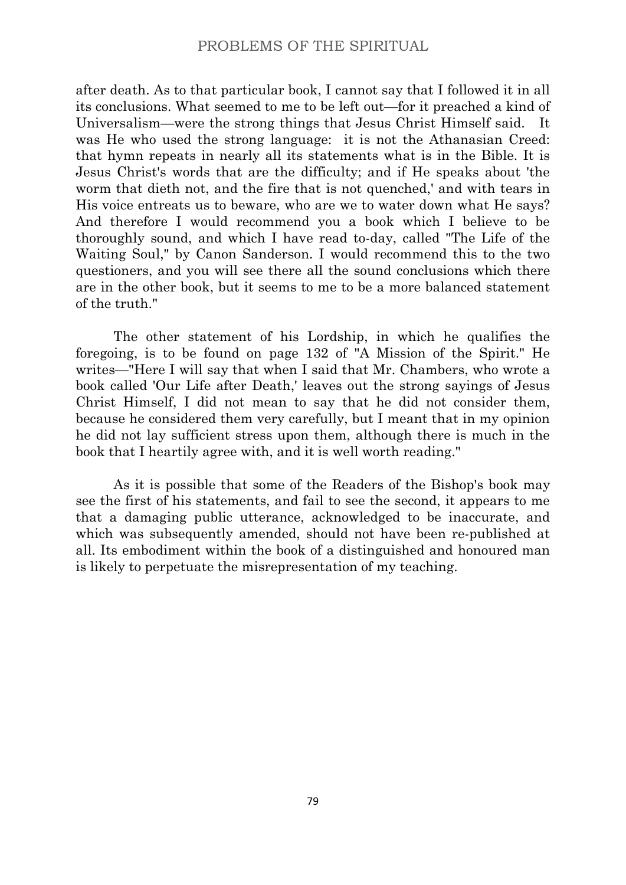after death. As to that particular book, I cannot say that I followed it in all its conclusions. What seemed to me to be left out—for it preached a kind of Universalism—were the strong things that Jesus Christ Himself said. It was He who used the strong language: it is not the Athanasian Creed: that hymn repeats in nearly all its statements what is in the Bible. It is Jesus Christ's words that are the difficulty; and if He speaks about 'the worm that dieth not, and the fire that is not quenched,' and with tears in His voice entreats us to beware, who are we to water down what He says? And therefore I would recommend you a book which I believe to be thoroughly sound, and which I have read to-day, called "The Life of the Waiting Soul," by Canon Sanderson. I would recommend this to the two questioners, and you will see there all the sound conclusions which there are in the other book, but it seems to me to be a more balanced statement of the truth."

The other statement of his Lordship, in which he qualifies the foregoing, is to be found on page 132 of "A Mission of the Spirit." He writes—"Here I will say that when I said that Mr. Chambers, who wrote a book called 'Our Life after Death,' leaves out the strong sayings of Jesus Christ Himself, I did not mean to say that he did not consider them, because he considered them very carefully, but I meant that in my opinion he did not lay sufficient stress upon them, although there is much in the book that I heartily agree with, and it is well worth reading."

As it is possible that some of the Readers of the Bishop's book may see the first of his statements, and fail to see the second, it appears to me that a damaging public utterance, acknowledged to be inaccurate, and which was subsequently amended, should not have been re-published at all. Its embodiment within the book of a distinguished and honoured man is likely to perpetuate the misrepresentation of my teaching.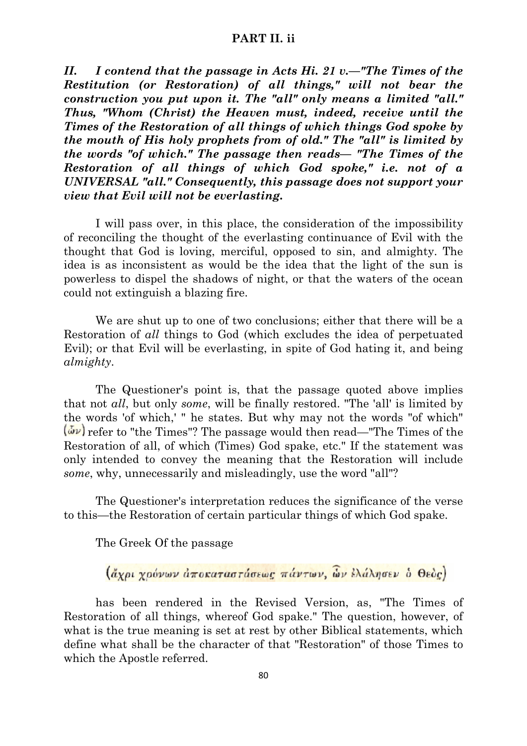**PART II. ii**

***II. I contend that the passage in Acts Hi. 21 v.—"The Times of the Restitution (or Restoration) of all things," will not bear the construction you put upon it. The "all" only means a limited "all." Thus, "Whom (Christ) the Heaven must, indeed, receive until the Times of the Restoration of all things of which things God spoke by the mouth of His holy prophets from of old." The "all" is limited by the words "of which." The passage then reads— "The Times of the Restoration of all things of which God spoke," i.e. not of a UNIVERSAL "all." Consequently, this passage does not support your view that Evil will not be everlasting.***

I will pass over, in this place, the consideration of the impossibility of reconciling the thought of the everlasting continuance of Evil with the thought that God is loving, merciful, opposed to sin, and almighty. The idea is as inconsistent as would be the idea that the light of the sun is powerless to dispel the shadows of night, or that the waters of the ocean could not extinguish a blazing fire.

We are shut up to one of two conclusions; either that there will be a Restoration of *all* things to God (which excludes the idea of perpetuated Evil); or that Evil will be everlasting, in spite of God hating it, and being *almighty*.

The Questioner's point is, that the passage quoted above implies that not *all*, but only *some*, will be finally restored. "The 'all' is limited by the words 'of which,' " he states. But why may not the words "of which" (ὧν) refer to "the Times"? The passage would then read—"The Times of the Restoration of all, of which (Times) God spake, etc." If the statement was only intended to convey the meaning that the Restoration will include *some*, why, unnecessarily and misleadingly, use the word "all"?

The Questioner's interpretation reduces the significance of the verse to this—the Restoration of certain particular things of which God spake.

The Greek Of the passage

(ἄχρι χρόνων ἀποκαταστάσεως πάντων, ὧν ἐλάλησεν ὁ Θεὸς)

has been rendered in the Revised Version, as, "The Times of Restoration of all things, whereof God spake." The question, however, of what is the true meaning is set at rest by other Biblical statements, which define what shall be the character of that "Restoration" of those Times to which the Apostle referred.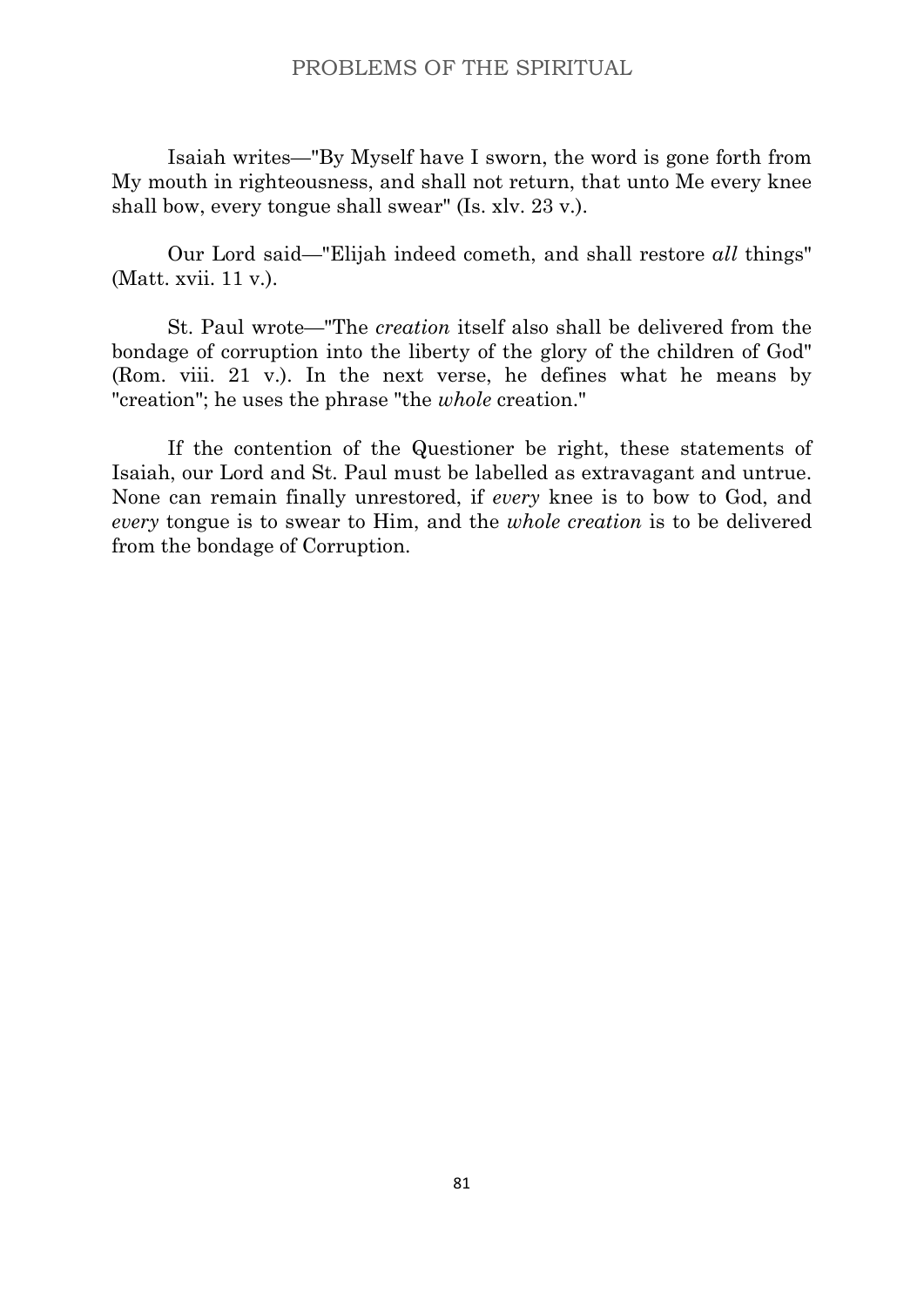Isaiah writes—"By Myself have I sworn, the word is gone forth from My mouth in righteousness, and shall not return, that unto Me every knee shall bow, every tongue shall swear" (Is. xlv. 23 v.).

Our Lord said—"Elijah indeed cometh, and shall restore *all* things" (Matt. xvii. 11 v.).

St. Paul wrote—"The *creation* itself also shall be delivered from the bondage of corruption into the liberty of the glory of the children of God" (Rom. viii. 21 v.). In the next verse, he defines what he means by "creation"; he uses the phrase "the *whole* creation."

If the contention of the Questioner be right, these statements of Isaiah, our Lord and St. Paul must be labelled as extravagant and untrue. None can remain finally unrestored, if *every* knee is to bow to God, and *every* tongue is to swear to Him, and the *whole creation* is to be delivered from the bondage of Corruption.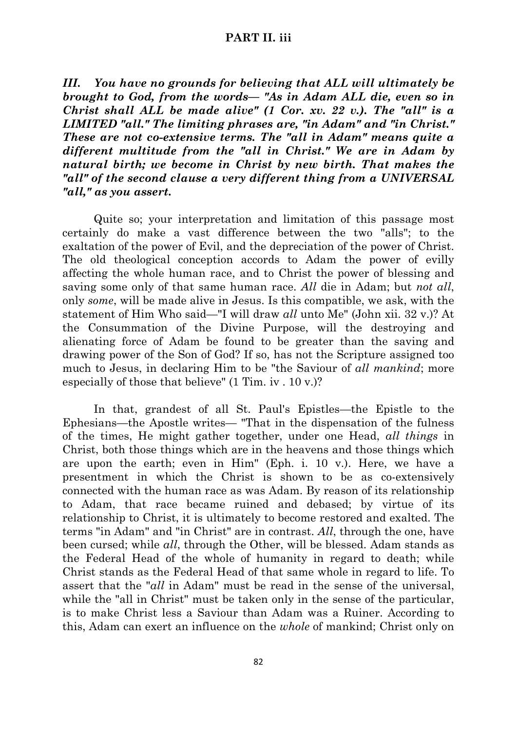**PART II. iii**

***III. You have no grounds for believing that ALL will ultimately be brought to God, from the words— "As in Adam ALL die, even so in Christ shall ALL be made alive" (1 Cor. xv. 22 v.). The "all" is a LIMITED "all." The limiting phrases are, "in Adam" and "in Christ." These are not co-extensive terms. The "all in Adam" means quite a different multitude from the "all in Christ." We are in Adam by natural birth; we become in Christ by new birth. That makes the "all" of the second clause a very different thing from a UNIVERSAL "all," as you assert.***

Quite so; your interpretation and limitation of this passage most certainly do make a vast difference between the two "alls"; to the exaltation of the power of Evil, and the depreciation of the power of Christ. The old theological conception accords to Adam the power of evilly affecting the whole human race, and to Christ the power of blessing and saving some only of that same human race. *All* die in Adam; but *not all*, only *some*, will be made alive in Jesus. Is this compatible, we ask, with the statement of Him Who said—"I will draw *all* unto Me" (John xii. 32 v.)? At the Consummation of the Divine Purpose, will the destroying and alienating force of Adam be found to be greater than the saving and drawing power of the Son of God? If so, has not the Scripture assigned too much to Jesus, in declaring Him to be "the Saviour of *all mankind*; more especially of those that believe" (1 Tim. iv . 10 v.)?

In that, grandest of all St. Paul's Epistles—the Epistle to the Ephesians—the Apostle writes— "That in the dispensation of the fulness of the times, He might gather together, under one Head, *all things* in Christ, both those things which are in the heavens and those things which are upon the earth; even in Him" (Eph. i. 10 v.). Here, we have a presentment in which the Christ is shown to be as co-extensively connected with the human race as was Adam. By reason of its relationship to Adam, that race became ruined and debased; by virtue of its relationship to Christ, it is ultimately to become restored and exalted. The terms "in Adam" and "in Christ" are in contrast. *All*, through the one, have been cursed; while *all*, through the Other, will be blessed. Adam stands as the Federal Head of the whole of humanity in regard to death; while Christ stands as the Federal Head of that same whole in regard to life. To assert that the "*all* in Adam" must be read in the sense of the universal, while the "all in Christ" must be taken only in the sense of the particular, is to make Christ less a Saviour than Adam was a Ruiner. According to this, Adam can exert an influence on the *whole* of mankind; Christ only on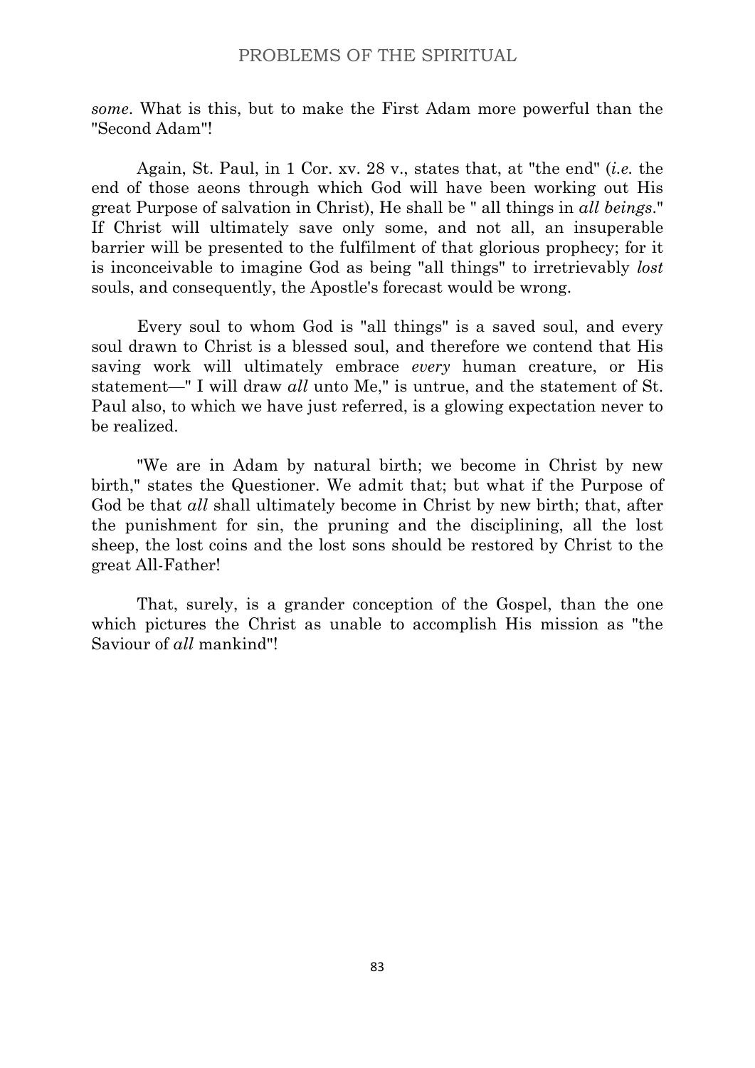*some*. What is this, but to make the First Adam more powerful than the "Second Adam"!

Again, St. Paul, in 1 Cor. xv. 28 v., states that, at "the end" (*i.e.* the end of those aeons through which God will have been working out His great Purpose of salvation in Christ), He shall be " all things in *all beings*." If Christ will ultimately save only some, and not all, an insuperable barrier will be presented to the fulfilment of that glorious prophecy; for it is inconceivable to imagine God as being "all things" to irretrievably *lost* souls, and consequently, the Apostle's forecast would be wrong.

Every soul to whom God is "all things" is a saved soul, and every soul drawn to Christ is a blessed soul, and therefore we contend that His saving work will ultimately embrace *every* human creature, or His statement—" I will draw *all* unto Me," is untrue, and the statement of St. Paul also, to which we have just referred, is a glowing expectation never to be realized.

"We are in Adam by natural birth; we become in Christ by new birth," states the Questioner. We admit that; but what if the Purpose of God be that *all* shall ultimately become in Christ by new birth; that, after the punishment for sin, the pruning and the disciplining, all the lost sheep, the lost coins and the lost sons should be restored by Christ to the great All-Father!

That, surely, is a grander conception of the Gospel, than the one which pictures the Christ as unable to accomplish His mission as "the Saviour of *all* mankind"!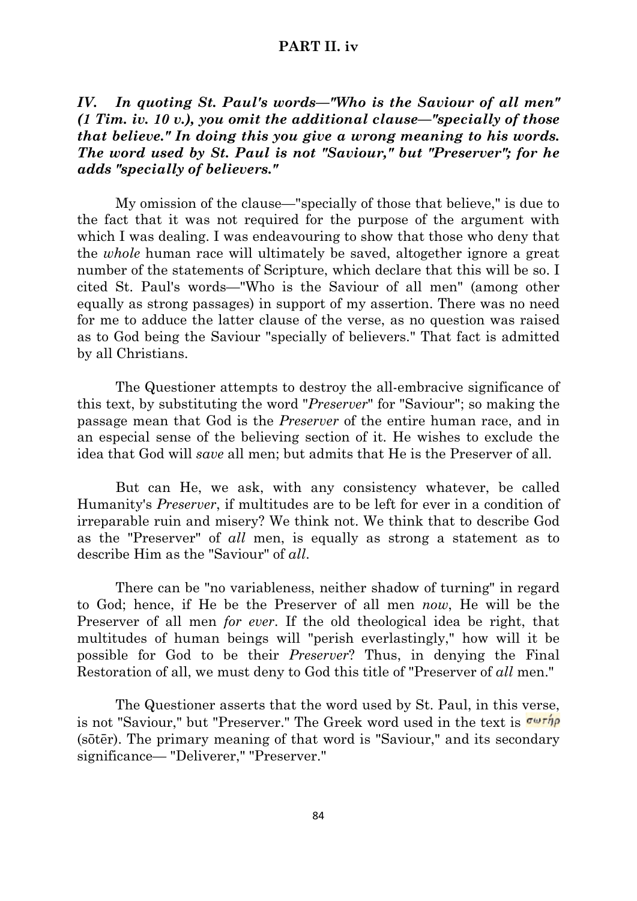## PART II. iv

***IV. In quoting St. Paul's words—"Who is the Saviour of all men" (1 Tim. iv. 10 v.), you omit the additional clause—"specially of those that believe." In doing this you give a wrong meaning to his words. The word used by St. Paul is not "Saviour," but "Preserver"; for he adds "specially of believers."***

My omission of the clause—"specially of those that believe," is due to the fact that it was not required for the purpose of the argument with which I was dealing. I was endeavouring to show that those who deny that the *whole* human race will ultimately be saved, altogether ignore a great number of the statements of Scripture, which declare that this will be so. I cited St. Paul's words—"Who is the Saviour of all men" (among other equally as strong passages) in support of my assertion. There was no need for me to adduce the latter clause of the verse, as no question was raised as to God being the Saviour "specially of believers." That fact is admitted by all Christians.

The Questioner attempts to destroy the all-embracive significance of this text, by substituting the word "*Preserver*" for "Saviour"; so making the passage mean that God is the *Preserver* of the entire human race, and in an especial sense of the believing section of it. He wishes to exclude the idea that God will *save* all men; but admits that He is the Preserver of all.

But can He, we ask, with any consistency whatever, be called Humanity's *Preserver*, if multitudes are to be left for ever in a condition of irreparable ruin and misery? We think not. We think that to describe God as the "Preserver" of *all* men, is equally as strong a statement as to describe Him as the "Saviour" of *all*.

There can be "no variableness, neither shadow of turning" in regard to God; hence, if He be the Preserver of all men *now*, He will be the Preserver of all men *for ever*. If the old theological idea be right, that multitudes of human beings will "perish everlastingly," how will it be possible for God to be their *Preserver*? Thus, in denying the Final Restoration of all, we must deny to God this title of "Preserver of *all* men."

The Questioner asserts that the word used by St. Paul, in this verse, is not "Saviour," but "Preserver." The Greek word used in the text is σωτήρ (sōtēr). The primary meaning of that word is "Saviour," and its secondary significance— "Deliverer," "Preserver."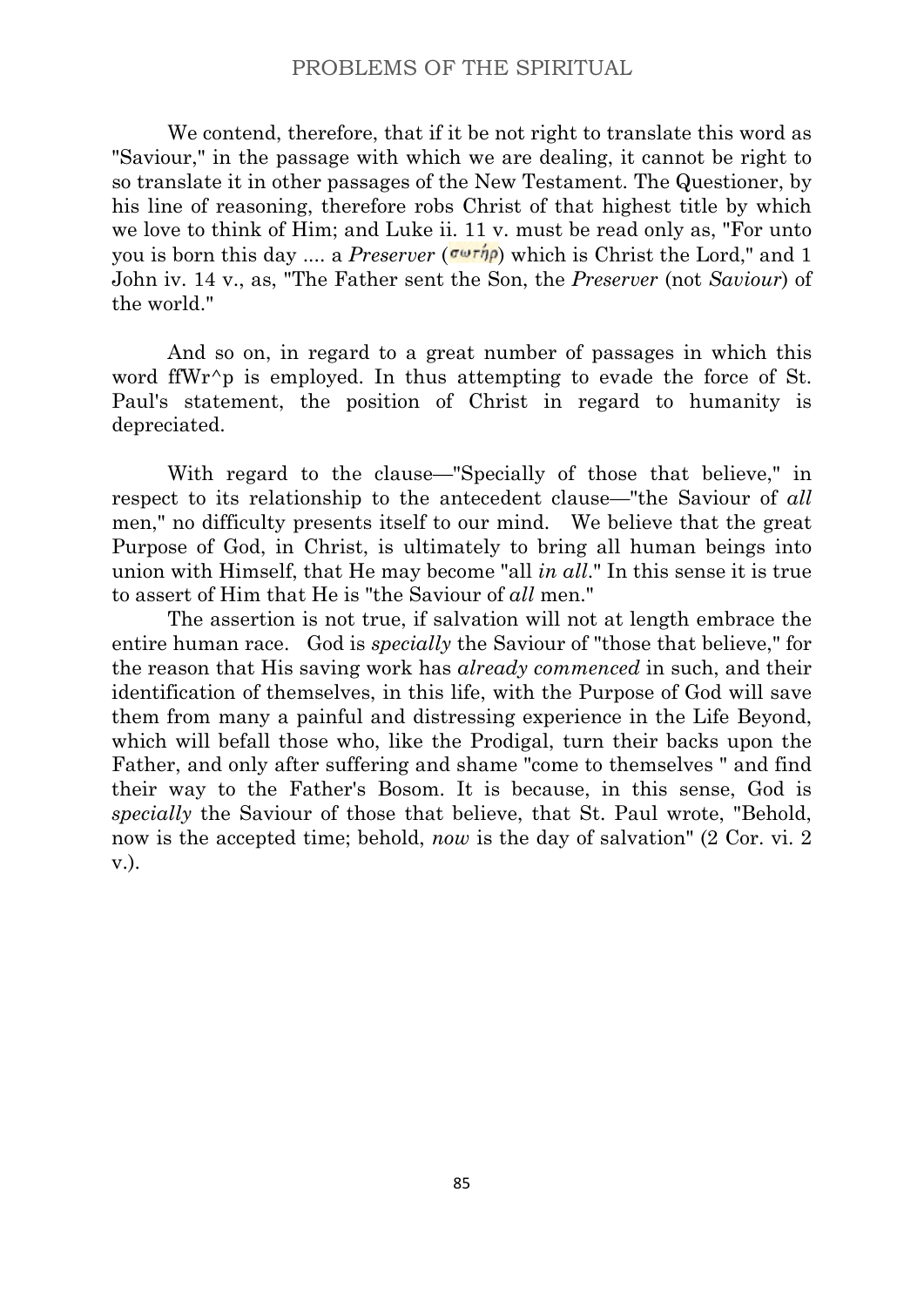We contend, therefore, that if it be not right to translate this word as "Saviour," in the passage with which we are dealing, it cannot be right to so translate it in other passages of the New Testament. The Questioner, by his line of reasoning, therefore robs Christ of that highest title by which we love to think of Him; and Luke ii. 11 v. must be read only as, "For unto you is born this day .... a *Preserver* (σωτήρ) which is Christ the Lord," and 1 John iv. 14 v., as, "The Father sent the Son, the *Preserver* (not *Saviour*) of the world."

And so on, in regard to a great number of passages in which this word ffWr^p is employed. In thus attempting to evade the force of St. Paul's statement, the position of Christ in regard to humanity is depreciated.

With regard to the clause—"Specially of those that believe," in respect to its relationship to the antecedent clause—"the Saviour of *all* men," no difficulty presents itself to our mind. We believe that the great Purpose of God, in Christ, is ultimately to bring all human beings into union with Himself, that He may become "all *in all*." In this sense it is true to assert of Him that He is "the Saviour of *all* men."

The assertion is not true, if salvation will not at length embrace the entire human race. God is *specially* the Saviour of "those that believe," for the reason that His saving work has *already commenced* in such, and their identification of themselves, in this life, with the Purpose of God will save them from many a painful and distressing experience in the Life Beyond, which will befall those who, like the Prodigal, turn their backs upon the Father, and only after suffering and shame "come to themselves " and find their way to the Father's Bosom. It is because, in this sense, God is *specially* the Saviour of those that believe, that St. Paul wrote, "Behold, now is the accepted time; behold, *now* is the day of salvation" (2 Cor. vi. 2 v.).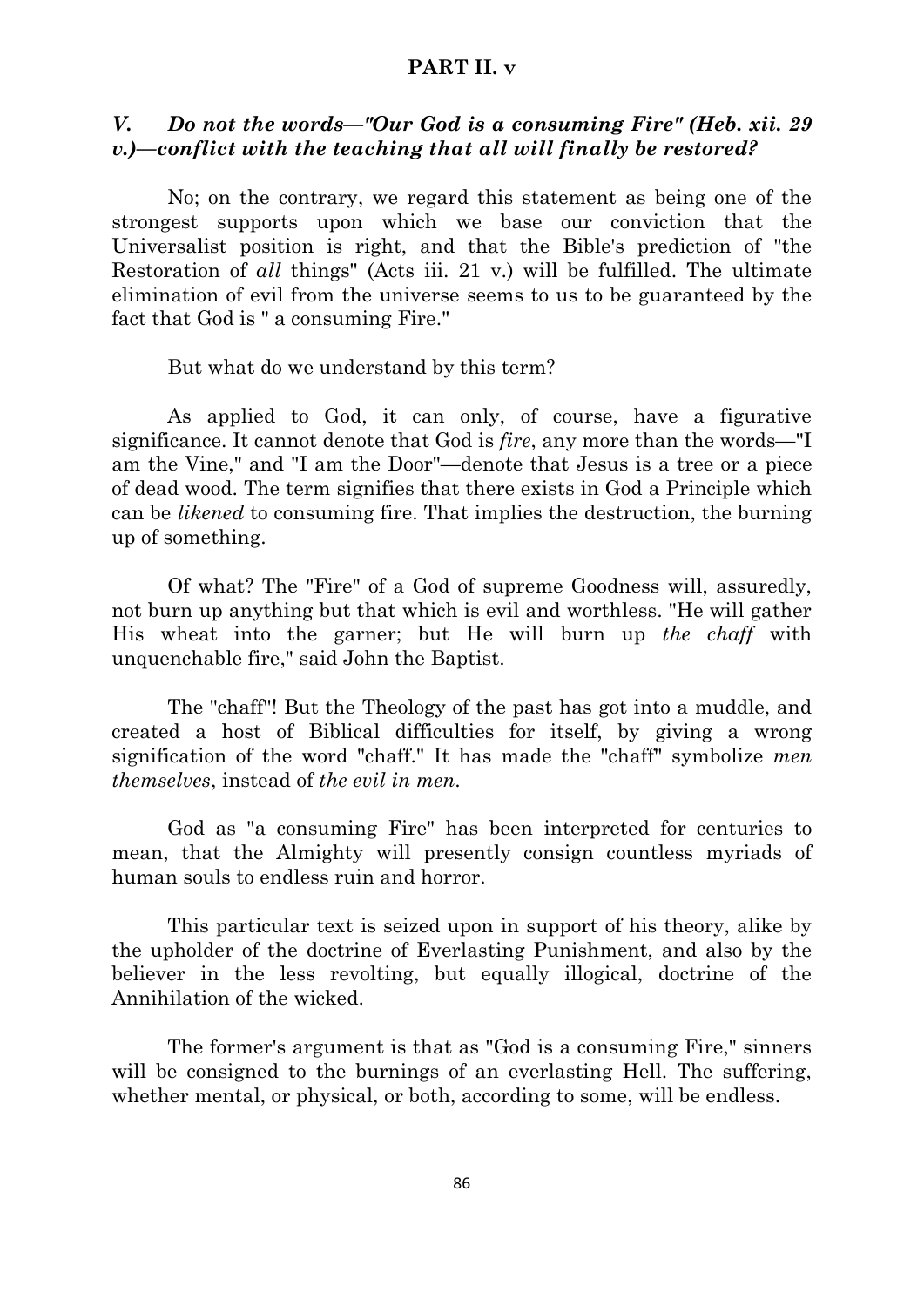**PART II. v**

### *V. Do not the words—"Our God is a consuming Fire" (Heb. xii. 29 v.)—conflict with the teaching that all will finally be restored?*

No; on the contrary, we regard this statement as being one of the strongest supports upon which we base our conviction that the Universalist position is right, and that the Bible's prediction of "the Restoration of *all* things" (Acts iii. 21 v.) will be fulfilled. The ultimate elimination of evil from the universe seems to us to be guaranteed by the fact that God is " a consuming Fire."

But what do we understand by this term?

As applied to God, it can only, of course, have a figurative significance. It cannot denote that God is *fire*, any more than the words—"I am the Vine," and "I am the Door"—denote that Jesus is a tree or a piece of dead wood. The term signifies that there exists in God a Principle which can be *likened* to consuming fire. That implies the destruction, the burning up of something.

Of what? The "Fire" of a God of supreme Goodness will, assuredly, not burn up anything but that which is evil and worthless. "He will gather His wheat into the garner; but He will burn up *the chaff* with unquenchable fire," said John the Baptist.

The "chaff"! But the Theology of the past has got into a muddle, and created a host of Biblical difficulties for itself, by giving a wrong signification of the word "chaff." It has made the "chaff" symbolize *men themselves*, instead of *the evil in men*.

God as "a consuming Fire" has been interpreted for centuries to mean, that the Almighty will presently consign countless myriads of human souls to endless ruin and horror.

This particular text is seized upon in support of his theory, alike by the upholder of the doctrine of Everlasting Punishment, and also by the believer in the less revolting, but equally illogical, doctrine of the Annihilation of the wicked.

The former's argument is that as "God is a consuming Fire," sinners will be consigned to the burnings of an everlasting Hell. The suffering, whether mental, or physical, or both, according to some, will be endless.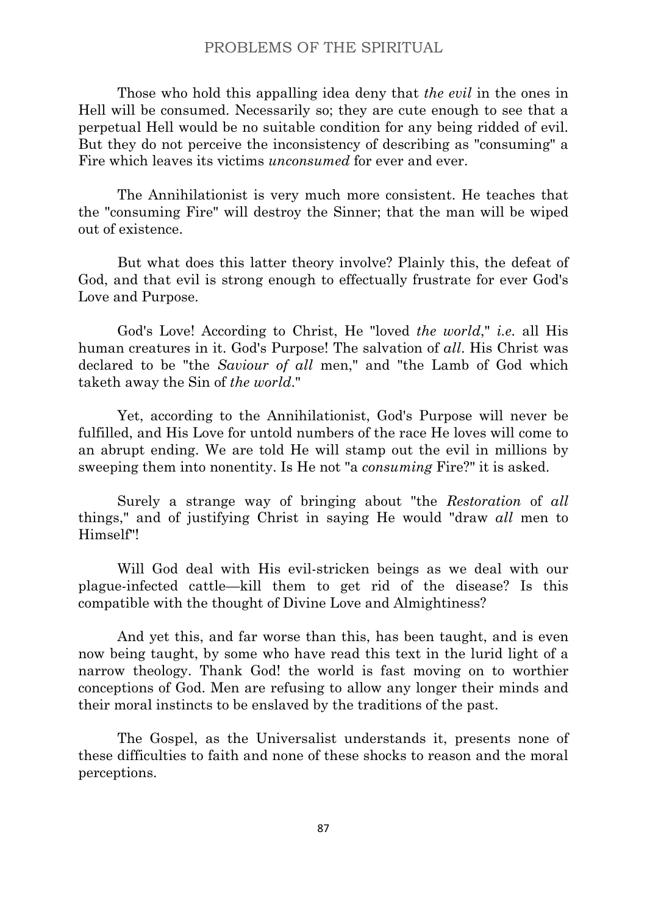Those who hold this appalling idea deny that *the evil* in the ones in Hell will be consumed. Necessarily so; they are cute enough to see that a perpetual Hell would be no suitable condition for any being ridded of evil. But they do not perceive the inconsistency of describing as "consuming" a Fire which leaves its victims *unconsumed* for ever and ever.

The Annihilationist is very much more consistent. He teaches that the "consuming Fire" will destroy the Sinner; that the man will be wiped out of existence.

But what does this latter theory involve? Plainly this, the defeat of God, and that evil is strong enough to effectually frustrate for ever God's Love and Purpose.

God's Love! According to Christ, He "loved *the world*," *i.e.* all His human creatures in it. God's Purpose! The salvation of *all*. His Christ was declared to be "the *Saviour of all* men," and "the Lamb of God which taketh away the Sin of *the world*."

Yet, according to the Annihilationist, God's Purpose will never be fulfilled, and His Love for untold numbers of the race He loves will come to an abrupt ending. We are told He will stamp out the evil in millions by sweeping them into nonentity. Is He not "a *consuming* Fire?" it is asked.

Surely a strange way of bringing about "the *Restoration* of *all* things," and of justifying Christ in saying He would "draw *all* men to Himself"!

Will God deal with His evil-stricken beings as we deal with our plague-infected cattle—kill them to get rid of the disease? Is this compatible with the thought of Divine Love and Almightiness?

And yet this, and far worse than this, has been taught, and is even now being taught, by some who have read this text in the lurid light of a narrow theology. Thank God! the world is fast moving on to worthier conceptions of God. Men are refusing to allow any longer their minds and their moral instincts to be enslaved by the traditions of the past.

The Gospel, as the Universalist understands it, presents none of these difficulties to faith and none of these shocks to reason and the moral perceptions.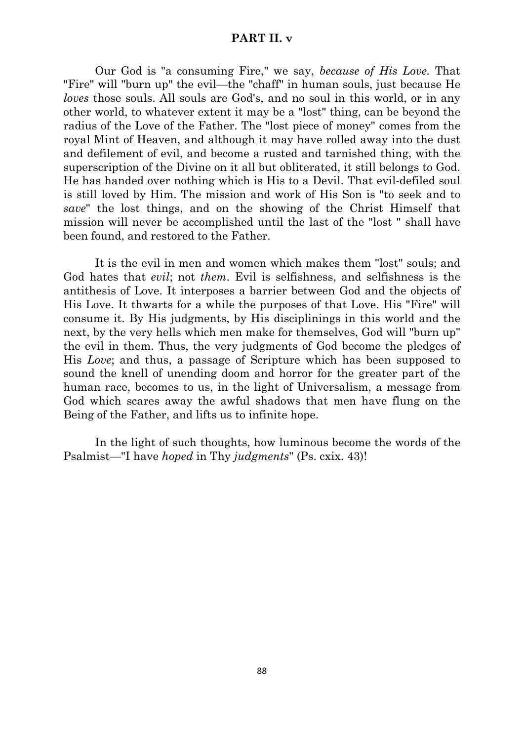**PART II. v**

Our God is "a consuming Fire," we say, *because of His Love.* That "Fire" will "burn up" the evil—the "chaff" in human souls, just because He *loves* those souls. All souls are God's, and no soul in this world, or in any other world, to whatever extent it may be a "lost" thing, can be beyond the radius of the Love of the Father. The "lost piece of money" comes from the royal Mint of Heaven, and although it may have rolled away into the dust and defilement of evil, and become a rusted and tarnished thing, with the superscription of the Divine on it all but obliterated, it still belongs to God. He has handed over nothing which is His to a Devil. That evil-defiled soul is still loved by Him. The mission and work of His Son is "to seek and to *save*" the lost things, and on the showing of the Christ Himself that mission will never be accomplished until the last of the "lost " shall have been found, and restored to the Father.

It is the evil in men and women which makes them "lost" souls; and God hates that *evil*; not *them*. Evil is selfishness, and selfishness is the antithesis of Love. It interposes a barrier between God and the objects of His Love. It thwarts for a while the purposes of that Love. His "Fire" will consume it. By His judgments, by His disciplinings in this world and the next, by the very hells which men make for themselves, God will "burn up" the evil in them. Thus, the very judgments of God become the pledges of His *Love*; and thus, a passage of Scripture which has been supposed to sound the knell of unending doom and horror for the greater part of the human race, becomes to us, in the light of Universalism, a message from God which scares away the awful shadows that men have flung on the Being of the Father, and lifts us to infinite hope.

In the light of such thoughts, how luminous become the words of the Psalmist—"I have *hoped* in Thy *judgments*" (Ps. cxix. 43)!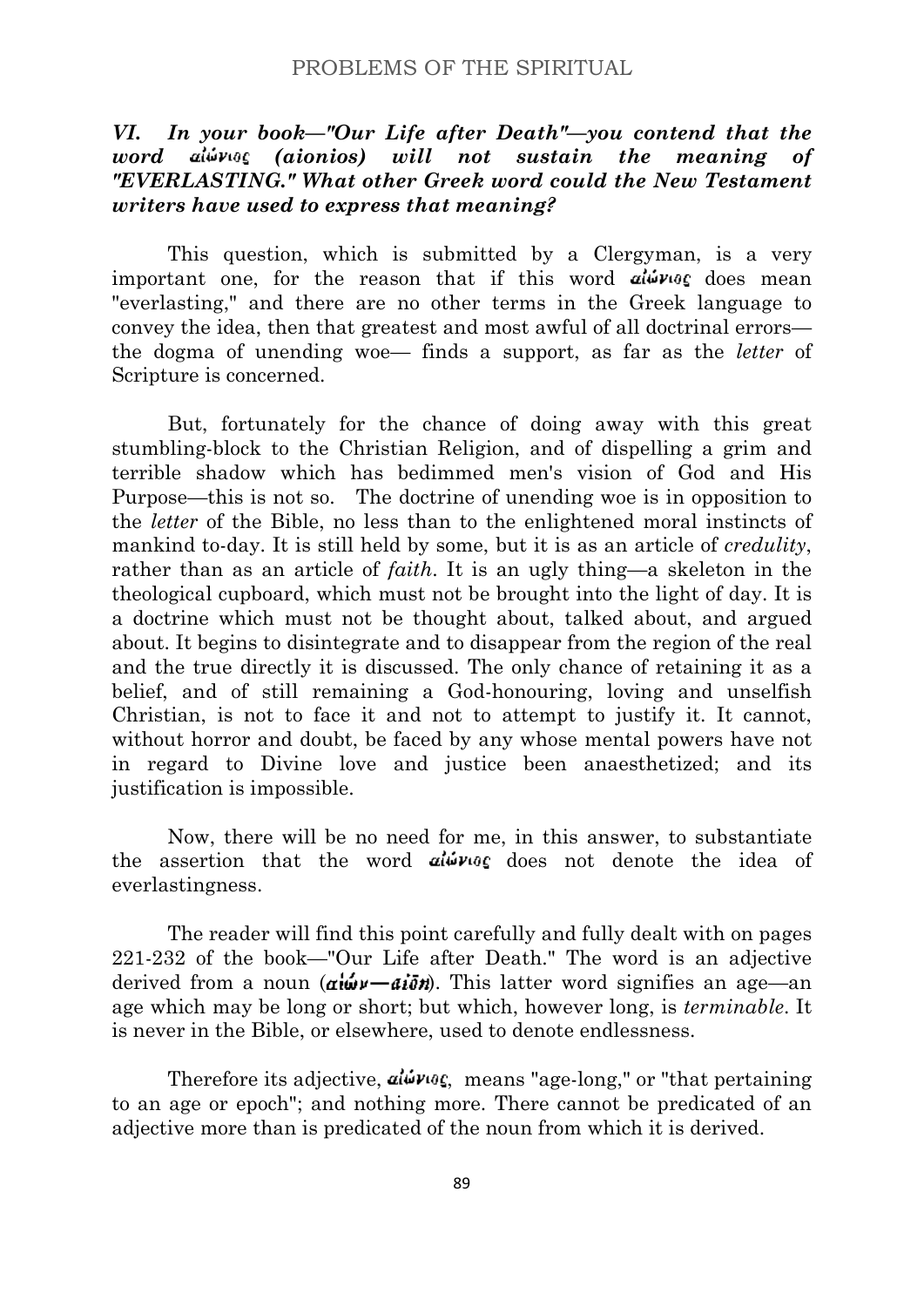### *VI. In your book—"Our Life after Death"—you contend that the word αἰώνιος (aionios) will not sustain the meaning of "EVERLASTING." What other Greek word could the New Testament writers have used to express that meaning?*

This question, which is submitted by a Clergyman, is a very important one, for the reason that if this word αἰώνιος does mean "everlasting," and there are no other terms in the Greek language to convey the idea, then that greatest and most awful of all doctrinal errors—the dogma of unending woe— finds a support, as far as the *letter* of Scripture is concerned.

But, fortunately for the chance of doing away with this great stumbling-block to the Christian Religion, and of dispelling a grim and terrible shadow which has bedimmed men's vision of God and His Purpose—this is not so. The doctrine of unending woe is in opposition to the *letter* of the Bible, no less than to the enlightened moral instincts of mankind to-day. It is still held by some, but it is as an article of *credulity*, rather than as an article of *faith*. It is an ugly thing—a skeleton in the theological cupboard, which must not be brought into the light of day. It is a doctrine which must not be thought about, talked about, and argued about. It begins to disintegrate and to disappear from the region of the real and the true directly it is discussed. The only chance of retaining it as a belief, and of still remaining a God-honouring, loving and unselfish Christian, is not to face it and not to attempt to justify it. It cannot, without horror and doubt, be faced by any whose mental powers have not in regard to Divine love and justice been anaesthetized; and its justification is impossible.

Now, there will be no need for me, in this answer, to substantiate the assertion that the word αἰώνιος does not denote the idea of everlastingness.

The reader will find this point carefully and fully dealt with on pages 221-232 of the book—"Our Life after Death." The word is an adjective derived from a noun (**αἰών—aiōn**). This latter word signifies an age—an age which may be long or short; but which, however long, is *terminable*. It is never in the Bible, or elsewhere, used to denote endlessness.

Therefore its adjective, αἰώνιος, means "age-long," or "that pertaining to an age or epoch"; and nothing more. There cannot be predicated of an adjective more than is predicated of the noun from which it is derived.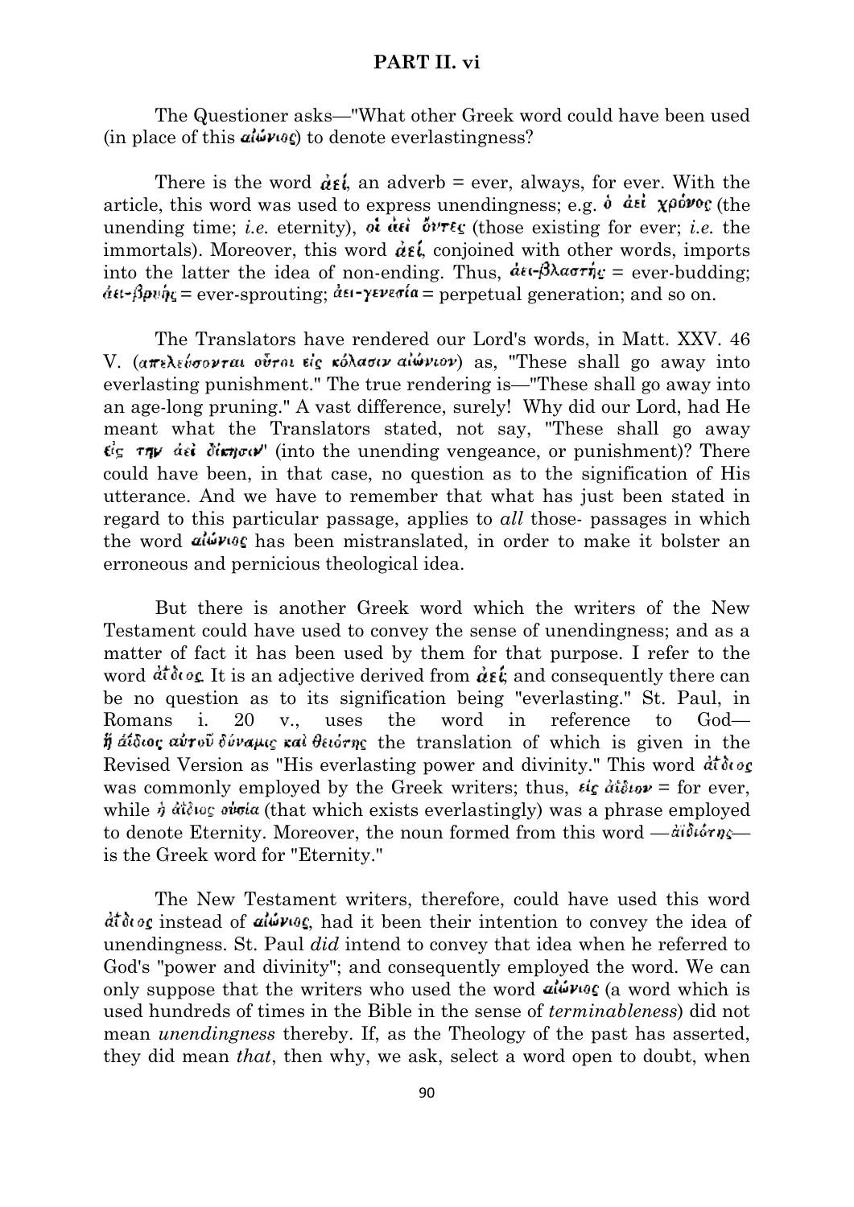## PART II. vi

The Questioner asks—"What other Greek word could have been used (in place of this αἰώνιος) to denote everlastingness?

There is the word ἀεί, an adverb = ever, always, for ever. With the article, this word was used to express unendingness; e.g. ὁ ἀεὶ χρόνος (the unending time; *i.e.* eternity), οἱ ἀεὶ ὄντες (those existing for ever; *i.e.* the immortals). Moreover, this word ἀεί, conjoined with other words, imports into the latter the idea of non-ending. Thus, ἀει-βλαστής = ever-budding; ἀει-βρυής = ever-sprouting; ἀει-γενεσία = perpetual generation; and so on.

The Translators have rendered our Lord's words, in Matt. XXV. 46 V. (ἀπελεύσονται οὗτοι εἰς κόλασιν αἰώνιον) as, "These shall go away into everlasting punishment." The true rendering is—"These shall go away into an age-long pruning." A vast difference, surely! Why did our Lord, had He meant what the Translators stated, not say, "These shall go away εἰς τὴν ἀεὶ δίκησιν" (into the unending vengeance, or punishment)? There could have been, in that case, no question as to the signification of His utterance. And we have to remember that what has just been stated in regard to this particular passage, applies to *all* those- passages in which the word αἰώνιος has been mistranslated, in order to make it bolster an erroneous and pernicious theological idea.

But there is another Greek word which the writers of the New Testament could have used to convey the sense of unendingness; and as a matter of fact it has been used by them for that purpose. I refer to the word ἀΐδιος. It is an adjective derived from ἀεί; and consequently there can be no question as to its signification being "everlasting." St. Paul, in Romans i. 20 v., uses the word in reference to God—ἥ ἀΐδιος αὐτοῦ δύναμις καὶ θειότης the translation of which is given in the Revised Version as "His everlasting power and divinity." This word ἀΐδιος was commonly employed by the Greek writers; thus, εἰς ἀΐδιον = for ever, while ἡ ἀΐδιος οὐσία (that which exists everlastingly) was a phrase employed to denote Eternity. Moreover, the noun formed from this word —ἀϊδιότης— is the Greek word for "Eternity."

The New Testament writers, therefore, could have used this word ἀΐδιος instead of αἰώνιος, had it been their intention to convey the idea of unendingness. St. Paul *did* intend to convey that idea when he referred to God's "power and divinity"; and consequently employed the word. We can only suppose that the writers who used the word αἰώνιος (a word which is used hundreds of times in the Bible in the sense of *terminableness*) did not mean *unendingness* thereby. If, as the Theology of the past has asserted, they did mean *that*, then why, we ask, select a word open to doubt, when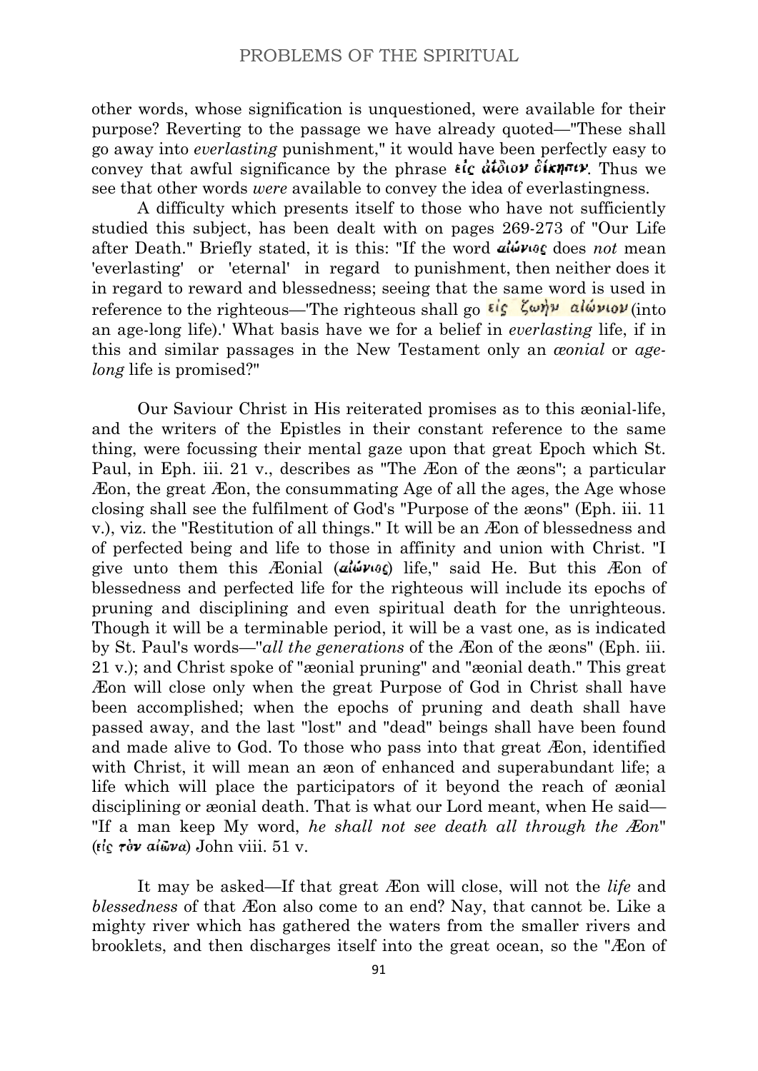other words, whose signification is unquestioned, were available for their purpose? Reverting to the passage we have already quoted—"These shall go away into *everlasting* punishment," it would have been perfectly easy to convey that awful significance by the phrase εἰς ἀΐδιον δίκησιν. Thus we see that other words *were* available to convey the idea of everlastingness.

A difficulty which presents itself to those who have not sufficiently studied this subject, has been dealt with on pages 269-273 of "Our Life after Death." Briefly stated, it is this: "If the word αἰώνιος does *not* mean 'everlasting' or 'eternal' in regard to punishment, then neither does it in regard to reward and blessedness; seeing that the same word is used in reference to the righteous—'The righteous shall go εἰς ζωὴν αἰώνιον (into an age-long life).' What basis have we for a belief in *everlasting* life, if in this and similar passages in the New Testament only an *æonial* or *age-long* life is promised?"

Our Saviour Christ in His reiterated promises as to this æonial-life, and the writers of the Epistles in their constant reference to the same thing, were focussing their mental gaze upon that great Epoch which St. Paul, in Eph. iii. 21 v., describes as "The Æon of the æons"; a particular Æon, the great Æon, the consummating Age of all the ages, the Age whose closing shall see the fulfilment of God's "Purpose of the æons" (Eph. iii. 11 v.), viz. the "Restitution of all things." It will be an Æon of blessedness and of perfected being and life to those in affinity and union with Christ. "I give unto them this Æonial (αἰώνιος) life," said He. But this Æon of blessedness and perfected life for the righteous will include its epochs of pruning and disciplining and even spiritual death for the unrighteous. Though it will be a terminable period, it will be a vast one, as is indicated by St. Paul's words—"*all the generations* of the Æon of the æons" (Eph. iii. 21 v.); and Christ spoke of "æonial pruning" and "æonial death." This great Æon will close only when the great Purpose of God in Christ shall have been accomplished; when the epochs of pruning and death shall have passed away, and the last "lost" and "dead" beings shall have been found and made alive to God. To those who pass into that great Æon, identified with Christ, it will mean an æon of enhanced and superabundant life; a life which will place the participators of it beyond the reach of æonial disciplining or æonial death. That is what our Lord meant, when He said—"If a man keep My word, *he shall not see death all through the Æon*" (εἰς τὸν αἰῶνα) John viii. 51 v.

It may be asked—If that great Æon will close, will not the *life* and *blessedness* of that Æon also come to an end? Nay, that cannot be. Like a mighty river which has gathered the waters from the smaller rivers and brooklets, and then discharges itself into the great ocean, so the "Æon of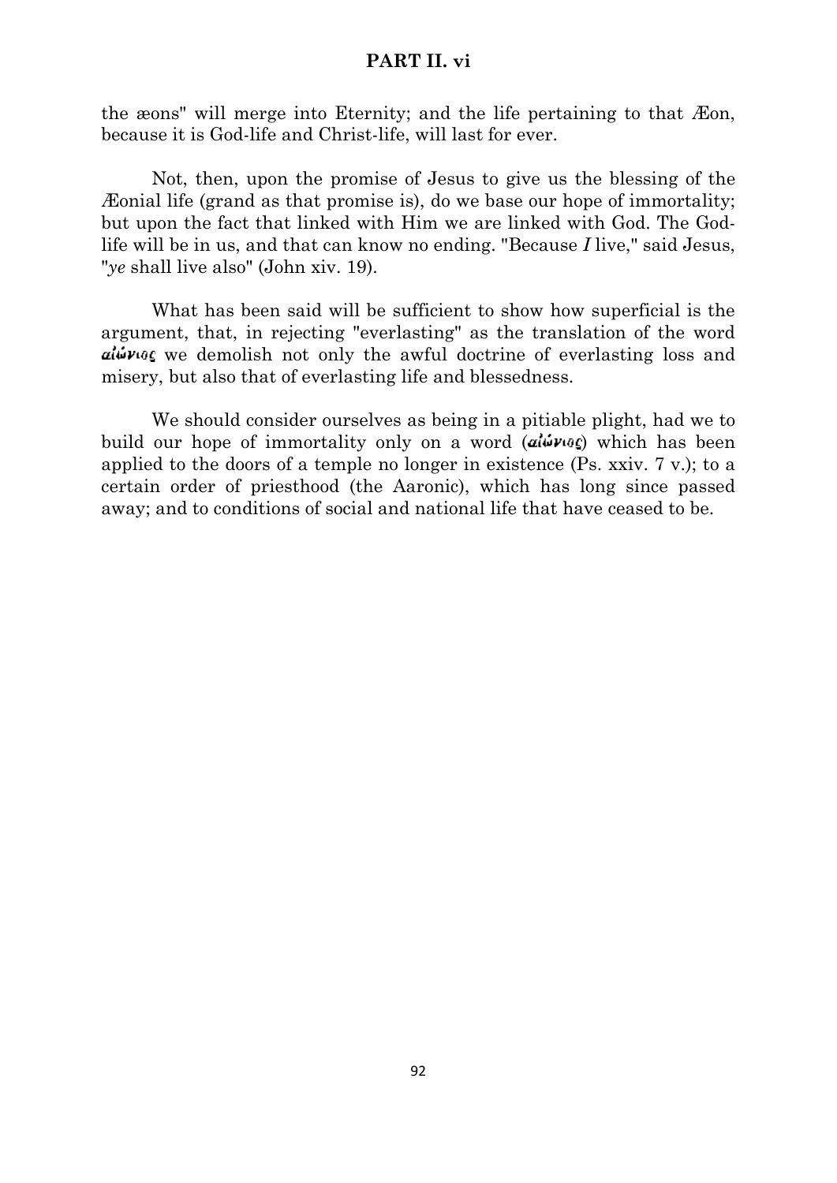the æons" will merge into Eternity; and the life pertaining to that Æon, because it is God-life and Christ-life, will last for ever.

Not, then, upon the promise of Jesus to give us the blessing of the Æonial life (grand as that promise is), do we base our hope of immortality; but upon the fact that linked with Him we are linked with God. The God-life will be in us, and that can know no ending. "Because *I* live," said Jesus, "*ye* shall live also" (John xiv. 19).

What has been said will be sufficient to show how superficial is the argument, that, in rejecting "everlasting" as the translation of the word αἰώνιος we demolish not only the awful doctrine of everlasting loss and misery, but also that of everlasting life and blessedness.

We should consider ourselves as being in a pitiable plight, had we to build our hope of immortality only on a word (αἰώνιος) which has been applied to the doors of a temple no longer in existence (Ps. xxiv. 7 v.); to a certain order of priesthood (the Aaronic), which has long since passed away; and to conditions of social and national life that have ceased to be.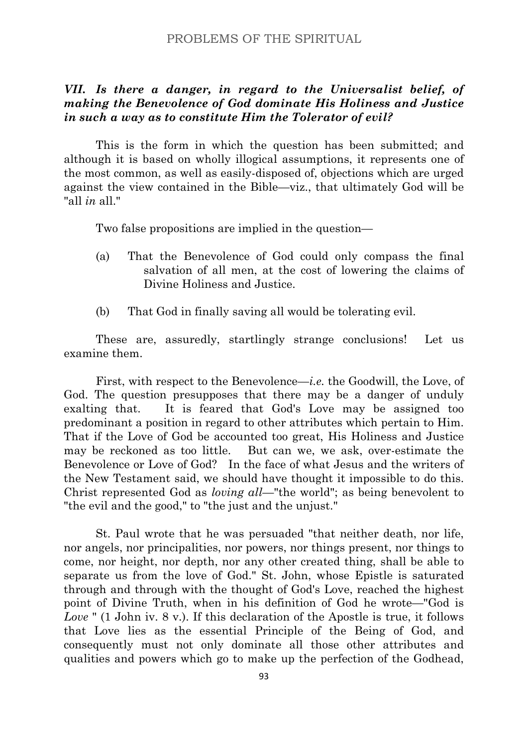### *VII. Is there a danger, in regard to the Universalist belief, of making the Benevolence of God dominate His Holiness and Justice in such a way as to constitute Him the Tolerator of evil?*

This is the form in which the question has been submitted; and although it is based on wholly illogical assumptions, it represents one of the most common, as well as easily-disposed of, objections which are urged against the view contained in the Bible—viz., that ultimately God will be "all *in* all."

Two false propositions are implied in the question—

(a) That the Benevolence of God could only compass the final salvation of all men, at the cost of lowering the claims of Divine Holiness and Justice.

(b) That God in finally saving all would be tolerating evil.

These are, assuredly, startlingly strange conclusions! Let us examine them.

First, with respect to the Benevolence—*i.e.* the Goodwill, the Love, of God. The question presupposes that there may be a danger of unduly exalting that. It is feared that God's Love may be assigned too predominant a position in regard to other attributes which pertain to Him. That if the Love of God be accounted too great, His Holiness and Justice may be reckoned as too little. But can we, we ask, over-estimate the Benevolence or Love of God? In the face of what Jesus and the writers of the New Testament said, we should have thought it impossible to do this. Christ represented God as *loving all*—"the world"; as being benevolent to "the evil and the good," to "the just and the unjust."

St. Paul wrote that he was persuaded "that neither death, nor life, nor angels, nor principalities, nor powers, nor things present, nor things to come, nor height, nor depth, nor any other created thing, shall be able to separate us from the love of God." St. John, whose Epistle is saturated through and through with the thought of God's Love, reached the highest point of Divine Truth, when in his definition of God he wrote—"God is *Love* " (1 John iv. 8 v.). If this declaration of the Apostle is true, it follows that Love lies as the essential Principle of the Being of God, and consequently must not only dominate all those other attributes and qualities and powers which go to make up the perfection of the Godhead,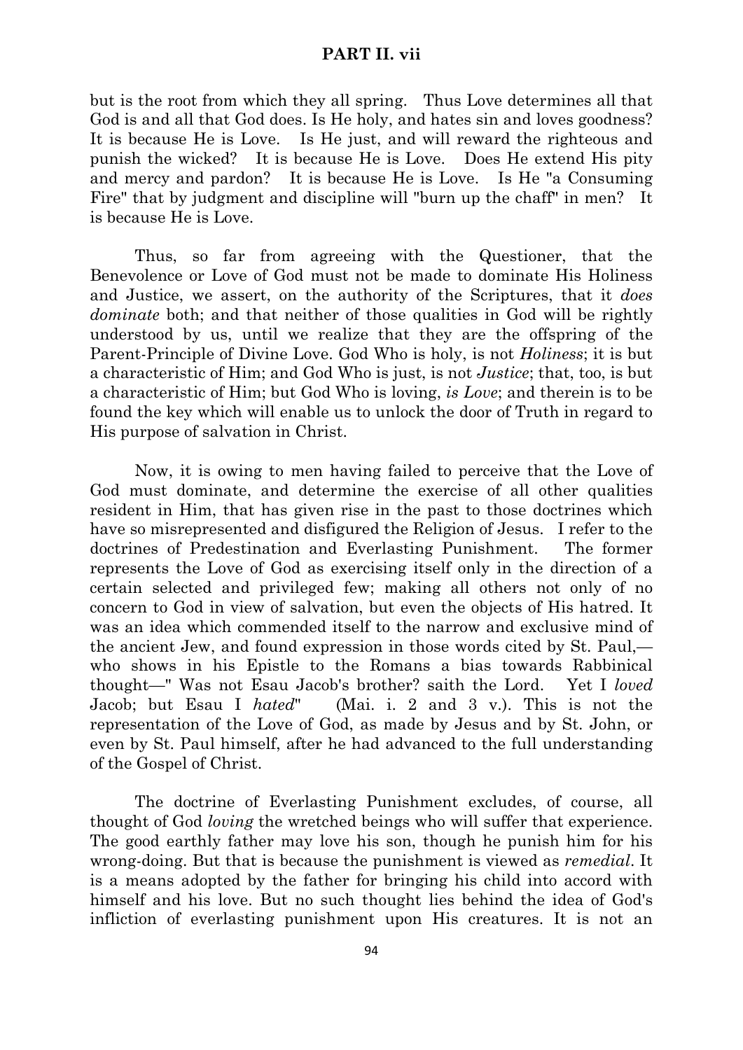but is the root from which they all spring. Thus Love determines all that God is and all that God does. Is He holy, and hates sin and loves goodness? It is because He is Love. Is He just, and will reward the righteous and punish the wicked? It is because He is Love. Does He extend His pity and mercy and pardon? It is because He is Love. Is He "a Consuming Fire" that by judgment and discipline will "burn up the chaff" in men? It is because He is Love.

Thus, so far from agreeing with the Questioner, that the Benevolence or Love of God must not be made to dominate His Holiness and Justice, we assert, on the authority of the Scriptures, that it *does dominate* both; and that neither of those qualities in God will be rightly understood by us, until we realize that they are the offspring of the Parent-Principle of Divine Love. God Who is holy, is not *Holiness*; it is but a characteristic of Him; and God Who is just, is not *Justice*; that, too, is but a characteristic of Him; but God Who is loving, *is Love*; and therein is to be found the key which will enable us to unlock the door of Truth in regard to His purpose of salvation in Christ.

Now, it is owing to men having failed to perceive that the Love of God must dominate, and determine the exercise of all other qualities resident in Him, that has given rise in the past to those doctrines which have so misrepresented and disfigured the Religion of Jesus. I refer to the doctrines of Predestination and Everlasting Punishment. The former represents the Love of God as exercising itself only in the direction of a certain selected and privileged few; making all others not only of no concern to God in view of salvation, but even the objects of His hatred. It was an idea which commended itself to the narrow and exclusive mind of the ancient Jew, and found expression in those words cited by St. Paul,—who shows in his Epistle to the Romans a bias towards Rabbinical thought—" Was not Esau Jacob's brother? saith the Lord. Yet I *loved* Jacob; but Esau I *hated*" (Mai. i. 2 and 3 v.). This is not the representation of the Love of God, as made by Jesus and by St. John, or even by St. Paul himself, after he had advanced to the full understanding of the Gospel of Christ.

The doctrine of Everlasting Punishment excludes, of course, all thought of God *loving* the wretched beings who will suffer that experience. The good earthly father may love his son, though he punish him for his wrong-doing. But that is because the punishment is viewed as *remedial*. It is a means adopted by the father for bringing his child into accord with himself and his love. But no such thought lies behind the idea of God's infliction of everlasting punishment upon His creatures. It is not an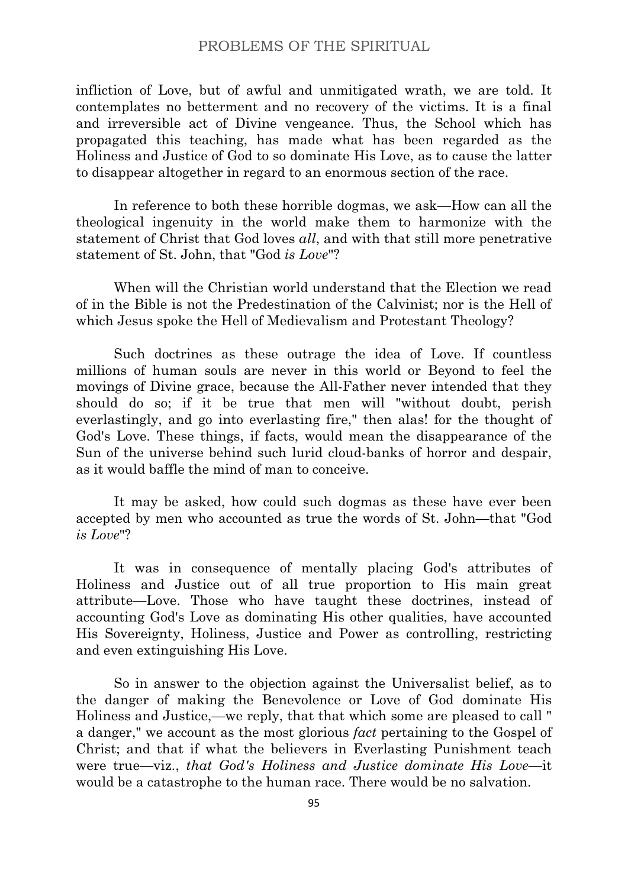infliction of Love, but of awful and unmitigated wrath, we are told. It contemplates no betterment and no recovery of the victims. It is a final and irreversible act of Divine vengeance. Thus, the School which has propagated this teaching, has made what has been regarded as the Holiness and Justice of God to so dominate His Love, as to cause the latter to disappear altogether in regard to an enormous section of the race.

In reference to both these horrible dogmas, we ask—How can all the theological ingenuity in the world make them to harmonize with the statement of Christ that God loves *all*, and with that still more penetrative statement of St. John, that "God *is Love*"?

When will the Christian world understand that the Election we read of in the Bible is not the Predestination of the Calvinist; nor is the Hell of which Jesus spoke the Hell of Medievalism and Protestant Theology?

Such doctrines as these outrage the idea of Love. If countless millions of human souls are never in this world or Beyond to feel the movings of Divine grace, because the All-Father never intended that they should do so; if it be true that men will "without doubt, perish everlastingly, and go into everlasting fire," then alas! for the thought of God's Love. These things, if facts, would mean the disappearance of the Sun of the universe behind such lurid cloud-banks of horror and despair, as it would baffle the mind of man to conceive.

It may be asked, how could such dogmas as these have ever been accepted by men who accounted as true the words of St. John—that "God *is Love*"?

It was in consequence of mentally placing God's attributes of Holiness and Justice out of all true proportion to His main great attribute—Love. Those who have taught these doctrines, instead of accounting God's Love as dominating His other qualities, have accounted His Sovereignty, Holiness, Justice and Power as controlling, restricting and even extinguishing His Love.

So in answer to the objection against the Universalist belief, as to the danger of making the Benevolence or Love of God dominate His Holiness and Justice,—we reply, that that which some are pleased to call " a danger," we account as the most glorious *fact* pertaining to the Gospel of Christ; and that if what the believers in Everlasting Punishment teach were true—viz., *that God's Holiness and Justice dominate His Love*—it would be a catastrophe to the human race. There would be no salvation.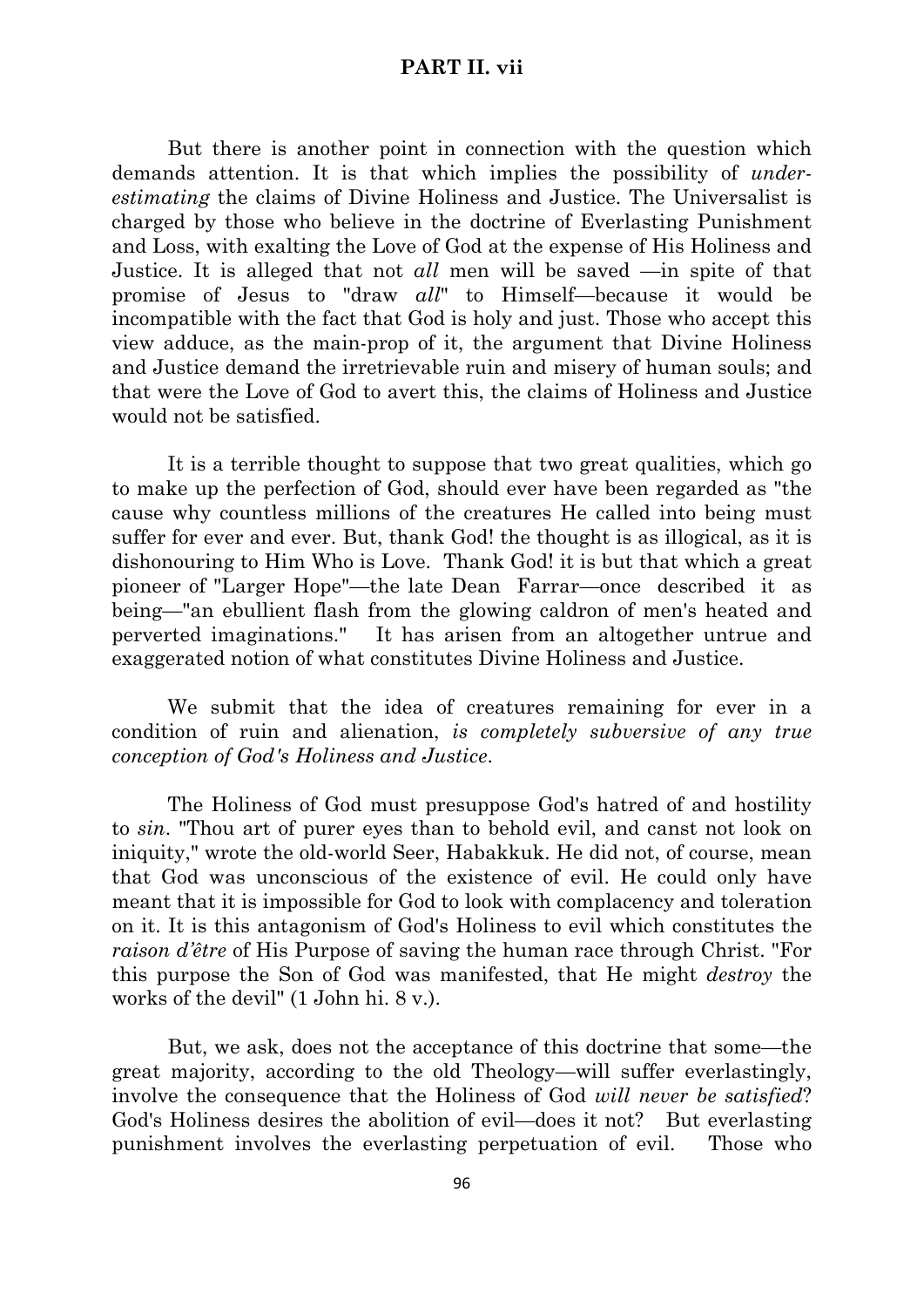But there is another point in connection with the question which demands attention. It is that which implies the possibility of *under-estimating* the claims of Divine Holiness and Justice. The Universalist is charged by those who believe in the doctrine of Everlasting Punishment and Loss, with exalting the Love of God at the expense of His Holiness and Justice. It is alleged that not *all* men will be saved —in spite of that promise of Jesus to "draw *all*" to Himself—because it would be incompatible with the fact that God is holy and just. Those who accept this view adduce, as the main-prop of it, the argument that Divine Holiness and Justice demand the irretrievable ruin and misery of human souls; and that were the Love of God to avert this, the claims of Holiness and Justice would not be satisfied.

It is a terrible thought to suppose that two great qualities, which go to make up the perfection of God, should ever have been regarded as "the cause why countless millions of the creatures He called into being must suffer for ever and ever. But, thank God! the thought is as illogical, as it is dishonouring to Him Who is Love. Thank God! it is but that which a great pioneer of "Larger Hope"—the late Dean Farrar—once described it as being—"an ebullient flash from the glowing caldron of men's heated and perverted imaginations." It has arisen from an altogether untrue and exaggerated notion of what constitutes Divine Holiness and Justice.

We submit that the idea of creatures remaining for ever in a condition of ruin and alienation, *is completely subversive of any true conception of God's Holiness and Justice*.

The Holiness of God must presuppose God's hatred of and hostility to *sin*. "Thou art of purer eyes than to behold evil, and canst not look on iniquity," wrote the old-world Seer, Habakkuk. He did not, of course, mean that God was unconscious of the existence of evil. He could only have meant that it is impossible for God to look with complacency and toleration on it. It is this antagonism of God's Holiness to evil which constitutes the *raison d'être* of His Purpose of saving the human race through Christ. "For this purpose the Son of God was manifested, that He might *destroy* the works of the devil" (1 John hi. 8 v.).

But, we ask, does not the acceptance of this doctrine that some—the great majority, according to the old Theology—will suffer everlastingly, involve the consequence that the Holiness of God *will never be satisfied*? God's Holiness desires the abolition of evil—does it not? But everlasting punishment involves the everlasting perpetuation of evil. Those who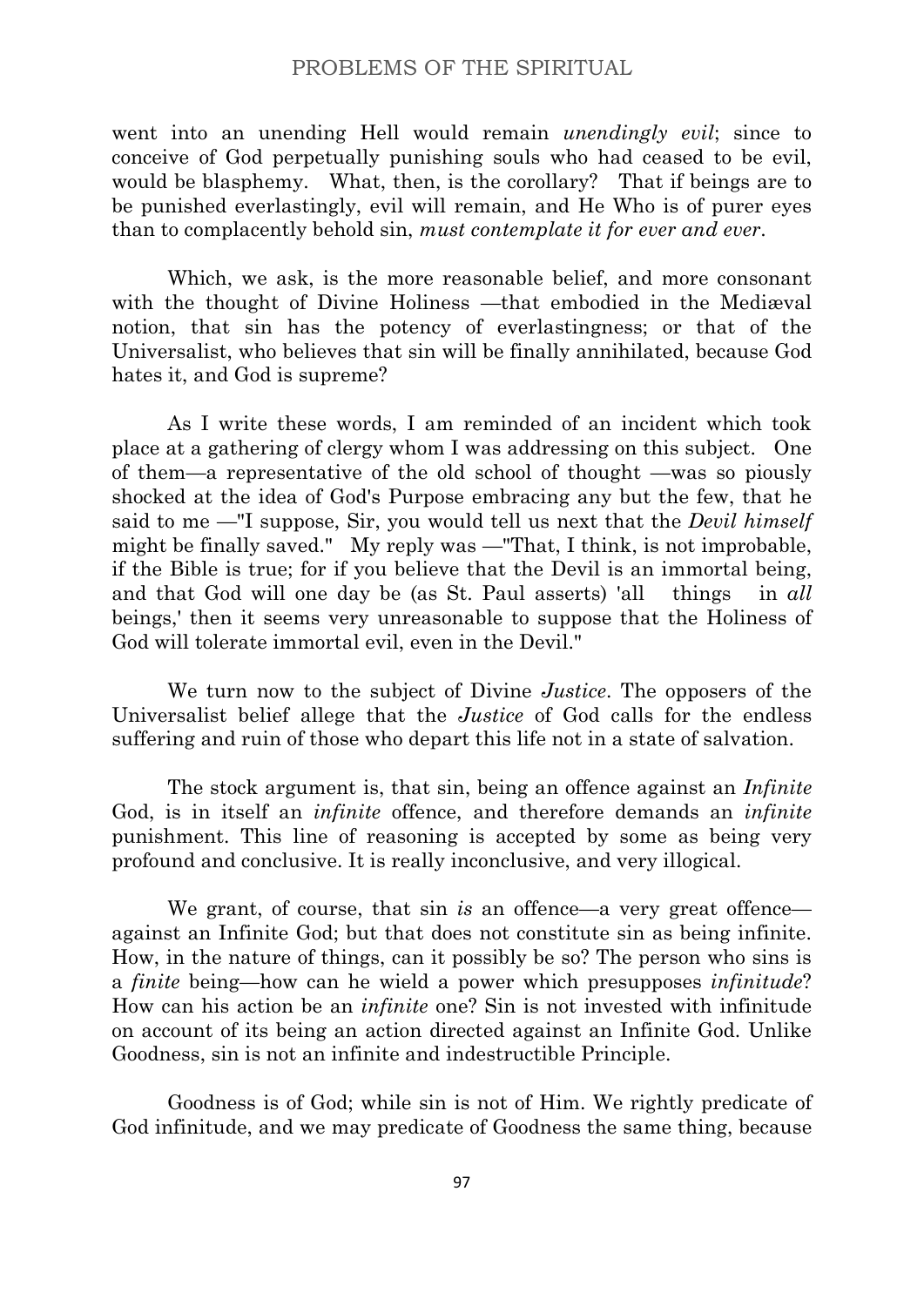went into an unending Hell would remain *unendingly evil*; since to conceive of God perpetually punishing souls who had ceased to be evil, would be blasphemy. What, then, is the corollary? That if beings are to be punished everlastingly, evil will remain, and He Who is of purer eyes than to complacently behold sin, *must contemplate it for ever and ever*.

Which, we ask, is the more reasonable belief, and more consonant with the thought of Divine Holiness —that embodied in the Mediæval notion, that sin has the potency of everlastingness; or that of the Universalist, who believes that sin will be finally annihilated, because God hates it, and God is supreme?

As I write these words, I am reminded of an incident which took place at a gathering of clergy whom I was addressing on this subject. One of them—a representative of the old school of thought —was so piously shocked at the idea of God's Purpose embracing any but the few, that he said to me —"I suppose, Sir, you would tell us next that the *Devil himself* might be finally saved." My reply was —"That, I think, is not improbable, if the Bible is true; for if you believe that the Devil is an immortal being, and that God will one day be (as St. Paul asserts) 'all things in *all* beings,' then it seems very unreasonable to suppose that the Holiness of God will tolerate immortal evil, even in the Devil."

We turn now to the subject of Divine *Justice*. The opposers of the Universalist belief allege that the *Justice* of God calls for the endless suffering and ruin of those who depart this life not in a state of salvation.

The stock argument is, that sin, being an offence against an *Infinite* God, is in itself an *infinite* offence, and therefore demands an *infinite* punishment. This line of reasoning is accepted by some as being very profound and conclusive. It is really inconclusive, and very illogical.

We grant, of course, that sin *is* an offence—a very great offence—against an Infinite God; but that does not constitute sin as being infinite. How, in the nature of things, can it possibly be so? The person who sins is a *finite* being—how can he wield a power which presupposes *infinitude*? How can his action be an *infinite* one? Sin is not invested with infinitude on account of its being an action directed against an Infinite God. Unlike Goodness, sin is not an infinite and indestructible Principle.

Goodness is of God; while sin is not of Him. We rightly predicate of God infinitude, and we may predicate of Goodness the same thing, because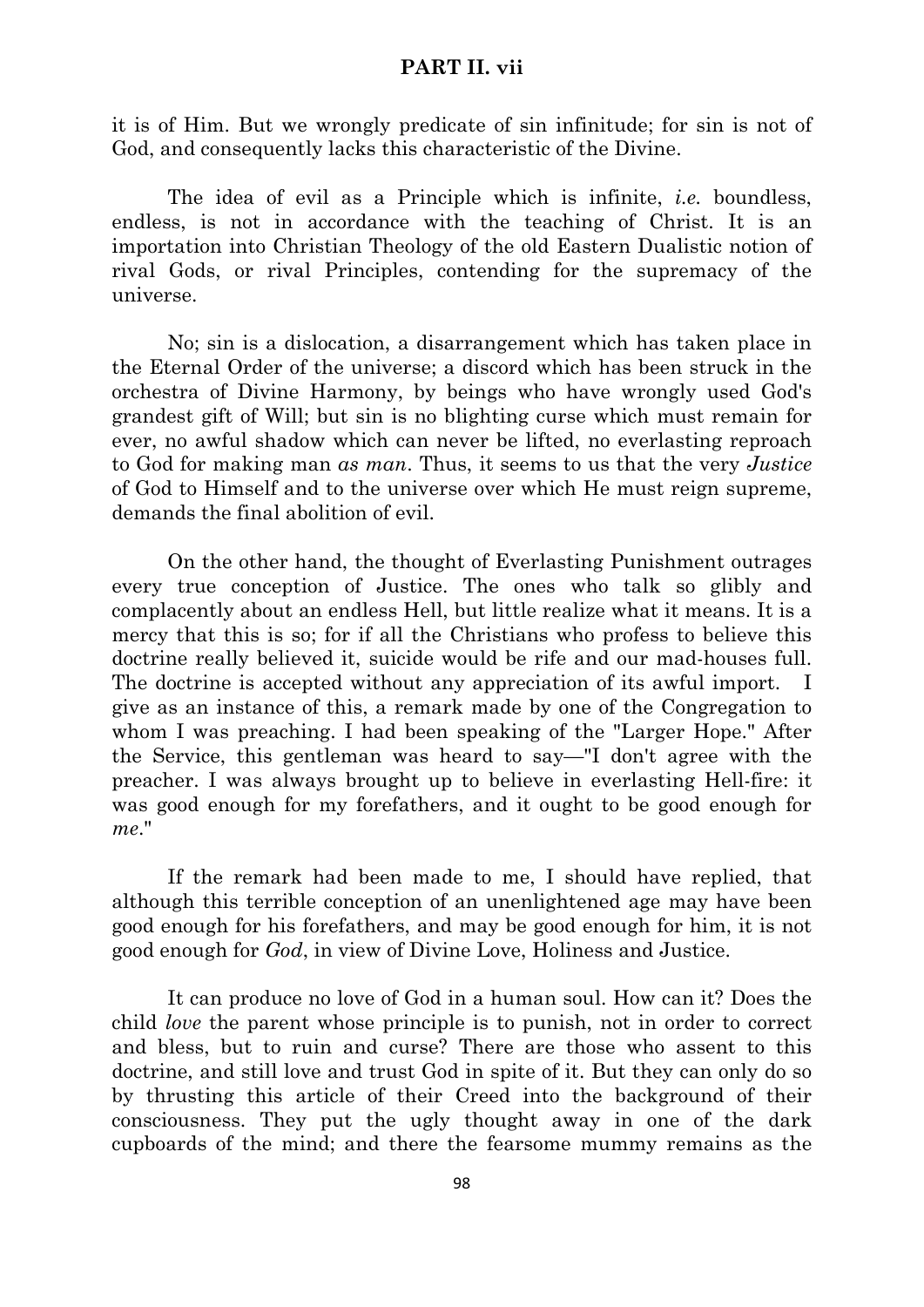it is of Him. But we wrongly predicate of sin infinitude; for sin is not of God, and consequently lacks this characteristic of the Divine.

The idea of evil as a Principle which is infinite, *i.e.* boundless, endless, is not in accordance with the teaching of Christ. It is an importation into Christian Theology of the old Eastern Dualistic notion of rival Gods, or rival Principles, contending for the supremacy of the universe.

No; sin is a dislocation, a disarrangement which has taken place in the Eternal Order of the universe; a discord which has been struck in the orchestra of Divine Harmony, by beings who have wrongly used God's grandest gift of Will; but sin is no blighting curse which must remain for ever, no awful shadow which can never be lifted, no everlasting reproach to God for making man *as man*. Thus, it seems to us that the very *Justice* of God to Himself and to the universe over which He must reign supreme, demands the final abolition of evil.

On the other hand, the thought of Everlasting Punishment outrages every true conception of Justice. The ones who talk so glibly and complacently about an endless Hell, but little realize what it means. It is a mercy that this is so; for if all the Christians who profess to believe this doctrine really believed it, suicide would be rife and our mad-houses full. The doctrine is accepted without any appreciation of its awful import. I give as an instance of this, a remark made by one of the Congregation to whom I was preaching. I had been speaking of the "Larger Hope." After the Service, this gentleman was heard to say—"I don't agree with the preacher. I was always brought up to believe in everlasting Hell-fire: it was good enough for my forefathers, and it ought to be good enough for *me*."

If the remark had been made to me, I should have replied, that although this terrible conception of an unenlightened age may have been good enough for his forefathers, and may be good enough for him, it is not good enough for *God*, in view of Divine Love, Holiness and Justice.

It can produce no love of God in a human soul. How can it? Does the child *love* the parent whose principle is to punish, not in order to correct and bless, but to ruin and curse? There are those who assent to this doctrine, and still love and trust God in spite of it. But they can only do so by thrusting this article of their Creed into the background of their consciousness. They put the ugly thought away in one of the dark cupboards of the mind; and there the fearsome mummy remains as the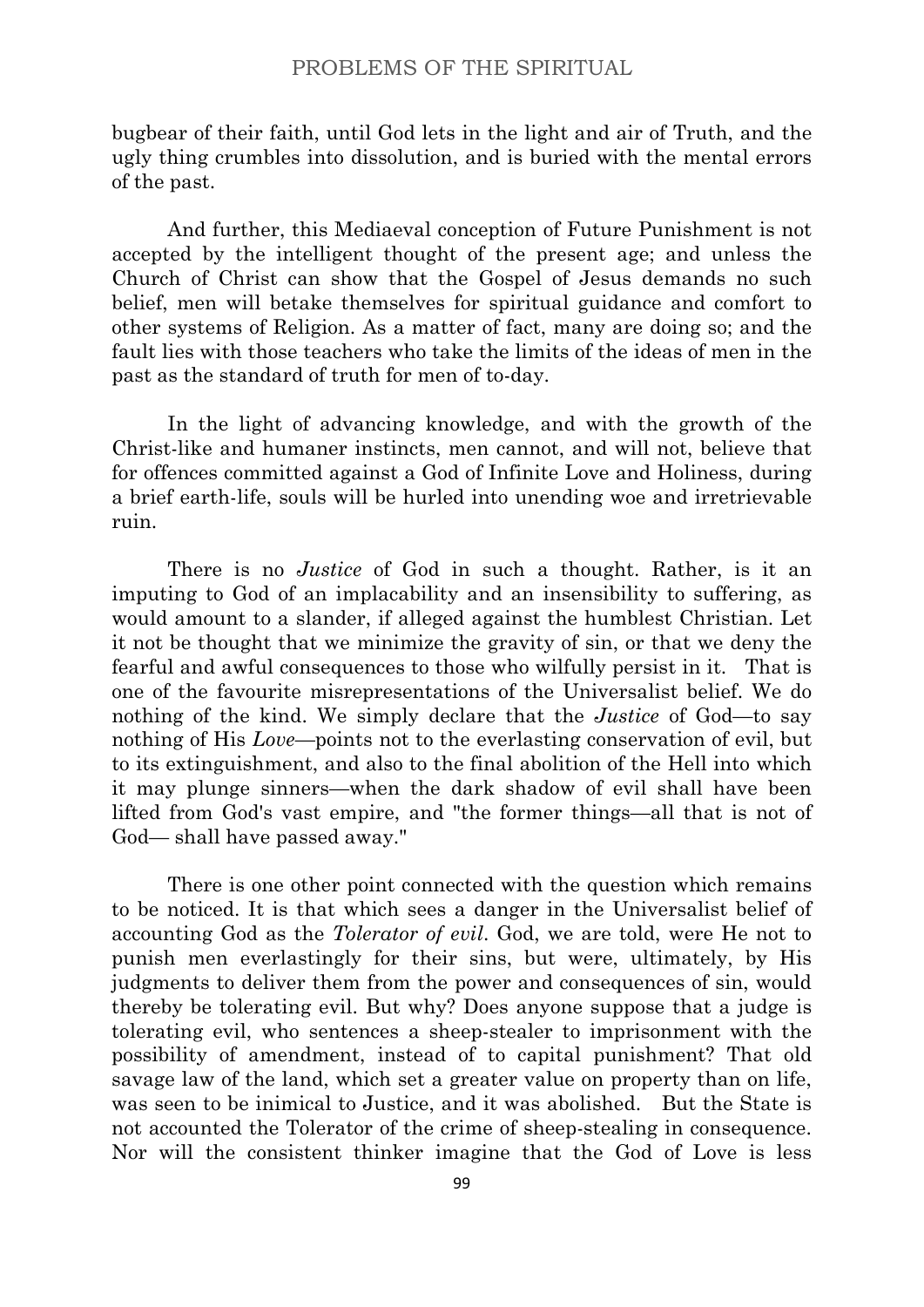bugbear of their faith, until God lets in the light and air of Truth, and the ugly thing crumbles into dissolution, and is buried with the mental errors of the past.

And further, this Mediaeval conception of Future Punishment is not accepted by the intelligent thought of the present age; and unless the Church of Christ can show that the Gospel of Jesus demands no such belief, men will betake themselves for spiritual guidance and comfort to other systems of Religion. As a matter of fact, many are doing so; and the fault lies with those teachers who take the limits of the ideas of men in the past as the standard of truth for men of to-day.

In the light of advancing knowledge, and with the growth of the Christ-like and humaner instincts, men cannot, and will not, believe that for offences committed against a God of Infinite Love and Holiness, during a brief earth-life, souls will be hurled into unending woe and irretrievable ruin.

There is no *Justice* of God in such a thought. Rather, is it an imputing to God of an implacability and an insensibility to suffering, as would amount to a slander, if alleged against the humblest Christian. Let it not be thought that we minimize the gravity of sin, or that we deny the fearful and awful consequences to those who wilfully persist in it. That is one of the favourite misrepresentations of the Universalist belief. We do nothing of the kind. We simply declare that the *Justice* of God—to say nothing of His *Love*—points not to the everlasting conservation of evil, but to its extinguishment, and also to the final abolition of the Hell into which it may plunge sinners—when the dark shadow of evil shall have been lifted from God's vast empire, and "the former things—all that is not of God— shall have passed away."

There is one other point connected with the question which remains to be noticed. It is that which sees a danger in the Universalist belief of accounting God as the *Tolerator of evil*. God, we are told, were He not to punish men everlastingly for their sins, but were, ultimately, by His judgments to deliver them from the power and consequences of sin, would thereby be tolerating evil. But why? Does anyone suppose that a judge is tolerating evil, who sentences a sheep-stealer to imprisonment with the possibility of amendment, instead of to capital punishment? That old savage law of the land, which set a greater value on property than on life, was seen to be inimical to Justice, and it was abolished. But the State is not accounted the Tolerator of the crime of sheep-stealing in consequence. Nor will the consistent thinker imagine that the God of Love is less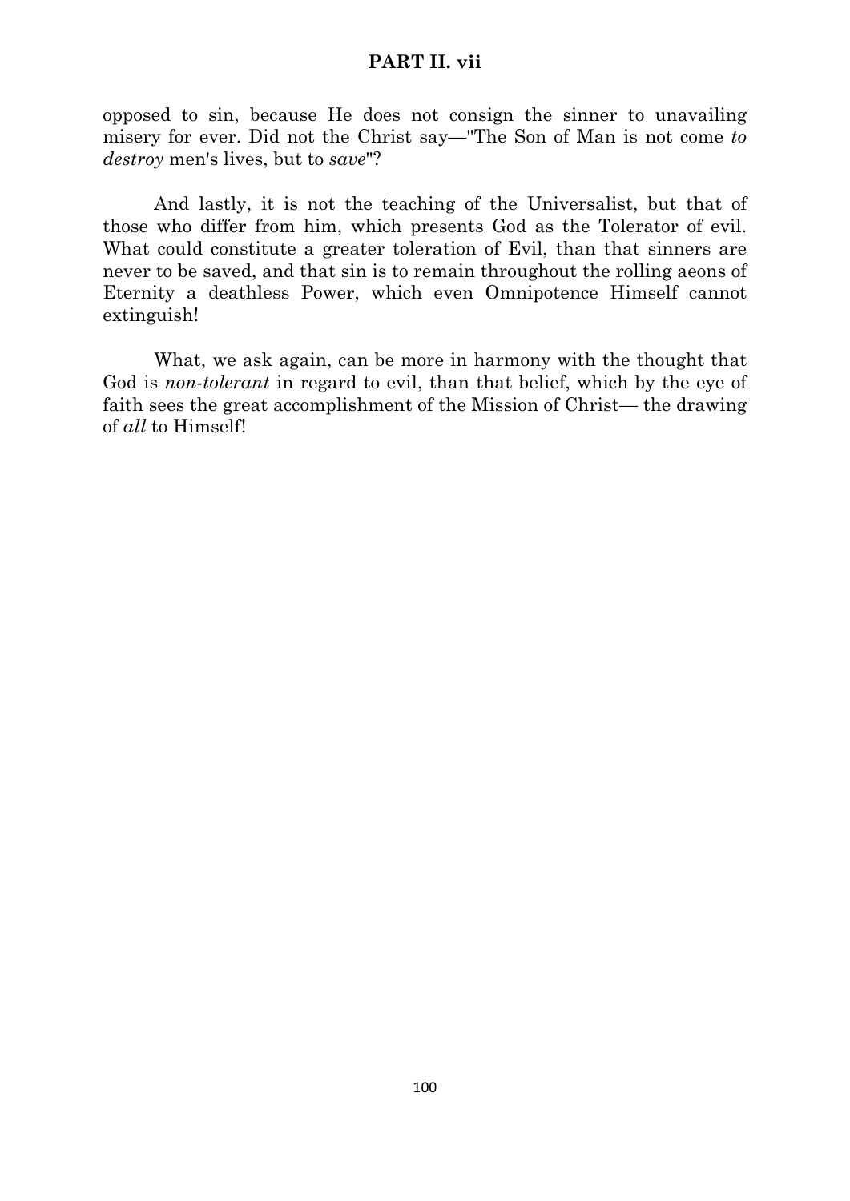opposed to sin, because He does not consign the sinner to unavailing misery for ever. Did not the Christ say—"The Son of Man is not come *to destroy* men's lives, but to *save*"?

And lastly, it is not the teaching of the Universalist, but that of those who differ from him, which presents God as the Tolerator of evil. What could constitute a greater toleration of Evil, than that sinners are never to be saved, and that sin is to remain throughout the rolling aeons of Eternity a deathless Power, which even Omnipotence Himself cannot extinguish!

What, we ask again, can be more in harmony with the thought that God is *non-tolerant* in regard to evil, than that belief, which by the eye of faith sees the great accomplishment of the Mission of Christ— the drawing of *all* to Himself!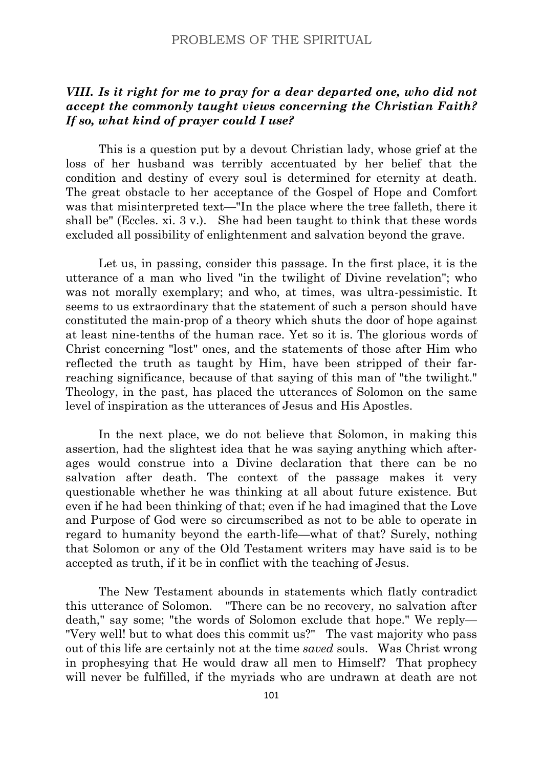### *VIII. Is it right for me to pray for a dear departed one, who did not accept the commonly taught views concerning the Christian Faith? If so, what kind of prayer could I use?*

This is a question put by a devout Christian lady, whose grief at the loss of her husband was terribly accentuated by her belief that the condition and destiny of every soul is determined for eternity at death. The great obstacle to her acceptance of the Gospel of Hope and Comfort was that misinterpreted text—"In the place where the tree falleth, there it shall be" (Eccles. xi. 3 v.). She had been taught to think that these words excluded all possibility of enlightenment and salvation beyond the grave.

Let us, in passing, consider this passage. In the first place, it is the utterance of a man who lived "in the twilight of Divine revelation"; who was not morally exemplary; and who, at times, was ultra-pessimistic. It seems to us extraordinary that the statement of such a person should have constituted the main-prop of a theory which shuts the door of hope against at least nine-tenths of the human race. Yet so it is. The glorious words of Christ concerning "lost" ones, and the statements of those after Him who reflected the truth as taught by Him, have been stripped of their far-reaching significance, because of that saying of this man of "the twilight." Theology, in the past, has placed the utterances of Solomon on the same level of inspiration as the utterances of Jesus and His Apostles.

In the next place, we do not believe that Solomon, in making this assertion, had the slightest idea that he was saying anything which after-ages would construe into a Divine declaration that there can be no salvation after death. The context of the passage makes it very questionable whether he was thinking at all about future existence. But even if he had been thinking of that; even if he had imagined that the Love and Purpose of God were so circumscribed as not to be able to operate in regard to humanity beyond the earth-life—what of that? Surely, nothing that Solomon or any of the Old Testament writers may have said is to be accepted as truth, if it be in conflict with the teaching of Jesus.

The New Testament abounds in statements which flatly contradict this utterance of Solomon. "There can be no recovery, no salvation after death," say some; "the words of Solomon exclude that hope." We reply—"Very well! but to what does this commit us?" The vast majority who pass out of this life are certainly not at the time *saved* souls. Was Christ wrong in prophesying that He would draw all men to Himself? That prophecy will never be fulfilled, if the myriads who are undrawn at death are not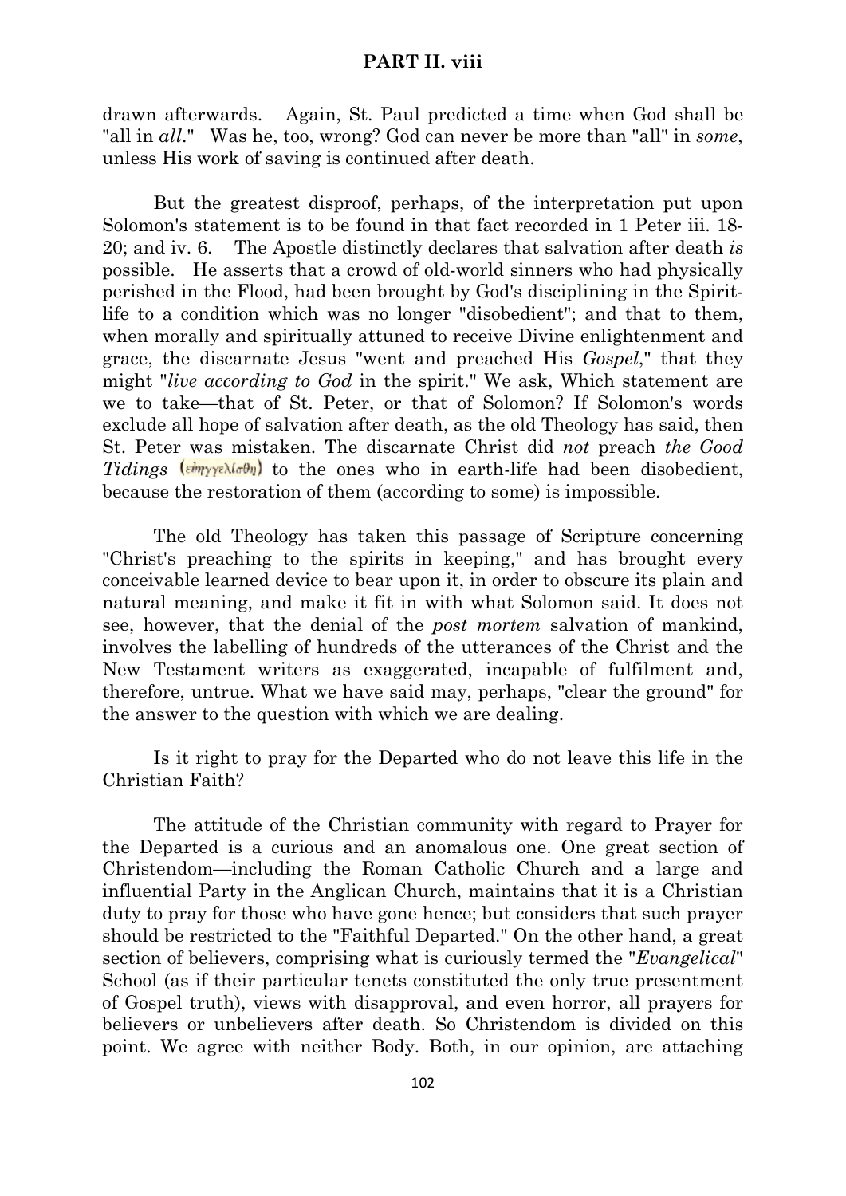drawn afterwards. Again, St. Paul predicted a time when God shall be "all in *all*." Was he, too, wrong? God can never be more than "all" in *some*, unless His work of saving is continued after death.

But the greatest disproof, perhaps, of the interpretation put upon Solomon's statement is to be found in that fact recorded in 1 Peter iii. 18-20; and iv. 6. The Apostle distinctly declares that salvation after death *is* possible. He asserts that a crowd of old-world sinners who had physically perished in the Flood, had been brought by God's disciplining in the Spirit-life to a condition which was no longer "disobedient"; and that to them, when morally and spiritually attuned to receive Divine enlightenment and grace, the discarnate Jesus "went and preached His *Gospel*," that they might "*live according to God* in the spirit." We ask, Which statement are we to take—that of St. Peter, or that of Solomon? If Solomon's words exclude all hope of salvation after death, as the old Theology has said, then St. Peter was mistaken. The discarnate Christ did *not* preach *the Good Tidings* (εὐηγγελίσθη) to the ones who in earth-life had been disobedient, because the restoration of them (according to some) is impossible.

The old Theology has taken this passage of Scripture concerning "Christ's preaching to the spirits in keeping," and has brought every conceivable learned device to bear upon it, in order to obscure its plain and natural meaning, and make it fit in with what Solomon said. It does not see, however, that the denial of the *post mortem* salvation of mankind, involves the labelling of hundreds of the utterances of the Christ and the New Testament writers as exaggerated, incapable of fulfilment and, therefore, untrue. What we have said may, perhaps, "clear the ground" for the answer to the question with which we are dealing.

Is it right to pray for the Departed who do not leave this life in the Christian Faith?

The attitude of the Christian community with regard to Prayer for the Departed is a curious and an anomalous one. One great section of Christendom—including the Roman Catholic Church and a large and influential Party in the Anglican Church, maintains that it is a Christian duty to pray for those who have gone hence; but considers that such prayer should be restricted to the "Faithful Departed." On the other hand, a great section of believers, comprising what is curiously termed the "*Evangelical*" School (as if their particular tenets constituted the only true presentment of Gospel truth), views with disapproval, and even horror, all prayers for believers or unbelievers after death. So Christendom is divided on this point. We agree with neither Body. Both, in our opinion, are attaching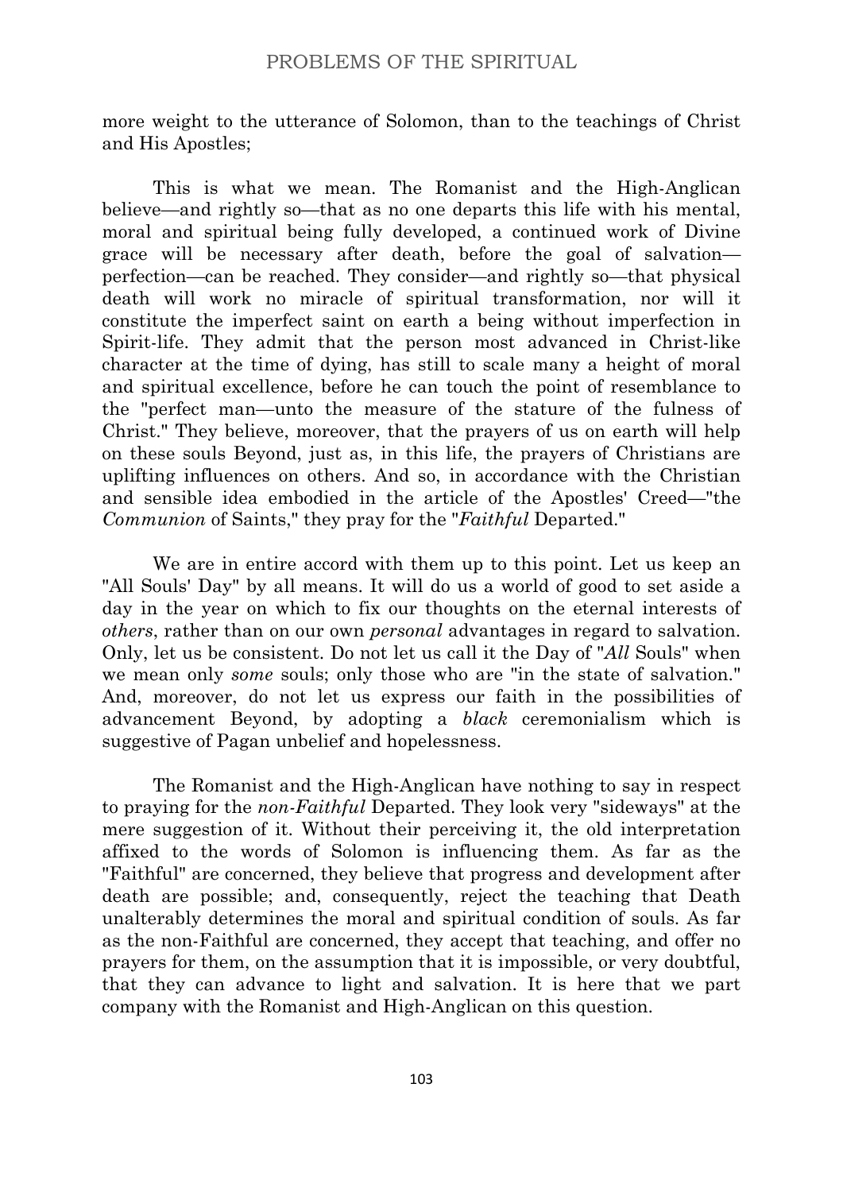more weight to the utterance of Solomon, than to the teachings of Christ and His Apostles;

This is what we mean. The Romanist and the High-Anglican believe—and rightly so—that as no one departs this life with his mental, moral and spiritual being fully developed, a continued work of Divine grace will be necessary after death, before the goal of salvation—perfection—can be reached. They consider—and rightly so—that physical death will work no miracle of spiritual transformation, nor will it constitute the imperfect saint on earth a being without imperfection in Spirit-life. They admit that the person most advanced in Christ-like character at the time of dying, has still to scale many a height of moral and spiritual excellence, before he can touch the point of resemblance to the "perfect man—unto the measure of the stature of the fulness of Christ." They believe, moreover, that the prayers of us on earth will help on these souls Beyond, just as, in this life, the prayers of Christians are uplifting influences on others. And so, in accordance with the Christian and sensible idea embodied in the article of the Apostles' Creed—"the *Communion* of Saints," they pray for the "*Faithful* Departed."

We are in entire accord with them up to this point. Let us keep an "All Souls' Day" by all means. It will do us a world of good to set aside a day in the year on which to fix our thoughts on the eternal interests of *others*, rather than on our own *personal* advantages in regard to salvation. Only, let us be consistent. Do not let us call it the Day of "*All* Souls" when we mean only *some* souls; only those who are "in the state of salvation." And, moreover, do not let us express our faith in the possibilities of advancement Beyond, by adopting a *black* ceremonialism which is suggestive of Pagan unbelief and hopelessness.

The Romanist and the High-Anglican have nothing to say in respect to praying for the *non-Faithful* Departed. They look very "sideways" at the mere suggestion of it. Without their perceiving it, the old interpretation affixed to the words of Solomon is influencing them. As far as the "Faithful" are concerned, they believe that progress and development after death are possible; and, consequently, reject the teaching that Death unalterably determines the moral and spiritual condition of souls. As far as the non-Faithful are concerned, they accept that teaching, and offer no prayers for them, on the assumption that it is impossible, or very doubtful, that they can advance to light and salvation. It is here that we part company with the Romanist and High-Anglican on this question.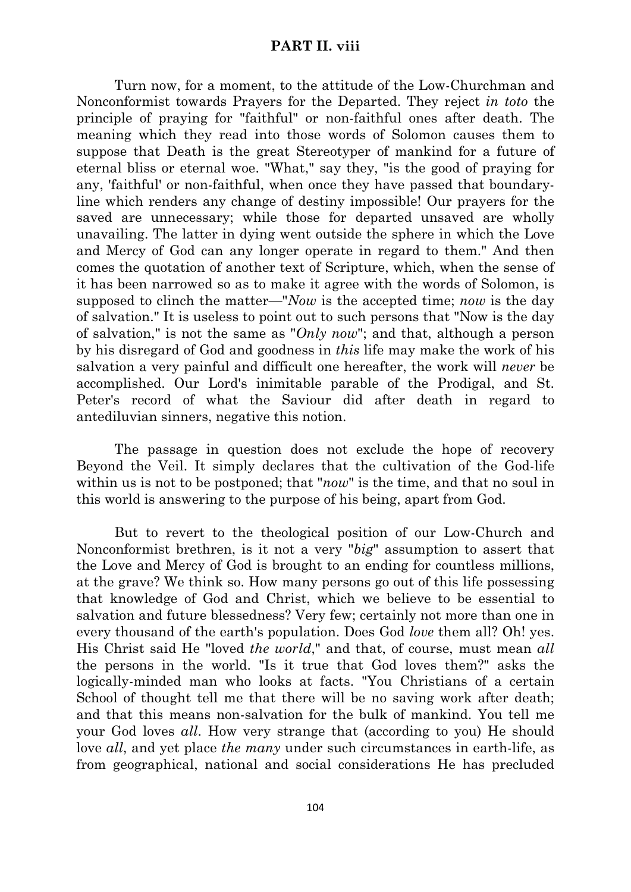# PART II. viii

Turn now, for a moment, to the attitude of the Low-Churchman and Nonconformist towards Prayers for the Departed. They reject *in toto* the principle of praying for "faithful" or non-faithful ones after death. The meaning which they read into those words of Solomon causes them to suppose that Death is the great Stereotyper of mankind for a future of eternal bliss or eternal woe. "What," say they, "is the good of praying for any, 'faithful' or non-faithful, when once they have passed that boundary-line which renders any change of destiny impossible! Our prayers for the saved are unnecessary; while those for departed unsaved are wholly unavailing. The latter in dying went outside the sphere in which the Love and Mercy of God can any longer operate in regard to them." And then comes the quotation of another text of Scripture, which, when the sense of it has been narrowed so as to make it agree with the words of Solomon, is supposed to clinch the matter—"*Now* is the accepted time; *now* is the day of salvation." It is useless to point out to such persons that "Now is the day of salvation," is not the same as "*Only now*"; and that, although a person by his disregard of God and goodness in *this* life may make the work of his salvation a very painful and difficult one hereafter, the work will *never* be accomplished. Our Lord's inimitable parable of the Prodigal, and St. Peter's record of what the Saviour did after death in regard to antediluvian sinners, negative this notion.

The passage in question does not exclude the hope of recovery Beyond the Veil. It simply declares that the cultivation of the God-life within us is not to be postponed; that "*now*" is the time, and that no soul in this world is answering to the purpose of his being, apart from God.

But to revert to the theological position of our Low-Church and Nonconformist brethren, is it not a very "*big*" assumption to assert that the Love and Mercy of God is brought to an ending for countless millions, at the grave? We think so. How many persons go out of this life possessing that knowledge of God and Christ, which we believe to be essential to salvation and future blessedness? Very few; certainly not more than one in every thousand of the earth's population. Does God *love* them all? Oh! yes. His Christ said He "loved *the world*," and that, of course, must mean *all* the persons in the world. "Is it true that God loves them?" asks the logically-minded man who looks at facts. "You Christians of a certain School of thought tell me that there will be no saving work after death; and that this means non-salvation for the bulk of mankind. You tell me your God loves *all*. How very strange that (according to you) He should love *all*, and yet place *the many* under such circumstances in earth-life, as from geographical, national and social considerations He has precluded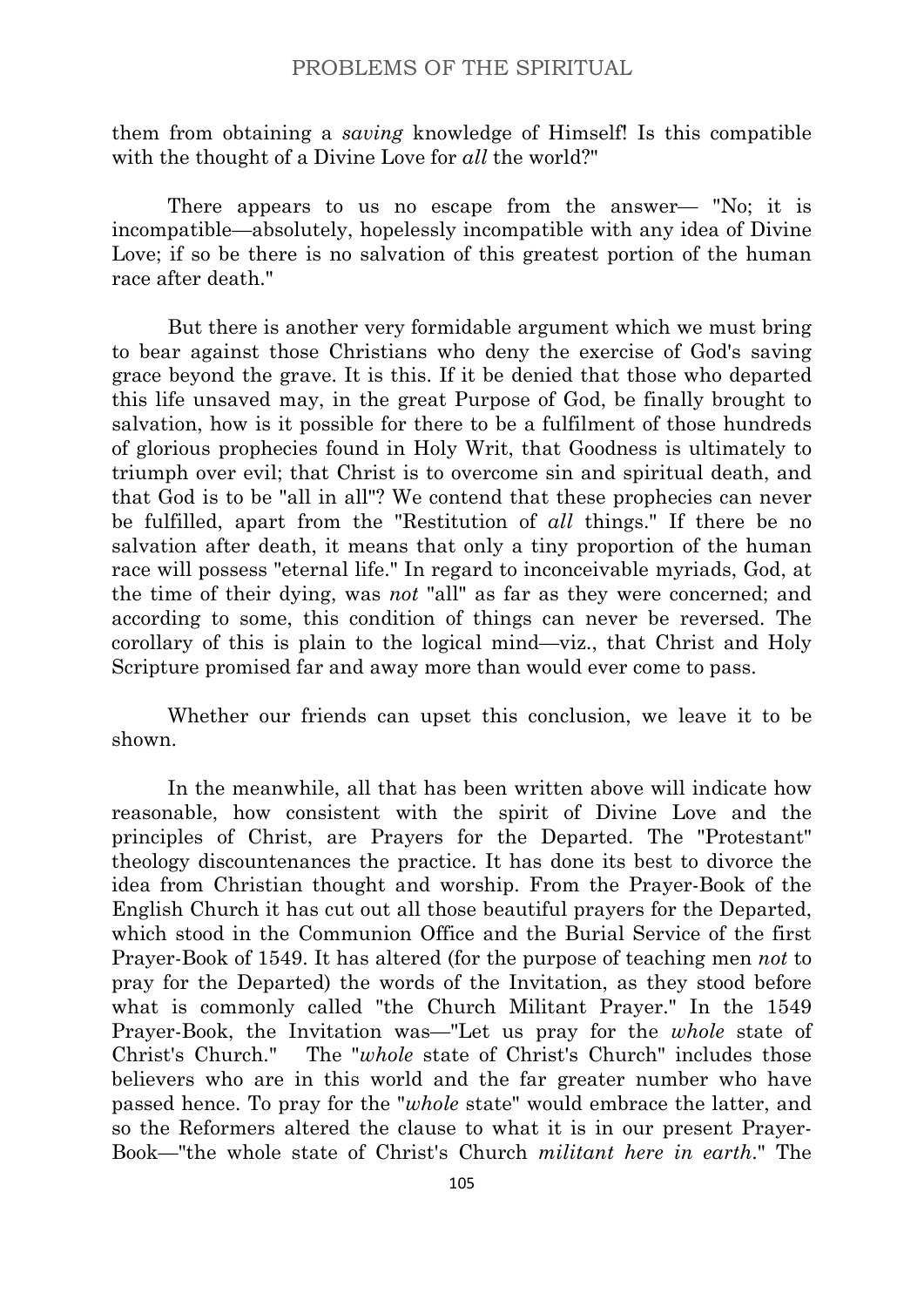them from obtaining a *saving* knowledge of Himself! Is this compatible with the thought of a Divine Love for *all* the world?"

There appears to us no escape from the answer— "No; it is incompatible—absolutely, hopelessly incompatible with any idea of Divine Love; if so be there is no salvation of this greatest portion of the human race after death."

But there is another very formidable argument which we must bring to bear against those Christians who deny the exercise of God's saving grace beyond the grave. It is this. If it be denied that those who departed this life unsaved may, in the great Purpose of God, be finally brought to salvation, how is it possible for there to be a fulfilment of those hundreds of glorious prophecies found in Holy Writ, that Goodness is ultimately to triumph over evil; that Christ is to overcome sin and spiritual death, and that God is to be "all in all"? We contend that these prophecies can never be fulfilled, apart from the "Restitution of *all* things." If there be no salvation after death, it means that only a tiny proportion of the human race will possess "eternal life." In regard to inconceivable myriads, God, at the time of their dying, was *not* "all" as far as they were concerned; and according to some, this condition of things can never be reversed. The corollary of this is plain to the logical mind—viz., that Christ and Holy Scripture promised far and away more than would ever come to pass.

Whether our friends can upset this conclusion, we leave it to be shown.

In the meanwhile, all that has been written above will indicate how reasonable, how consistent with the spirit of Divine Love and the principles of Christ, are Prayers for the Departed. The "Protestant" theology discountenances the practice. It has done its best to divorce the idea from Christian thought and worship. From the Prayer-Book of the English Church it has cut out all those beautiful prayers for the Departed, which stood in the Communion Office and the Burial Service of the first Prayer-Book of 1549. It has altered (for the purpose of teaching men *not* to pray for the Departed) the words of the Invitation, as they stood before what is commonly called "the Church Militant Prayer." In the 1549 Prayer-Book, the Invitation was—"Let us pray for the *whole* state of Christ's Church." The "*whole* state of Christ's Church" includes those believers who are in this world and the far greater number who have passed hence. To pray for the "*whole* state" would embrace the latter, and so the Reformers altered the clause to what it is in our present Prayer-Book—"the whole state of Christ's Church *militant here in earth*." The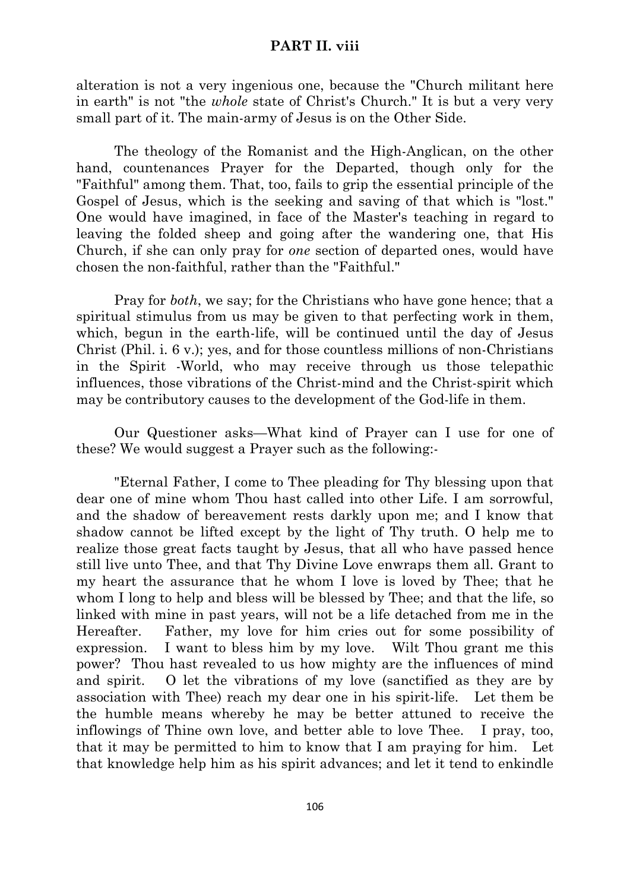alteration is not a very ingenious one, because the "Church militant here in earth" is not "the *whole* state of Christ's Church." It is but a very very small part of it. The main-army of Jesus is on the Other Side.

The theology of the Romanist and the High-Anglican, on the other hand, countenances Prayer for the Departed, though only for the "Faithful" among them. That, too, fails to grip the essential principle of the Gospel of Jesus, which is the seeking and saving of that which is "lost." One would have imagined, in face of the Master's teaching in regard to leaving the folded sheep and going after the wandering one, that His Church, if she can only pray for *one* section of departed ones, would have chosen the non-faithful, rather than the "Faithful."

Pray for *both*, we say; for the Christians who have gone hence; that a spiritual stimulus from us may be given to that perfecting work in them, which, begun in the earth-life, will be continued until the day of Jesus Christ (Phil. i. 6 v.); yes, and for those countless millions of non-Christians in the Spirit -World, who may receive through us those telepathic influences, those vibrations of the Christ-mind and the Christ-spirit which may be contributory causes to the development of the God-life in them.

Our Questioner asks—What kind of Prayer can I use for one of these? We would suggest a Prayer such as the following:-

"Eternal Father, I come to Thee pleading for Thy blessing upon that dear one of mine whom Thou hast called into other Life. I am sorrowful, and the shadow of bereavement rests darkly upon me; and I know that shadow cannot be lifted except by the light of Thy truth. O help me to realize those great facts taught by Jesus, that all who have passed hence still live unto Thee, and that Thy Divine Love enwraps them all. Grant to my heart the assurance that he whom I love is loved by Thee; that he whom I long to help and bless will be blessed by Thee; and that the life, so linked with mine in past years, will not be a life detached from me in the Hereafter. Father, my love for him cries out for some possibility of expression. I want to bless him by my love. Wilt Thou grant me this power? Thou hast revealed to us how mighty are the influences of mind and spirit. O let the vibrations of my love (sanctified as they are by association with Thee) reach my dear one in his spirit-life. Let them be the humble means whereby he may be better attuned to receive the inflowings of Thine own love, and better able to love Thee. I pray, too, that it may be permitted to him to know that I am praying for him. Let that knowledge help him as his spirit advances; and let it tend to enkindle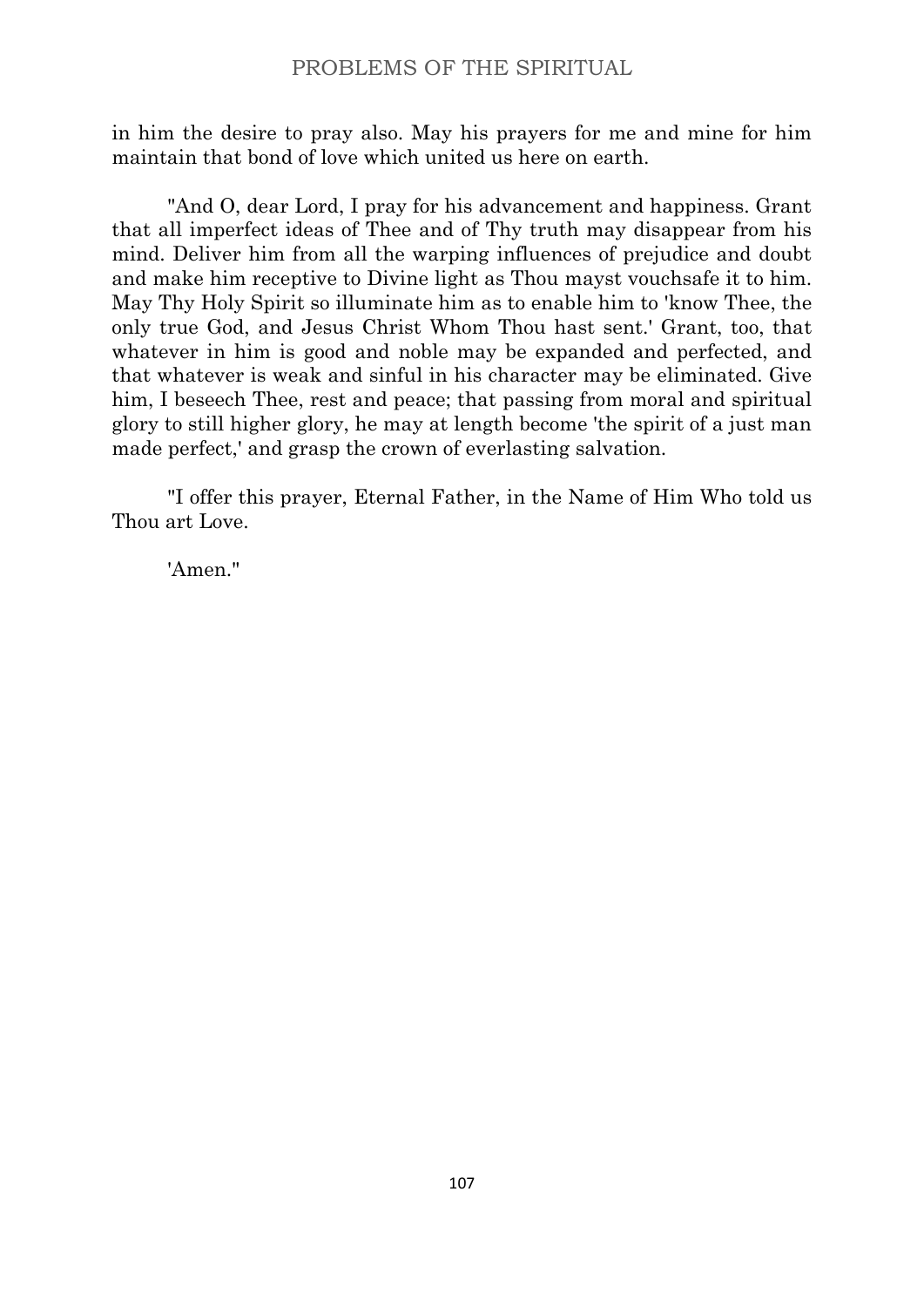in him the desire to pray also. May his prayers for me and mine for him maintain that bond of love which united us here on earth.

"And O, dear Lord, I pray for his advancement and happiness. Grant that all imperfect ideas of Thee and of Thy truth may disappear from his mind. Deliver him from all the warping influences of prejudice and doubt and make him receptive to Divine light as Thou mayst vouchsafe it to him. May Thy Holy Spirit so illuminate him as to enable him to 'know Thee, the only true God, and Jesus Christ Whom Thou hast sent.' Grant, too, that whatever in him is good and noble may be expanded and perfected, and that whatever is weak and sinful in his character may be eliminated. Give him, I beseech Thee, rest and peace; that passing from moral and spiritual glory to still higher glory, he may at length become 'the spirit of a just man made perfect,' and grasp the crown of everlasting salvation.

"I offer this prayer, Eternal Father, in the Name of Him Who told us Thou art Love.

'Amen."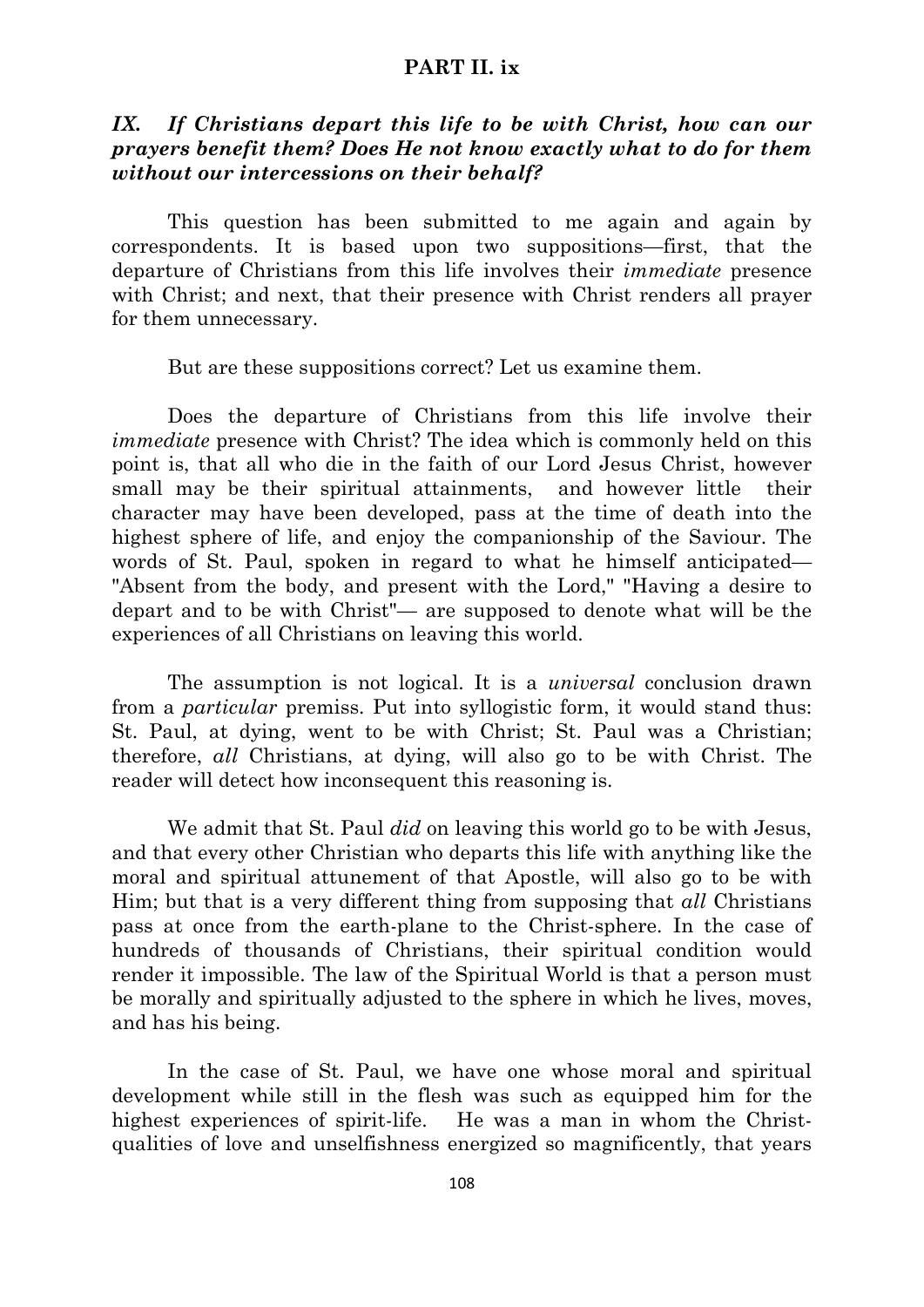## PART II. ix

### *IX. If Christians depart this life to be with Christ, how can our prayers benefit them? Does He not know exactly what to do for them without our intercessions on their behalf?*

This question has been submitted to me again and again by correspondents. It is based upon two suppositions—first, that the departure of Christians from this life involves their *immediate* presence with Christ; and next, that their presence with Christ renders all prayer for them unnecessary.

But are these suppositions correct? Let us examine them.

Does the departure of Christians from this life involve their *immediate* presence with Christ? The idea which is commonly held on this point is, that all who die in the faith of our Lord Jesus Christ, however small may be their spiritual attainments, and however little their character may have been developed, pass at the time of death into the highest sphere of life, and enjoy the companionship of the Saviour. The words of St. Paul, spoken in regard to what he himself anticipated— "Absent from the body, and present with the Lord," "Having a desire to depart and to be with Christ"— are supposed to denote what will be the experiences of all Christians on leaving this world.

The assumption is not logical. It is a *universal* conclusion drawn from a *particular* premiss. Put into syllogistic form, it would stand thus: St. Paul, at dying, went to be with Christ; St. Paul was a Christian; therefore, *all* Christians, at dying, will also go to be with Christ. The reader will detect how inconsequent this reasoning is.

We admit that St. Paul *did* on leaving this world go to be with Jesus, and that every other Christian who departs this life with anything like the moral and spiritual attunement of that Apostle, will also go to be with Him; but that is a very different thing from supposing that *all* Christians pass at once from the earth-plane to the Christ-sphere. In the case of hundreds of thousands of Christians, their spiritual condition would render it impossible. The law of the Spiritual World is that a person must be morally and spiritually adjusted to the sphere in which he lives, moves, and has his being.

In the case of St. Paul, we have one whose moral and spiritual development while still in the flesh was such as equipped him for the highest experiences of spirit-life. He was a man in whom the Christ-qualities of love and unselfishness energized so magnificently, that years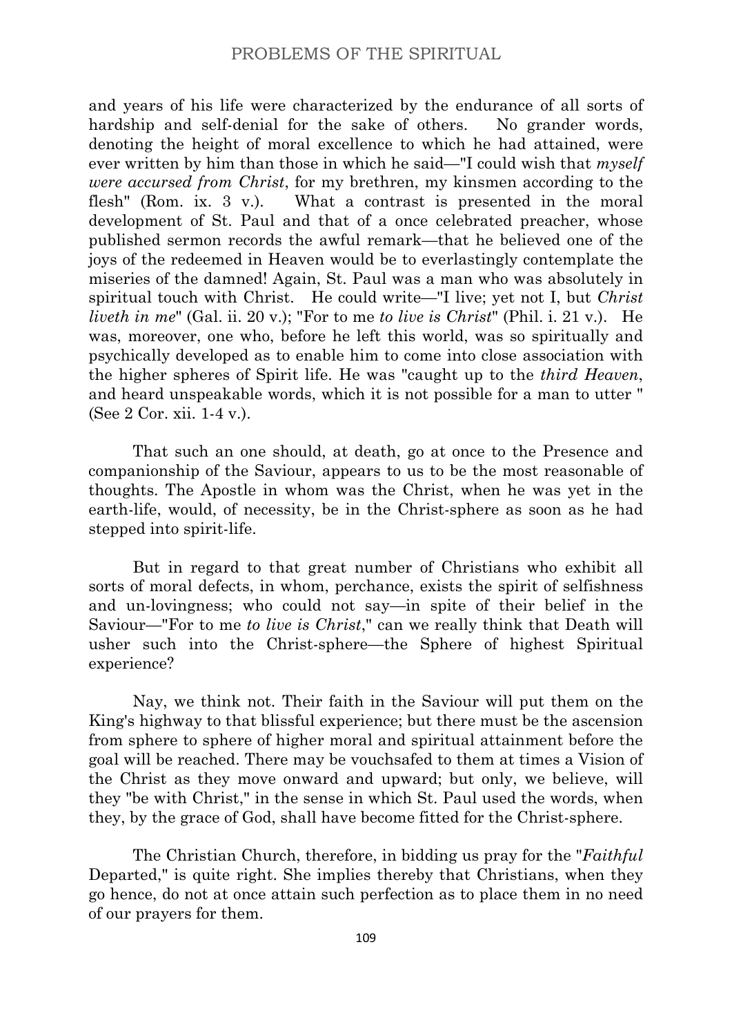and years of his life were characterized by the endurance of all sorts of hardship and self-denial for the sake of others. No grander words, denoting the height of moral excellence to which he had attained, were ever written by him than those in which he said—"I could wish that *myself were accursed from Christ*, for my brethren, my kinsmen according to the flesh" (Rom. ix. 3 v.). What a contrast is presented in the moral development of St. Paul and that of a once celebrated preacher, whose published sermon records the awful remark—that he believed one of the joys of the redeemed in Heaven would be to everlastingly contemplate the miseries of the damned! Again, St. Paul was a man who was absolutely in spiritual touch with Christ. He could write—"I live; yet not I, but *Christ liveth in me*" (Gal. ii. 20 v.); "For to me *to live is Christ*" (Phil. i. 21 v.). He was, moreover, one who, before he left this world, was so spiritually and psychically developed as to enable him to come into close association with the higher spheres of Spirit life. He was "caught up to the *third Heaven*, and heard unspeakable words, which it is not possible for a man to utter " (See 2 Cor. xii. 1-4 v.).

That such an one should, at death, go at once to the Presence and companionship of the Saviour, appears to us to be the most reasonable of thoughts. The Apostle in whom was the Christ, when he was yet in the earth-life, would, of necessity, be in the Christ-sphere as soon as he had stepped into spirit-life.

But in regard to that great number of Christians who exhibit all sorts of moral defects, in whom, perchance, exists the spirit of selfishness and un-lovingness; who could not say—in spite of their belief in the Saviour—"For to me *to live is Christ*," can we really think that Death will usher such into the Christ-sphere—the Sphere of highest Spiritual experience?

Nay, we think not. Their faith in the Saviour will put them on the King's highway to that blissful experience; but there must be the ascension from sphere to sphere of higher moral and spiritual attainment before the goal will be reached. There may be vouchsafed to them at times a Vision of the Christ as they move onward and upward; but only, we believe, will they "be with Christ," in the sense in which St. Paul used the words, when they, by the grace of God, shall have become fitted for the Christ-sphere.

The Christian Church, therefore, in bidding us pray for the "*Faithful* Departed," is quite right. She implies thereby that Christians, when they go hence, do not at once attain such perfection as to place them in no need of our prayers for them.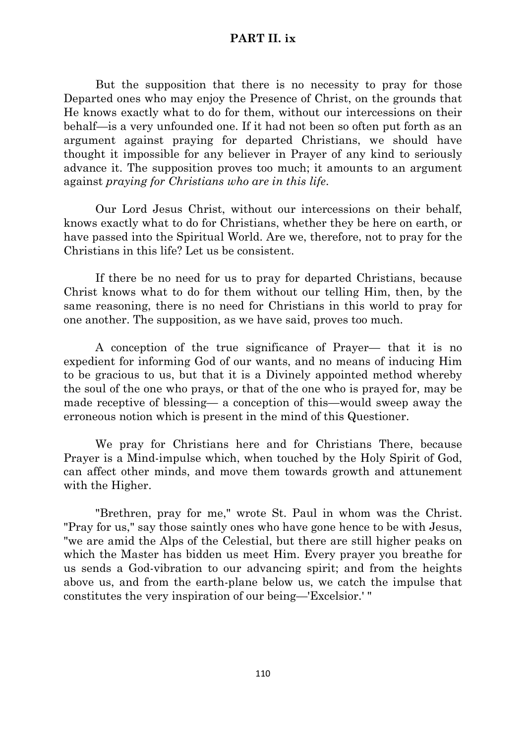## PART II. ix

But the supposition that there is no necessity to pray for those Departed ones who may enjoy the Presence of Christ, on the grounds that He knows exactly what to do for them, without our intercessions on their behalf—is a very unfounded one. If it had not been so often put forth as an argument against praying for departed Christians, we should have thought it impossible for any believer in Prayer of any kind to seriously advance it. The supposition proves too much; it amounts to an argument against *praying for Christians who are in this life*.

Our Lord Jesus Christ, without our intercessions on their behalf, knows exactly what to do for Christians, whether they be here on earth, or have passed into the Spiritual World. Are we, therefore, not to pray for the Christians in this life? Let us be consistent.

If there be no need for us to pray for departed Christians, because Christ knows what to do for them without our telling Him, then, by the same reasoning, there is no need for Christians in this world to pray for one another. The supposition, as we have said, proves too much.

A conception of the true significance of Prayer— that it is no expedient for informing God of our wants, and no means of inducing Him to be gracious to us, but that it is a Divinely appointed method whereby the soul of the one who prays, or that of the one who is prayed for, may be made receptive of blessing— a conception of this—would sweep away the erroneous notion which is present in the mind of this Questioner.

We pray for Christians here and for Christians There, because Prayer is a Mind-impulse which, when touched by the Holy Spirit of God, can affect other minds, and move them towards growth and attunement with the Higher.

"Brethren, pray for me," wrote St. Paul in whom was the Christ. "Pray for us," say those saintly ones who have gone hence to be with Jesus, "we are amid the Alps of the Celestial, but there are still higher peaks on which the Master has bidden us meet Him. Every prayer you breathe for us sends a God-vibration to our advancing spirit; and from the heights above us, and from the earth-plane below us, we catch the impulse that constitutes the very inspiration of our being—'Excelsior.' "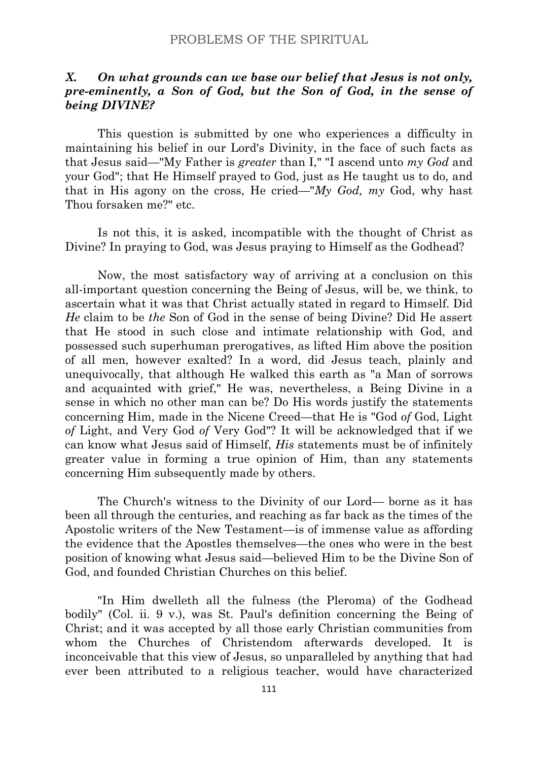## *X. On what grounds can we base our belief that Jesus is not only, pre-eminently, a Son of God, but the Son of God, in the sense of being DIVINE?*

This question is submitted by one who experiences a difficulty in maintaining his belief in our Lord's Divinity, in the face of such facts as that Jesus said—"My Father is *greater* than I," "I ascend unto *my God* and your God"; that He Himself prayed to God, just as He taught us to do, and that in His agony on the cross, He cried—"*My God, my* God, why hast Thou forsaken me?" etc.

Is not this, it is asked, incompatible with the thought of Christ as Divine? In praying to God, was Jesus praying to Himself as the Godhead?

Now, the most satisfactory way of arriving at a conclusion on this all-important question concerning the Being of Jesus, will be, we think, to ascertain what it was that Christ actually stated in regard to Himself. Did *He* claim to be *the* Son of God in the sense of being Divine? Did He assert that He stood in such close and intimate relationship with God, and possessed such superhuman prerogatives, as lifted Him above the position of all men, however exalted? In a word, did Jesus teach, plainly and unequivocally, that although He walked this earth as "a Man of sorrows and acquainted with grief," He was, nevertheless, a Being Divine in a sense in which no other man can be? Do His words justify the statements concerning Him, made in the Nicene Creed—that He is "God *of* God, Light *of* Light, and Very God *of* Very God"? It will be acknowledged that if we can know what Jesus said of Himself, *His* statements must be of infinitely greater value in forming a true opinion of Him, than any statements concerning Him subsequently made by others.

The Church's witness to the Divinity of our Lord— borne as it has been all through the centuries, and reaching as far back as the times of the Apostolic writers of the New Testament—is of immense value as affording the evidence that the Apostles themselves—the ones who were in the best position of knowing what Jesus said—believed Him to be the Divine Son of God, and founded Christian Churches on this belief.

"In Him dwelleth all the fulness (the Pleroma) of the Godhead bodily" (Col. ii. 9 v.), was St. Paul's definition concerning the Being of Christ; and it was accepted by all those early Christian communities from whom the Churches of Christendom afterwards developed. It is inconceivable that this view of Jesus, so unparalleled by anything that had ever been attributed to a religious teacher, would have characterized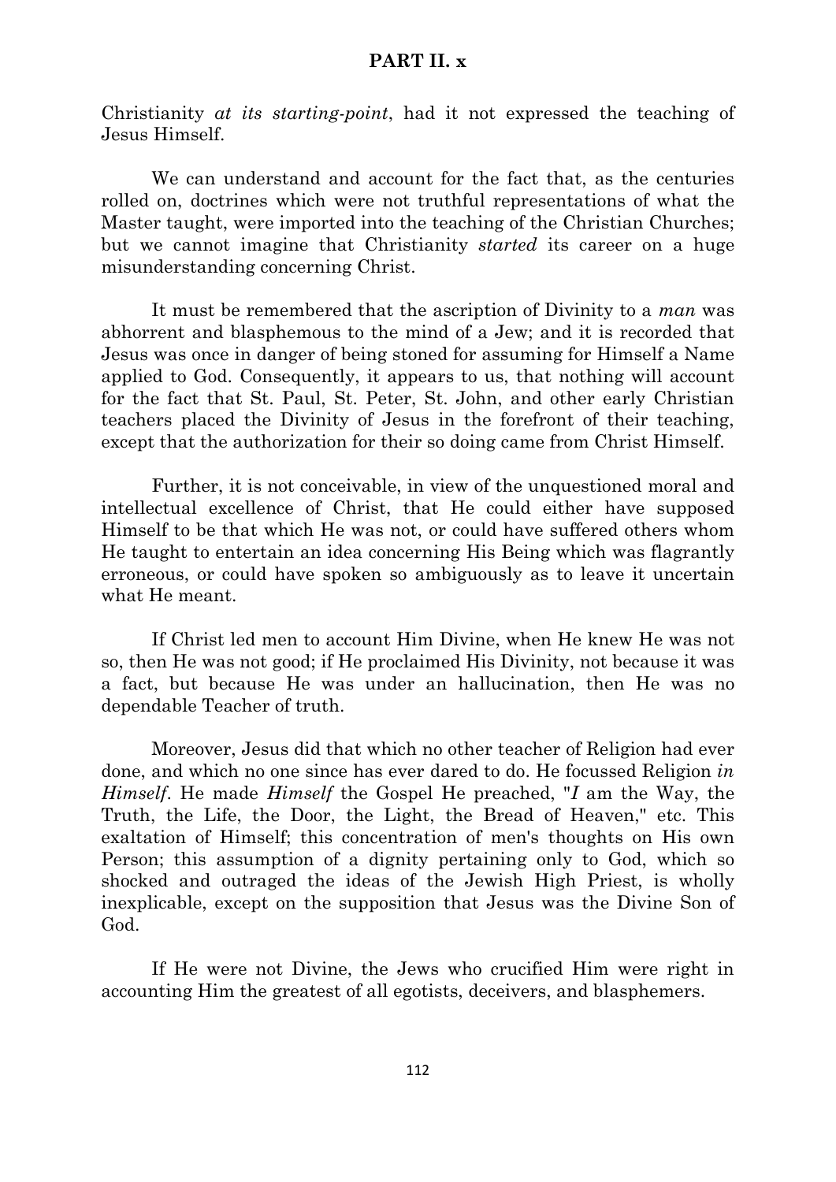Christianity *at its starting-point*, had it not expressed the teaching of Jesus Himself.

We can understand and account for the fact that, as the centuries rolled on, doctrines which were not truthful representations of what the Master taught, were imported into the teaching of the Christian Churches; but we cannot imagine that Christianity *started* its career on a huge misunderstanding concerning Christ.

It must be remembered that the ascription of Divinity to a *man* was abhorrent and blasphemous to the mind of a Jew; and it is recorded that Jesus was once in danger of being stoned for assuming for Himself a Name applied to God. Consequently, it appears to us, that nothing will account for the fact that St. Paul, St. Peter, St. John, and other early Christian teachers placed the Divinity of Jesus in the forefront of their teaching, except that the authorization for their so doing came from Christ Himself.

Further, it is not conceivable, in view of the unquestioned moral and intellectual excellence of Christ, that He could either have supposed Himself to be that which He was not, or could have suffered others whom He taught to entertain an idea concerning His Being which was flagrantly erroneous, or could have spoken so ambiguously as to leave it uncertain what He meant.

If Christ led men to account Him Divine, when He knew He was not so, then He was not good; if He proclaimed His Divinity, not because it was a fact, but because He was under an hallucination, then He was no dependable Teacher of truth.

Moreover, Jesus did that which no other teacher of Religion had ever done, and which no one since has ever dared to do. He focussed Religion *in Himself*. He made *Himself* the Gospel He preached, "*I* am the Way, the Truth, the Life, the Door, the Light, the Bread of Heaven," etc. This exaltation of Himself; this concentration of men's thoughts on His own Person; this assumption of a dignity pertaining only to God, which so shocked and outraged the ideas of the Jewish High Priest, is wholly inexplicable, except on the supposition that Jesus was the Divine Son of God.

If He were not Divine, the Jews who crucified Him were right in accounting Him the greatest of all egotists, deceivers, and blasphemers.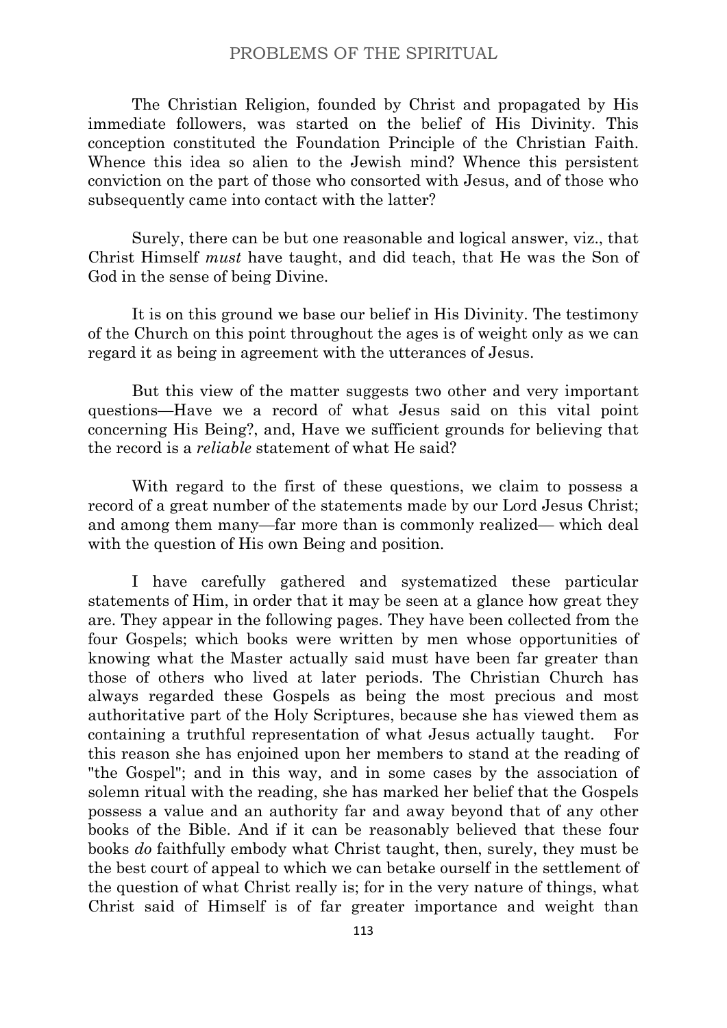The Christian Religion, founded by Christ and propagated by His immediate followers, was started on the belief of His Divinity. This conception constituted the Foundation Principle of the Christian Faith. Whence this idea so alien to the Jewish mind? Whence this persistent conviction on the part of those who consorted with Jesus, and of those who subsequently came into contact with the latter?

Surely, there can be but one reasonable and logical answer, viz., that Christ Himself *must* have taught, and did teach, that He was the Son of God in the sense of being Divine.

It is on this ground we base our belief in His Divinity. The testimony of the Church on this point throughout the ages is of weight only as we can regard it as being in agreement with the utterances of Jesus.

But this view of the matter suggests two other and very important questions—Have we a record of what Jesus said on this vital point concerning His Being?, and, Have we sufficient grounds for believing that the record is a *reliable* statement of what He said?

With regard to the first of these questions, we claim to possess a record of a great number of the statements made by our Lord Jesus Christ; and among them many—far more than is commonly realized— which deal with the question of His own Being and position.

I have carefully gathered and systematized these particular statements of Him, in order that it may be seen at a glance how great they are. They appear in the following pages. They have been collected from the four Gospels; which books were written by men whose opportunities of knowing what the Master actually said must have been far greater than those of others who lived at later periods. The Christian Church has always regarded these Gospels as being the most precious and most authoritative part of the Holy Scriptures, because she has viewed them as containing a truthful representation of what Jesus actually taught. For this reason she has enjoined upon her members to stand at the reading of "the Gospel"; and in this way, and in some cases by the association of solemn ritual with the reading, she has marked her belief that the Gospels possess a value and an authority far and away beyond that of any other books of the Bible. And if it can be reasonably believed that these four books *do* faithfully embody what Christ taught, then, surely, they must be the best court of appeal to which we can betake ourself in the settlement of the question of what Christ really is; for in the very nature of things, what Christ said of Himself is of far greater importance and weight than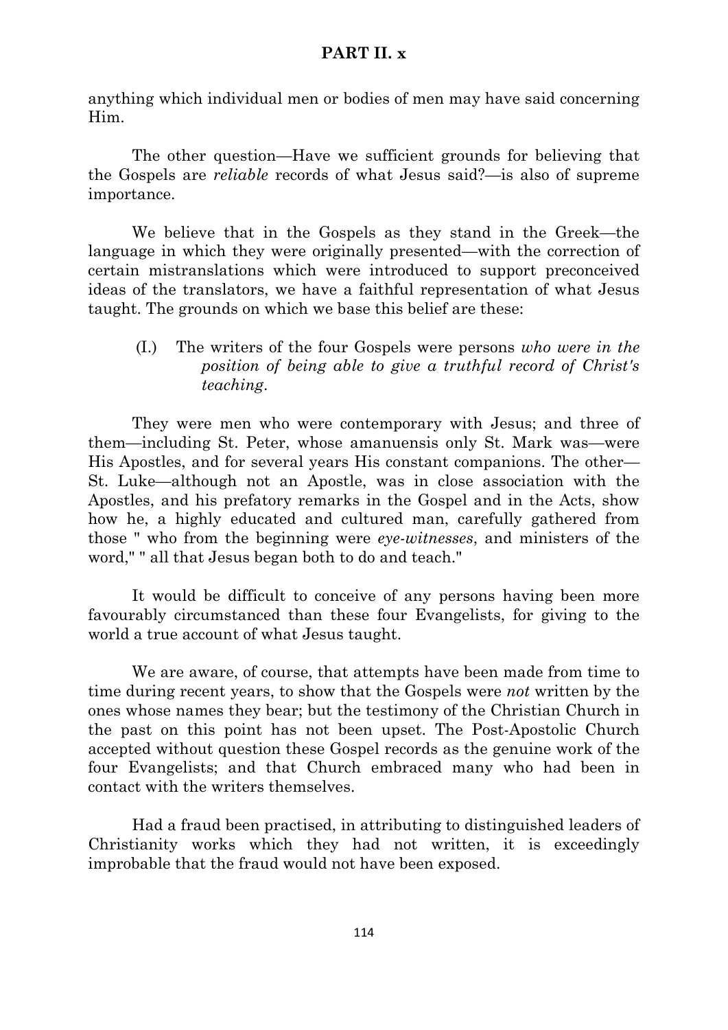anything which individual men or bodies of men may have said concerning Him.

The other question—Have we sufficient grounds for believing that the Gospels are *reliable* records of what Jesus said?—is also of supreme importance.

We believe that in the Gospels as they stand in the Greek—the language in which they were originally presented—with the correction of certain mistranslations which were introduced to support preconceived ideas of the translators, we have a faithful representation of what Jesus taught. The grounds on which we base this belief are these:

(I.) The writers of the four Gospels were persons *who were in the position of being able to give a truthful record of Christ's teaching*.

They were men who were contemporary with Jesus; and three of them—including St. Peter, whose amanuensis only St. Mark was—were His Apostles, and for several years His constant companions. The other—St. Luke—although not an Apostle, was in close association with the Apostles, and his prefatory remarks in the Gospel and in the Acts, show how he, a highly educated and cultured man, carefully gathered from those " who from the beginning were *eye-witnesses*, and ministers of the word," " all that Jesus began both to do and teach."

It would be difficult to conceive of any persons having been more favourably circumstanced than these four Evangelists, for giving to the world a true account of what Jesus taught.

We are aware, of course, that attempts have been made from time to time during recent years, to show that the Gospels were *not* written by the ones whose names they bear; but the testimony of the Christian Church in the past on this point has not been upset. The Post-Apostolic Church accepted without question these Gospel records as the genuine work of the four Evangelists; and that Church embraced many who had been in contact with the writers themselves.

Had a fraud been practised, in attributing to distinguished leaders of Christianity works which they had not written, it is exceedingly improbable that the fraud would not have been exposed.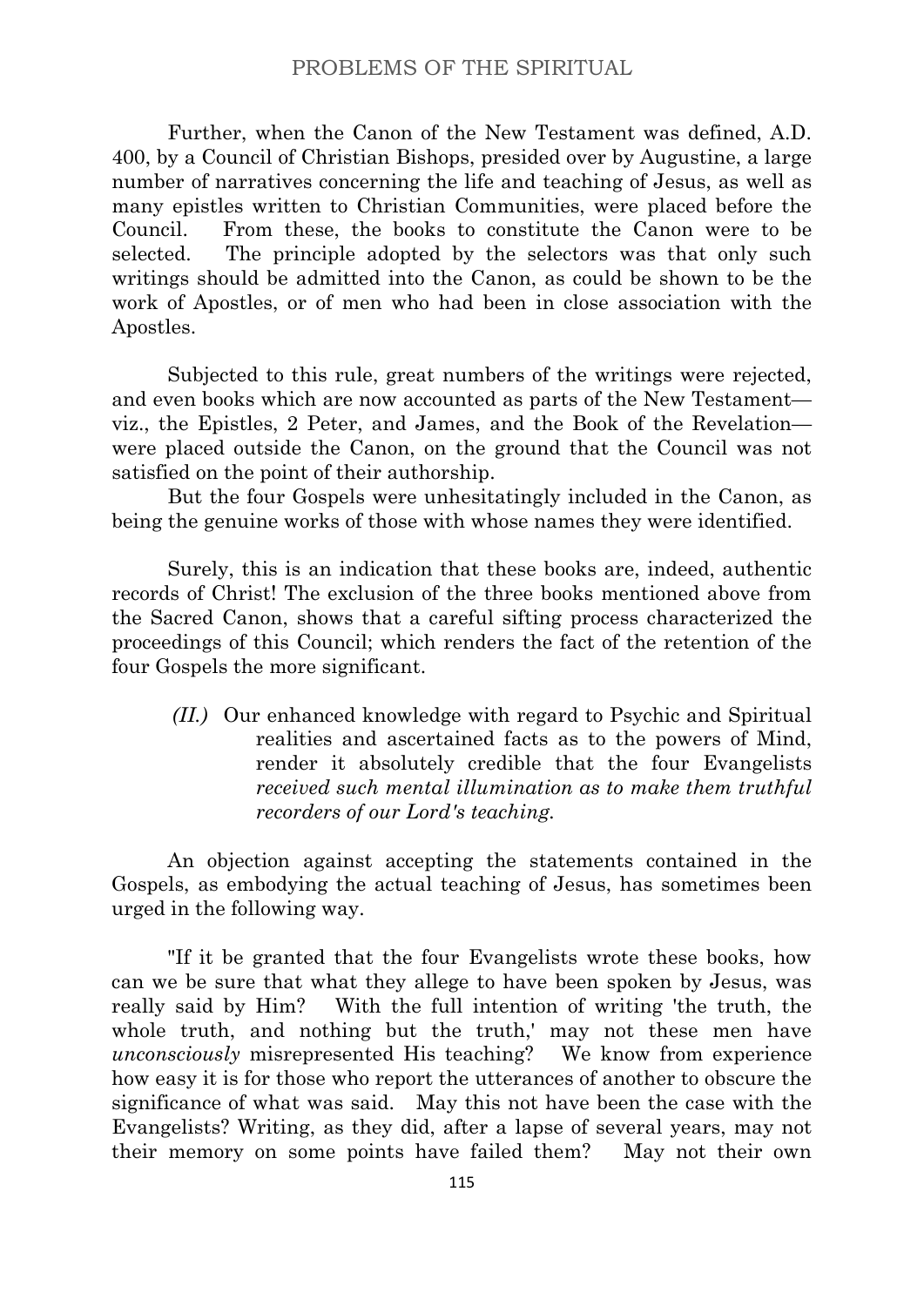Further, when the Canon of the New Testament was defined, A.D. 400, by a Council of Christian Bishops, presided over by Augustine, a large number of narratives concerning the life and teaching of Jesus, as well as many epistles written to Christian Communities, were placed before the Council. From these, the books to constitute the Canon were to be selected. The principle adopted by the selectors was that only such writings should be admitted into the Canon, as could be shown to be the work of Apostles, or of men who had been in close association with the Apostles.

Subjected to this rule, great numbers of the writings were rejected, and even books which are now accounted as parts of the New Testament—viz., the Epistles, 2 Peter, and James, and the Book of the Revelation—were placed outside the Canon, on the ground that the Council was not satisfied on the point of their authorship.

But the four Gospels were unhesitatingly included in the Canon, as being the genuine works of those with whose names they were identified.

Surely, this is an indication that these books are, indeed, authentic records of Christ! The exclusion of the three books mentioned above from the Sacred Canon, shows that a careful sifting process characterized the proceedings of this Council; which renders the fact of the retention of the four Gospels the more significant.

*(II.)* Our enhanced knowledge with regard to Psychic and Spiritual realities and ascertained facts as to the powers of Mind, render it absolutely credible that the four Evangelists *received such mental illumination as to make them truthful recorders of our Lord's teaching.*

An objection against accepting the statements contained in the Gospels, as embodying the actual teaching of Jesus, has sometimes been urged in the following way.

"If it be granted that the four Evangelists wrote these books, how can we be sure that what they allege to have been spoken by Jesus, was really said by Him? With the full intention of writing 'the truth, the whole truth, and nothing but the truth,' may not these men have *unconsciously* misrepresented His teaching? We know from experience how easy it is for those who report the utterances of another to obscure the significance of what was said. May this not have been the case with the Evangelists? Writing, as they did, after a lapse of several years, may not their memory on some points have failed them? May not their own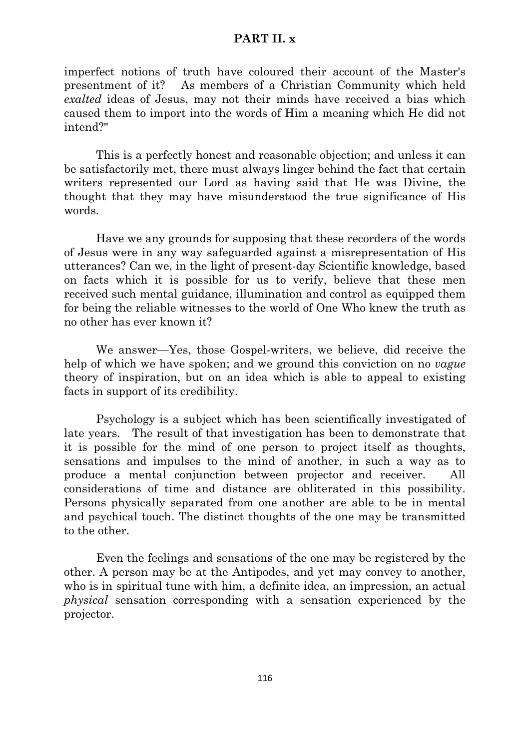imperfect notions of truth have coloured their account of the Master's presentment of it? As members of a Christian Community which held *exalted* ideas of Jesus, may not their minds have received a bias which caused them to import into the words of Him a meaning which He did not intend?"

This is a perfectly honest and reasonable objection; and unless it can be satisfactorily met, there must always linger behind the fact that certain writers represented our Lord as having said that He was Divine, the thought that they may have misunderstood the true significance of His words.

Have we any grounds for supposing that these recorders of the words of Jesus were in any way safeguarded against a misrepresentation of His utterances? Can we, in the light of present-day Scientific knowledge, based on facts which it is possible for us to verify, believe that these men received such mental guidance, illumination and control as equipped them for being the reliable witnesses to the world of One Who knew the truth as no other has ever known it?

We answer—Yes, those Gospel-writers, we believe, did receive the help of which we have spoken; and we ground this conviction on no *vague* theory of inspiration, but on an idea which is able to appeal to existing facts in support of its credibility.

Psychology is a subject which has been scientifically investigated of late years. The result of that investigation has been to demonstrate that it is possible for the mind of one person to project itself as thoughts, sensations and impulses to the mind of another, in such a way as to produce a mental conjunction between projector and receiver. All considerations of time and distance are obliterated in this possibility. Persons physically separated from one another are able to be in mental and psychical touch. The distinct thoughts of the one may be transmitted to the other.

Even the feelings and sensations of the one may be registered by the other. A person may be at the Antipodes, and yet may convey to another, who is in spiritual tune with him, a definite idea, an impression, an actual *physical* sensation corresponding with a sensation experienced by the projector.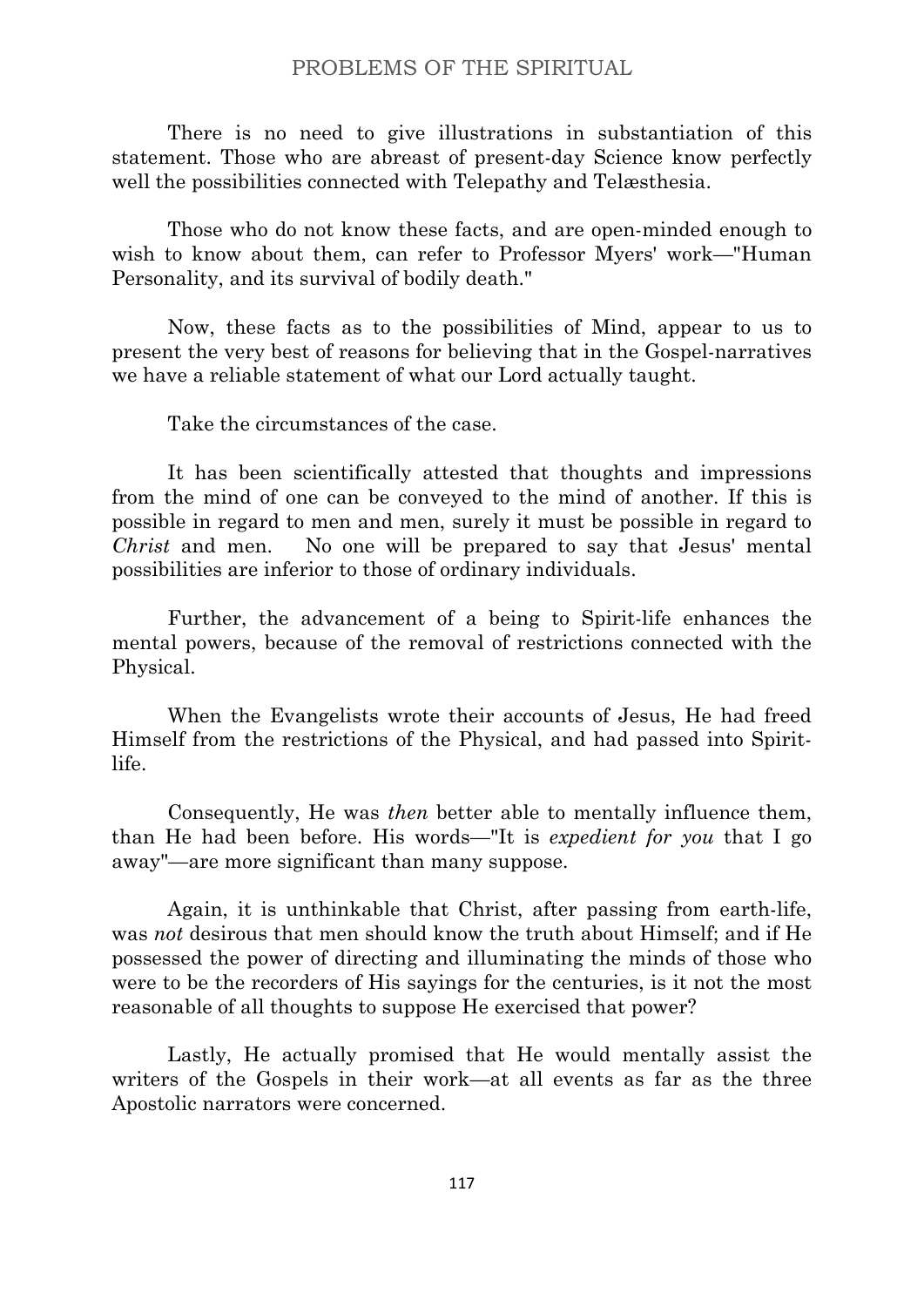There is no need to give illustrations in substantiation of this statement. Those who are abreast of present-day Science know perfectly well the possibilities connected with Telepathy and Telæsthesia.

Those who do not know these facts, and are open-minded enough to wish to know about them, can refer to Professor Myers' work—"Human Personality, and its survival of bodily death."

Now, these facts as to the possibilities of Mind, appear to us to present the very best of reasons for believing that in the Gospel-narratives we have a reliable statement of what our Lord actually taught.

Take the circumstances of the case.

It has been scientifically attested that thoughts and impressions from the mind of one can be conveyed to the mind of another. If this is possible in regard to men and men, surely it must be possible in regard to *Christ* and men. No one will be prepared to say that Jesus' mental possibilities are inferior to those of ordinary individuals.

Further, the advancement of a being to Spirit-life enhances the mental powers, because of the removal of restrictions connected with the Physical.

When the Evangelists wrote their accounts of Jesus, He had freed Himself from the restrictions of the Physical, and had passed into Spirit-life.

Consequently, He was *then* better able to mentally influence them, than He had been before. His words—"It is *expedient for you* that I go away"—are more significant than many suppose.

Again, it is unthinkable that Christ, after passing from earth-life, was *not* desirous that men should know the truth about Himself; and if He possessed the power of directing and illuminating the minds of those who were to be the recorders of His sayings for the centuries, is it not the most reasonable of all thoughts to suppose He exercised that power?

Lastly, He actually promised that He would mentally assist the writers of the Gospels in their work—at all events as far as the three Apostolic narrators were concerned.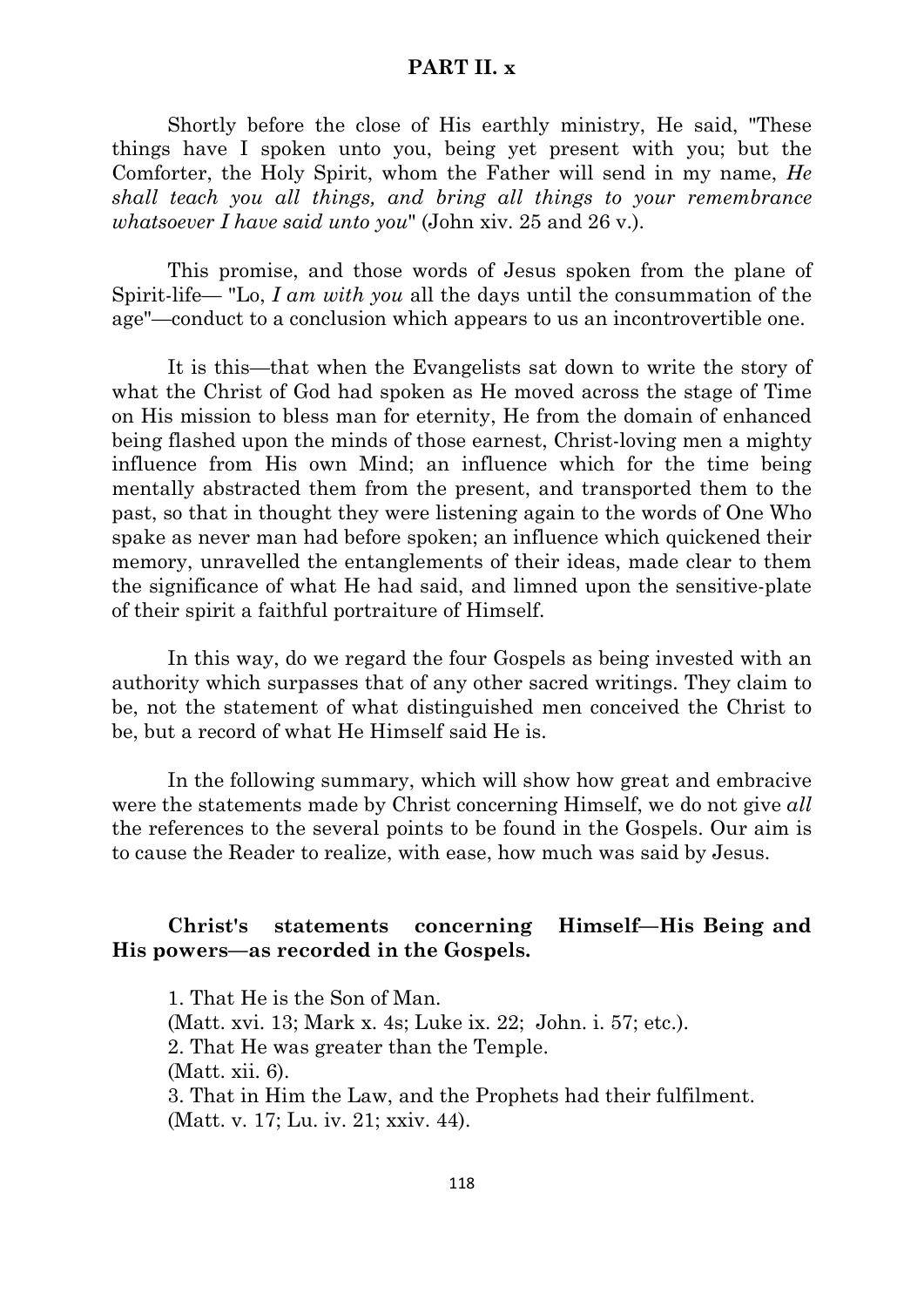**PART II. x**

Shortly before the close of His earthly ministry, He said, "These things have I spoken unto you, being yet present with you; but the Comforter, the Holy Spirit, whom the Father will send in my name, *He shall teach you all things, and bring all things to your remembrance whatsoever I have said unto you*" (John xiv. 25 and 26 v.).

This promise, and those words of Jesus spoken from the plane of Spirit-life— "Lo, *I am with you* all the days until the consummation of the age"—conduct to a conclusion which appears to us an incontrovertible one.

It is this—that when the Evangelists sat down to write the story of what the Christ of God had spoken as He moved across the stage of Time on His mission to bless man for eternity, He from the domain of enhanced being flashed upon the minds of those earnest, Christ-loving men a mighty influence from His own Mind; an influence which for the time being mentally abstracted them from the present, and transported them to the past, so that in thought they were listening again to the words of One Who spake as never man had before spoken; an influence which quickened their memory, unravelled the entanglements of their ideas, made clear to them the significance of what He had said, and limned upon the sensitive-plate of their spirit a faithful portraiture of Himself.

In this way, do we regard the four Gospels as being invested with an authority which surpasses that of any other sacred writings. They claim to be, not the statement of what distinguished men conceived the Christ to be, but a record of what He Himself said He is.

In the following summary, which will show how great and embracive were the statements made by Christ concerning Himself, we do not give *all* the references to the several points to be found in the Gospels. Our aim is to cause the Reader to realize, with ease, how much was said by Jesus.

**Christ's statements concerning Himself—His Being and His powers—as recorded in the Gospels.**

1. That He is the Son of Man.
(Matt. xvi. 13; Mark x. 4s; Luke ix. 22; John. i. 57; etc.).
2. That He was greater than the Temple.
(Matt. xii. 6).
3. That in Him the Law, and the Prophets had their fulfilment.
(Matt. v. 17; Lu. iv. 21; xxiv. 44).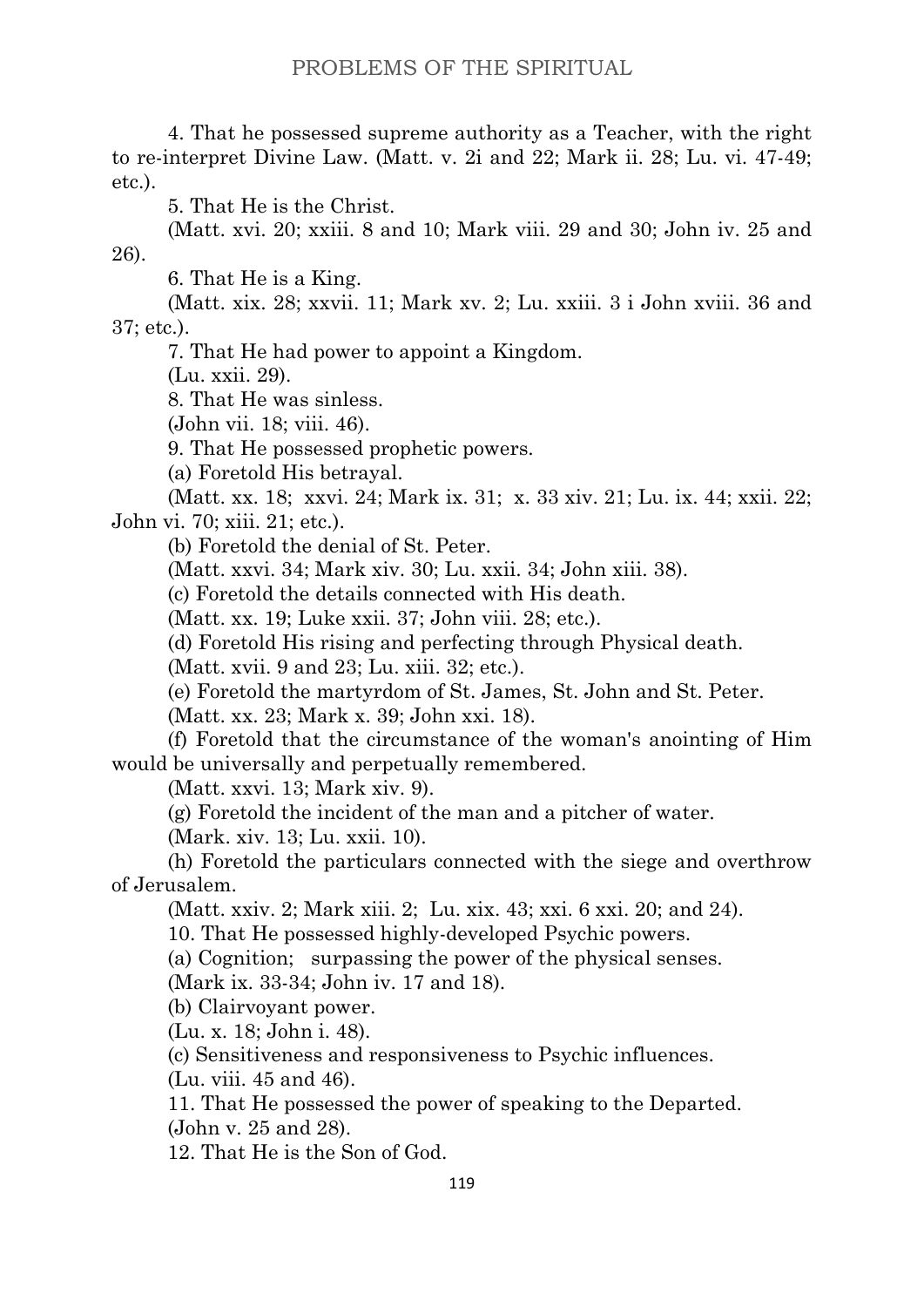4. That he possessed supreme authority as a Teacher, with the right to re-interpret Divine Law. (Matt. v. 2i and 22; Mark ii. 28; Lu. vi. 47-49; etc.).

5. That He is the Christ.

(Matt. xvi. 20; xxiii. 8 and 10; Mark viii. 29 and 30; John iv. 25 and 26).

6. That He is a King.

(Matt. xix. 28; xxvii. 11; Mark xv. 2; Lu. xxiii. 3 i John xviii. 36 and 37; etc.).

7. That He had power to appoint a Kingdom.

(Lu. xxii. 29).

8. That He was sinless.

(John vii. 18; viii. 46).

9. That He possessed prophetic powers.

(a) Foretold His betrayal.

(Matt. xx. 18; xxvi. 24; Mark ix. 31; x. 33 xiv. 21; Lu. ix. 44; xxii. 22; John vi. 70; xiii. 21; etc.).

(b) Foretold the denial of St. Peter.

(Matt. xxvi. 34; Mark xiv. 30; Lu. xxii. 34; John xiii. 38).

(c) Foretold the details connected with His death.

(Matt. xx. 19; Luke xxii. 37; John viii. 28; etc.).

(d) Foretold His rising and perfecting through Physical death.

(Matt. xvii. 9 and 23; Lu. xiii. 32; etc.).

(e) Foretold the martyrdom of St. James, St. John and St. Peter.

(Matt. xx. 23; Mark x. 39; John xxi. 18).

(f) Foretold that the circumstance of the woman's anointing of Him would be universally and perpetually remembered.

(Matt. xxvi. 13; Mark xiv. 9).

(g) Foretold the incident of the man and a pitcher of water.

(Mark. xiv. 13; Lu. xxii. 10).

(h) Foretold the particulars connected with the siege and overthrow of Jerusalem.

(Matt. xxiv. 2; Mark xiii. 2; Lu. xix. 43; xxi. 6 xxi. 20; and 24).

10. That He possessed highly-developed Psychic powers.

(a) Cognition; surpassing the power of the physical senses.

(Mark ix. 33-34; John iv. 17 and 18).

(b) Clairvoyant power.

(Lu. x. 18; John i. 48).

(c) Sensitiveness and responsiveness to Psychic influences.

(Lu. viii. 45 and 46).

11. That He possessed the power of speaking to the Departed.

(John v. 25 and 28).

12. That He is the Son of God.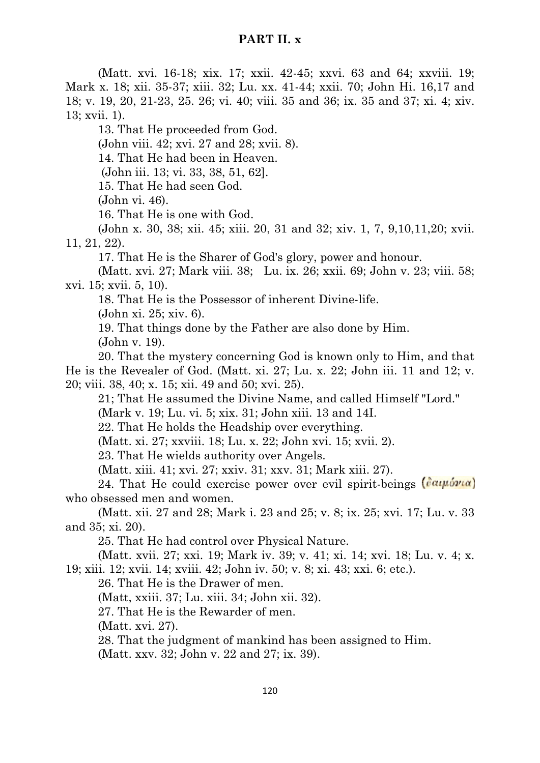(Matt. xvi. 16-18; xix. 17; xxii. 42-45; xxvi. 63 and 64; xxviii. 19; Mark x. 18; xii. 35-37; xiii. 32; Lu. xx. 41-44; xxii. 70; John Hi. 16,17 and 18; v. 19, 20, 21-23, 25. 26; vi. 40; viii. 35 and 36; ix. 35 and 37; xi. 4; xiv. 13; xvii. 1).

13. That He proceeded from God.

(John viii. 42; xvi. 27 and 28; xvii. 8).

14. That He had been in Heaven.

(John iii. 13; vi. 33, 38, 51, 62].

15. That He had seen God.

(John vi. 46).

16. That He is one with God.

(John x. 30, 38; xii. 45; xiii. 20, 31 and 32; xiv. 1, 7, 9,10,11,20; xvii. 11, 21, 22).

17. That He is the Sharer of God's glory, power and honour.

(Matt. xvi. 27; Mark viii. 38; Lu. ix. 26; xxii. 69; John v. 23; viii. 58; xvi. 15; xvii. 5, 10).

18. That He is the Possessor of inherent Divine-life.

(John xi. 25; xiv. 6).

19. That things done by the Father are also done by Him.

(John v. 19).

20. That the mystery concerning God is known only to Him, and that He is the Revealer of God. (Matt. xi. 27; Lu. x. 22; John iii. 11 and 12; v. 20; viii. 38, 40; x. 15; xii. 49 and 50; xvi. 25).

21; That He assumed the Divine Name, and called Himself "Lord."

(Mark v. 19; Lu. vi. 5; xix. 31; John xiii. 13 and 14I.

22. That He holds the Headship over everything.

(Matt. xi. 27; xxviii. 18; Lu. x. 22; John xvi. 15; xvii. 2).

23. That He wields authority over Angels.

(Matt. xiii. 41; xvi. 27; xxiv. 31; xxv. 31; Mark xiii. 27).

24. That He could exercise power over evil spirit-beings (δαιμόνια) who obsessed men and women.

(Matt. xii. 27 and 28; Mark i. 23 and 25; v. 8; ix. 25; xvi. 17; Lu. v. 33 and 35; xi. 20).

25. That He had control over Physical Nature.

(Matt. xvii. 27; xxi. 19; Mark iv. 39; v. 41; xi. 14; xvi. 18; Lu. v. 4; x. 19; xiii. 12; xvii. 14; xviii. 42; John iv. 50; v. 8; xi. 43; xxi. 6; etc.).

26. That He is the Drawer of men.

(Matt, xxiii. 37; Lu. xiii. 34; John xii. 32).

27. That He is the Rewarder of men.

(Matt. xvi. 27).

28. That the judgment of mankind has been assigned to Him.

(Matt. xxv. 32; John v. 22 and 27; ix. 39).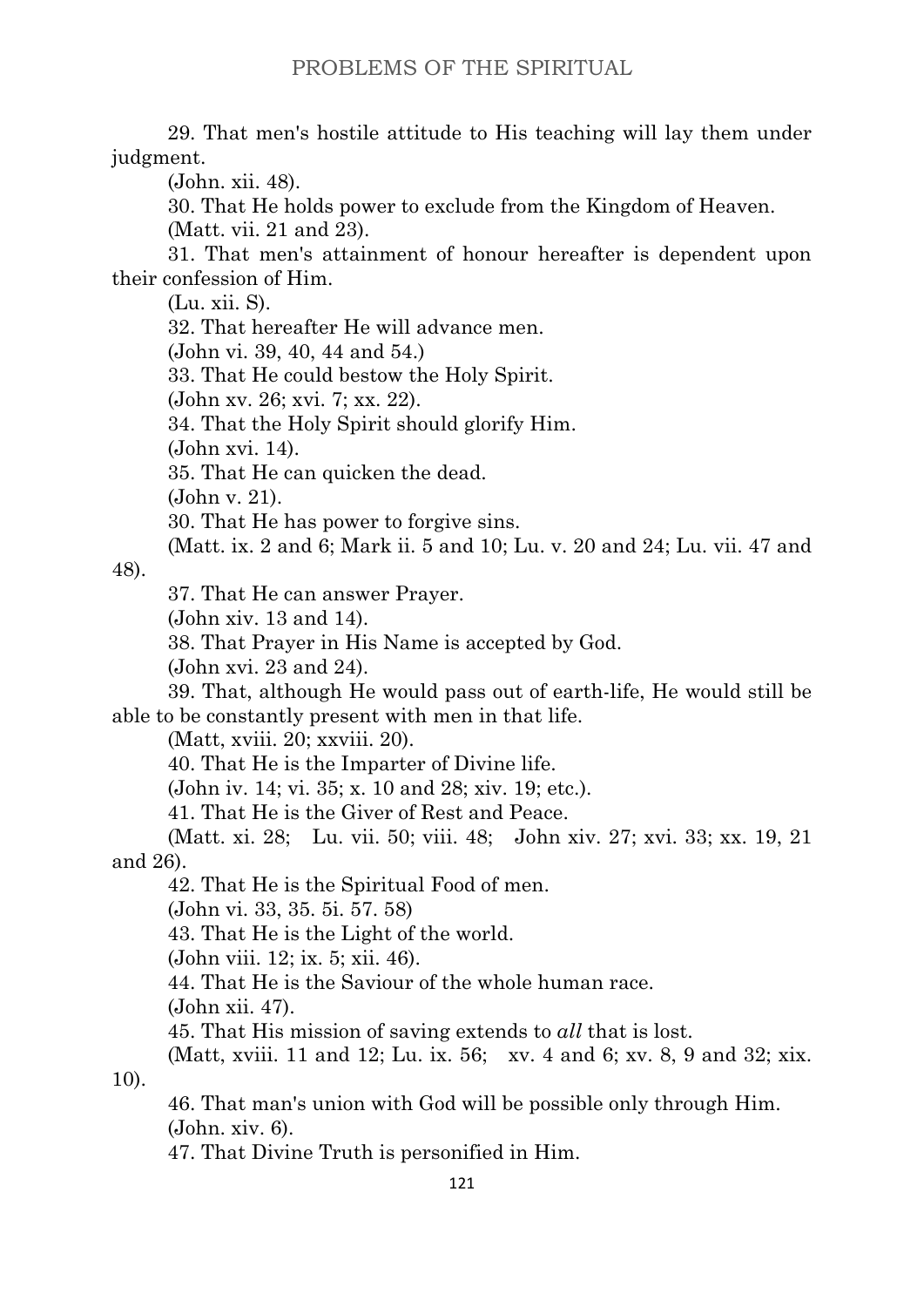29. That men's hostile attitude to His teaching will lay them under judgment.

(John. xii. 48).

30. That He holds power to exclude from the Kingdom of Heaven.

(Matt. vii. 21 and 23).

31. That men's attainment of honour hereafter is dependent upon their confession of Him.

(Lu. xii. S).

32. That hereafter He will advance men.

(John vi. 39, 40, 44 and 54.)

33. That He could bestow the Holy Spirit.

(John xv. 26; xvi. 7; xx. 22).

34. That the Holy Spirit should glorify Him.

(John xvi. 14).

35. That He can quicken the dead.

(John v. 21).

30. That He has power to forgive sins.

(Matt. ix. 2 and 6; Mark ii. 5 and 10; Lu. v. 20 and 24; Lu. vii. 47 and 48).

37. That He can answer Prayer.

(John xiv. 13 and 14).

38. That Prayer in His Name is accepted by God.

(John xvi. 23 and 24).

39. That, although He would pass out of earth-life, He would still be able to be constantly present with men in that life.

(Matt, xviii. 20; xxviii. 20).

40. That He is the Imparter of Divine life.

(John iv. 14; vi. 35; x. 10 and 28; xiv. 19; etc.).

41. That He is the Giver of Rest and Peace.

(Matt. xi. 28; Lu. vii. 50; viii. 48; John xiv. 27; xvi. 33; xx. 19, 21 and 26).

42. That He is the Spiritual Food of men.

(John vi. 33, 35. 5i. 57. 58)

43. That He is the Light of the world.

(John viii. 12; ix. 5; xii. 46).

44. That He is the Saviour of the whole human race.

(John xii. 47).

45. That His mission of saving extends to *all* that is lost.

(Matt, xviii. 11 and 12; Lu. ix. 56; xv. 4 and 6; xv. 8, 9 and 32; xix. 10).

46. That man's union with God will be possible only through Him.

(John. xiv. 6).

47. That Divine Truth is personified in Him.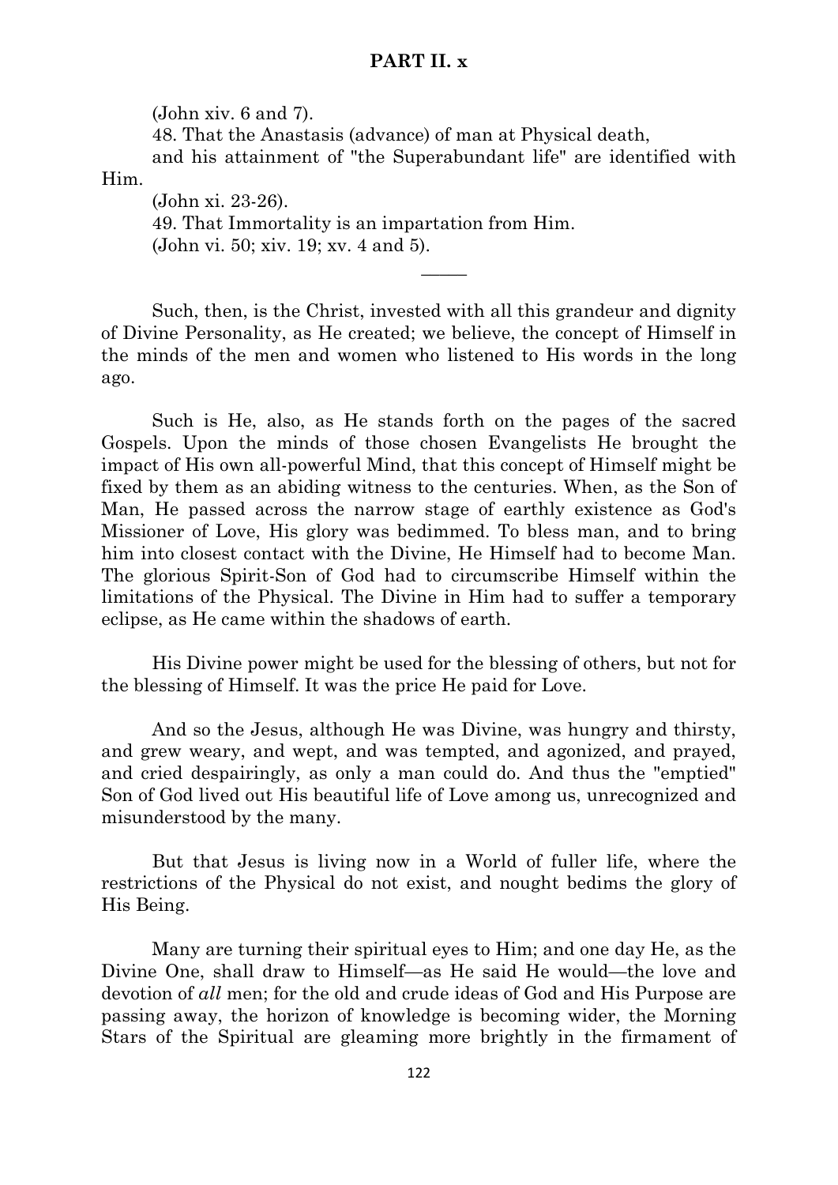(John xiv. 6 and 7).

48. That the Anastasis (advance) of man at Physical death, and his attainment of "the Superabundant life" are identified with Him.

(John xi. 23-26).

49. That Immortality is an impartation from Him.

(John vi. 50; xiv. 19; xv. 4 and 5).

———

Such, then, is the Christ, invested with all this grandeur and dignity of Divine Personality, as He created; we believe, the concept of Himself in the minds of the men and women who listened to His words in the long ago.

Such is He, also, as He stands forth on the pages of the sacred Gospels. Upon the minds of those chosen Evangelists He brought the impact of His own all-powerful Mind, that this concept of Himself might be fixed by them as an abiding witness to the centuries. When, as the Son of Man, He passed across the narrow stage of earthly existence as God's Missioner of Love, His glory was bedimmed. To bless man, and to bring him into closest contact with the Divine, He Himself had to become Man. The glorious Spirit-Son of God had to circumscribe Himself within the limitations of the Physical. The Divine in Him had to suffer a temporary eclipse, as He came within the shadows of earth.

His Divine power might be used for the blessing of others, but not for the blessing of Himself. It was the price He paid for Love.

And so the Jesus, although He was Divine, was hungry and thirsty, and grew weary, and wept, and was tempted, and agonized, and prayed, and cried despairingly, as only a man could do. And thus the "emptied" Son of God lived out His beautiful life of Love among us, unrecognized and misunderstood by the many.

But that Jesus is living now in a World of fuller life, where the restrictions of the Physical do not exist, and nought bedims the glory of His Being.

Many are turning their spiritual eyes to Him; and one day He, as the Divine One, shall draw to Himself—as He said He would—the love and devotion of *all* men; for the old and crude ideas of God and His Purpose are passing away, the horizon of knowledge is becoming wider, the Morning Stars of the Spiritual are gleaming more brightly in the firmament of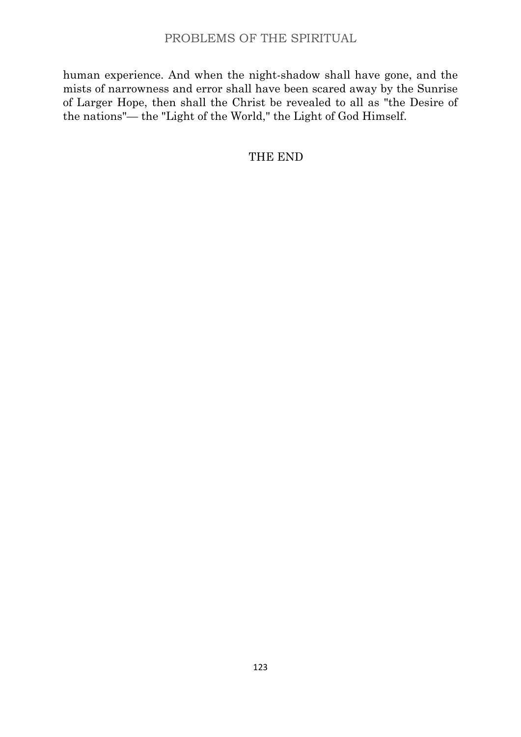human experience. And when the night-shadow shall have gone, and the mists of narrowness and error shall have been scared away by the Sunrise of Larger Hope, then shall the Christ be revealed to all as "the Desire of the nations"— the "Light of the World," the Light of God Himself.

THE END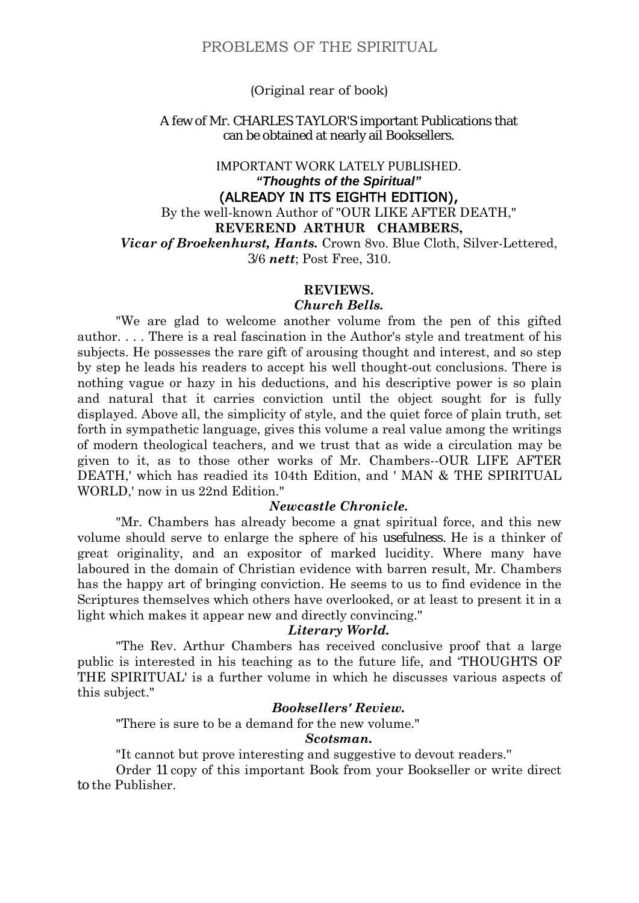(Original rear of book)

A few of Mr. CHARLES TAYLOR'S important Publications that can be obtained at nearly ail Booksellers.

IMPORTANT WORK LATELY PUBLISHED.

***"Thoughts of the Spiritual"***

(ALREADY IN ITS EIGHTH EDITION),

By the well-known Author of "OUR LIKE AFTER DEATH,"

**REVEREND ARTHUR CHAMBERS,**

***Vicar of Broekenhurst, Hants.*** Crown 8vo. Blue Cloth, Silver-Lettered, 3/6 ***nett***; Post Free, 310.

## REVIEWS.

### *Church Bells.*

"We are glad to welcome another volume from the pen of this gifted author. . . . There is a real fascination in the Author's style and treatment of his subjects. He possesses the rare gift of arousing thought and interest, and so step by step he leads his readers to accept his well thought-out conclusions. There is nothing vague or hazy in his deductions, and his descriptive power is so plain and natural that it carries conviction until the object sought for is fully displayed. Above all, the simplicity of style, and the quiet force of plain truth, set forth in sympathetic language, gives this volume a real value among the writings of modern theological teachers, and we trust that as wide a circulation may be given to it, as to those other works of Mr. Chambers--OUR LIFE AFTER DEATH,' which has readied its 104th Edition, and ' MAN & THE SPIRITUAL WORLD,' now in us 22nd Edition."

### *Newcastle Chronicle.*

"Mr. Chambers has already become a gnat spiritual force, and this new volume should serve to enlarge the sphere of his usefulness. He is a thinker of great originality, and an expositor of marked lucidity. Where many have laboured in the domain of Christian evidence with barren result, Mr. Chambers has the happy art of bringing conviction. He seems to us to find evidence in the Scriptures themselves which others have overlooked, or at least to present it in a light which makes it appear new and directly convincing."

### *Literary World.*

"The Rev. Arthur Chambers has received conclusive proof that a large public is interested in his teaching as to the future life, and 'THOUGHTS OF THE SPIRITUAL' is a further volume in which he discusses various aspects of this subject."

### *Booksellers' Review.*

"There is sure to be a demand for the new volume."

### *Scotsman.*

"It cannot but prove interesting and suggestive to devout readers."

Order 11 copy of this important Book from your Bookseller or write direct to the Publisher.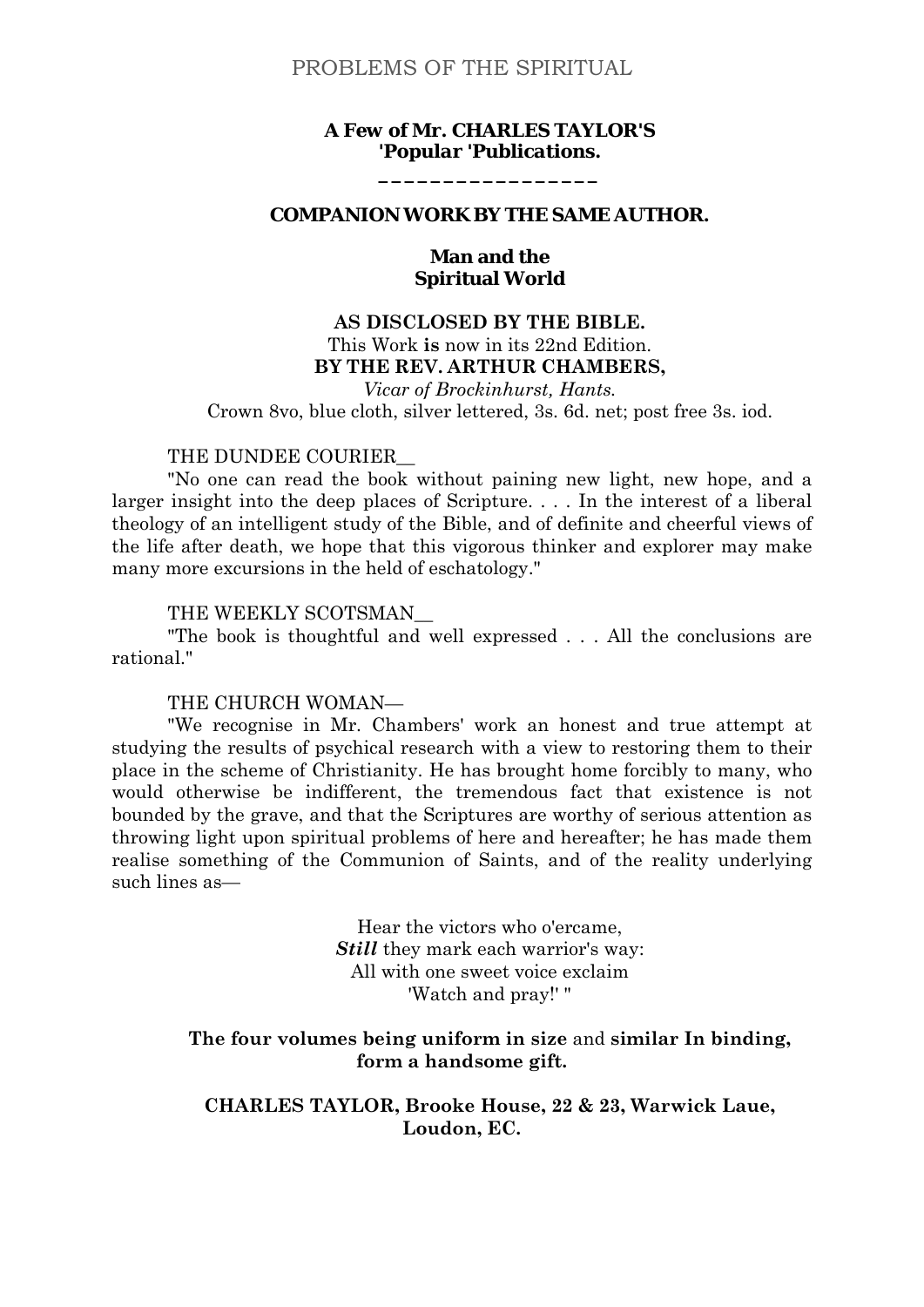**A Few of Mr. CHARLES TAYLOR'S 'Popular 'Publications.**

\_\_\_\_\_\_\_\_\_\_\_\_\_\_\_\_\_\_

**COMPANION WORK BY THE SAME AUTHOR.**

**Man and the Spiritual World**

**AS DISCLOSED BY THE BIBLE.**

This Work **is** now in its 22nd Edition.

**BY THE REV. ARTHUR CHAMBERS,**

*Vicar of Brockinhurst, Hants.*

Crown 8vo, blue cloth, silver lettered, 3s. 6d. net; post free 3s. iod.

THE DUNDEE COURIER\_\_

"No one can read the book without paining new light, new hope, and a larger insight into the deep places of Scripture. . . . In the interest of a liberal theology of an intelligent study of the Bible, and of definite and cheerful views of the life after death, we hope that this vigorous thinker and explorer may make many more excursions in the held of eschatology."

THE WEEKLY SCOTSMAN\_\_

"The book is thoughtful and well expressed . . . All the conclusions are rational."

THE CHURCH WOMAN—

"We recognise in Mr. Chambers' work an honest and true attempt at studying the results of psychical research with a view to restoring them to their place in the scheme of Christianity. He has brought home forcibly to many, who would otherwise be indifferent, the tremendous fact that existence is not bounded by the grave, and that the Scriptures are worthy of serious attention as throwing light upon spiritual problems of here and hereafter; he has made them realise something of the Communion of Saints, and of the reality underlying such lines as—

Hear the victors who o'ercame,
***Still*** they mark each warrior's way:
All with one sweet voice exclaim
'Watch and pray!' "

**The four volumes being uniform in size** and **similar In binding, form a handsome gift.**

**CHARLES TAYLOR, Brooke House, 22 & 23, Warwick Laue, Loudon, EC.**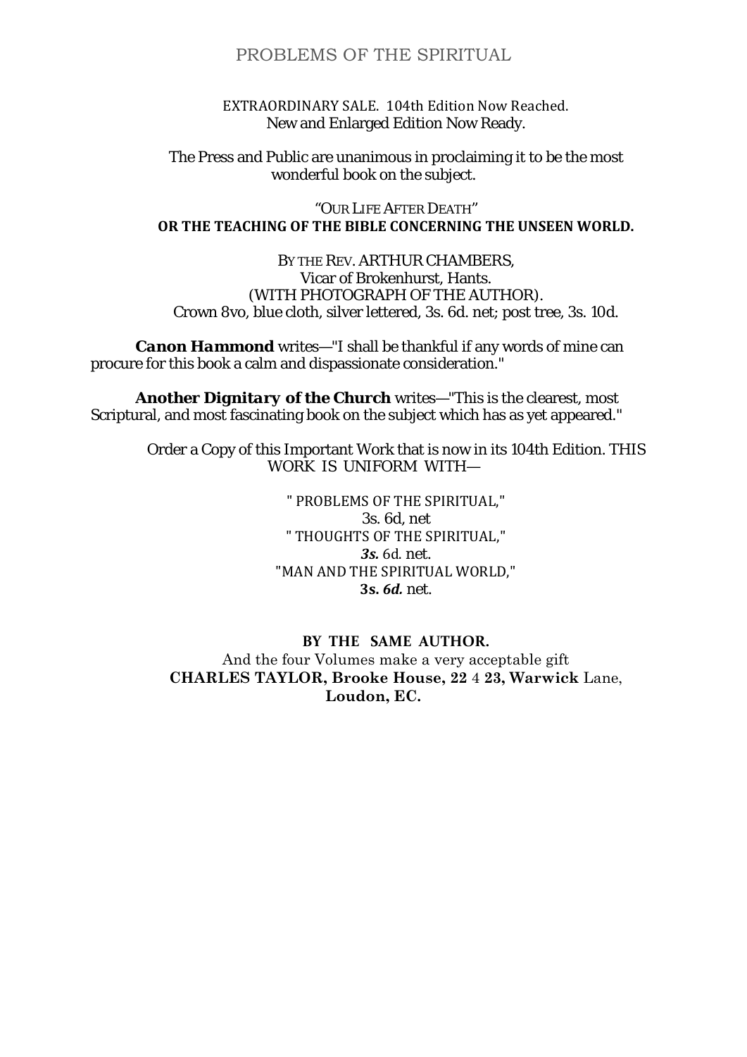EXTRAORDINARY SALE. 104th Edition Now Reached.
New and Enlarged Edition Now Ready.

The Press and Public are unanimous in proclaiming it to be the most wonderful book on the subject.

"OUR LIFE AFTER DEATH"
**OR THE TEACHING OF THE BIBLE CONCERNING THE UNSEEN WORLD.**

BY THE REV. ARTHUR CHAMBERS,
Vicar of Brokenhurst, Hants.
(WITH PHOTOGRAPH OF THE AUTHOR).
Crown 8vo, blue cloth, silver lettered, 3s. 6d. net; post tree, 3s. 10d.

***Canon Hammond*** writes—"I shall be thankful if any words of mine can procure for this book a calm and dispassionate consideration."

***Another Dignitary of the Church*** writes—"This is the clearest, most Scriptural, and most fascinating book on the subject which has as yet appeared."

Order a Copy of this Important Work that is now in its 104th Edition. THIS WORK IS UNIFORM WITH—

" PROBLEMS OF THE SPIRITUAL,"
3s. 6d, net
" THOUGHTS OF THE SPIRITUAL,"
***3s.*** 6d. net.
"MAN AND THE SPIRITUAL WORLD,"
**3s. *6d.*** net.

**BY THE SAME AUTHOR.**

And the four Volumes make a very acceptable gift
**CHARLES TAYLOR, Brooke House, 22** 4 **23, Warwick** Lane,
**Loudon, EC.**